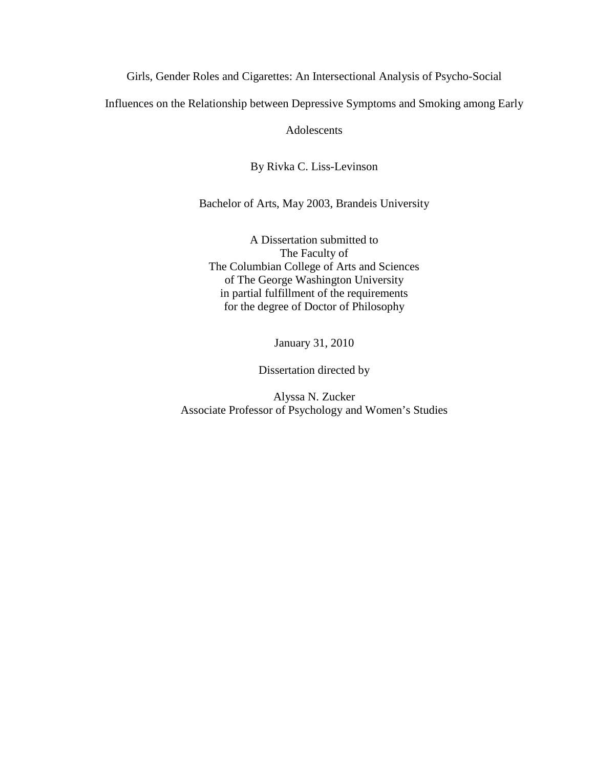# Girls, Gender Roles and Cigarettes: An Intersectional Analysis of Psycho-Social Influences on the Relationship between Depressive Symptoms and Smoking among Early Adolescents

By Rivka C. Liss-Levinson

Bachelor of Arts, May 2003, Brandeis University

A Dissertation submitted to
The Faculty of
The Columbian College of Arts and Sciences
of The George Washington University
in partial fulfillment of the requirements
for the degree of Doctor of Philosophy

January 31, 2010

Dissertation directed by

Alyssa N. Zucker
Associate Professor of Psychology and Women's Studies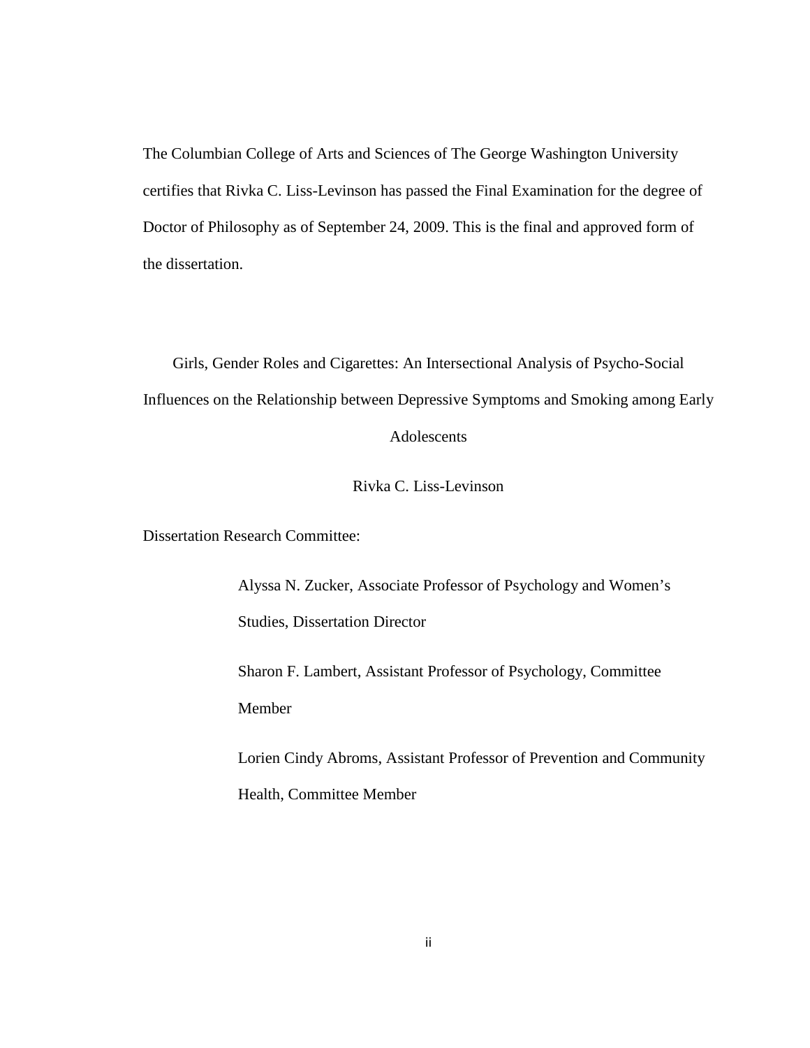The Columbian College of Arts and Sciences of The George Washington University certifies that Rivka C. Liss-Levinson has passed the Final Examination for the degree of Doctor of Philosophy as of September 24, 2009. This is the final and approved form of the dissertation.

Girls, Gender Roles and Cigarettes: An Intersectional Analysis of Psycho-Social Influences on the Relationship between Depressive Symptoms and Smoking among Early Adolescents

Rivka C. Liss-Levinson

Dissertation Research Committee:

Alyssa N. Zucker, Associate Professor of Psychology and Women's Studies, Dissertation Director

Sharon F. Lambert, Assistant Professor of Psychology, Committee Member

Lorien Cindy Abroms, Assistant Professor of Prevention and Community Health, Committee Member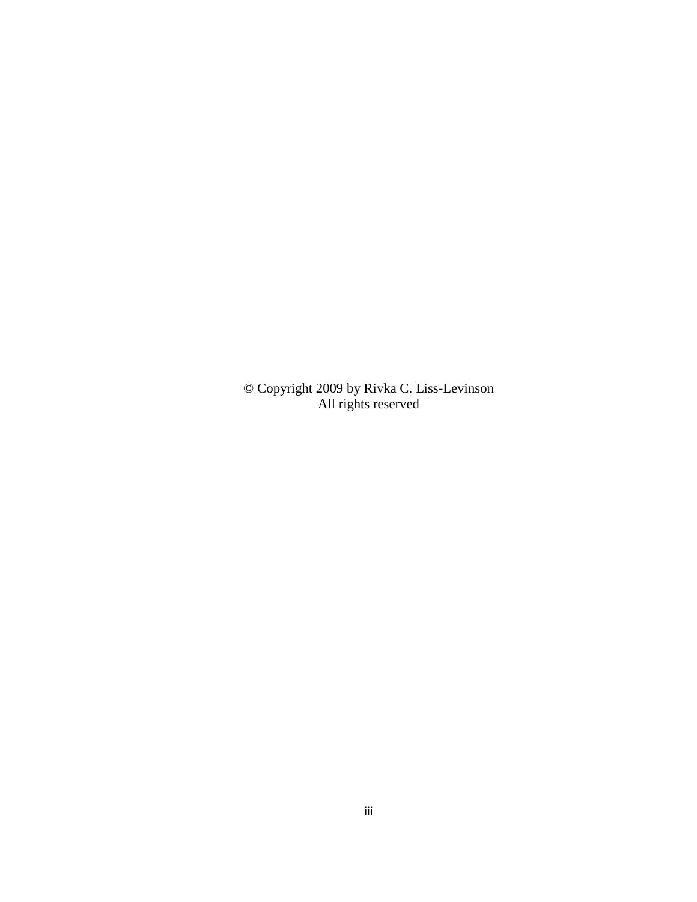© Copyright 2009 by Rivka C. Liss-Levinson
All rights reserved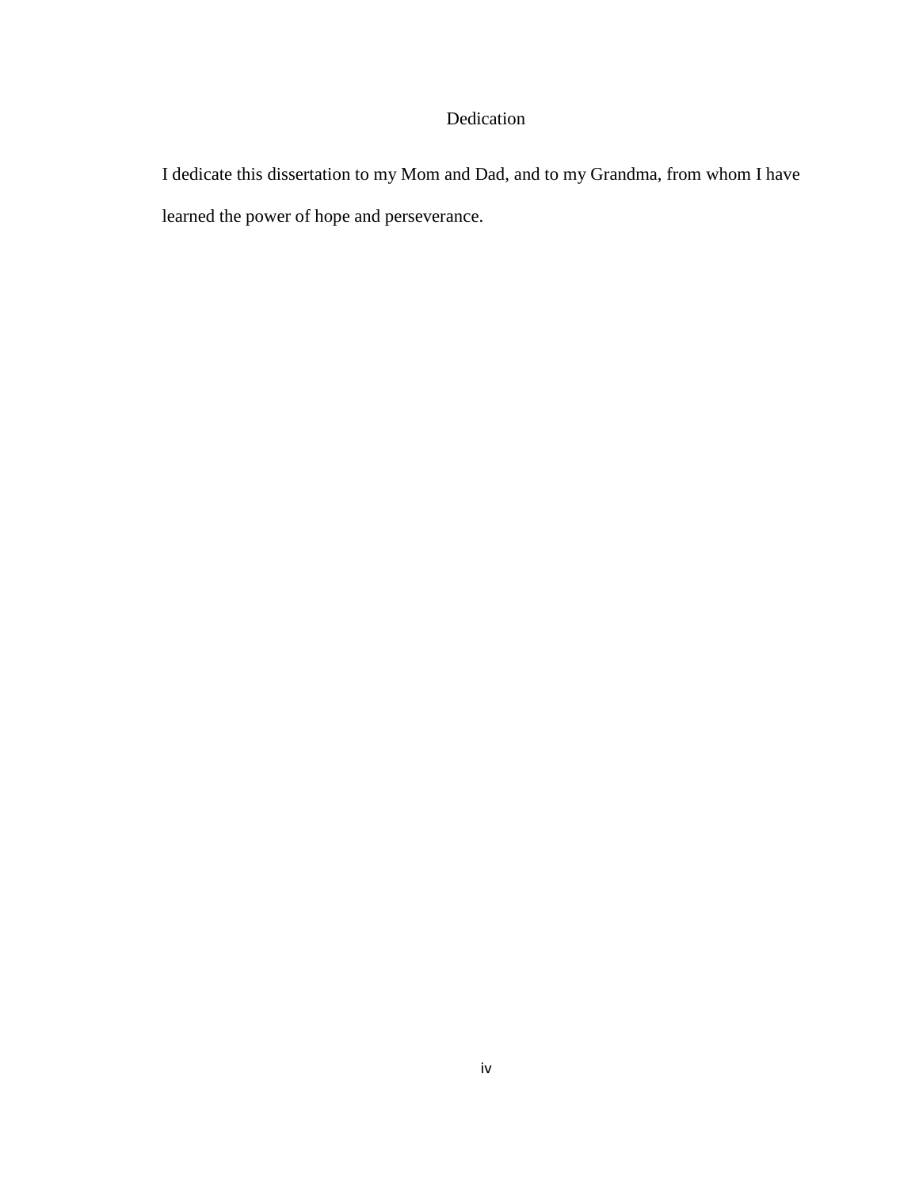# Dedication

I dedicate this dissertation to my Mom and Dad, and to my Grandma, from whom I have learned the power of hope and perseverance.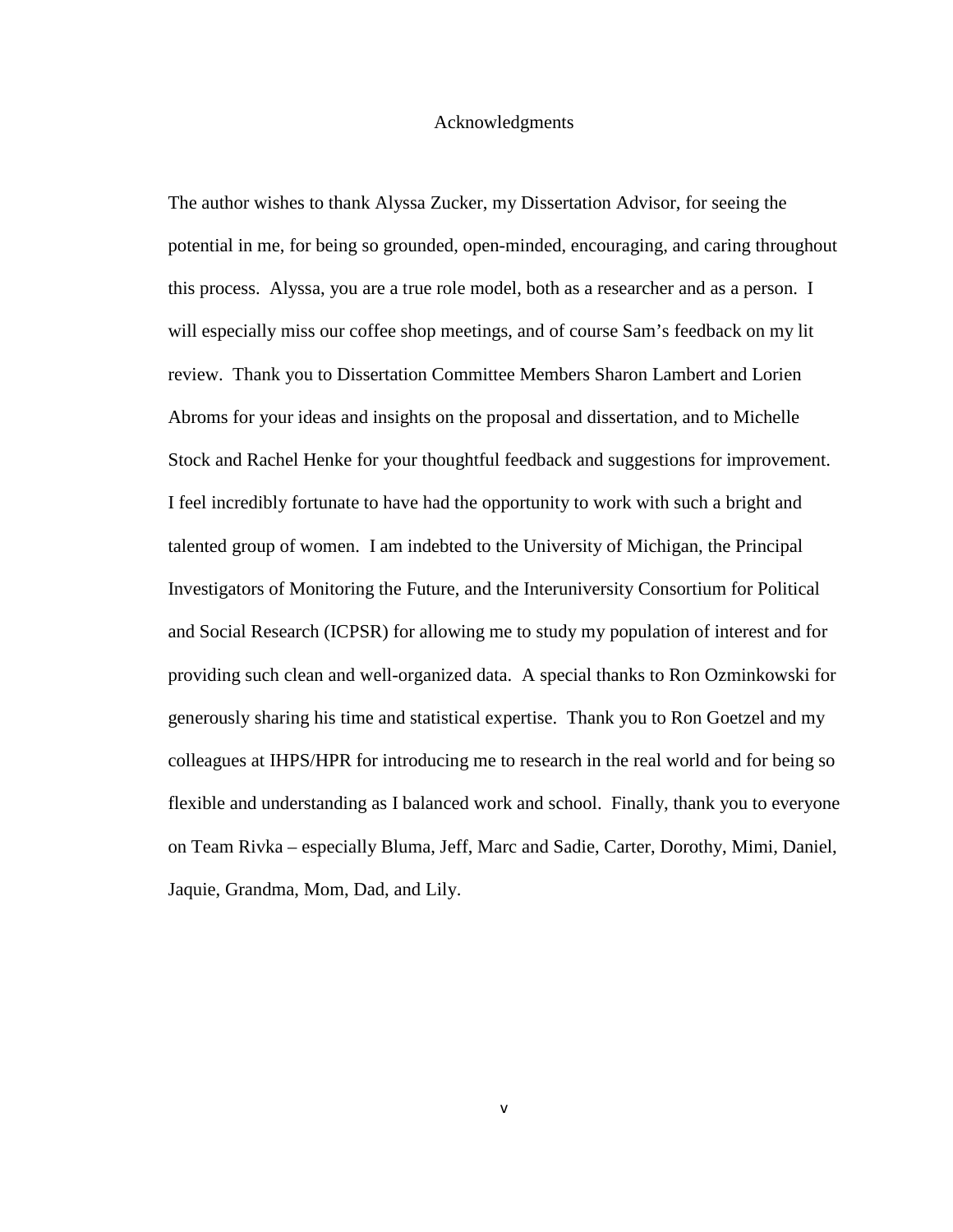# Acknowledgments

The author wishes to thank Alyssa Zucker, my Dissertation Advisor, for seeing the potential in me, for being so grounded, open-minded, encouraging, and caring throughout this process. Alyssa, you are a true role model, both as a researcher and as a person. I will especially miss our coffee shop meetings, and of course Sam's feedback on my lit review. Thank you to Dissertation Committee Members Sharon Lambert and Lorien Abroms for your ideas and insights on the proposal and dissertation, and to Michelle Stock and Rachel Henke for your thoughtful feedback and suggestions for improvement. I feel incredibly fortunate to have had the opportunity to work with such a bright and talented group of women. I am indebted to the University of Michigan, the Principal Investigators of Monitoring the Future, and the Interuniversity Consortium for Political and Social Research (ICPSR) for allowing me to study my population of interest and for providing such clean and well-organized data. A special thanks to Ron Ozminkowski for generously sharing his time and statistical expertise. Thank you to Ron Goetzel and my colleagues at IHPS/HPR for introducing me to research in the real world and for being so flexible and understanding as I balanced work and school. Finally, thank you to everyone on Team Rivka – especially Bluma, Jeff, Marc and Sadie, Carter, Dorothy, Mimi, Daniel, Jaquie, Grandma, Mom, Dad, and Lily.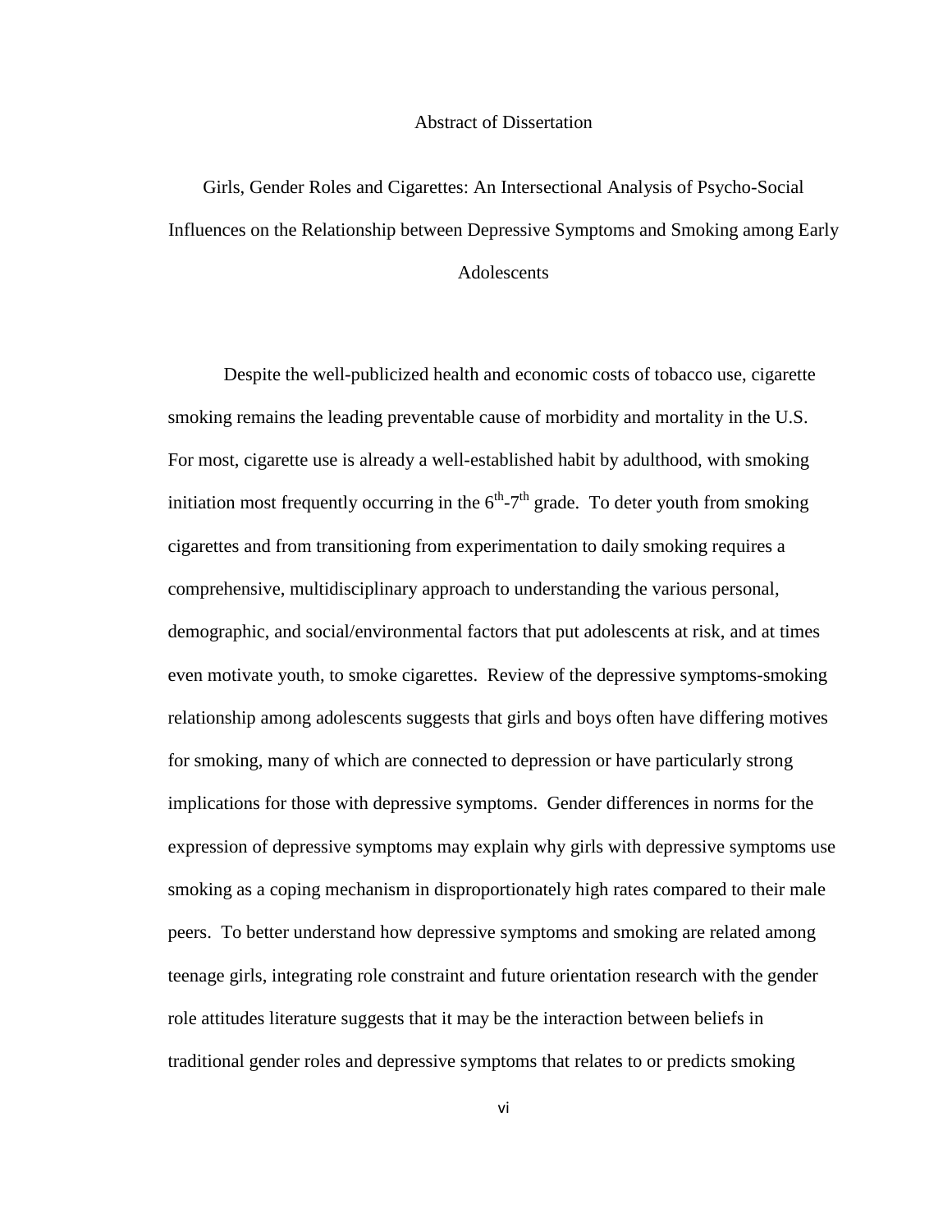Abstract of Dissertation

# Girls, Gender Roles and Cigarettes: An Intersectional Analysis of Psycho-Social Influences on the Relationship between Depressive Symptoms and Smoking among Early Adolescents

Despite the well-publicized health and economic costs of tobacco use, cigarette smoking remains the leading preventable cause of morbidity and mortality in the U.S. For most, cigarette use is already a well-established habit by adulthood, with smoking initiation most frequently occurring in the $6^{th}$-$7^{th}$ grade. To deter youth from smoking cigarettes and from transitioning from experimentation to daily smoking requires a comprehensive, multidisciplinary approach to understanding the various personal, demographic, and social/environmental factors that put adolescents at risk, and at times even motivate youth, to smoke cigarettes. Review of the depressive symptoms-smoking relationship among adolescents suggests that girls and boys often have differing motives for smoking, many of which are connected to depression or have particularly strong implications for those with depressive symptoms. Gender differences in norms for the expression of depressive symptoms may explain why girls with depressive symptoms use smoking as a coping mechanism in disproportionately high rates compared to their male peers. To better understand how depressive symptoms and smoking are related among teenage girls, integrating role constraint and future orientation research with the gender role attitudes literature suggests that it may be the interaction between beliefs in traditional gender roles and depressive symptoms that relates to or predicts smoking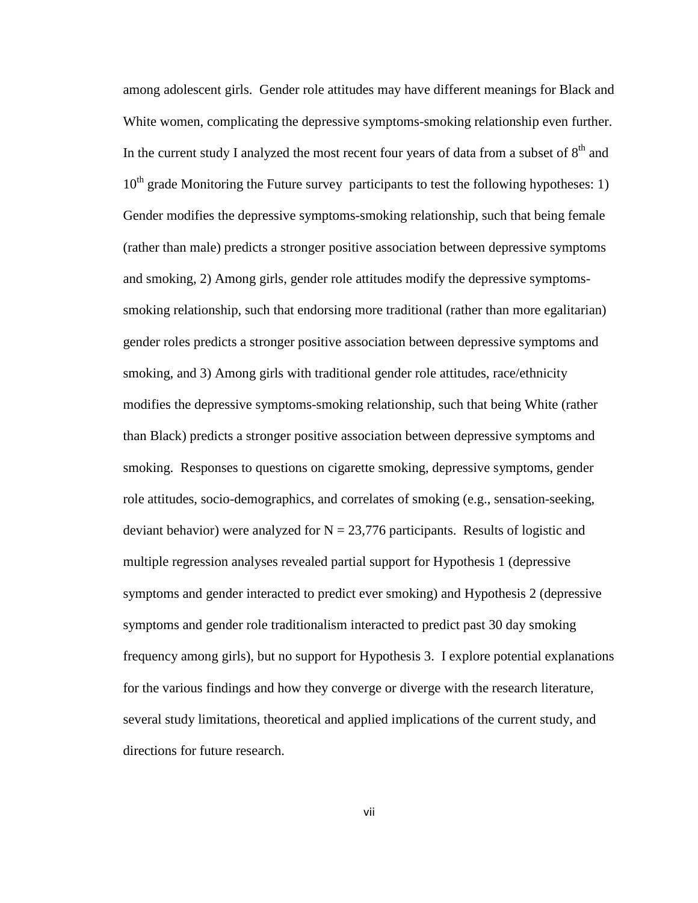among adolescent girls. Gender role attitudes may have different meanings for Black and White women, complicating the depressive symptoms-smoking relationship even further. In the current study I analyzed the most recent four years of data from a subset of 8th and 10th grade Monitoring the Future survey participants to test the following hypotheses: 1) Gender modifies the depressive symptoms-smoking relationship, such that being female (rather than male) predicts a stronger positive association between depressive symptoms and smoking, 2) Among girls, gender role attitudes modify the depressive symptoms-smoking relationship, such that endorsing more traditional (rather than more egalitarian) gender roles predicts a stronger positive association between depressive symptoms and smoking, and 3) Among girls with traditional gender role attitudes, race/ethnicity modifies the depressive symptoms-smoking relationship, such that being White (rather than Black) predicts a stronger positive association between depressive symptoms and smoking. Responses to questions on cigarette smoking, depressive symptoms, gender role attitudes, socio-demographics, and correlates of smoking (e.g., sensation-seeking, deviant behavior) were analyzed for N = 23,776 participants. Results of logistic and multiple regression analyses revealed partial support for Hypothesis 1 (depressive symptoms and gender interacted to predict ever smoking) and Hypothesis 2 (depressive symptoms and gender role traditionalism interacted to predict past 30 day smoking frequency among girls), but no support for Hypothesis 3. I explore potential explanations for the various findings and how they converge or diverge with the research literature, several study limitations, theoretical and applied implications of the current study, and directions for future research.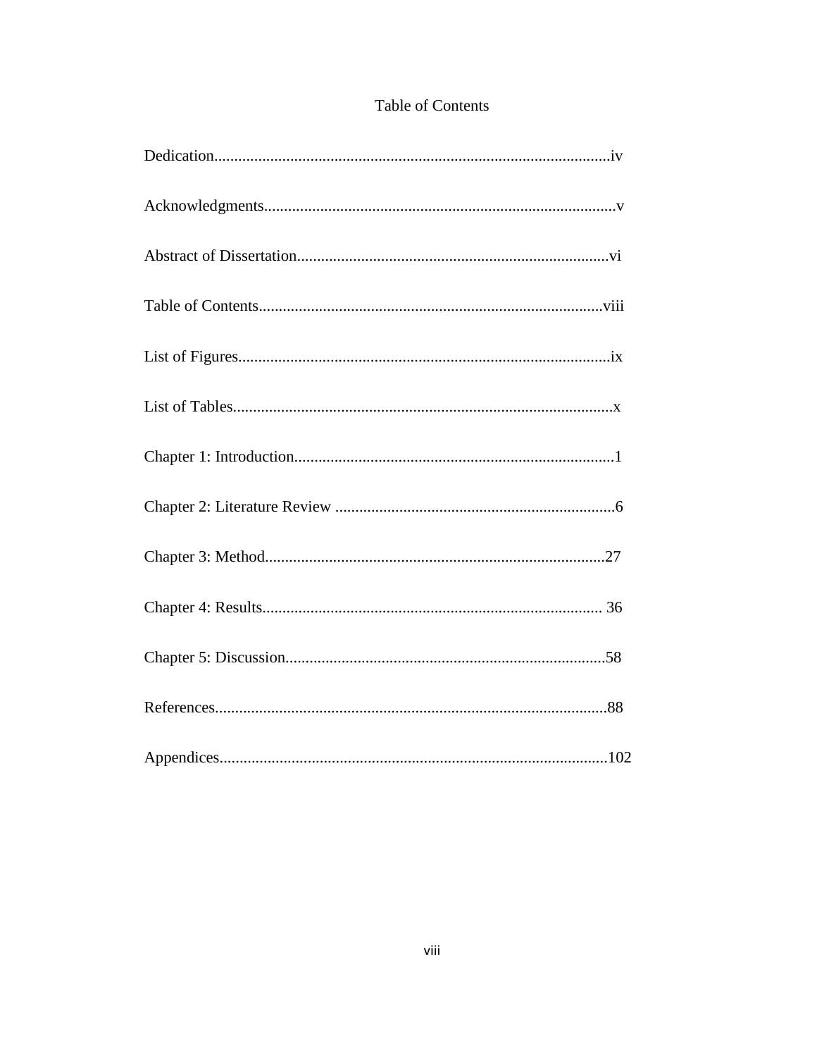# Table of Contents

Dedication....................................................................................................iv

Acknowledgments........................................................................................v

Abstract of Dissertation..............................................................................vi

Table of Contents.......................................................................................viii

List of Figures.............................................................................................ix

List of Tables...............................................................................................x

Chapter 1: Introduction................................................................................1

Chapter 2: Literature Review ......................................................................6

Chapter 3: Method.....................................................................................27

Chapter 4: Results..................................................................................... 36

Chapter 5: Discussion................................................................................58

References..................................................................................................88

Appendices................................................................................................102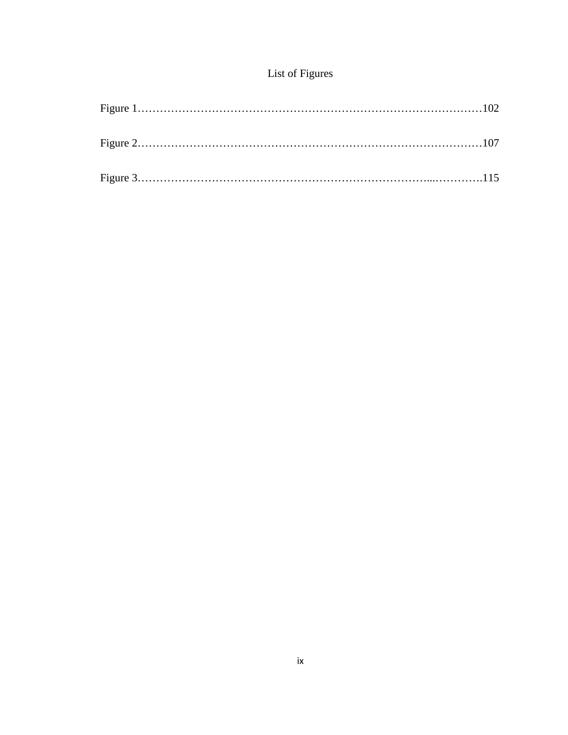# List of Figures

Figure 1……………………………………………………………………………………102

Figure 2……………………………………………………………………………………107

Figure 3…………………………………………………………………...………….115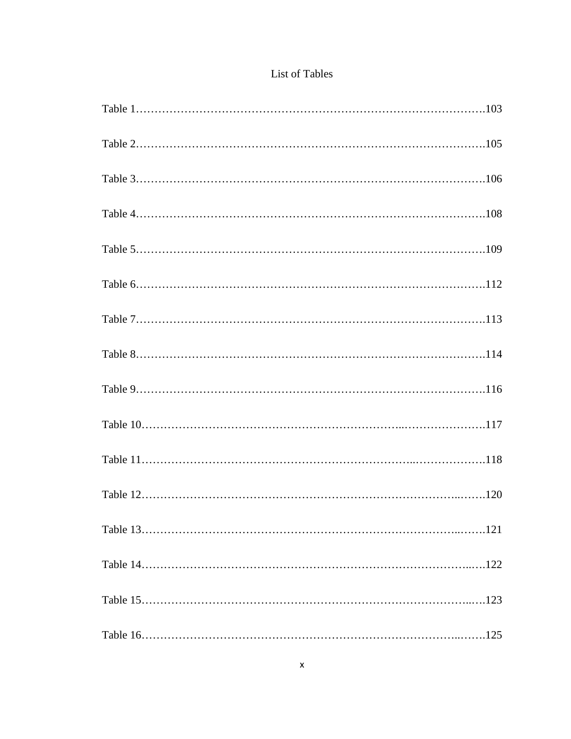# List of Tables

Table 1……………………………………………………………………………………103

Table 2……………………………………………………………………………………105

Table 3……………………………………………………………………………………106

Table 4……………………………………………………………………………………108

Table 5……………………………………………………………………………………109

Table 6……………………………………………………………………………………112

Table 7……………………………………………………………………………………113

Table 8……………………………………………………………………………………114

Table 9……………………………………………………………………………………116

Table 10…………………………………………………………………………………117

Table 11…………………………………………………………………………………118

Table 12…………………………………………………………………………………120

Table 13…………………………………………………………………………………121

Table 14…………………………………………………………………………………122

Table 15…………………………………………………………………………………123

Table 16…………………………………………………………………………………125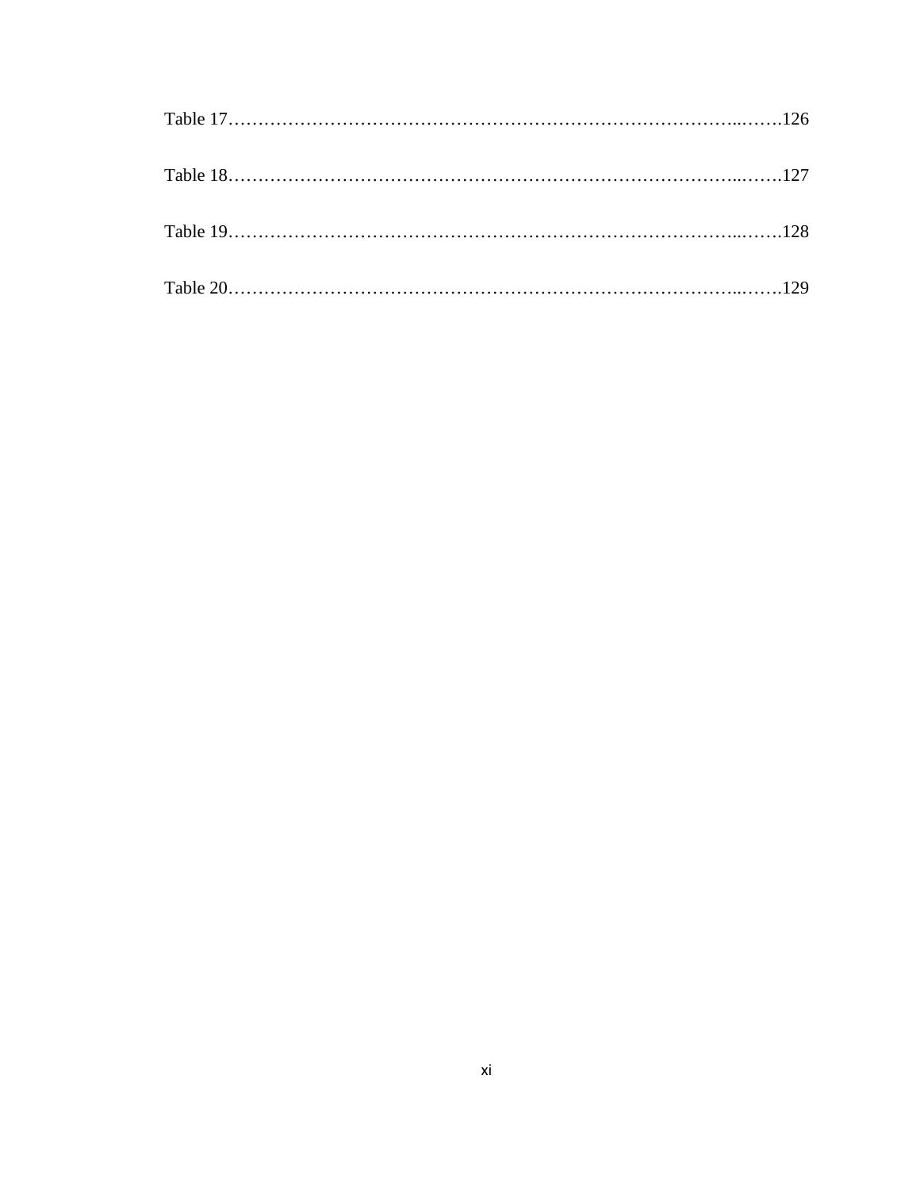Table 17……………………………………………………………………………..…….126

Table 18……………………………………………………………………………..…….127

Table 19……………………………………………………………………………..…….128

Table 20……………………………………………………………………………..…….129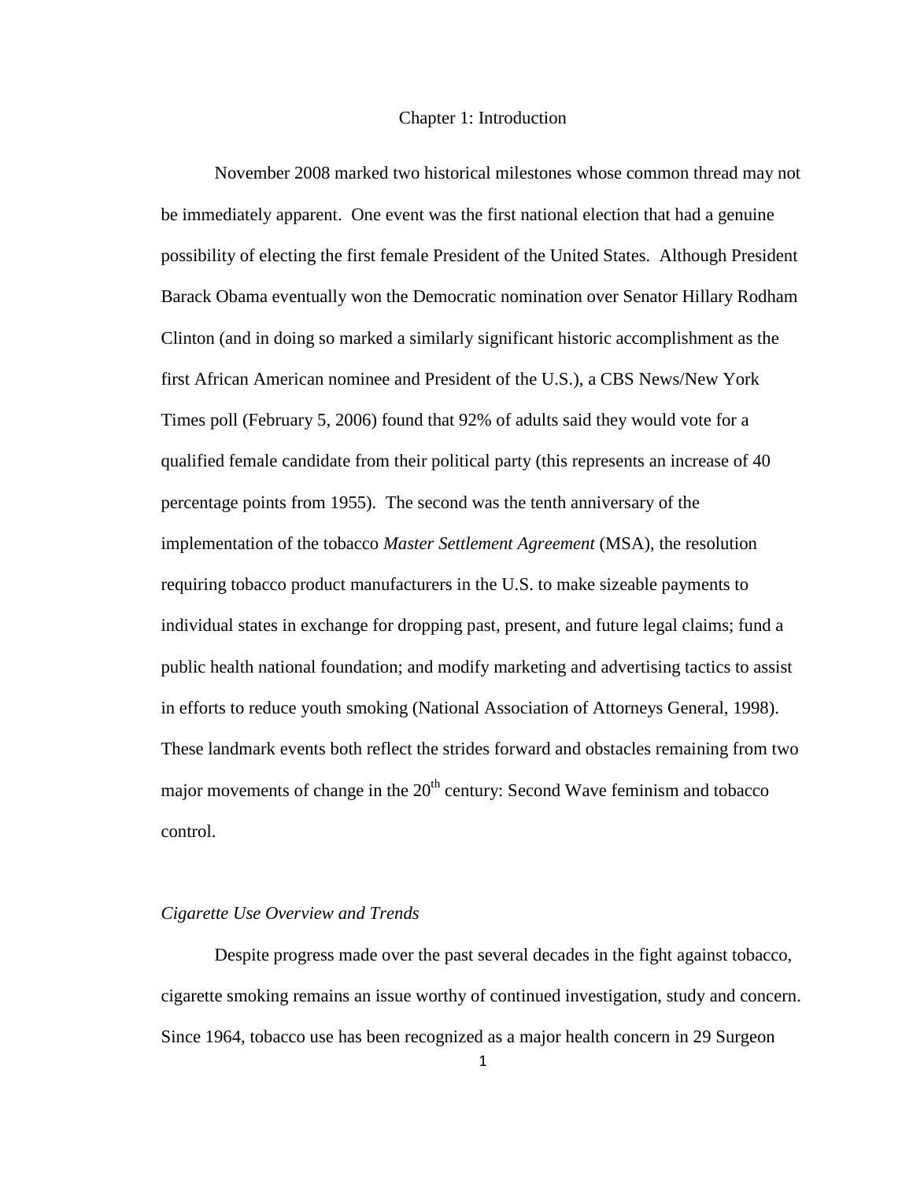# Chapter 1: Introduction

November 2008 marked two historical milestones whose common thread may not be immediately apparent. One event was the first national election that had a genuine possibility of electing the first female President of the United States. Although President Barack Obama eventually won the Democratic nomination over Senator Hillary Rodham Clinton (and in doing so marked a similarly significant historic accomplishment as the first African American nominee and President of the U.S.), a CBS News/New York Times poll (February 5, 2006) found that 92% of adults said they would vote for a qualified female candidate from their political party (this represents an increase of 40 percentage points from 1955). The second was the tenth anniversary of the implementation of the tobacco *Master Settlement Agreement* (MSA), the resolution requiring tobacco product manufacturers in the U.S. to make sizeable payments to individual states in exchange for dropping past, present, and future legal claims; fund a public health national foundation; and modify marketing and advertising tactics to assist in efforts to reduce youth smoking (National Association of Attorneys General, 1998). These landmark events both reflect the strides forward and obstacles remaining from two major movements of change in the 20th century: Second Wave feminism and tobacco control.

## *Cigarette Use Overview and Trends*

Despite progress made over the past several decades in the fight against tobacco, cigarette smoking remains an issue worthy of continued investigation, study and concern. Since 1964, tobacco use has been recognized as a major health concern in 29 Surgeon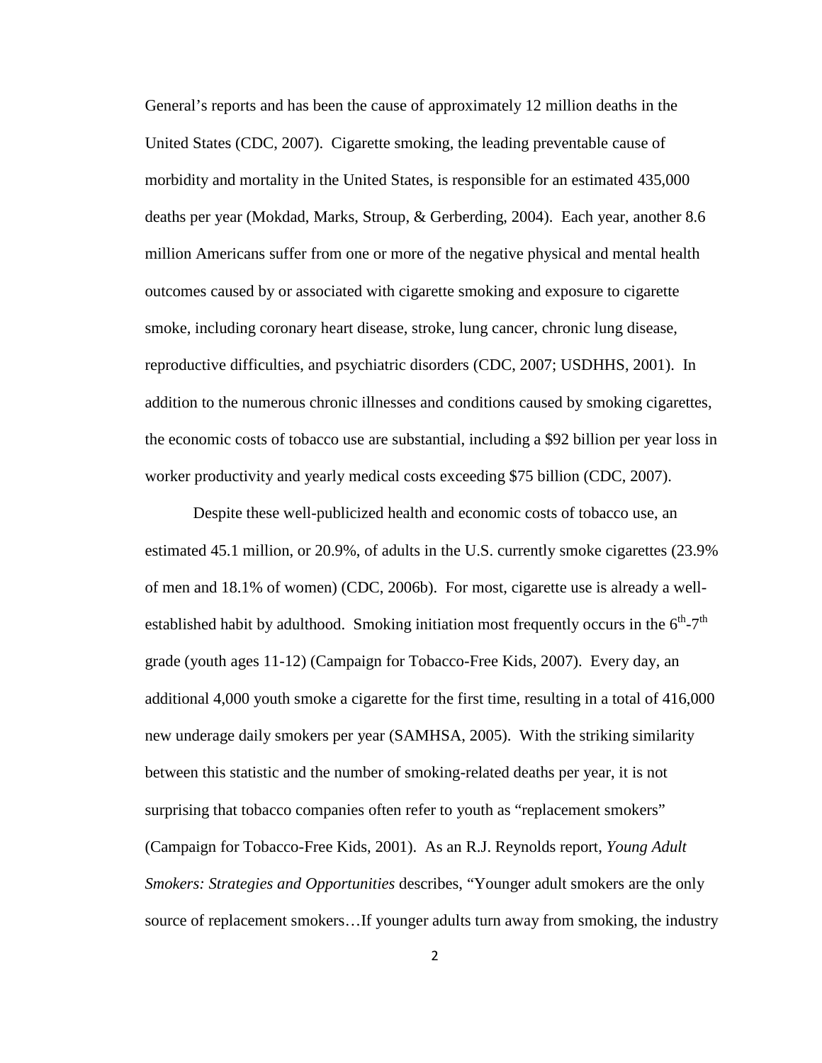General's reports and has been the cause of approximately 12 million deaths in the United States (CDC, 2007). Cigarette smoking, the leading preventable cause of morbidity and mortality in the United States, is responsible for an estimated 435,000 deaths per year (Mokdad, Marks, Stroup, & Gerberding, 2004). Each year, another 8.6 million Americans suffer from one or more of the negative physical and mental health outcomes caused by or associated with cigarette smoking and exposure to cigarette smoke, including coronary heart disease, stroke, lung cancer, chronic lung disease, reproductive difficulties, and psychiatric disorders (CDC, 2007; USDHHS, 2001). In addition to the numerous chronic illnesses and conditions caused by smoking cigarettes, the economic costs of tobacco use are substantial, including a $92 billion per year loss in worker productivity and yearly medical costs exceeding $75 billion (CDC, 2007).

Despite these well-publicized health and economic costs of tobacco use, an estimated 45.1 million, or 20.9%, of adults in the U.S. currently smoke cigarettes (23.9% of men and 18.1% of women) (CDC, 2006b). For most, cigarette use is already a well-established habit by adulthood. Smoking initiation most frequently occurs in the 6th-7th grade (youth ages 11-12) (Campaign for Tobacco-Free Kids, 2007). Every day, an additional 4,000 youth smoke a cigarette for the first time, resulting in a total of 416,000 new underage daily smokers per year (SAMHSA, 2005). With the striking similarity between this statistic and the number of smoking-related deaths per year, it is not surprising that tobacco companies often refer to youth as "replacement smokers" (Campaign for Tobacco-Free Kids, 2001). As an R.J. Reynolds report, *Young Adult Smokers: Strategies and Opportunities* describes, "Younger adult smokers are the only source of replacement smokers…If younger adults turn away from smoking, the industry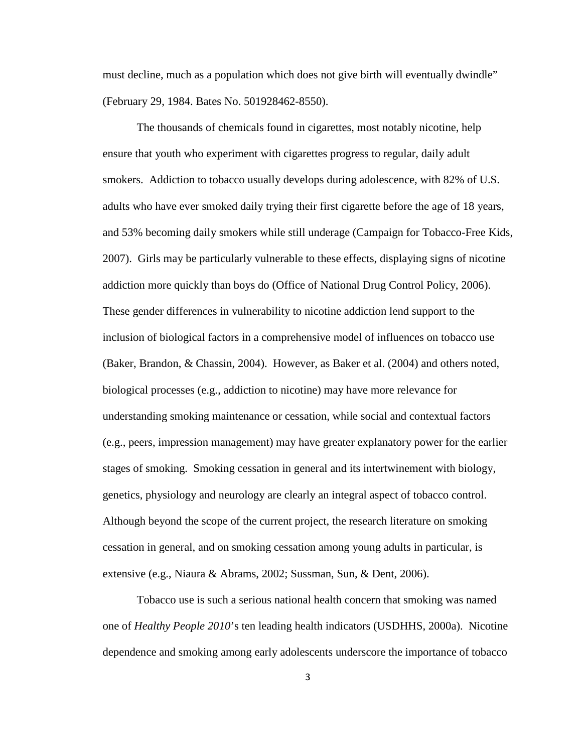must decline, much as a population which does not give birth will eventually dwindle" (February 29, 1984. Bates No. 501928462-8550).

The thousands of chemicals found in cigarettes, most notably nicotine, help ensure that youth who experiment with cigarettes progress to regular, daily adult smokers. Addiction to tobacco usually develops during adolescence, with 82% of U.S. adults who have ever smoked daily trying their first cigarette before the age of 18 years, and 53% becoming daily smokers while still underage (Campaign for Tobacco-Free Kids, 2007). Girls may be particularly vulnerable to these effects, displaying signs of nicotine addiction more quickly than boys do (Office of National Drug Control Policy, 2006). These gender differences in vulnerability to nicotine addiction lend support to the inclusion of biological factors in a comprehensive model of influences on tobacco use (Baker, Brandon, & Chassin, 2004). However, as Baker et al. (2004) and others noted, biological processes (e.g., addiction to nicotine) may have more relevance for understanding smoking maintenance or cessation, while social and contextual factors (e.g., peers, impression management) may have greater explanatory power for the earlier stages of smoking. Smoking cessation in general and its intertwinement with biology, genetics, physiology and neurology are clearly an integral aspect of tobacco control. Although beyond the scope of the current project, the research literature on smoking cessation in general, and on smoking cessation among young adults in particular, is extensive (e.g., Niaura & Abrams, 2002; Sussman, Sun, & Dent, 2006).

Tobacco use is such a serious national health concern that smoking was named one of *Healthy People 2010*'s ten leading health indicators (USDHHS, 2000a). Nicotine dependence and smoking among early adolescents underscore the importance of tobacco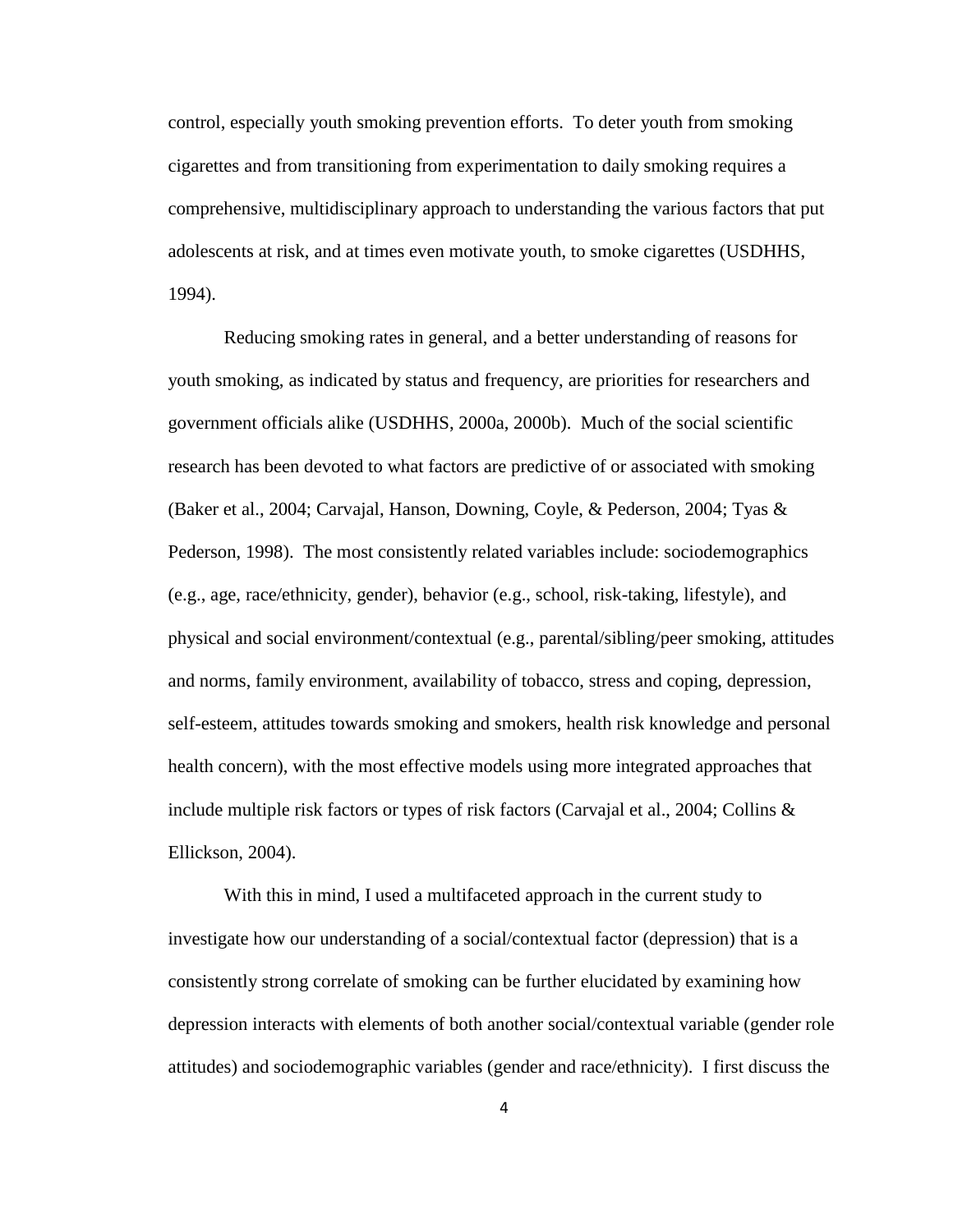control, especially youth smoking prevention efforts. To deter youth from smoking cigarettes and from transitioning from experimentation to daily smoking requires a comprehensive, multidisciplinary approach to understanding the various factors that put adolescents at risk, and at times even motivate youth, to smoke cigarettes (USDHHS, 1994).

Reducing smoking rates in general, and a better understanding of reasons for youth smoking, as indicated by status and frequency, are priorities for researchers and government officials alike (USDHHS, 2000a, 2000b). Much of the social scientific research has been devoted to what factors are predictive of or associated with smoking (Baker et al., 2004; Carvajal, Hanson, Downing, Coyle, & Pederson, 2004; Tyas & Pederson, 1998). The most consistently related variables include: sociodemographics (e.g., age, race/ethnicity, gender), behavior (e.g., school, risk-taking, lifestyle), and physical and social environment/contextual (e.g., parental/sibling/peer smoking, attitudes and norms, family environment, availability of tobacco, stress and coping, depression, self-esteem, attitudes towards smoking and smokers, health risk knowledge and personal health concern), with the most effective models using more integrated approaches that include multiple risk factors or types of risk factors (Carvajal et al., 2004; Collins & Ellickson, 2004).

With this in mind, I used a multifaceted approach in the current study to investigate how our understanding of a social/contextual factor (depression) that is a consistently strong correlate of smoking can be further elucidated by examining how depression interacts with elements of both another social/contextual variable (gender role attitudes) and sociodemographic variables (gender and race/ethnicity). I first discuss the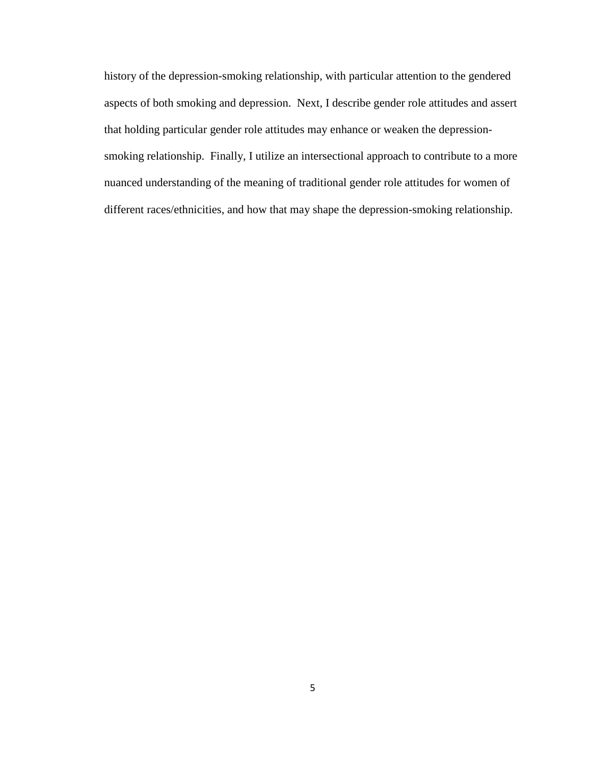history of the depression-smoking relationship, with particular attention to the gendered aspects of both smoking and depression. Next, I describe gender role attitudes and assert that holding particular gender role attitudes may enhance or weaken the depression-smoking relationship. Finally, I utilize an intersectional approach to contribute to a more nuanced understanding of the meaning of traditional gender role attitudes for women of different races/ethnicities, and how that may shape the depression-smoking relationship.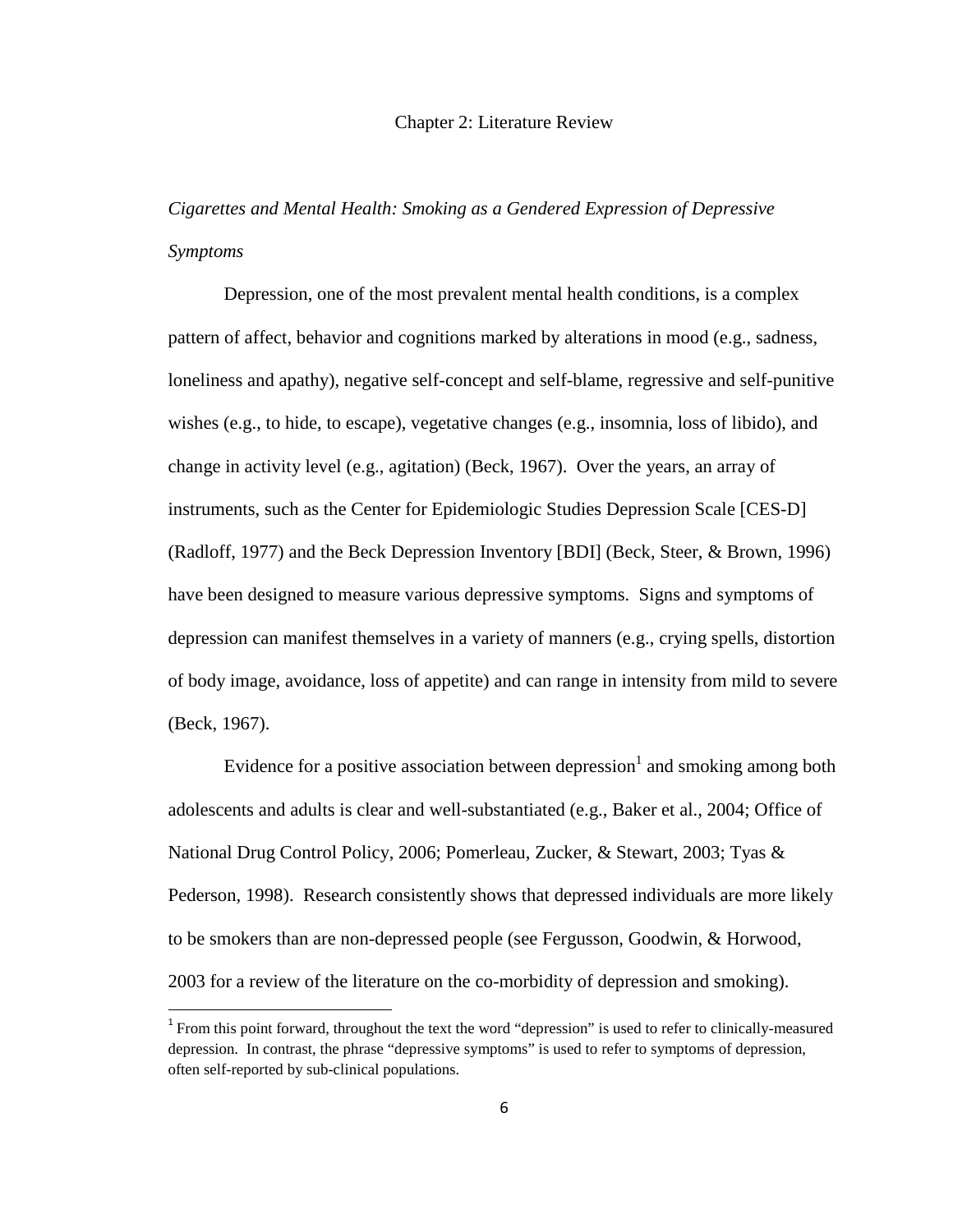# Chapter 2: Literature Review

## *Cigarettes and Mental Health: Smoking as a Gendered Expression of Depressive Symptoms*

Depression, one of the most prevalent mental health conditions, is a complex pattern of affect, behavior and cognitions marked by alterations in mood (e.g., sadness, loneliness and apathy), negative self-concept and self-blame, regressive and self-punitive wishes (e.g., to hide, to escape), vegetative changes (e.g., insomnia, loss of libido), and change in activity level (e.g., agitation) (Beck, 1967). Over the years, an array of instruments, such as the Center for Epidemiologic Studies Depression Scale [CES-D] (Radloff, 1977) and the Beck Depression Inventory [BDI] (Beck, Steer, & Brown, 1996) have been designed to measure various depressive symptoms. Signs and symptoms of depression can manifest themselves in a variety of manners (e.g., crying spells, distortion of body image, avoidance, loss of appetite) and can range in intensity from mild to severe (Beck, 1967).

Evidence for a positive association between depression[1] and smoking among both adolescents and adults is clear and well-substantiated (e.g., Baker et al., 2004; Office of National Drug Control Policy, 2006; Pomerleau, Zucker, & Stewart, 2003; Tyas & Pederson, 1998). Research consistently shows that depressed individuals are more likely to be smokers than are non-depressed people (see Fergusson, Goodwin, & Horwood, 2003 for a review of the literature on the co-morbidity of depression and smoking).

[1] From this point forward, throughout the text the word "depression" is used to refer to clinically-measured depression. In contrast, the phrase "depressive symptoms" is used to refer to symptoms of depression, often self-reported by sub-clinical populations.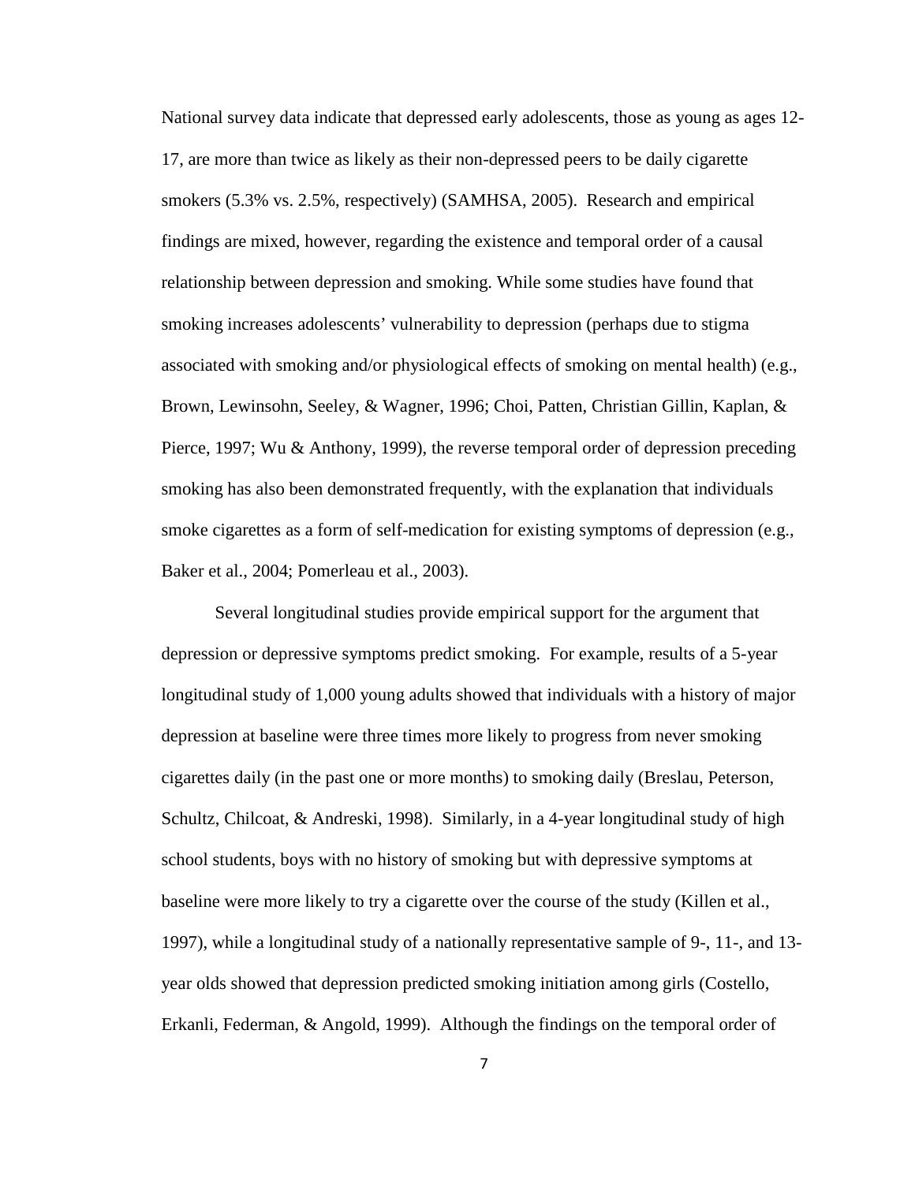National survey data indicate that depressed early adolescents, those as young as ages 12-17, are more than twice as likely as their non-depressed peers to be daily cigarette smokers (5.3% vs. 2.5%, respectively) (SAMHSA, 2005). Research and empirical findings are mixed, however, regarding the existence and temporal order of a causal relationship between depression and smoking. While some studies have found that smoking increases adolescents' vulnerability to depression (perhaps due to stigma associated with smoking and/or physiological effects of smoking on mental health) (e.g., Brown, Lewinsohn, Seeley, & Wagner, 1996; Choi, Patten, Christian Gillin, Kaplan, & Pierce, 1997; Wu & Anthony, 1999), the reverse temporal order of depression preceding smoking has also been demonstrated frequently, with the explanation that individuals smoke cigarettes as a form of self-medication for existing symptoms of depression (e.g., Baker et al., 2004; Pomerleau et al., 2003).

Several longitudinal studies provide empirical support for the argument that depression or depressive symptoms predict smoking. For example, results of a 5-year longitudinal study of 1,000 young adults showed that individuals with a history of major depression at baseline were three times more likely to progress from never smoking cigarettes daily (in the past one or more months) to smoking daily (Breslau, Peterson, Schultz, Chilcoat, & Andreski, 1998). Similarly, in a 4-year longitudinal study of high school students, boys with no history of smoking but with depressive symptoms at baseline were more likely to try a cigarette over the course of the study (Killen et al., 1997), while a longitudinal study of a nationally representative sample of 9-, 11-, and 13-year olds showed that depression predicted smoking initiation among girls (Costello, Erkanli, Federman, & Angold, 1999). Although the findings on the temporal order of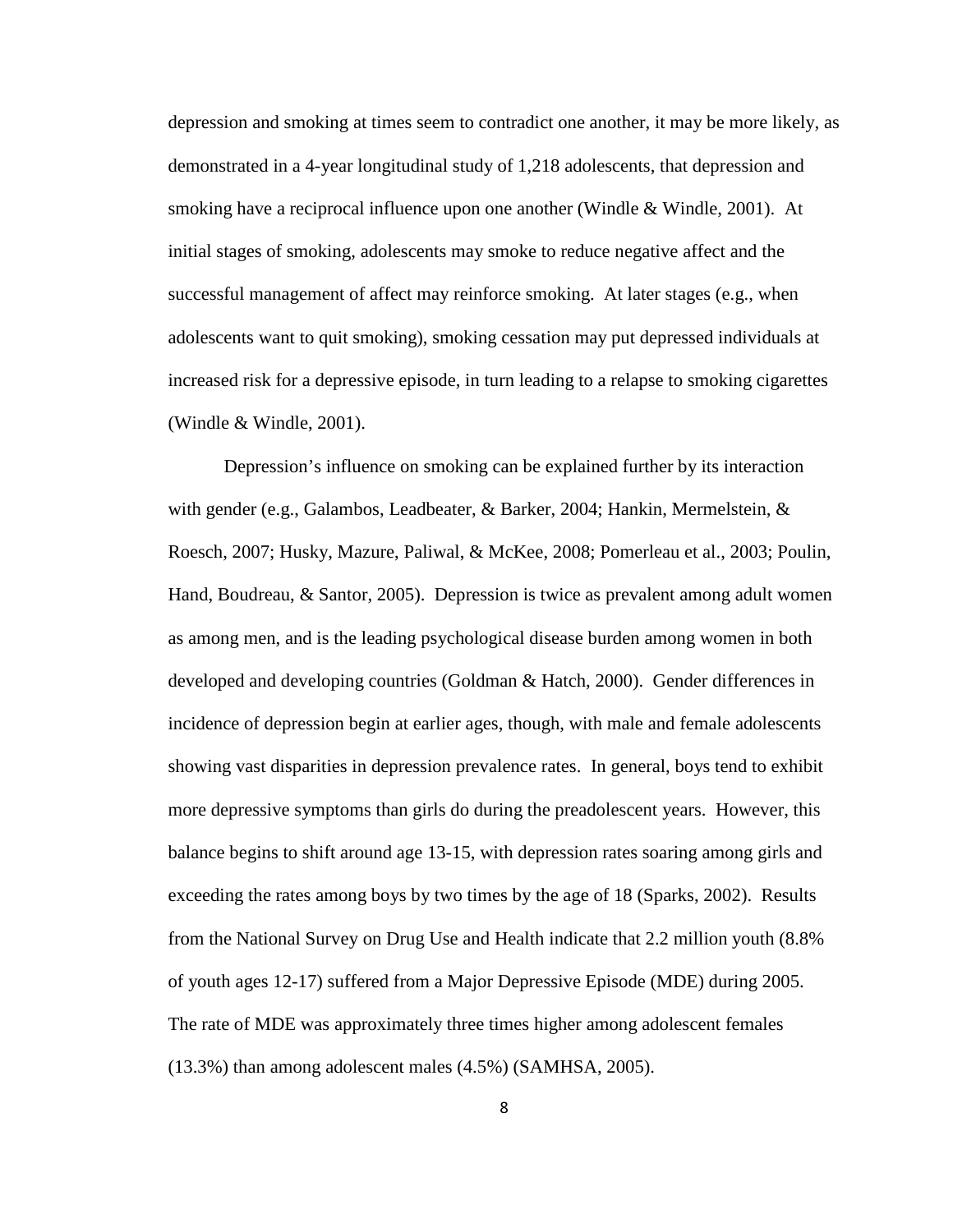depression and smoking at times seem to contradict one another, it may be more likely, as demonstrated in a 4-year longitudinal study of 1,218 adolescents, that depression and smoking have a reciprocal influence upon one another (Windle & Windle, 2001). At initial stages of smoking, adolescents may smoke to reduce negative affect and the successful management of affect may reinforce smoking. At later stages (e.g., when adolescents want to quit smoking), smoking cessation may put depressed individuals at increased risk for a depressive episode, in turn leading to a relapse to smoking cigarettes (Windle & Windle, 2001).

Depression's influence on smoking can be explained further by its interaction with gender (e.g., Galambos, Leadbeater, & Barker, 2004; Hankin, Mermelstein, & Roesch, 2007; Husky, Mazure, Paliwal, & McKee, 2008; Pomerleau et al., 2003; Poulin, Hand, Boudreau, & Santor, 2005). Depression is twice as prevalent among adult women as among men, and is the leading psychological disease burden among women in both developed and developing countries (Goldman & Hatch, 2000). Gender differences in incidence of depression begin at earlier ages, though, with male and female adolescents showing vast disparities in depression prevalence rates. In general, boys tend to exhibit more depressive symptoms than girls do during the preadolescent years. However, this balance begins to shift around age 13-15, with depression rates soaring among girls and exceeding the rates among boys by two times by the age of 18 (Sparks, 2002). Results from the National Survey on Drug Use and Health indicate that 2.2 million youth (8.8% of youth ages 12-17) suffered from a Major Depressive Episode (MDE) during 2005. The rate of MDE was approximately three times higher among adolescent females (13.3%) than among adolescent males (4.5%) (SAMHSA, 2005).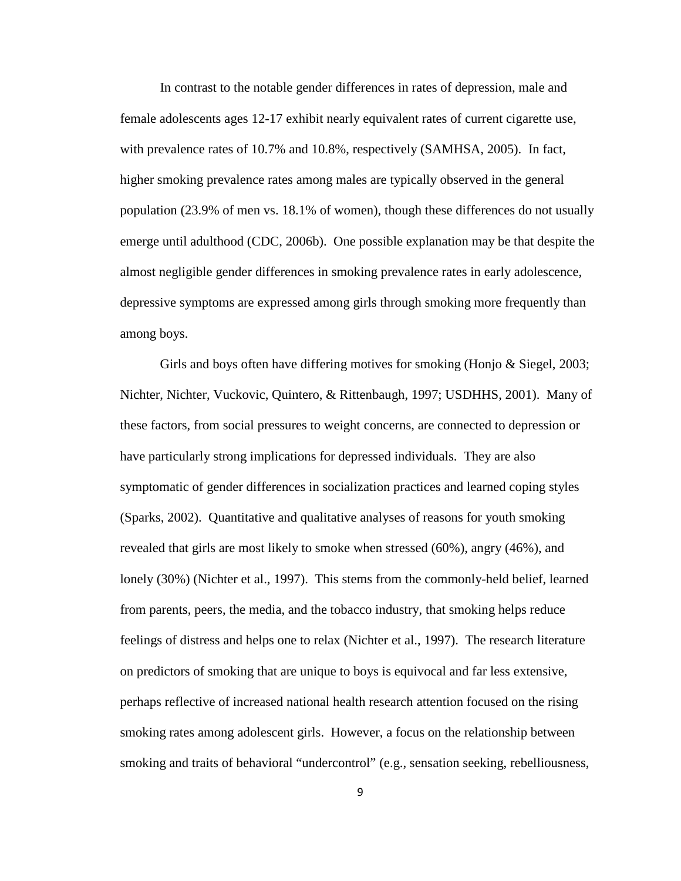In contrast to the notable gender differences in rates of depression, male and female adolescents ages 12-17 exhibit nearly equivalent rates of current cigarette use, with prevalence rates of 10.7% and 10.8%, respectively (SAMHSA, 2005). In fact, higher smoking prevalence rates among males are typically observed in the general population (23.9% of men vs. 18.1% of women), though these differences do not usually emerge until adulthood (CDC, 2006b). One possible explanation may be that despite the almost negligible gender differences in smoking prevalence rates in early adolescence, depressive symptoms are expressed among girls through smoking more frequently than among boys.

Girls and boys often have differing motives for smoking (Honjo & Siegel, 2003; Nichter, Nichter, Vuckovic, Quintero, & Rittenbaugh, 1997; USDHHS, 2001). Many of these factors, from social pressures to weight concerns, are connected to depression or have particularly strong implications for depressed individuals. They are also symptomatic of gender differences in socialization practices and learned coping styles (Sparks, 2002). Quantitative and qualitative analyses of reasons for youth smoking revealed that girls are most likely to smoke when stressed (60%), angry (46%), and lonely (30%) (Nichter et al., 1997). This stems from the commonly-held belief, learned from parents, peers, the media, and the tobacco industry, that smoking helps reduce feelings of distress and helps one to relax (Nichter et al., 1997). The research literature on predictors of smoking that are unique to boys is equivocal and far less extensive, perhaps reflective of increased national health research attention focused on the rising smoking rates among adolescent girls. However, a focus on the relationship between smoking and traits of behavioral "undercontrol" (e.g., sensation seeking, rebelliousness,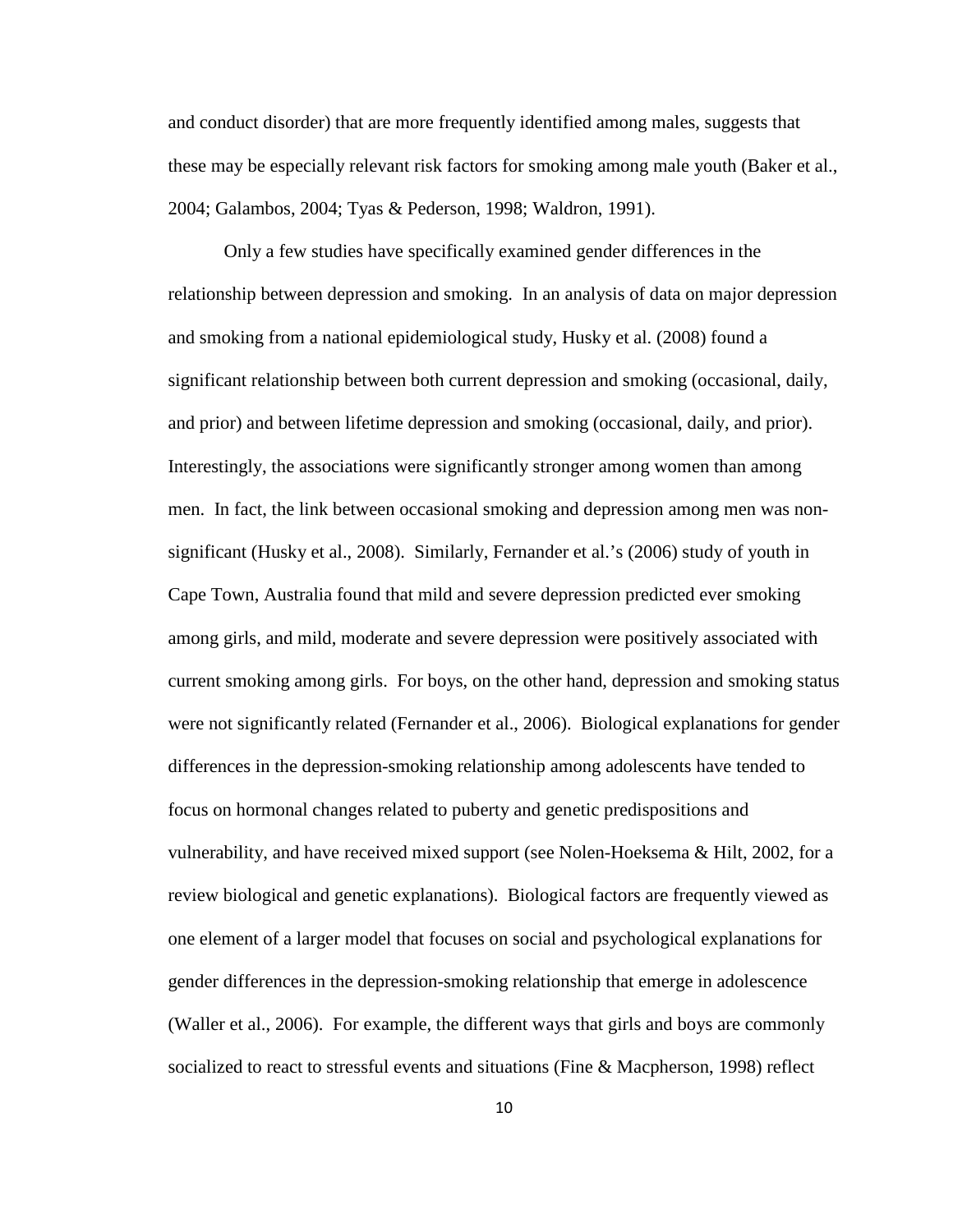and conduct disorder) that are more frequently identified among males, suggests that these may be especially relevant risk factors for smoking among male youth (Baker et al., 2004; Galambos, 2004; Tyas & Pederson, 1998; Waldron, 1991).

Only a few studies have specifically examined gender differences in the relationship between depression and smoking. In an analysis of data on major depression and smoking from a national epidemiological study, Husky et al. (2008) found a significant relationship between both current depression and smoking (occasional, daily, and prior) and between lifetime depression and smoking (occasional, daily, and prior). Interestingly, the associations were significantly stronger among women than among men. In fact, the link between occasional smoking and depression among men was non-significant (Husky et al., 2008). Similarly, Fernander et al.'s (2006) study of youth in Cape Town, Australia found that mild and severe depression predicted ever smoking among girls, and mild, moderate and severe depression were positively associated with current smoking among girls. For boys, on the other hand, depression and smoking status were not significantly related (Fernander et al., 2006). Biological explanations for gender differences in the depression-smoking relationship among adolescents have tended to focus on hormonal changes related to puberty and genetic predispositions and vulnerability, and have received mixed support (see Nolen-Hoeksema & Hilt, 2002, for a review biological and genetic explanations). Biological factors are frequently viewed as one element of a larger model that focuses on social and psychological explanations for gender differences in the depression-smoking relationship that emerge in adolescence (Waller et al., 2006). For example, the different ways that girls and boys are commonly socialized to react to stressful events and situations (Fine & Macpherson, 1998) reflect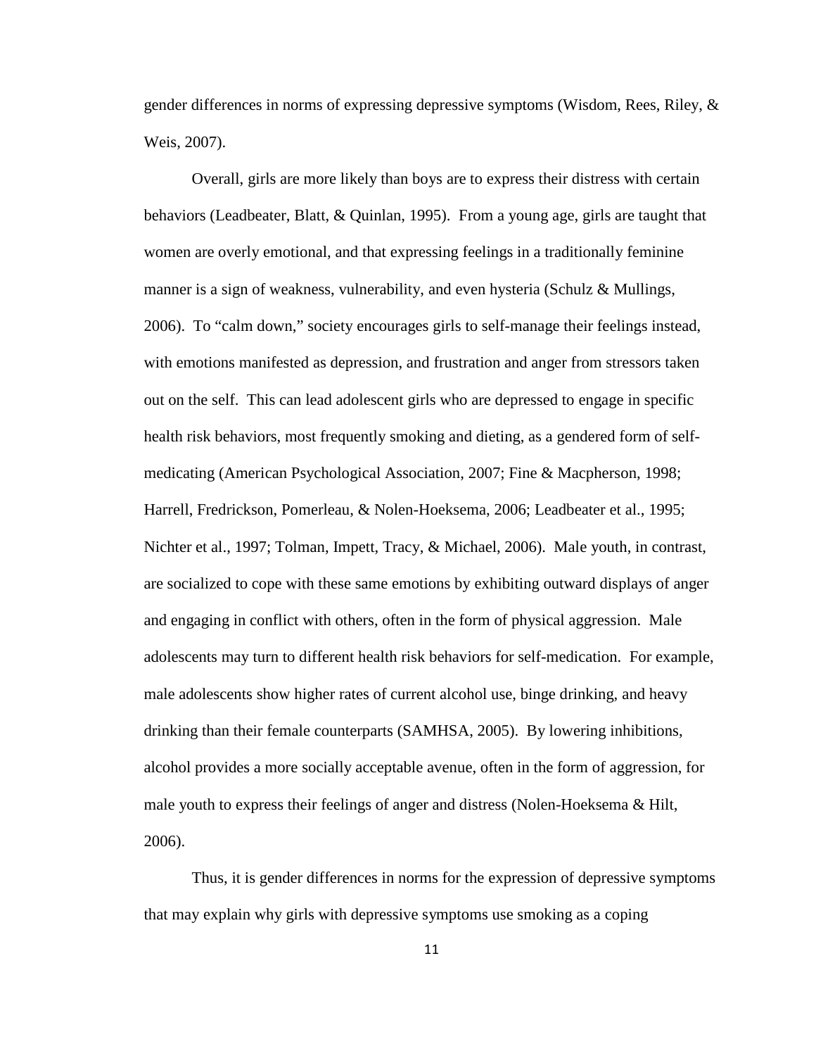gender differences in norms of expressing depressive symptoms (Wisdom, Rees, Riley, & Weis, 2007).

Overall, girls are more likely than boys are to express their distress with certain behaviors (Leadbeater, Blatt, & Quinlan, 1995). From a young age, girls are taught that women are overly emotional, and that expressing feelings in a traditionally feminine manner is a sign of weakness, vulnerability, and even hysteria (Schulz & Mullings, 2006). To "calm down," society encourages girls to self-manage their feelings instead, with emotions manifested as depression, and frustration and anger from stressors taken out on the self. This can lead adolescent girls who are depressed to engage in specific health risk behaviors, most frequently smoking and dieting, as a gendered form of self-medicating (American Psychological Association, 2007; Fine & Macpherson, 1998; Harrell, Fredrickson, Pomerleau, & Nolen-Hoeksema, 2006; Leadbeater et al., 1995; Nichter et al., 1997; Tolman, Impett, Tracy, & Michael, 2006). Male youth, in contrast, are socialized to cope with these same emotions by exhibiting outward displays of anger and engaging in conflict with others, often in the form of physical aggression. Male adolescents may turn to different health risk behaviors for self-medication. For example, male adolescents show higher rates of current alcohol use, binge drinking, and heavy drinking than their female counterparts (SAMHSA, 2005). By lowering inhibitions, alcohol provides a more socially acceptable avenue, often in the form of aggression, for male youth to express their feelings of anger and distress (Nolen-Hoeksema & Hilt, 2006).

Thus, it is gender differences in norms for the expression of depressive symptoms that may explain why girls with depressive symptoms use smoking as a coping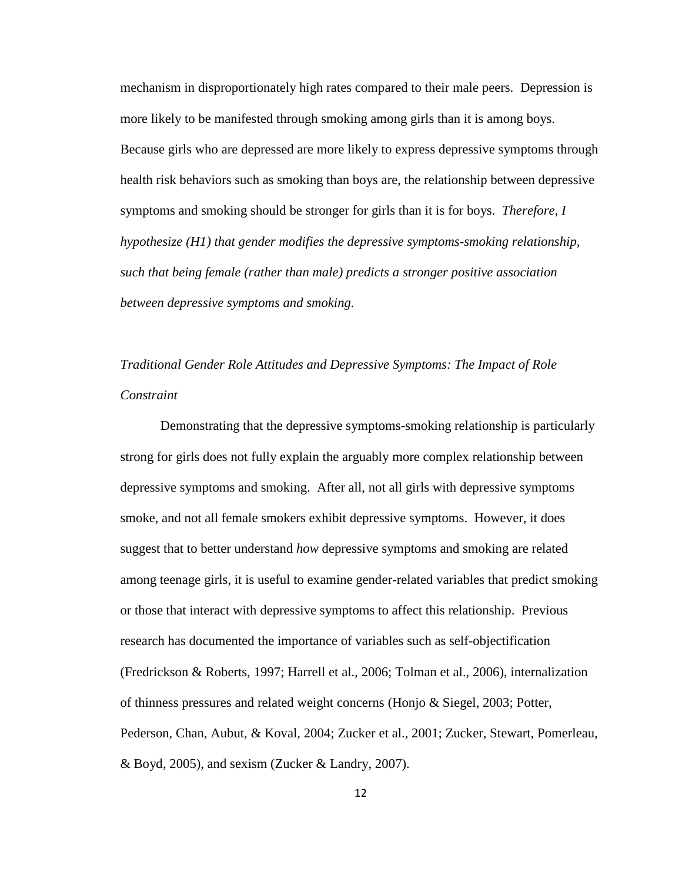mechanism in disproportionately high rates compared to their male peers. Depression is more likely to be manifested through smoking among girls than it is among boys. Because girls who are depressed are more likely to express depressive symptoms through health risk behaviors such as smoking than boys are, the relationship between depressive symptoms and smoking should be stronger for girls than it is for boys. *Therefore, I hypothesize (H1) that gender modifies the depressive symptoms-smoking relationship, such that being female (rather than male) predicts a stronger positive association between depressive symptoms and smoking.*

*Traditional Gender Role Attitudes and Depressive Symptoms: The Impact of Role Constraint*

Demonstrating that the depressive symptoms-smoking relationship is particularly strong for girls does not fully explain the arguably more complex relationship between depressive symptoms and smoking. After all, not all girls with depressive symptoms smoke, and not all female smokers exhibit depressive symptoms. However, it does suggest that to better understand *how* depressive symptoms and smoking are related among teenage girls, it is useful to examine gender-related variables that predict smoking or those that interact with depressive symptoms to affect this relationship. Previous research has documented the importance of variables such as self-objectification (Fredrickson & Roberts, 1997; Harrell et al., 2006; Tolman et al., 2006), internalization of thinness pressures and related weight concerns (Honjo & Siegel, 2003; Potter, Pederson, Chan, Aubut, & Koval, 2004; Zucker et al., 2001; Zucker, Stewart, Pomerleau, & Boyd, 2005), and sexism (Zucker & Landry, 2007).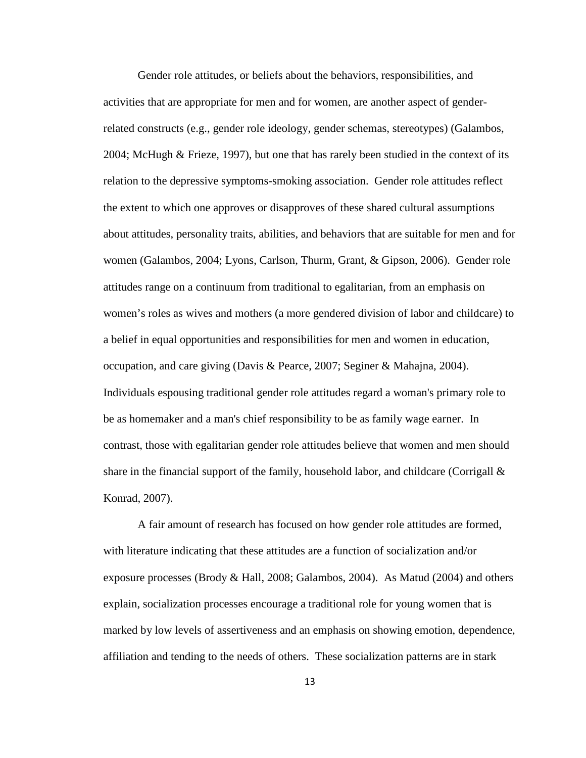Gender role attitudes, or beliefs about the behaviors, responsibilities, and activities that are appropriate for men and for women, are another aspect of gender-related constructs (e.g., gender role ideology, gender schemas, stereotypes) (Galambos, 2004; McHugh & Frieze, 1997), but one that has rarely been studied in the context of its relation to the depressive symptoms-smoking association. Gender role attitudes reflect the extent to which one approves or disapproves of these shared cultural assumptions about attitudes, personality traits, abilities, and behaviors that are suitable for men and for women (Galambos, 2004; Lyons, Carlson, Thurm, Grant, & Gipson, 2006). Gender role attitudes range on a continuum from traditional to egalitarian, from an emphasis on women's roles as wives and mothers (a more gendered division of labor and childcare) to a belief in equal opportunities and responsibilities for men and women in education, occupation, and care giving (Davis & Pearce, 2007; Seginer & Mahajna, 2004). Individuals espousing traditional gender role attitudes regard a woman's primary role to be as homemaker and a man's chief responsibility to be as family wage earner. In contrast, those with egalitarian gender role attitudes believe that women and men should share in the financial support of the family, household labor, and childcare (Corrigall & Konrad, 2007).

A fair amount of research has focused on how gender role attitudes are formed, with literature indicating that these attitudes are a function of socialization and/or exposure processes (Brody & Hall, 2008; Galambos, 2004). As Matud (2004) and others explain, socialization processes encourage a traditional role for young women that is marked by low levels of assertiveness and an emphasis on showing emotion, dependence, affiliation and tending to the needs of others. These socialization patterns are in stark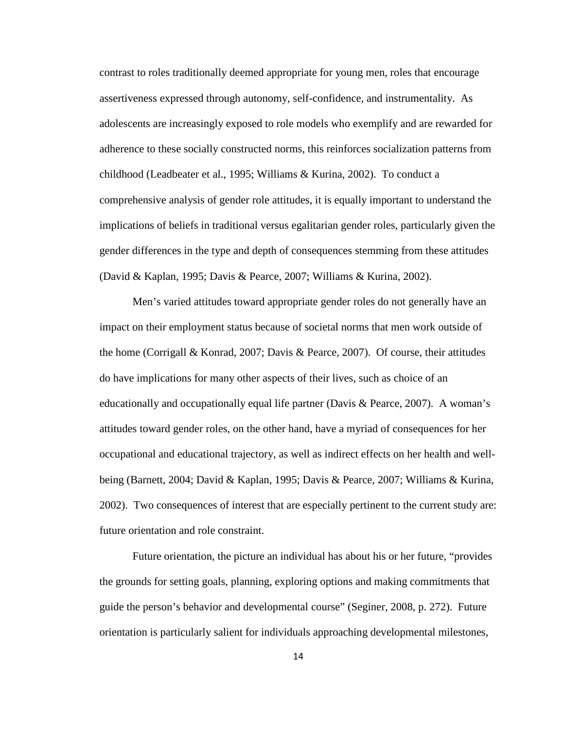contrast to roles traditionally deemed appropriate for young men, roles that encourage assertiveness expressed through autonomy, self-confidence, and instrumentality. As adolescents are increasingly exposed to role models who exemplify and are rewarded for adherence to these socially constructed norms, this reinforces socialization patterns from childhood (Leadbeater et al., 1995; Williams & Kurina, 2002). To conduct a comprehensive analysis of gender role attitudes, it is equally important to understand the implications of beliefs in traditional versus egalitarian gender roles, particularly given the gender differences in the type and depth of consequences stemming from these attitudes (David & Kaplan, 1995; Davis & Pearce, 2007; Williams & Kurina, 2002).

Men's varied attitudes toward appropriate gender roles do not generally have an impact on their employment status because of societal norms that men work outside of the home (Corrigall & Konrad, 2007; Davis & Pearce, 2007). Of course, their attitudes do have implications for many other aspects of their lives, such as choice of an educationally and occupationally equal life partner (Davis & Pearce, 2007). A woman's attitudes toward gender roles, on the other hand, have a myriad of consequences for her occupational and educational trajectory, as well as indirect effects on her health and well-being (Barnett, 2004; David & Kaplan, 1995; Davis & Pearce, 2007; Williams & Kurina, 2002). Two consequences of interest that are especially pertinent to the current study are: future orientation and role constraint.

Future orientation, the picture an individual has about his or her future, "provides the grounds for setting goals, planning, exploring options and making commitments that guide the person's behavior and developmental course" (Seginer, 2008, p. 272). Future orientation is particularly salient for individuals approaching developmental milestones,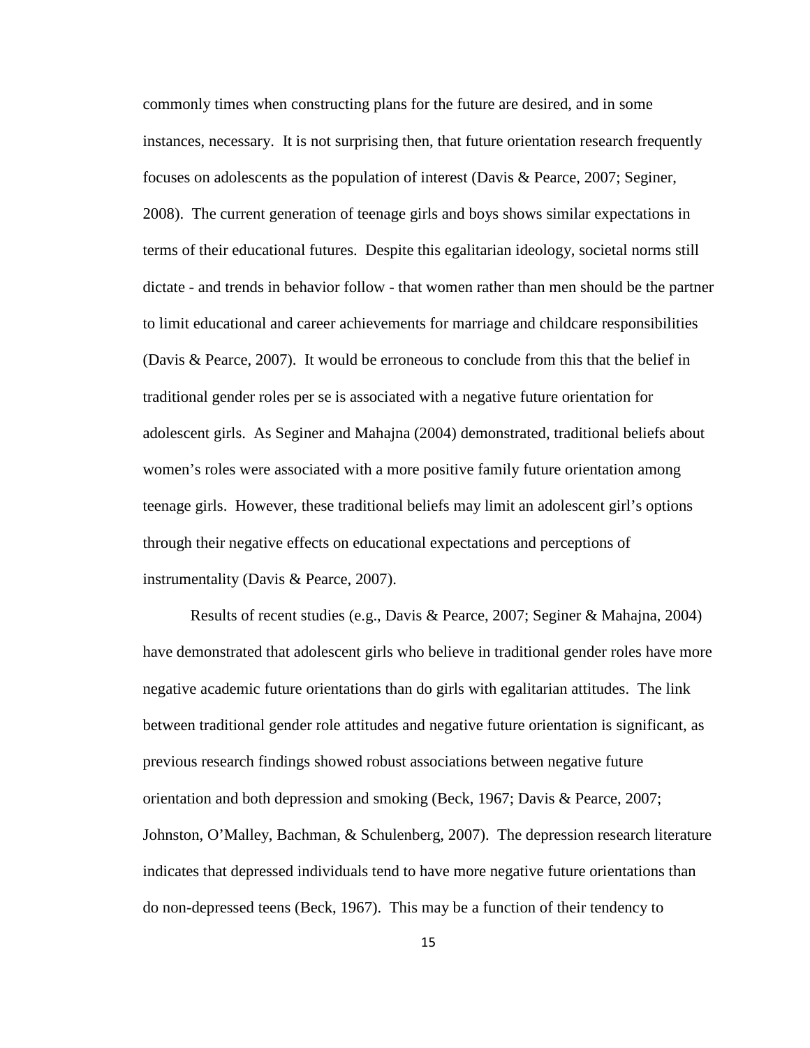commonly times when constructing plans for the future are desired, and in some instances, necessary. It is not surprising then, that future orientation research frequently focuses on adolescents as the population of interest (Davis & Pearce, 2007; Seginer, 2008). The current generation of teenage girls and boys shows similar expectations in terms of their educational futures. Despite this egalitarian ideology, societal norms still dictate - and trends in behavior follow - that women rather than men should be the partner to limit educational and career achievements for marriage and childcare responsibilities (Davis & Pearce, 2007). It would be erroneous to conclude from this that the belief in traditional gender roles per se is associated with a negative future orientation for adolescent girls. As Seginer and Mahajna (2004) demonstrated, traditional beliefs about women's roles were associated with a more positive family future orientation among teenage girls. However, these traditional beliefs may limit an adolescent girl's options through their negative effects on educational expectations and perceptions of instrumentality (Davis & Pearce, 2007).

Results of recent studies (e.g., Davis & Pearce, 2007; Seginer & Mahajna, 2004) have demonstrated that adolescent girls who believe in traditional gender roles have more negative academic future orientations than do girls with egalitarian attitudes. The link between traditional gender role attitudes and negative future orientation is significant, as previous research findings showed robust associations between negative future orientation and both depression and smoking (Beck, 1967; Davis & Pearce, 2007; Johnston, O'Malley, Bachman, & Schulenberg, 2007). The depression research literature indicates that depressed individuals tend to have more negative future orientations than do non-depressed teens (Beck, 1967). This may be a function of their tendency to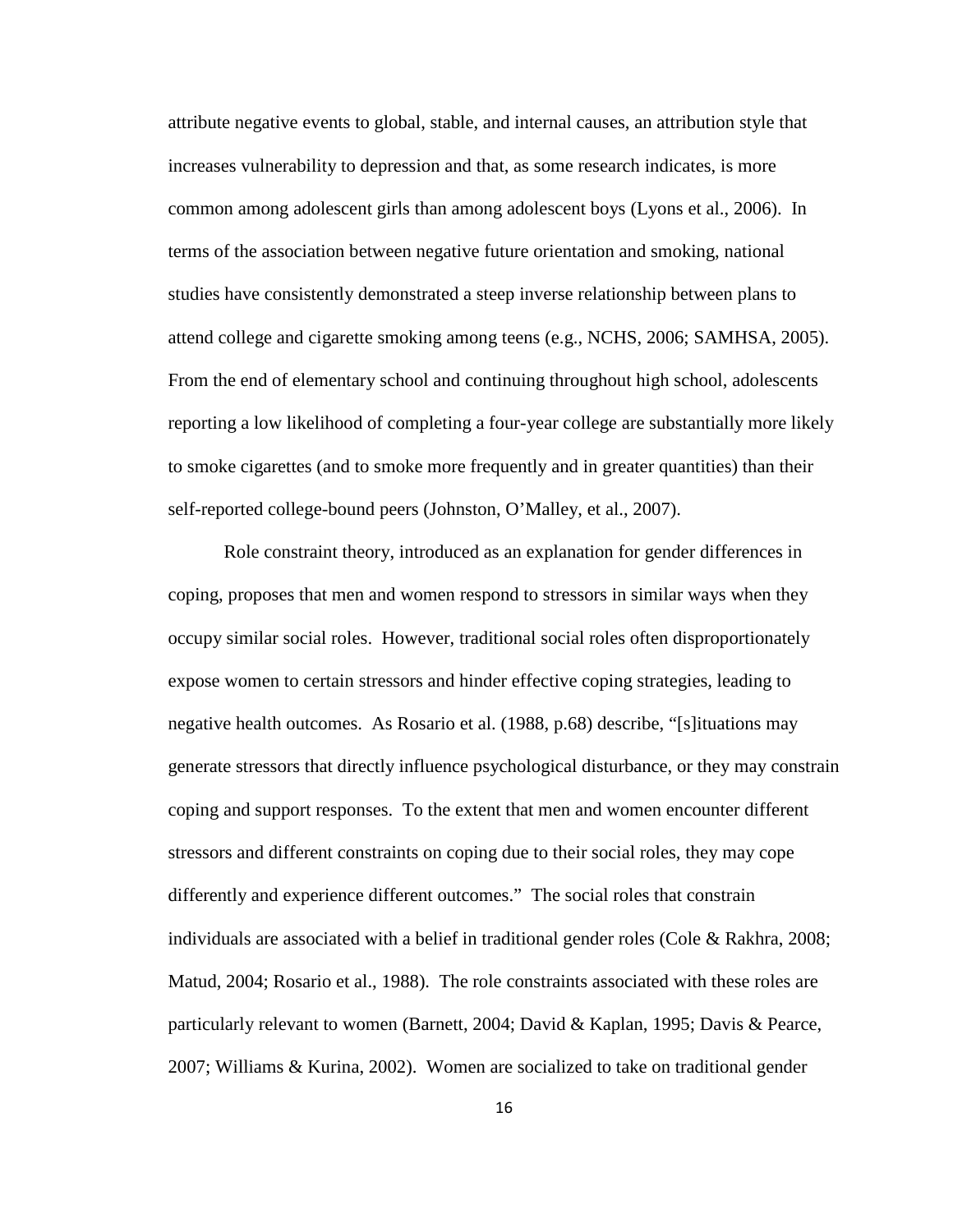attribute negative events to global, stable, and internal causes, an attribution style that increases vulnerability to depression and that, as some research indicates, is more common among adolescent girls than among adolescent boys (Lyons et al., 2006). In terms of the association between negative future orientation and smoking, national studies have consistently demonstrated a steep inverse relationship between plans to attend college and cigarette smoking among teens (e.g., NCHS, 2006; SAMHSA, 2005). From the end of elementary school and continuing throughout high school, adolescents reporting a low likelihood of completing a four-year college are substantially more likely to smoke cigarettes (and to smoke more frequently and in greater quantities) than their self-reported college-bound peers (Johnston, O'Malley, et al., 2007).

Role constraint theory, introduced as an explanation for gender differences in coping, proposes that men and women respond to stressors in similar ways when they occupy similar social roles. However, traditional social roles often disproportionately expose women to certain stressors and hinder effective coping strategies, leading to negative health outcomes. As Rosario et al. (1988, p.68) describe, "[s]ituations may generate stressors that directly influence psychological disturbance, or they may constrain coping and support responses. To the extent that men and women encounter different stressors and different constraints on coping due to their social roles, they may cope differently and experience different outcomes." The social roles that constrain individuals are associated with a belief in traditional gender roles (Cole & Rakhra, 2008; Matud, 2004; Rosario et al., 1988). The role constraints associated with these roles are particularly relevant to women (Barnett, 2004; David & Kaplan, 1995; Davis & Pearce, 2007; Williams & Kurina, 2002). Women are socialized to take on traditional gender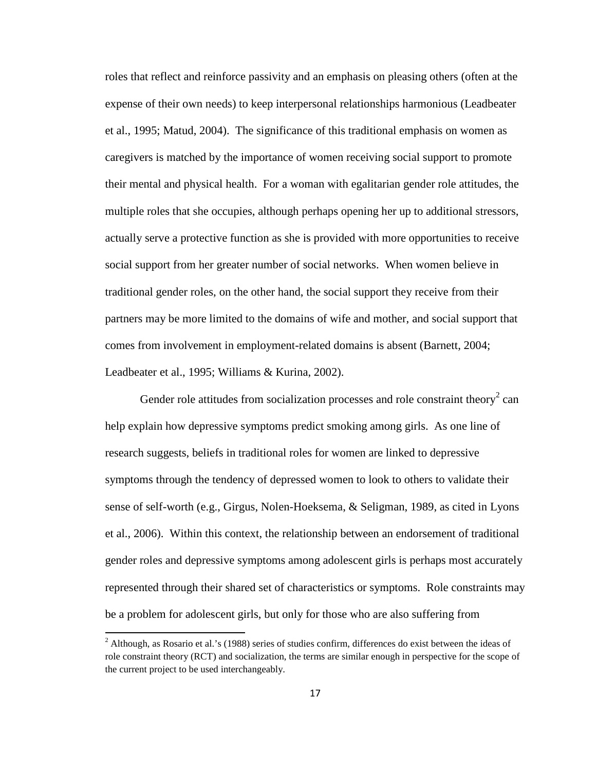roles that reflect and reinforce passivity and an emphasis on pleasing others (often at the expense of their own needs) to keep interpersonal relationships harmonious (Leadbeater et al., 1995; Matud, 2004). The significance of this traditional emphasis on women as caregivers is matched by the importance of women receiving social support to promote their mental and physical health. For a woman with egalitarian gender role attitudes, the multiple roles that she occupies, although perhaps opening her up to additional stressors, actually serve a protective function as she is provided with more opportunities to receive social support from her greater number of social networks. When women believe in traditional gender roles, on the other hand, the social support they receive from their partners may be more limited to the domains of wife and mother, and social support that comes from involvement in employment-related domains is absent (Barnett, 2004; Leadbeater et al., 1995; Williams & Kurina, 2002).

Gender role attitudes from socialization processes and role constraint theory[2] can help explain how depressive symptoms predict smoking among girls. As one line of research suggests, beliefs in traditional roles for women are linked to depressive symptoms through the tendency of depressed women to look to others to validate their sense of self-worth (e.g., Girgus, Nolen-Hoeksema, & Seligman, 1989, as cited in Lyons et al., 2006). Within this context, the relationship between an endorsement of traditional gender roles and depressive symptoms among adolescent girls is perhaps most accurately represented through their shared set of characteristics or symptoms. Role constraints may be a problem for adolescent girls, but only for those who are also suffering from

[2] Although, as Rosario et al.'s (1988) series of studies confirm, differences do exist between the ideas of role constraint theory (RCT) and socialization, the terms are similar enough in perspective for the scope of the current project to be used interchangeably.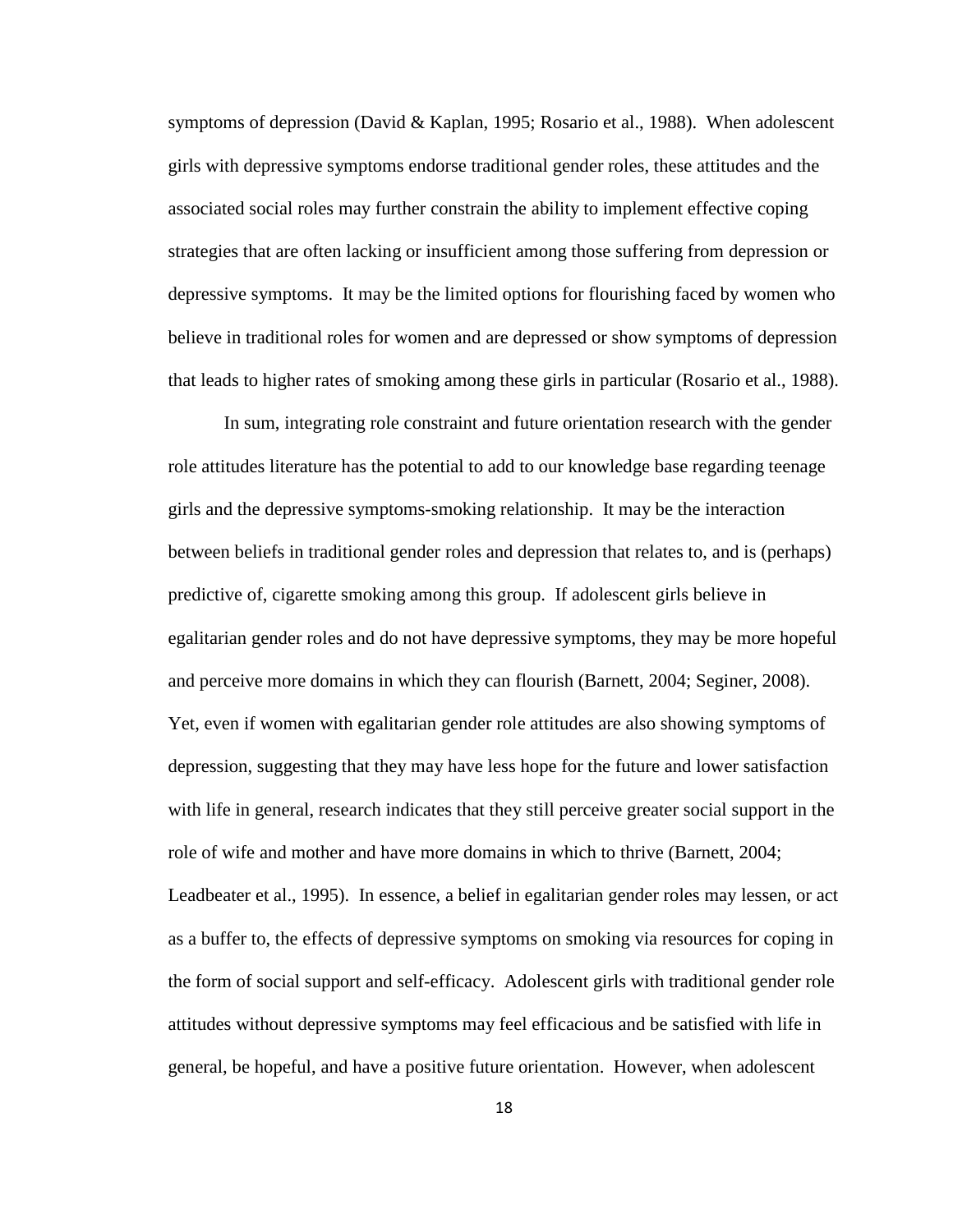symptoms of depression (David & Kaplan, 1995; Rosario et al., 1988). When adolescent girls with depressive symptoms endorse traditional gender roles, these attitudes and the associated social roles may further constrain the ability to implement effective coping strategies that are often lacking or insufficient among those suffering from depression or depressive symptoms. It may be the limited options for flourishing faced by women who believe in traditional roles for women and are depressed or show symptoms of depression that leads to higher rates of smoking among these girls in particular (Rosario et al., 1988).

In sum, integrating role constraint and future orientation research with the gender role attitudes literature has the potential to add to our knowledge base regarding teenage girls and the depressive symptoms-smoking relationship. It may be the interaction between beliefs in traditional gender roles and depression that relates to, and is (perhaps) predictive of, cigarette smoking among this group. If adolescent girls believe in egalitarian gender roles and do not have depressive symptoms, they may be more hopeful and perceive more domains in which they can flourish (Barnett, 2004; Seginer, 2008). Yet, even if women with egalitarian gender role attitudes are also showing symptoms of depression, suggesting that they may have less hope for the future and lower satisfaction with life in general, research indicates that they still perceive greater social support in the role of wife and mother and have more domains in which to thrive (Barnett, 2004; Leadbeater et al., 1995). In essence, a belief in egalitarian gender roles may lessen, or act as a buffer to, the effects of depressive symptoms on smoking via resources for coping in the form of social support and self-efficacy. Adolescent girls with traditional gender role attitudes without depressive symptoms may feel efficacious and be satisfied with life in general, be hopeful, and have a positive future orientation. However, when adolescent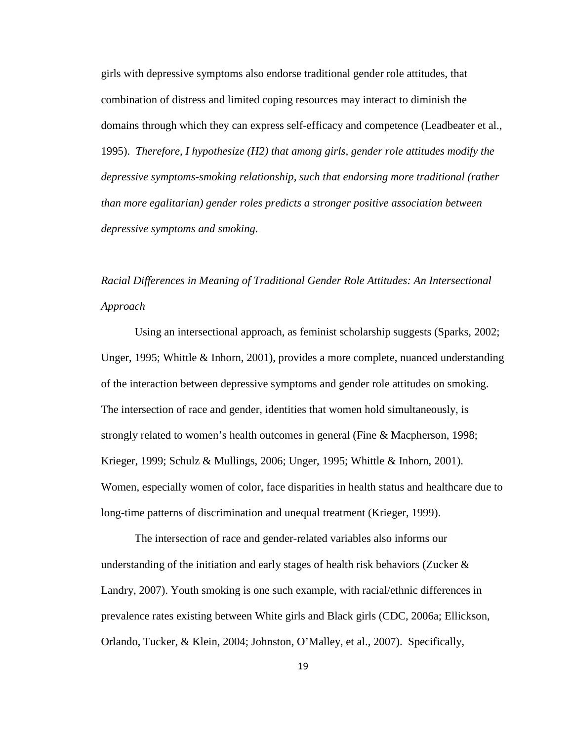girls with depressive symptoms also endorse traditional gender role attitudes, that combination of distress and limited coping resources may interact to diminish the domains through which they can express self-efficacy and competence (Leadbeater et al., 1995). *Therefore, I hypothesize (H2) that among girls, gender role attitudes modify the depressive symptoms-smoking relationship, such that endorsing more traditional (rather than more egalitarian) gender roles predicts a stronger positive association between depressive symptoms and smoking.*

*Racial Differences in Meaning of Traditional Gender Role Attitudes: An Intersectional Approach*

Using an intersectional approach, as feminist scholarship suggests (Sparks, 2002; Unger, 1995; Whittle & Inhorn, 2001), provides a more complete, nuanced understanding of the interaction between depressive symptoms and gender role attitudes on smoking. The intersection of race and gender, identities that women hold simultaneously, is strongly related to women's health outcomes in general (Fine & Macpherson, 1998; Krieger, 1999; Schulz & Mullings, 2006; Unger, 1995; Whittle & Inhorn, 2001). Women, especially women of color, face disparities in health status and healthcare due to long-time patterns of discrimination and unequal treatment (Krieger, 1999).

The intersection of race and gender-related variables also informs our understanding of the initiation and early stages of health risk behaviors (Zucker & Landry, 2007). Youth smoking is one such example, with racial/ethnic differences in prevalence rates existing between White girls and Black girls (CDC, 2006a; Ellickson, Orlando, Tucker, & Klein, 2004; Johnston, O'Malley, et al., 2007). Specifically,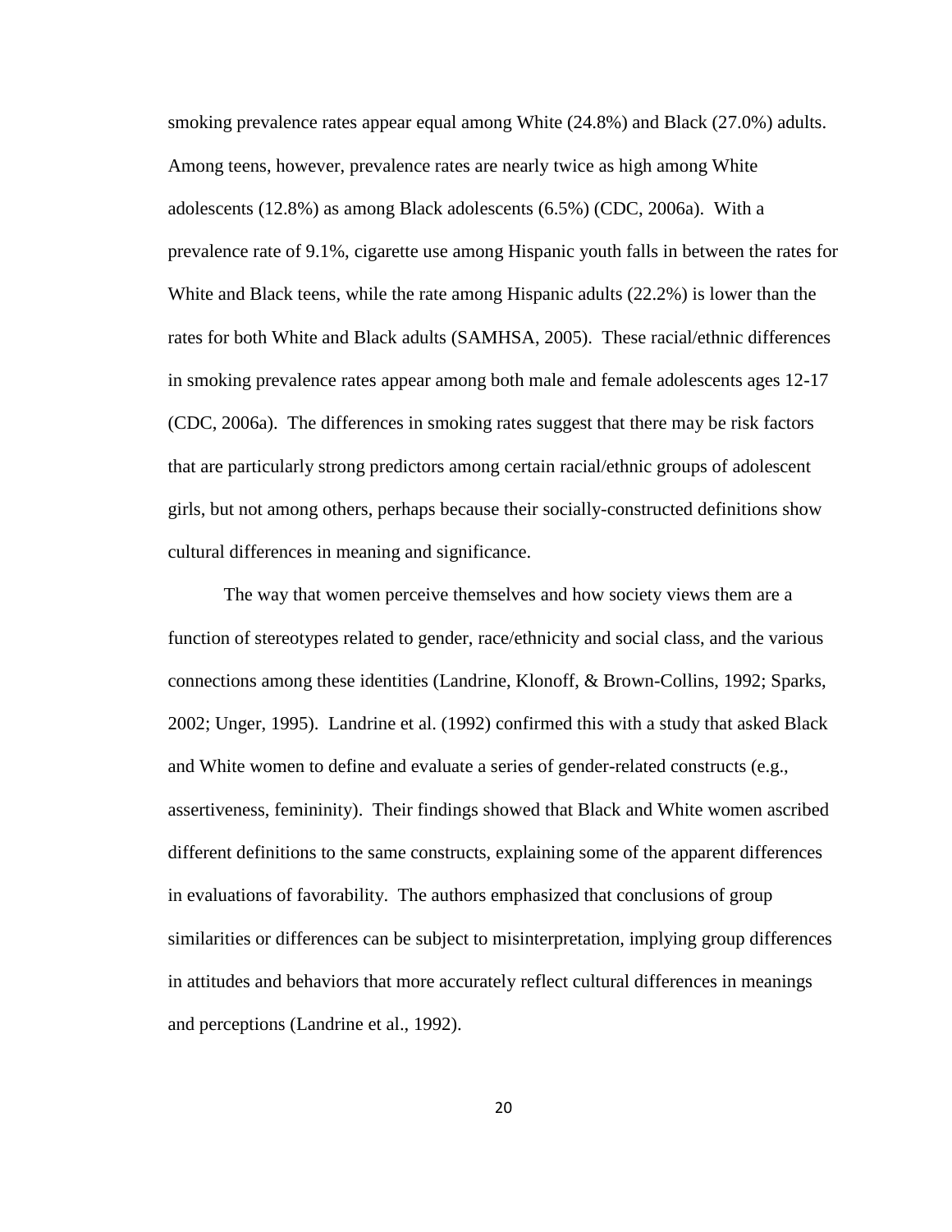smoking prevalence rates appear equal among White (24.8%) and Black (27.0%) adults. Among teens, however, prevalence rates are nearly twice as high among White adolescents (12.8%) as among Black adolescents (6.5%) (CDC, 2006a). With a prevalence rate of 9.1%, cigarette use among Hispanic youth falls in between the rates for White and Black teens, while the rate among Hispanic adults (22.2%) is lower than the rates for both White and Black adults (SAMHSA, 2005). These racial/ethnic differences in smoking prevalence rates appear among both male and female adolescents ages 12-17 (CDC, 2006a). The differences in smoking rates suggest that there may be risk factors that are particularly strong predictors among certain racial/ethnic groups of adolescent girls, but not among others, perhaps because their socially-constructed definitions show cultural differences in meaning and significance.

The way that women perceive themselves and how society views them are a function of stereotypes related to gender, race/ethnicity and social class, and the various connections among these identities (Landrine, Klonoff, & Brown-Collins, 1992; Sparks, 2002; Unger, 1995). Landrine et al. (1992) confirmed this with a study that asked Black and White women to define and evaluate a series of gender-related constructs (e.g., assertiveness, femininity). Their findings showed that Black and White women ascribed different definitions to the same constructs, explaining some of the apparent differences in evaluations of favorability. The authors emphasized that conclusions of group similarities or differences can be subject to misinterpretation, implying group differences in attitudes and behaviors that more accurately reflect cultural differences in meanings and perceptions (Landrine et al., 1992).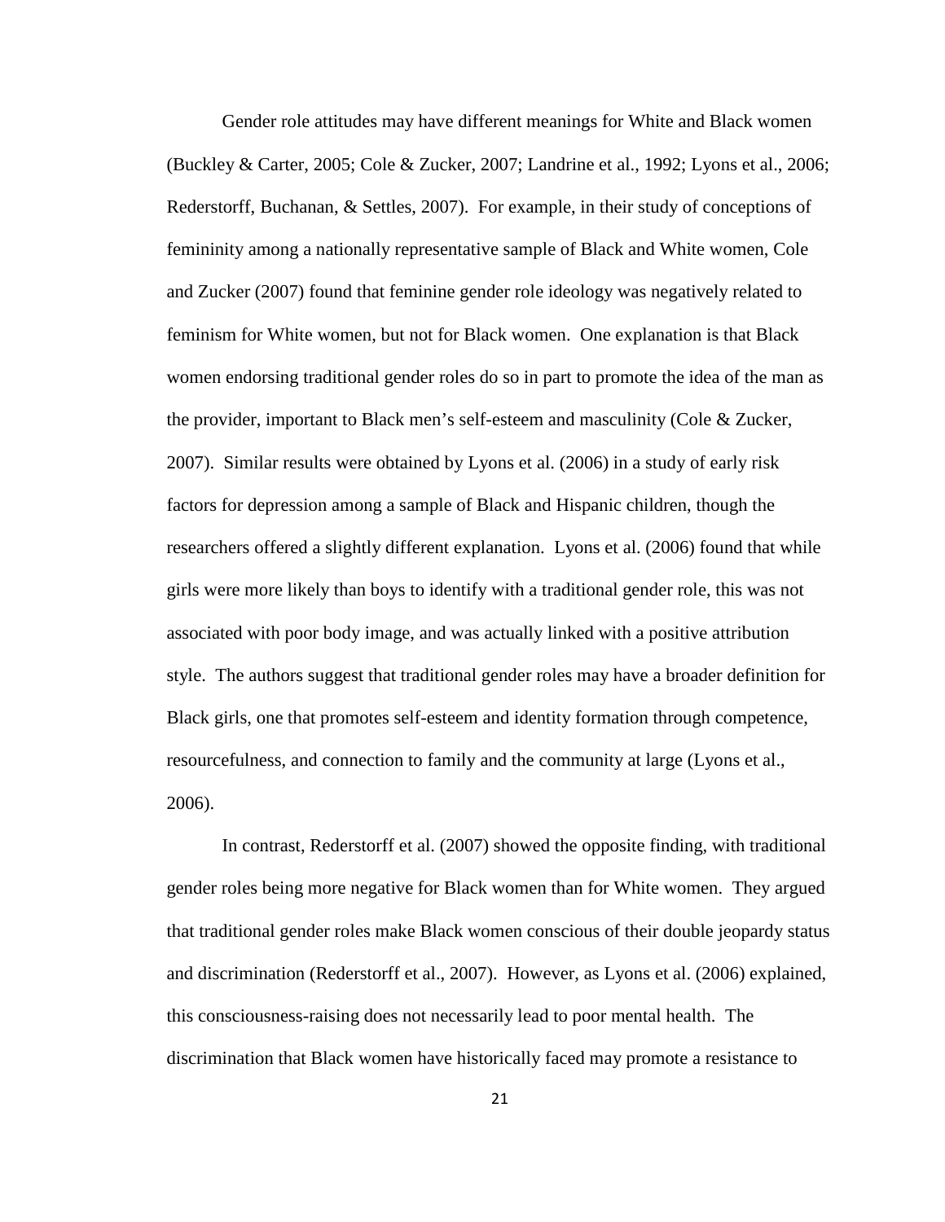Gender role attitudes may have different meanings for White and Black women (Buckley & Carter, 2005; Cole & Zucker, 2007; Landrine et al., 1992; Lyons et al., 2006; Rederstorff, Buchanan, & Settles, 2007). For example, in their study of conceptions of femininity among a nationally representative sample of Black and White women, Cole and Zucker (2007) found that feminine gender role ideology was negatively related to feminism for White women, but not for Black women. One explanation is that Black women endorsing traditional gender roles do so in part to promote the idea of the man as the provider, important to Black men's self-esteem and masculinity (Cole & Zucker, 2007). Similar results were obtained by Lyons et al. (2006) in a study of early risk factors for depression among a sample of Black and Hispanic children, though the researchers offered a slightly different explanation. Lyons et al. (2006) found that while girls were more likely than boys to identify with a traditional gender role, this was not associated with poor body image, and was actually linked with a positive attribution style. The authors suggest that traditional gender roles may have a broader definition for Black girls, one that promotes self-esteem and identity formation through competence, resourcefulness, and connection to family and the community at large (Lyons et al., 2006).

In contrast, Rederstorff et al. (2007) showed the opposite finding, with traditional gender roles being more negative for Black women than for White women. They argued that traditional gender roles make Black women conscious of their double jeopardy status and discrimination (Rederstorff et al., 2007). However, as Lyons et al. (2006) explained, this consciousness-raising does not necessarily lead to poor mental health. The discrimination that Black women have historically faced may promote a resistance to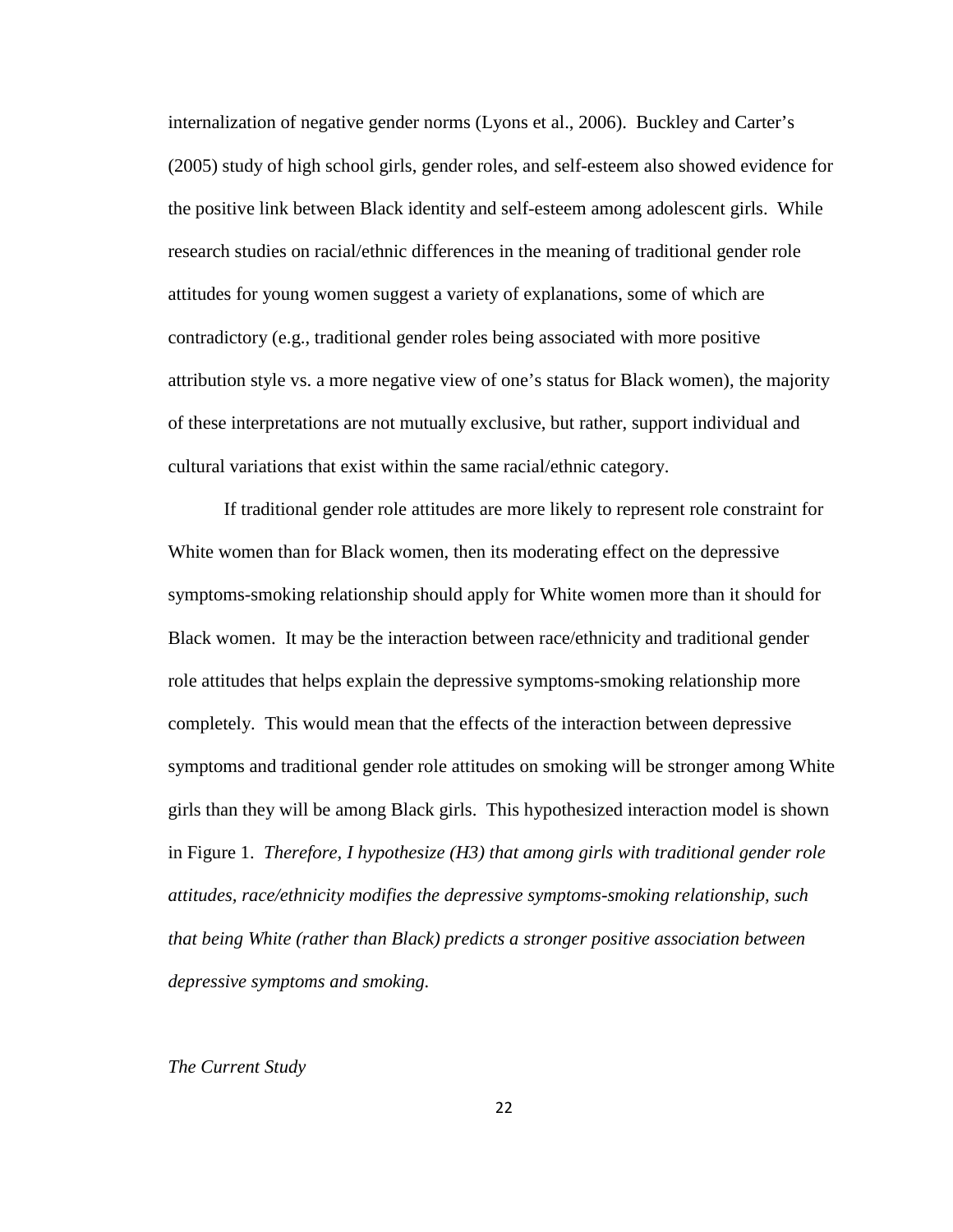internalization of negative gender norms (Lyons et al., 2006). Buckley and Carter's (2005) study of high school girls, gender roles, and self-esteem also showed evidence for the positive link between Black identity and self-esteem among adolescent girls. While research studies on racial/ethnic differences in the meaning of traditional gender role attitudes for young women suggest a variety of explanations, some of which are contradictory (e.g., traditional gender roles being associated with more positive attribution style vs. a more negative view of one's status for Black women), the majority of these interpretations are not mutually exclusive, but rather, support individual and cultural variations that exist within the same racial/ethnic category.

If traditional gender role attitudes are more likely to represent role constraint for White women than for Black women, then its moderating effect on the depressive symptoms-smoking relationship should apply for White women more than it should for Black women. It may be the interaction between race/ethnicity and traditional gender role attitudes that helps explain the depressive symptoms-smoking relationship more completely. This would mean that the effects of the interaction between depressive symptoms and traditional gender role attitudes on smoking will be stronger among White girls than they will be among Black girls. This hypothesized interaction model is shown in Figure 1. *Therefore, I hypothesize (H3) that among girls with traditional gender role attitudes, race/ethnicity modifies the depressive symptoms-smoking relationship, such that being White (rather than Black) predicts a stronger positive association between depressive symptoms and smoking.*

*The Current Study*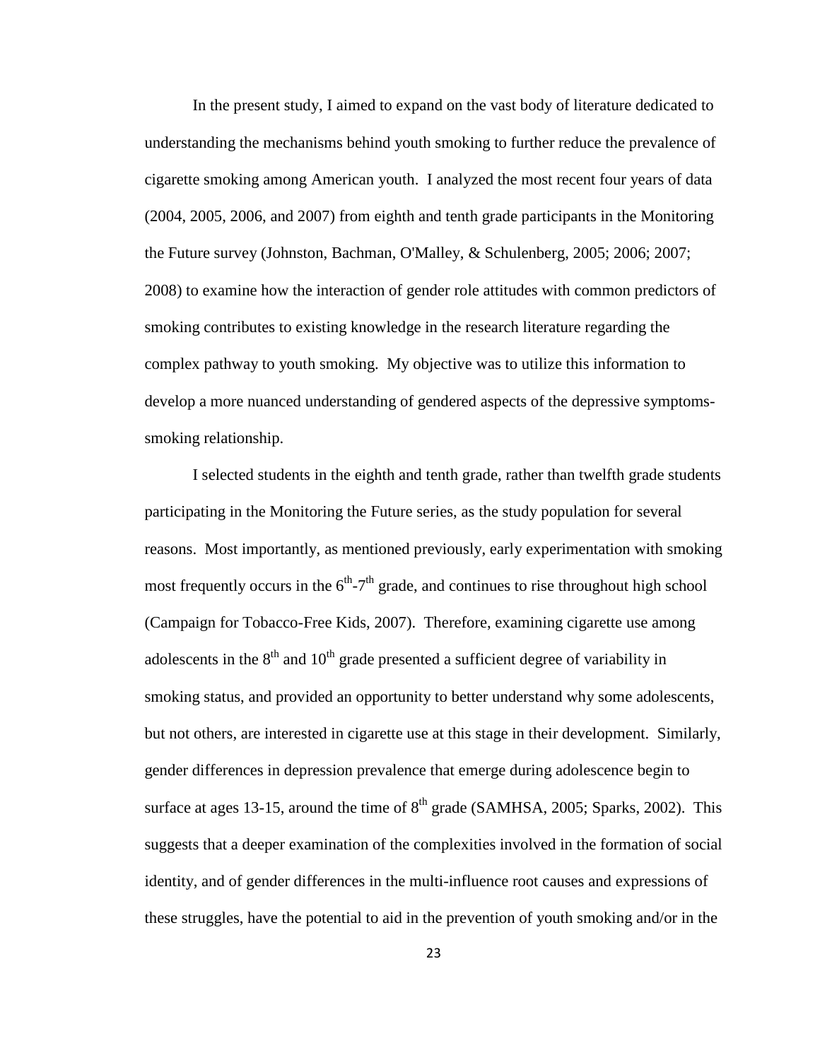In the present study, I aimed to expand on the vast body of literature dedicated to understanding the mechanisms behind youth smoking to further reduce the prevalence of cigarette smoking among American youth. I analyzed the most recent four years of data (2004, 2005, 2006, and 2007) from eighth and tenth grade participants in the Monitoring the Future survey (Johnston, Bachman, O'Malley, & Schulenberg, 2005; 2006; 2007; 2008) to examine how the interaction of gender role attitudes with common predictors of smoking contributes to existing knowledge in the research literature regarding the complex pathway to youth smoking. My objective was to utilize this information to develop a more nuanced understanding of gendered aspects of the depressive symptoms-smoking relationship.

I selected students in the eighth and tenth grade, rather than twelfth grade students participating in the Monitoring the Future series, as the study population for several reasons. Most importantly, as mentioned previously, early experimentation with smoking most frequently occurs in the 6th-7th grade, and continues to rise throughout high school (Campaign for Tobacco-Free Kids, 2007). Therefore, examining cigarette use among adolescents in the 8th and 10th grade presented a sufficient degree of variability in smoking status, and provided an opportunity to better understand why some adolescents, but not others, are interested in cigarette use at this stage in their development. Similarly, gender differences in depression prevalence that emerge during adolescence begin to surface at ages 13-15, around the time of 8th grade (SAMHSA, 2005; Sparks, 2002). This suggests that a deeper examination of the complexities involved in the formation of social identity, and of gender differences in the multi-influence root causes and expressions of these struggles, have the potential to aid in the prevention of youth smoking and/or in the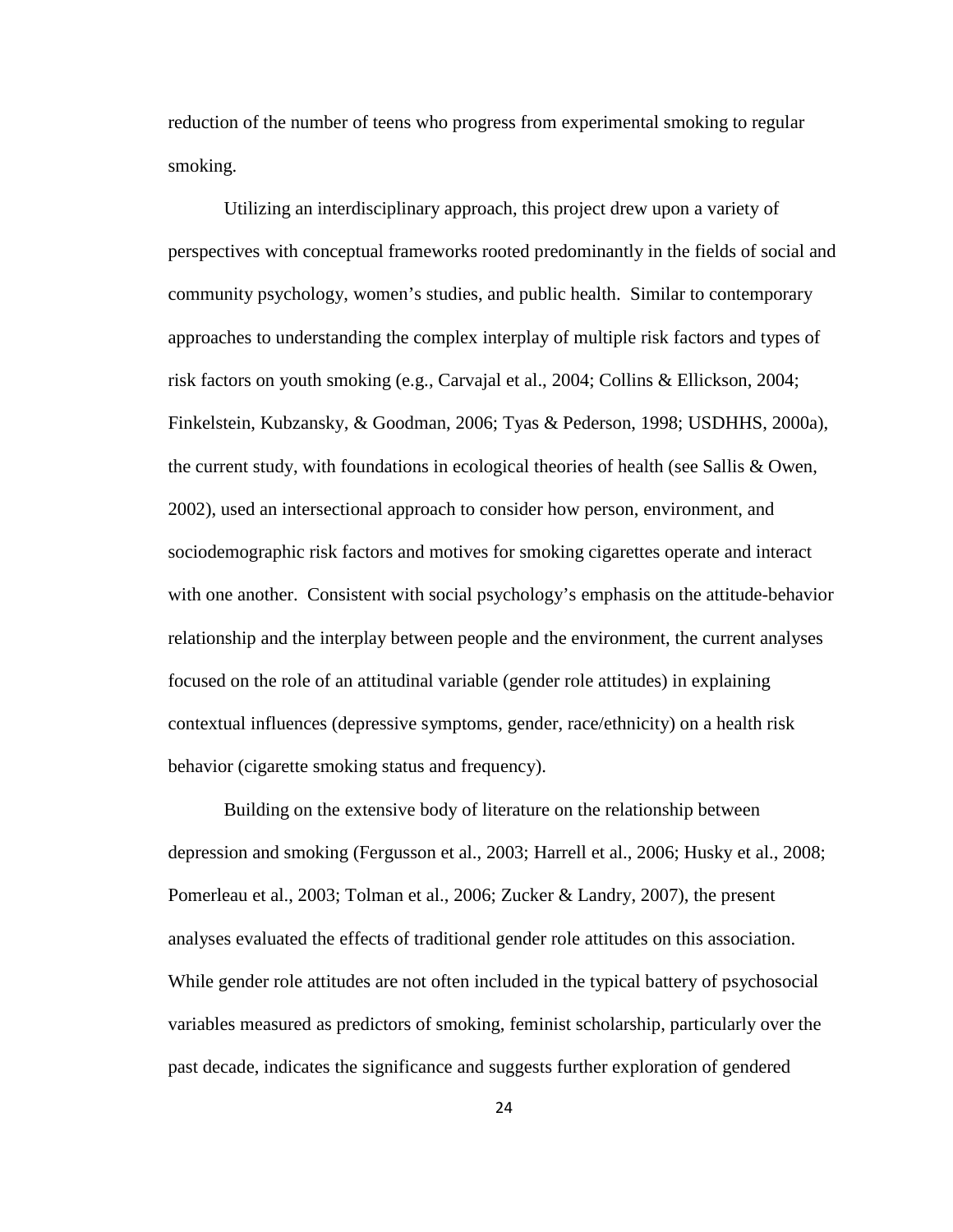reduction of the number of teens who progress from experimental smoking to regular smoking.

Utilizing an interdisciplinary approach, this project drew upon a variety of perspectives with conceptual frameworks rooted predominantly in the fields of social and community psychology, women's studies, and public health. Similar to contemporary approaches to understanding the complex interplay of multiple risk factors and types of risk factors on youth smoking (e.g., Carvajal et al., 2004; Collins & Ellickson, 2004; Finkelstein, Kubzansky, & Goodman, 2006; Tyas & Pederson, 1998; USDHHS, 2000a), the current study, with foundations in ecological theories of health (see Sallis & Owen, 2002), used an intersectional approach to consider how person, environment, and sociodemographic risk factors and motives for smoking cigarettes operate and interact with one another. Consistent with social psychology's emphasis on the attitude-behavior relationship and the interplay between people and the environment, the current analyses focused on the role of an attitudinal variable (gender role attitudes) in explaining contextual influences (depressive symptoms, gender, race/ethnicity) on a health risk behavior (cigarette smoking status and frequency).

Building on the extensive body of literature on the relationship between depression and smoking (Fergusson et al., 2003; Harrell et al., 2006; Husky et al., 2008; Pomerleau et al., 2003; Tolman et al., 2006; Zucker & Landry, 2007), the present analyses evaluated the effects of traditional gender role attitudes on this association. While gender role attitudes are not often included in the typical battery of psychosocial variables measured as predictors of smoking, feminist scholarship, particularly over the past decade, indicates the significance and suggests further exploration of gendered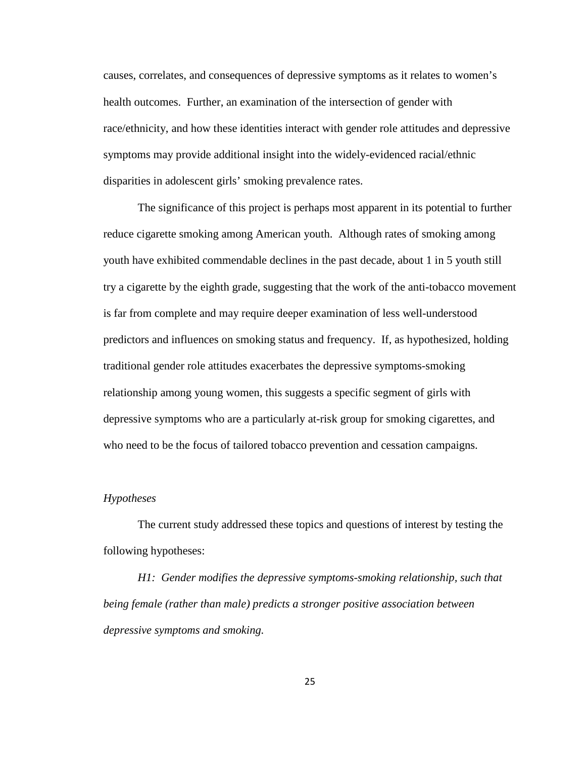causes, correlates, and consequences of depressive symptoms as it relates to women's health outcomes. Further, an examination of the intersection of gender with race/ethnicity, and how these identities interact with gender role attitudes and depressive symptoms may provide additional insight into the widely-evidenced racial/ethnic disparities in adolescent girls' smoking prevalence rates.

The significance of this project is perhaps most apparent in its potential to further reduce cigarette smoking among American youth. Although rates of smoking among youth have exhibited commendable declines in the past decade, about 1 in 5 youth still try a cigarette by the eighth grade, suggesting that the work of the anti-tobacco movement is far from complete and may require deeper examination of less well-understood predictors and influences on smoking status and frequency. If, as hypothesized, holding traditional gender role attitudes exacerbates the depressive symptoms-smoking relationship among young women, this suggests a specific segment of girls with depressive symptoms who are a particularly at-risk group for smoking cigarettes, and who need to be the focus of tailored tobacco prevention and cessation campaigns.

*Hypotheses*

The current study addressed these topics and questions of interest by testing the following hypotheses:

*H1: Gender modifies the depressive symptoms-smoking relationship, such that being female (rather than male) predicts a stronger positive association between depressive symptoms and smoking.*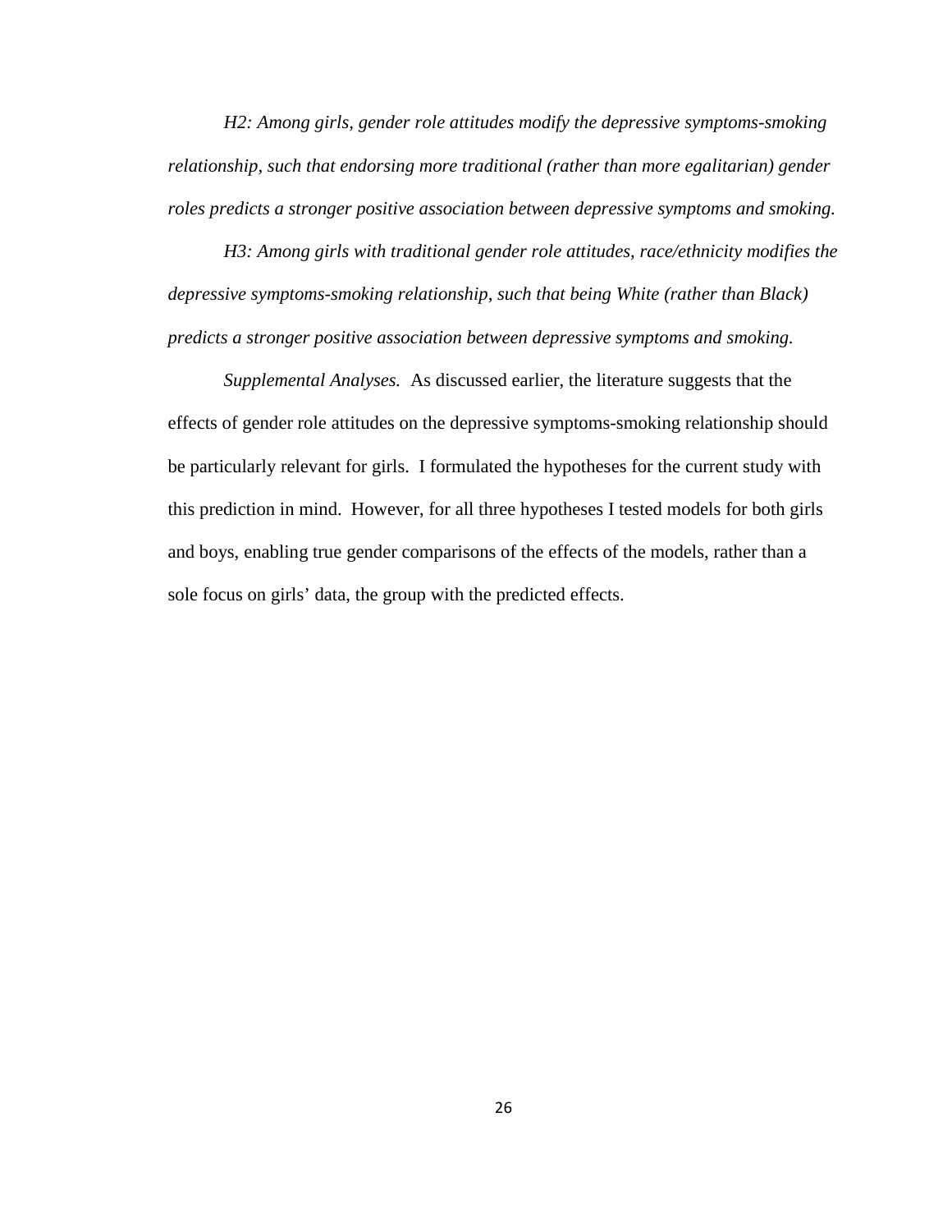*H2: Among girls, gender role attitudes modify the depressive symptoms-smoking relationship, such that endorsing more traditional (rather than more egalitarian) gender roles predicts a stronger positive association between depressive symptoms and smoking.*

*H3: Among girls with traditional gender role attitudes, race/ethnicity modifies the depressive symptoms-smoking relationship, such that being White (rather than Black) predicts a stronger positive association between depressive symptoms and smoking.*

*Supplemental Analyses.* As discussed earlier, the literature suggests that the effects of gender role attitudes on the depressive symptoms-smoking relationship should be particularly relevant for girls. I formulated the hypotheses for the current study with this prediction in mind. However, for all three hypotheses I tested models for both girls and boys, enabling true gender comparisons of the effects of the models, rather than a sole focus on girls' data, the group with the predicted effects.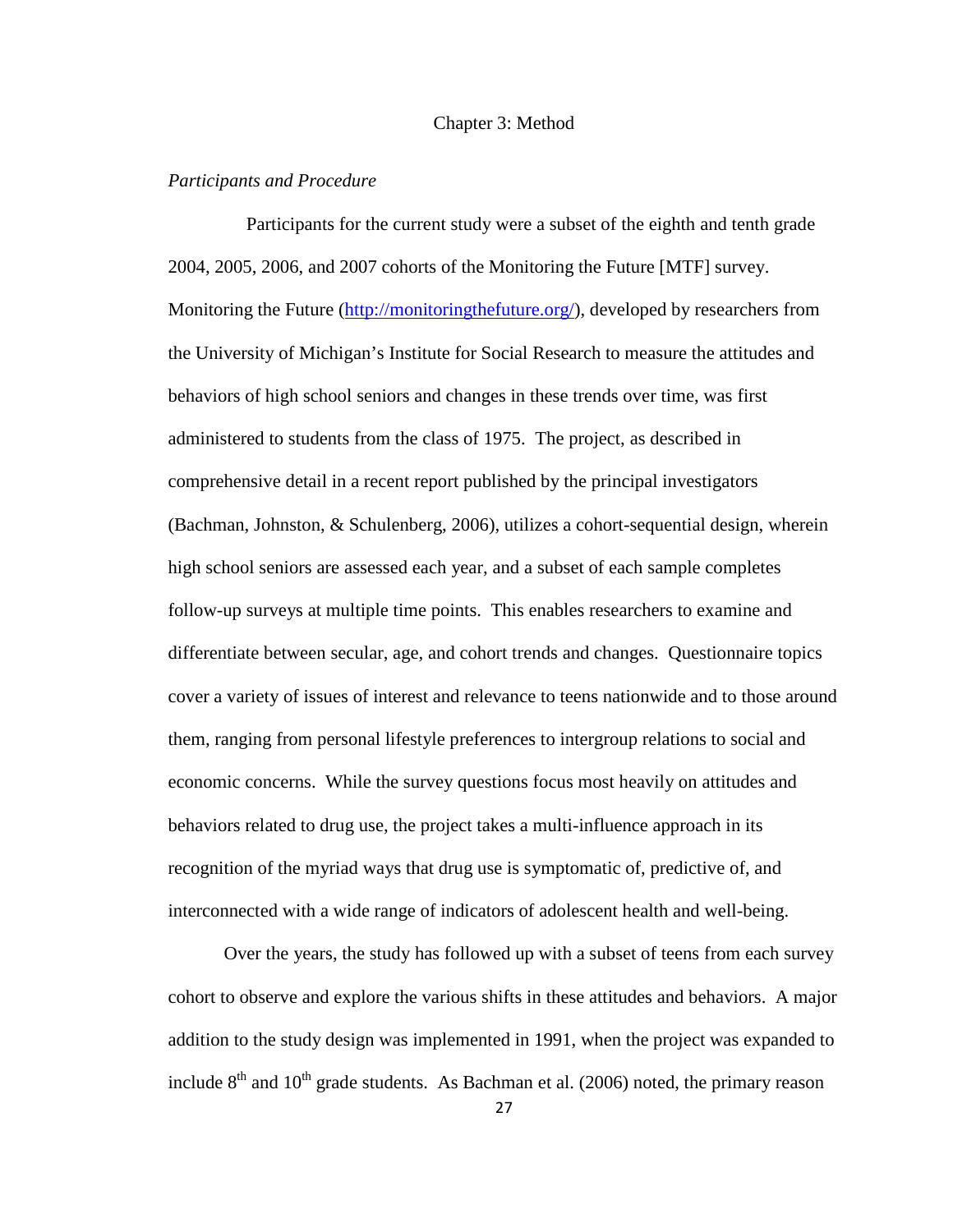# Chapter 3: Method

*Participants and Procedure*

Participants for the current study were a subset of the eighth and tenth grade 2004, 2005, 2006, and 2007 cohorts of the Monitoring the Future [MTF] survey. Monitoring the Future (http://monitoringthefuture.org/), developed by researchers from the University of Michigan's Institute for Social Research to measure the attitudes and behaviors of high school seniors and changes in these trends over time, was first administered to students from the class of 1975. The project, as described in comprehensive detail in a recent report published by the principal investigators (Bachman, Johnston, & Schulenberg, 2006), utilizes a cohort-sequential design, wherein high school seniors are assessed each year, and a subset of each sample completes follow-up surveys at multiple time points. This enables researchers to examine and differentiate between secular, age, and cohort trends and changes. Questionnaire topics cover a variety of issues of interest and relevance to teens nationwide and to those around them, ranging from personal lifestyle preferences to intergroup relations to social and economic concerns. While the survey questions focus most heavily on attitudes and behaviors related to drug use, the project takes a multi-influence approach in its recognition of the myriad ways that drug use is symptomatic of, predictive of, and interconnected with a wide range of indicators of adolescent health and well-being.

Over the years, the study has followed up with a subset of teens from each survey cohort to observe and explore the various shifts in these attitudes and behaviors. A major addition to the study design was implemented in 1991, when the project was expanded to include 8th and 10th grade students. As Bachman et al. (2006) noted, the primary reason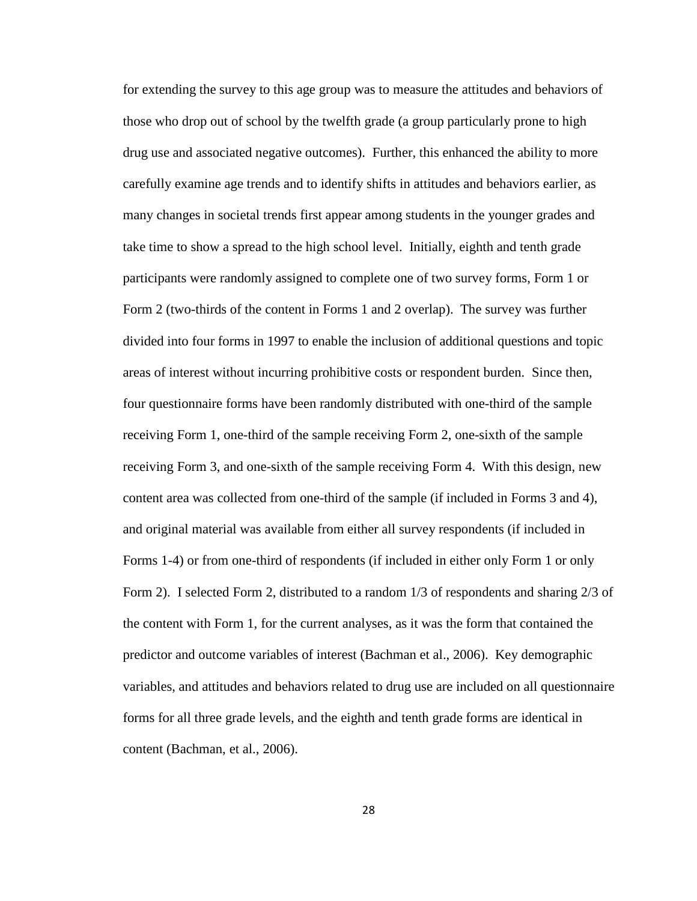for extending the survey to this age group was to measure the attitudes and behaviors of those who drop out of school by the twelfth grade (a group particularly prone to high drug use and associated negative outcomes). Further, this enhanced the ability to more carefully examine age trends and to identify shifts in attitudes and behaviors earlier, as many changes in societal trends first appear among students in the younger grades and take time to show a spread to the high school level. Initially, eighth and tenth grade participants were randomly assigned to complete one of two survey forms, Form 1 or Form 2 (two-thirds of the content in Forms 1 and 2 overlap). The survey was further divided into four forms in 1997 to enable the inclusion of additional questions and topic areas of interest without incurring prohibitive costs or respondent burden. Since then, four questionnaire forms have been randomly distributed with one-third of the sample receiving Form 1, one-third of the sample receiving Form 2, one-sixth of the sample receiving Form 3, and one-sixth of the sample receiving Form 4. With this design, new content area was collected from one-third of the sample (if included in Forms 3 and 4), and original material was available from either all survey respondents (if included in Forms 1-4) or from one-third of respondents (if included in either only Form 1 or only Form 2). I selected Form 2, distributed to a random 1/3 of respondents and sharing 2/3 of the content with Form 1, for the current analyses, as it was the form that contained the predictor and outcome variables of interest (Bachman et al., 2006). Key demographic variables, and attitudes and behaviors related to drug use are included on all questionnaire forms for all three grade levels, and the eighth and tenth grade forms are identical in content (Bachman, et al., 2006).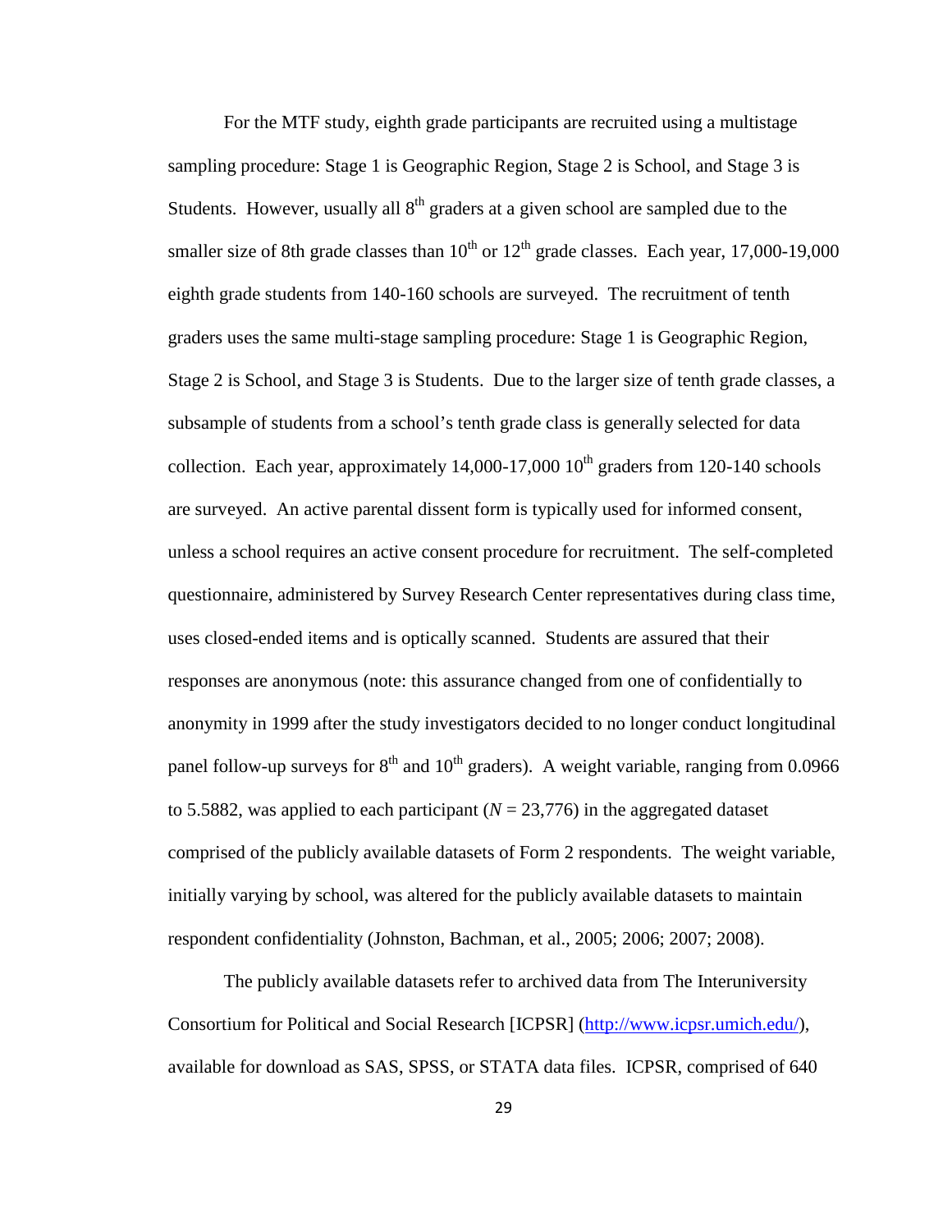For the MTF study, eighth grade participants are recruited using a multistage sampling procedure: Stage 1 is Geographic Region, Stage 2 is School, and Stage 3 is Students. However, usually all 8th graders at a given school are sampled due to the smaller size of 8th grade classes than 10th or 12th grade classes. Each year, 17,000-19,000 eighth grade students from 140-160 schools are surveyed. The recruitment of tenth graders uses the same multi-stage sampling procedure: Stage 1 is Geographic Region, Stage 2 is School, and Stage 3 is Students. Due to the larger size of tenth grade classes, a subsample of students from a school's tenth grade class is generally selected for data collection. Each year, approximately 14,000-17,000 10th graders from 120-140 schools are surveyed. An active parental dissent form is typically used for informed consent, unless a school requires an active consent procedure for recruitment. The self-completed questionnaire, administered by Survey Research Center representatives during class time, uses closed-ended items and is optically scanned. Students are assured that their responses are anonymous (note: this assurance changed from one of confidentially to anonymity in 1999 after the study investigators decided to no longer conduct longitudinal panel follow-up surveys for 8th and 10th graders). A weight variable, ranging from 0.0966 to 5.5882, was applied to each participant ($N$ = 23,776) in the aggregated dataset comprised of the publicly available datasets of Form 2 respondents. The weight variable, initially varying by school, was altered for the publicly available datasets to maintain respondent confidentiality (Johnston, Bachman, et al., 2005; 2006; 2007; 2008).

The publicly available datasets refer to archived data from The Interuniversity Consortium for Political and Social Research [ICPSR] (http://www.icpsr.umich.edu/), available for download as SAS, SPSS, or STATA data files. ICPSR, comprised of 640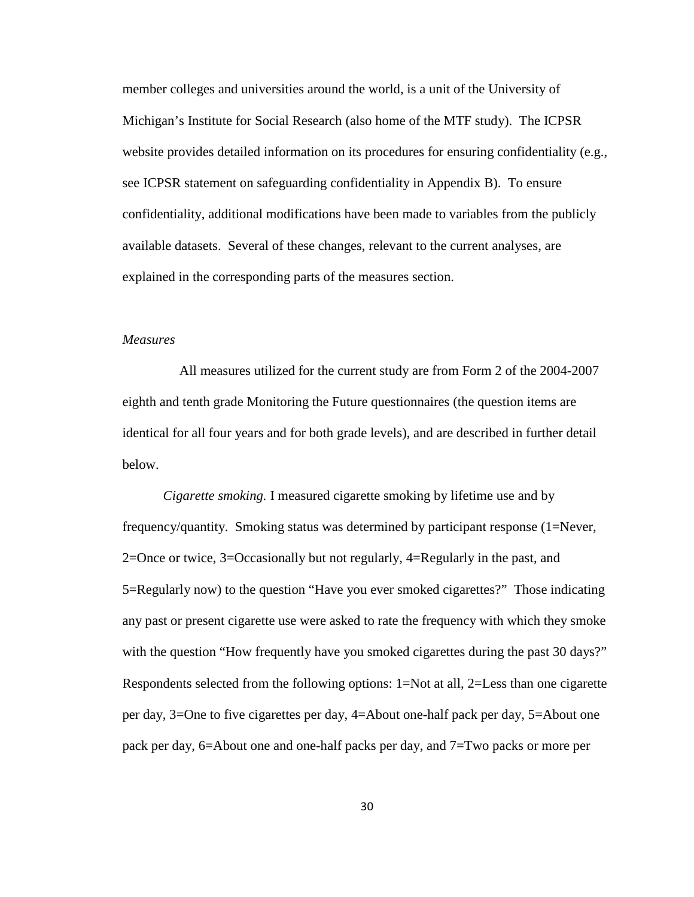member colleges and universities around the world, is a unit of the University of Michigan's Institute for Social Research (also home of the MTF study). The ICPSR website provides detailed information on its procedures for ensuring confidentiality (e.g., see ICPSR statement on safeguarding confidentiality in Appendix B). To ensure confidentiality, additional modifications have been made to variables from the publicly available datasets. Several of these changes, relevant to the current analyses, are explained in the corresponding parts of the measures section.

### *Measures*

All measures utilized for the current study are from Form 2 of the 2004-2007 eighth and tenth grade Monitoring the Future questionnaires (the question items are identical for all four years and for both grade levels), and are described in further detail below.

*Cigarette smoking.* I measured cigarette smoking by lifetime use and by frequency/quantity. Smoking status was determined by participant response (1=Never, 2=Once or twice, 3=Occasionally but not regularly, 4=Regularly in the past, and 5=Regularly now) to the question "Have you ever smoked cigarettes?" Those indicating any past or present cigarette use were asked to rate the frequency with which they smoke with the question "How frequently have you smoked cigarettes during the past 30 days?" Respondents selected from the following options: 1=Not at all, 2=Less than one cigarette per day, 3=One to five cigarettes per day, 4=About one-half pack per day, 5=About one pack per day, 6=About one and one-half packs per day, and 7=Two packs or more per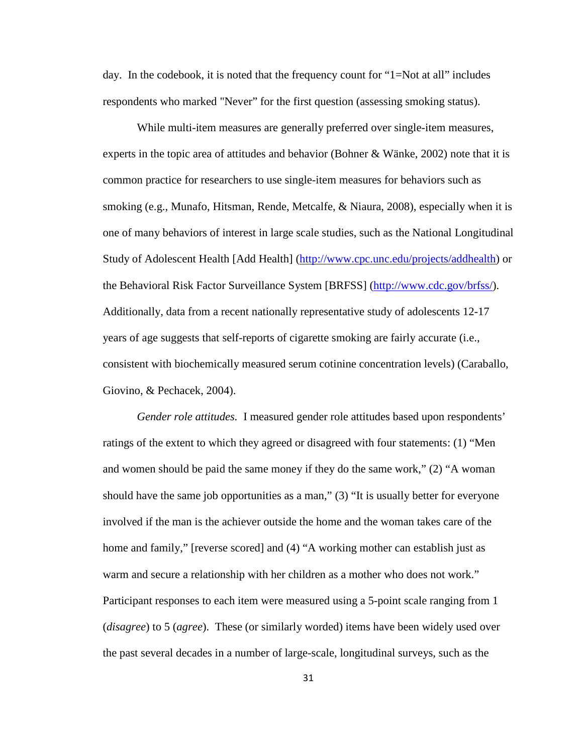day. In the codebook, it is noted that the frequency count for "1=Not at all" includes respondents who marked "Never" for the first question (assessing smoking status).

While multi-item measures are generally preferred over single-item measures, experts in the topic area of attitudes and behavior (Bohner & Wänke, 2002) note that it is common practice for researchers to use single-item measures for behaviors such as smoking (e.g., Munafo, Hitsman, Rende, Metcalfe, & Niaura, 2008), especially when it is one of many behaviors of interest in large scale studies, such as the National Longitudinal Study of Adolescent Health [Add Health] (http://www.cpc.unc.edu/projects/addhealth) or the Behavioral Risk Factor Surveillance System [BRFSS] (http://www.cdc.gov/brfss/). Additionally, data from a recent nationally representative study of adolescents 12-17 years of age suggests that self-reports of cigarette smoking are fairly accurate (i.e., consistent with biochemically measured serum cotinine concentration levels) (Caraballo, Giovino, & Pechacek, 2004).

*Gender role attitudes.* I measured gender role attitudes based upon respondents' ratings of the extent to which they agreed or disagreed with four statements: (1) "Men and women should be paid the same money if they do the same work," (2) "A woman should have the same job opportunities as a man," (3) "It is usually better for everyone involved if the man is the achiever outside the home and the woman takes care of the home and family," [reverse scored] and (4) "A working mother can establish just as warm and secure a relationship with her children as a mother who does not work." Participant responses to each item were measured using a 5-point scale ranging from 1 (*disagree*) to 5 (*agree*). These (or similarly worded) items have been widely used over the past several decades in a number of large-scale, longitudinal surveys, such as the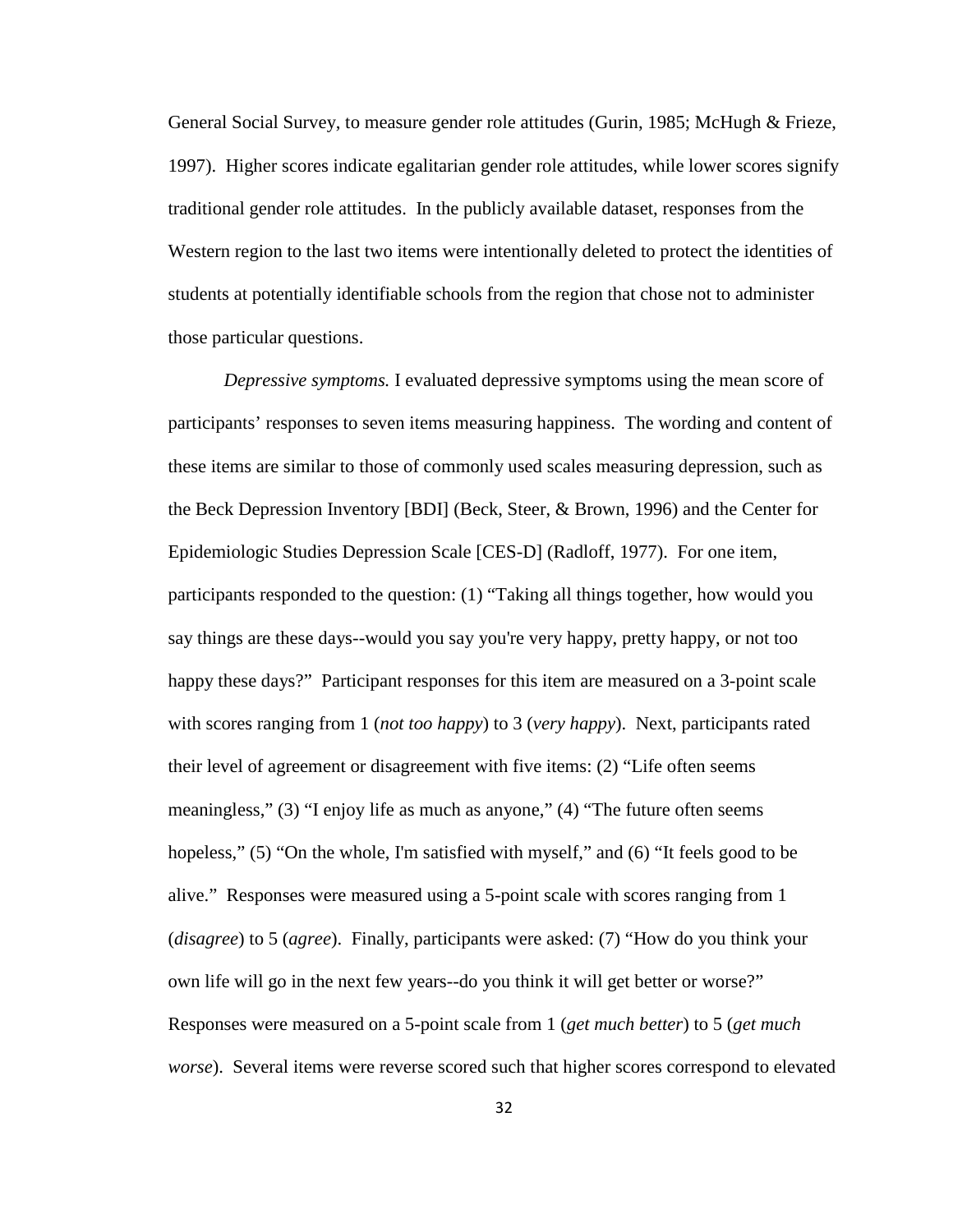General Social Survey, to measure gender role attitudes (Gurin, 1985; McHugh & Frieze, 1997). Higher scores indicate egalitarian gender role attitudes, while lower scores signify traditional gender role attitudes. In the publicly available dataset, responses from the Western region to the last two items were intentionally deleted to protect the identities of students at potentially identifiable schools from the region that chose not to administer those particular questions.

*Depressive symptoms.* I evaluated depressive symptoms using the mean score of participants' responses to seven items measuring happiness. The wording and content of these items are similar to those of commonly used scales measuring depression, such as the Beck Depression Inventory [BDI] (Beck, Steer, & Brown, 1996) and the Center for Epidemiologic Studies Depression Scale [CES-D] (Radloff, 1977). For one item, participants responded to the question: (1) "Taking all things together, how would you say things are these days--would you say you're very happy, pretty happy, or not too happy these days?" Participant responses for this item are measured on a 3-point scale with scores ranging from 1 (*not too happy*) to 3 (*very happy*). Next, participants rated their level of agreement or disagreement with five items: (2) "Life often seems meaningless," (3) "I enjoy life as much as anyone," (4) "The future often seems hopeless," (5) "On the whole, I'm satisfied with myself," and (6) "It feels good to be alive." Responses were measured using a 5-point scale with scores ranging from 1 (*disagree*) to 5 (*agree*). Finally, participants were asked: (7) "How do you think your own life will go in the next few years--do you think it will get better or worse?" Responses were measured on a 5-point scale from 1 (*get much better*) to 5 (*get much worse*). Several items were reverse scored such that higher scores correspond to elevated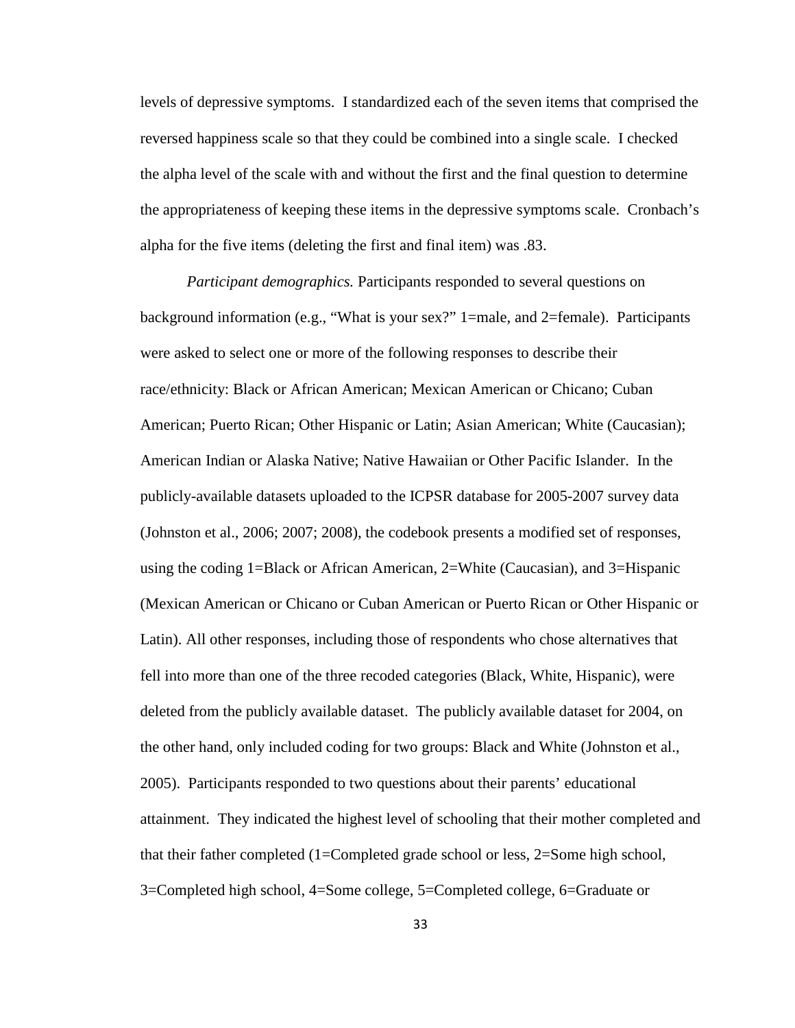levels of depressive symptoms. I standardized each of the seven items that comprised the reversed happiness scale so that they could be combined into a single scale. I checked the alpha level of the scale with and without the first and the final question to determine the appropriateness of keeping these items in the depressive symptoms scale. Cronbach's alpha for the five items (deleting the first and final item) was .83.

*Participant demographics.* Participants responded to several questions on background information (e.g., "What is your sex?" 1=male, and 2=female). Participants were asked to select one or more of the following responses to describe their race/ethnicity: Black or African American; Mexican American or Chicano; Cuban American; Puerto Rican; Other Hispanic or Latin; Asian American; White (Caucasian); American Indian or Alaska Native; Native Hawaiian or Other Pacific Islander. In the publicly-available datasets uploaded to the ICPSR database for 2005-2007 survey data (Johnston et al., 2006; 2007; 2008), the codebook presents a modified set of responses, using the coding 1=Black or African American, 2=White (Caucasian), and 3=Hispanic (Mexican American or Chicano or Cuban American or Puerto Rican or Other Hispanic or Latin). All other responses, including those of respondents who chose alternatives that fell into more than one of the three recoded categories (Black, White, Hispanic), were deleted from the publicly available dataset. The publicly available dataset for 2004, on the other hand, only included coding for two groups: Black and White (Johnston et al., 2005). Participants responded to two questions about their parents' educational attainment. They indicated the highest level of schooling that their mother completed and that their father completed (1=Completed grade school or less, 2=Some high school, 3=Completed high school, 4=Some college, 5=Completed college, 6=Graduate or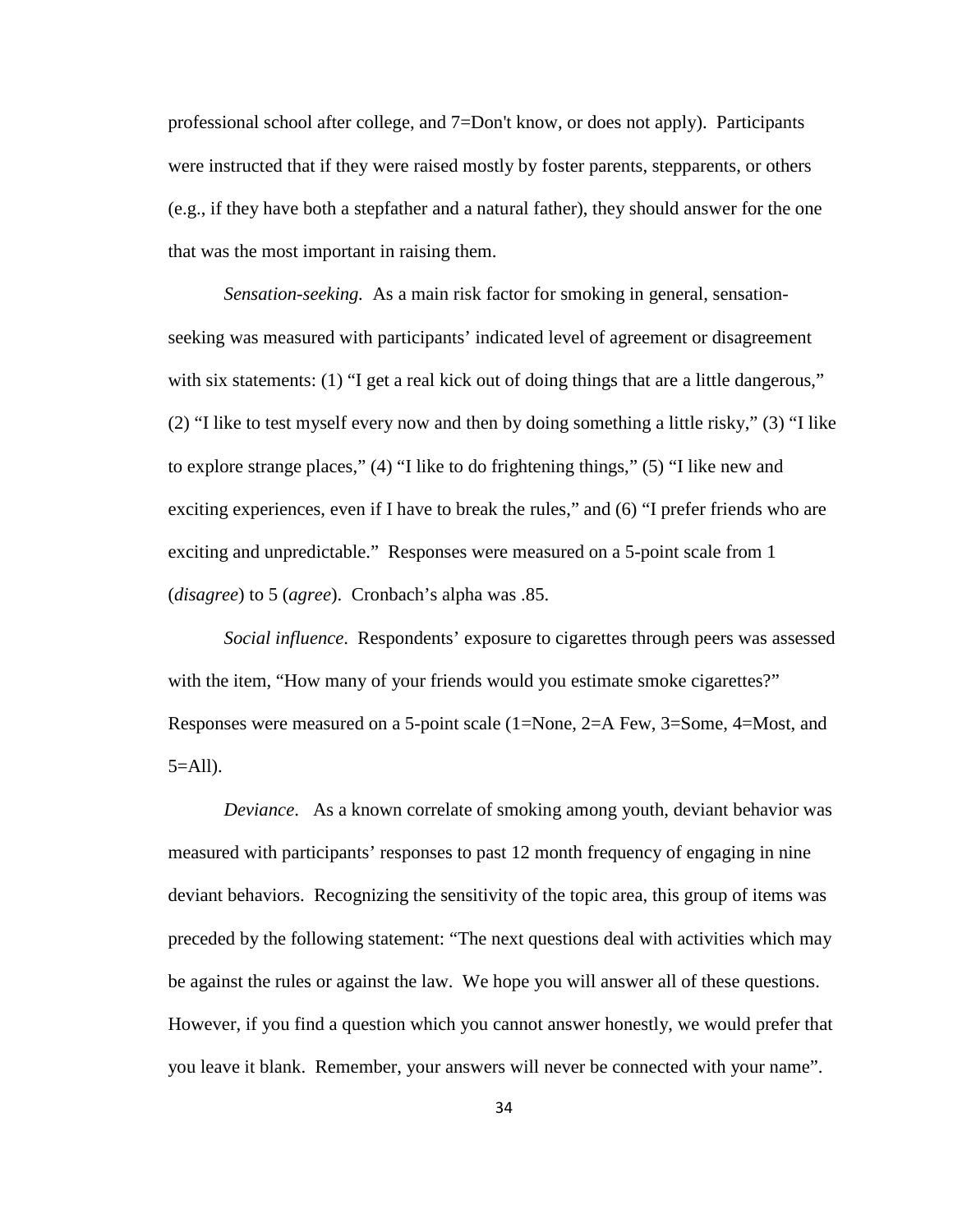professional school after college, and 7=Don't know, or does not apply). Participants were instructed that if they were raised mostly by foster parents, stepparents, or others (e.g., if they have both a stepfather and a natural father), they should answer for the one that was the most important in raising them.

*Sensation-seeking.* As a main risk factor for smoking in general, sensation-seeking was measured with participants' indicated level of agreement or disagreement with six statements: (1) "I get a real kick out of doing things that are a little dangerous," (2) "I like to test myself every now and then by doing something a little risky," (3) "I like to explore strange places," (4) "I like to do frightening things," (5) "I like new and exciting experiences, even if I have to break the rules," and (6) "I prefer friends who are exciting and unpredictable." Responses were measured on a 5-point scale from 1 (*disagree*) to 5 (*agree*). Cronbach's alpha was .85.

*Social influence*. Respondents' exposure to cigarettes through peers was assessed with the item, "How many of your friends would you estimate smoke cigarettes?" Responses were measured on a 5-point scale (1=None, 2=A Few, 3=Some, 4=Most, and 5=All).

*Deviance*. As a known correlate of smoking among youth, deviant behavior was measured with participants' responses to past 12 month frequency of engaging in nine deviant behaviors. Recognizing the sensitivity of the topic area, this group of items was preceded by the following statement: "The next questions deal with activities which may be against the rules or against the law. We hope you will answer all of these questions. However, if you find a question which you cannot answer honestly, we would prefer that you leave it blank. Remember, your answers will never be connected with your name".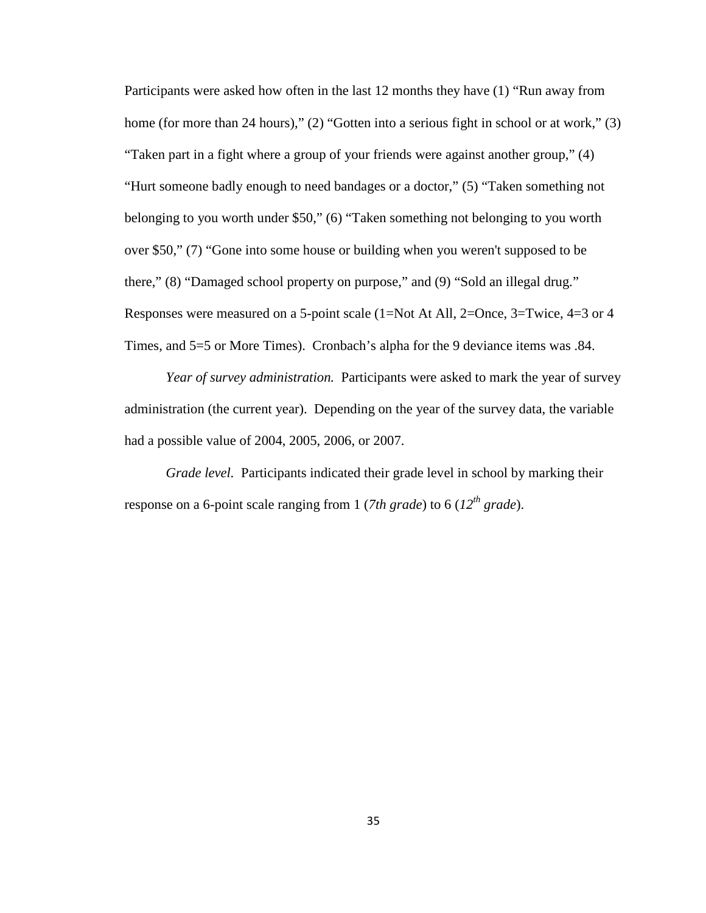Participants were asked how often in the last 12 months they have (1) “Run away from home (for more than 24 hours),” (2) “Gotten into a serious fight in school or at work,” (3) “Taken part in a fight where a group of your friends were against another group,” (4) “Hurt someone badly enough to need bandages or a doctor,” (5) “Taken something not belonging to you worth under $50,” (6) “Taken something not belonging to you worth over $50,” (7) “Gone into some house or building when you weren't supposed to be there,” (8) “Damaged school property on purpose,” and (9) “Sold an illegal drug.” Responses were measured on a 5-point scale (1=Not At All, 2=Once, 3=Twice, 4=3 or 4 Times, and 5=5 or More Times). Cronbach’s alpha for the 9 deviance items was .84.

*Year of survey administration.* Participants were asked to mark the year of survey administration (the current year). Depending on the year of the survey data, the variable had a possible value of 2004, 2005, 2006, or 2007.

*Grade level.* Participants indicated their grade level in school by marking their response on a 6-point scale ranging from 1 (*7th grade*) to 6 (*12th grade*).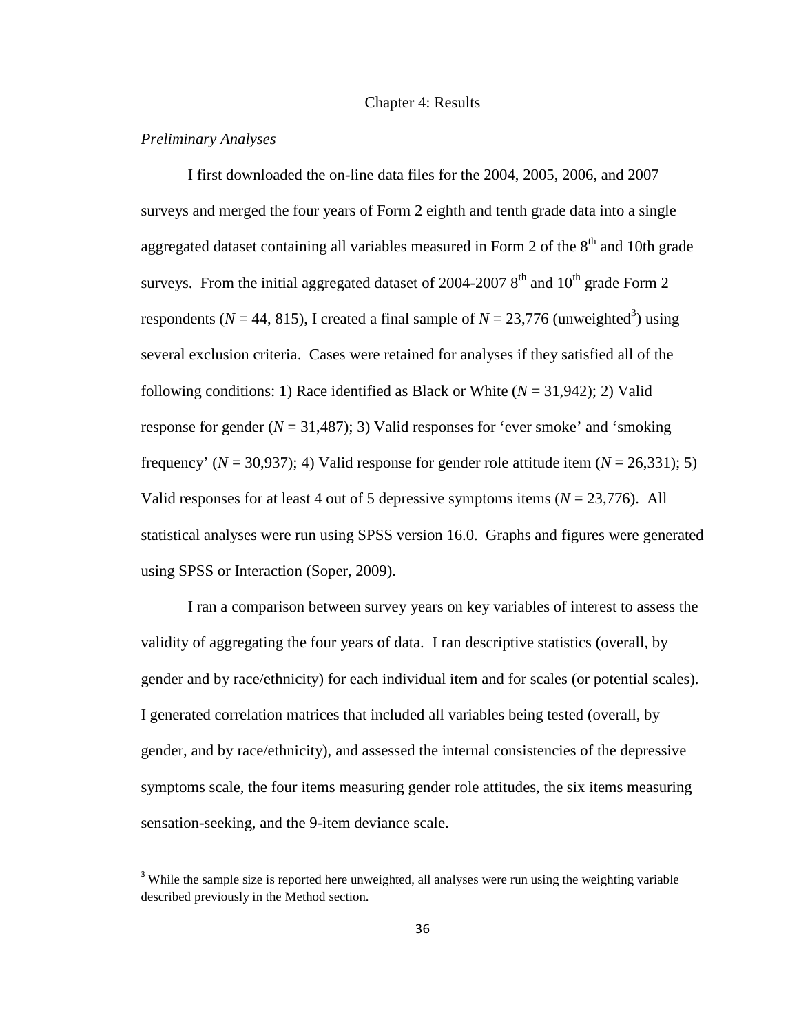# Chapter 4: Results

*Preliminary Analyses*

I first downloaded the on-line data files for the 2004, 2005, 2006, and 2007 surveys and merged the four years of Form 2 eighth and tenth grade data into a single aggregated dataset containing all variables measured in Form 2 of the 8th and 10th grade surveys. From the initial aggregated dataset of 2004-2007 8th and 10th grade Form 2 respondents (*N* = 44, 815), I created a final sample of *N* = 23,776 (unweighted[3]) using several exclusion criteria. Cases were retained for analyses if they satisfied all of the following conditions: 1) Race identified as Black or White (*N* = 31,942); 2) Valid response for gender (*N* = 31,487); 3) Valid responses for 'ever smoke' and 'smoking frequency' (*N* = 30,937); 4) Valid response for gender role attitude item (*N* = 26,331); 5) Valid responses for at least 4 out of 5 depressive symptoms items (*N* = 23,776). All statistical analyses were run using SPSS version 16.0. Graphs and figures were generated using SPSS or Interaction (Soper, 2009).

I ran a comparison between survey years on key variables of interest to assess the validity of aggregating the four years of data. I ran descriptive statistics (overall, by gender and by race/ethnicity) for each individual item and for scales (or potential scales). I generated correlation matrices that included all variables being tested (overall, by gender, and by race/ethnicity), and assessed the internal consistencies of the depressive symptoms scale, the four items measuring gender role attitudes, the six items measuring sensation-seeking, and the 9-item deviance scale.

---

[3] While the sample size is reported here unweighted, all analyses were run using the weighting variable described previously in the Method section.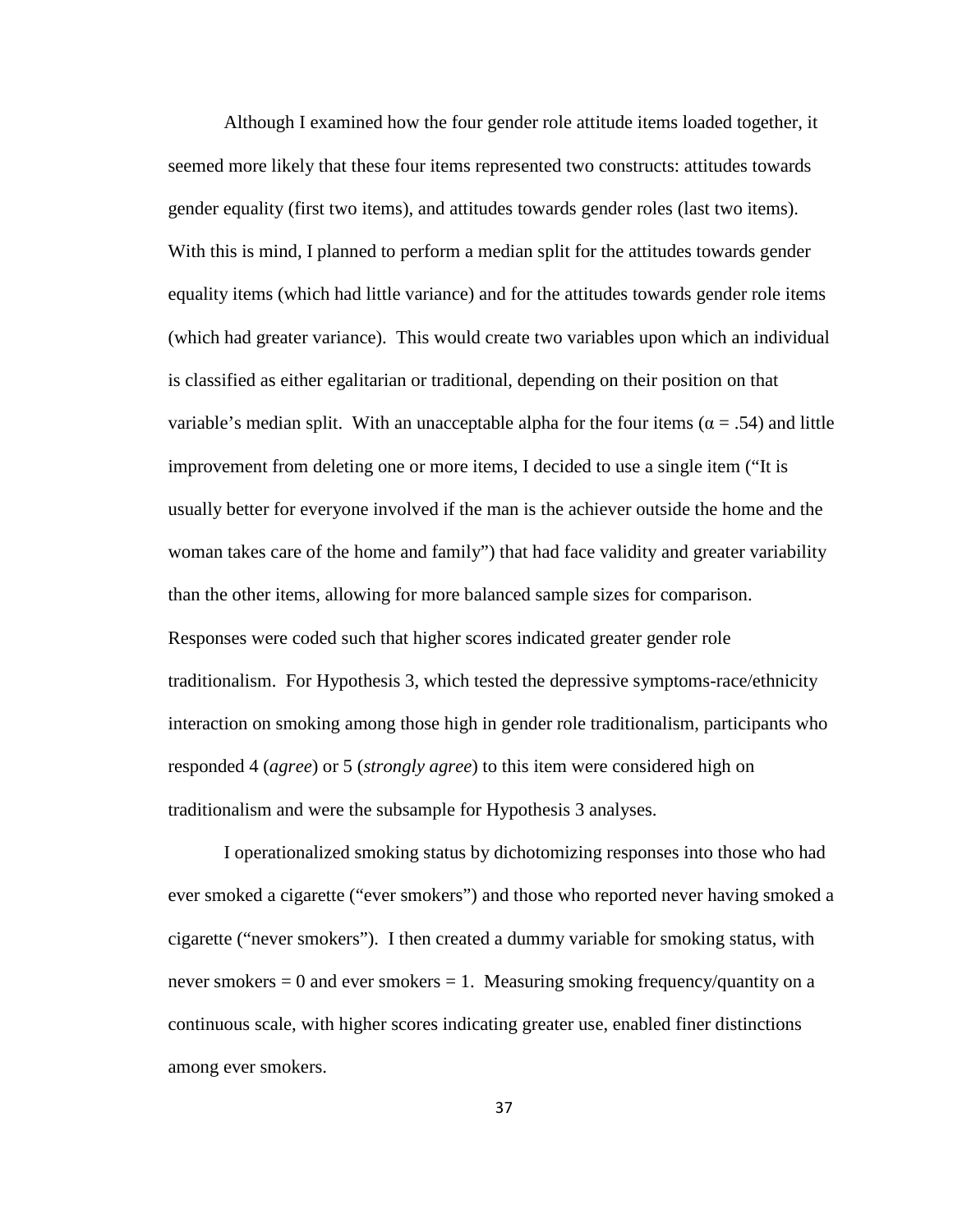Although I examined how the four gender role attitude items loaded together, it seemed more likely that these four items represented two constructs: attitudes towards gender equality (first two items), and attitudes towards gender roles (last two items). With this is mind, I planned to perform a median split for the attitudes towards gender equality items (which had little variance) and for the attitudes towards gender role items (which had greater variance). This would create two variables upon which an individual is classified as either egalitarian or traditional, depending on their position on that variable's median split. With an unacceptable alpha for the four items ($\alpha = .54$) and little improvement from deleting one or more items, I decided to use a single item ("It is usually better for everyone involved if the man is the achiever outside the home and the woman takes care of the home and family") that had face validity and greater variability than the other items, allowing for more balanced sample sizes for comparison. Responses were coded such that higher scores indicated greater gender role traditionalism. For Hypothesis 3, which tested the depressive symptoms-race/ethnicity interaction on smoking among those high in gender role traditionalism, participants who responded 4 (*agree*) or 5 (*strongly agree*) to this item were considered high on traditionalism and were the subsample for Hypothesis 3 analyses.

I operationalized smoking status by dichotomizing responses into those who had ever smoked a cigarette ("ever smokers") and those who reported never having smoked a cigarette ("never smokers"). I then created a dummy variable for smoking status, with never smokers = 0 and ever smokers = 1. Measuring smoking frequency/quantity on a continuous scale, with higher scores indicating greater use, enabled finer distinctions among ever smokers.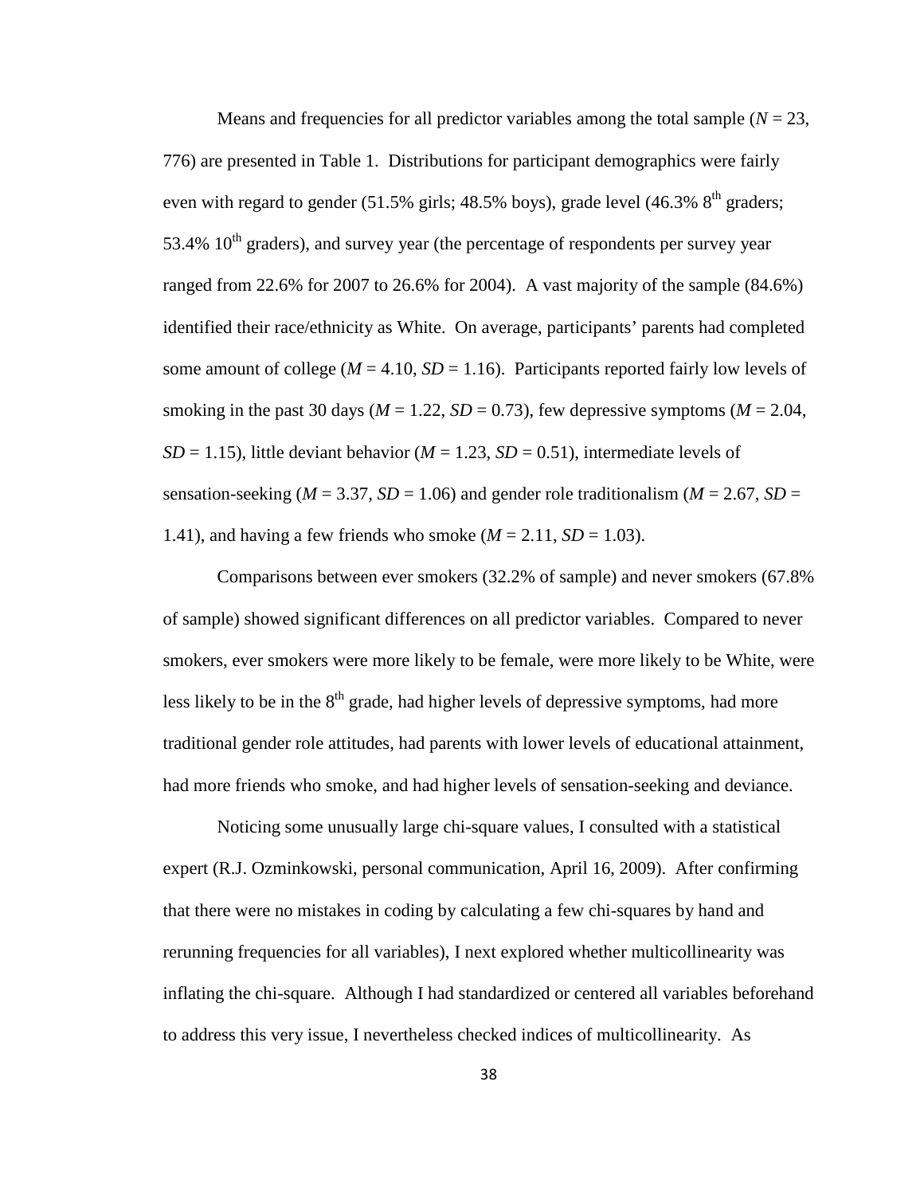Means and frequencies for all predictor variables among the total sample ($N$ = 23, 776) are presented in Table 1. Distributions for participant demographics were fairly even with regard to gender (51.5% girls; 48.5% boys), grade level (46.3% 8$^{th}$ graders; 53.4% 10$^{th}$ graders), and survey year (the percentage of respondents per survey year ranged from 22.6% for 2007 to 26.6% for 2004). A vast majority of the sample (84.6%) identified their race/ethnicity as White. On average, participants' parents had completed some amount of college ($M$ = 4.10, $SD$ = 1.16). Participants reported fairly low levels of smoking in the past 30 days ($M$ = 1.22, $SD$ = 0.73), few depressive symptoms ($M$ = 2.04, $SD$ = 1.15), little deviant behavior ($M$ = 1.23, $SD$ = 0.51), intermediate levels of sensation-seeking ($M$ = 3.37, $SD$ = 1.06) and gender role traditionalism ($M$ = 2.67, $SD$ = 1.41), and having a few friends who smoke ($M$ = 2.11, $SD$ = 1.03).

Comparisons between ever smokers (32.2% of sample) and never smokers (67.8% of sample) showed significant differences on all predictor variables. Compared to never smokers, ever smokers were more likely to be female, were more likely to be White, were less likely to be in the 8$^{th}$ grade, had higher levels of depressive symptoms, had more traditional gender role attitudes, had parents with lower levels of educational attainment, had more friends who smoke, and had higher levels of sensation-seeking and deviance.

Noticing some unusually large chi-square values, I consulted with a statistical expert (R.J. Ozminkowski, personal communication, April 16, 2009). After confirming that there were no mistakes in coding by calculating a few chi-squares by hand and rerunning frequencies for all variables), I next explored whether multicollinearity was inflating the chi-square. Although I had standardized or centered all variables beforehand to address this very issue, I nevertheless checked indices of multicollinearity. As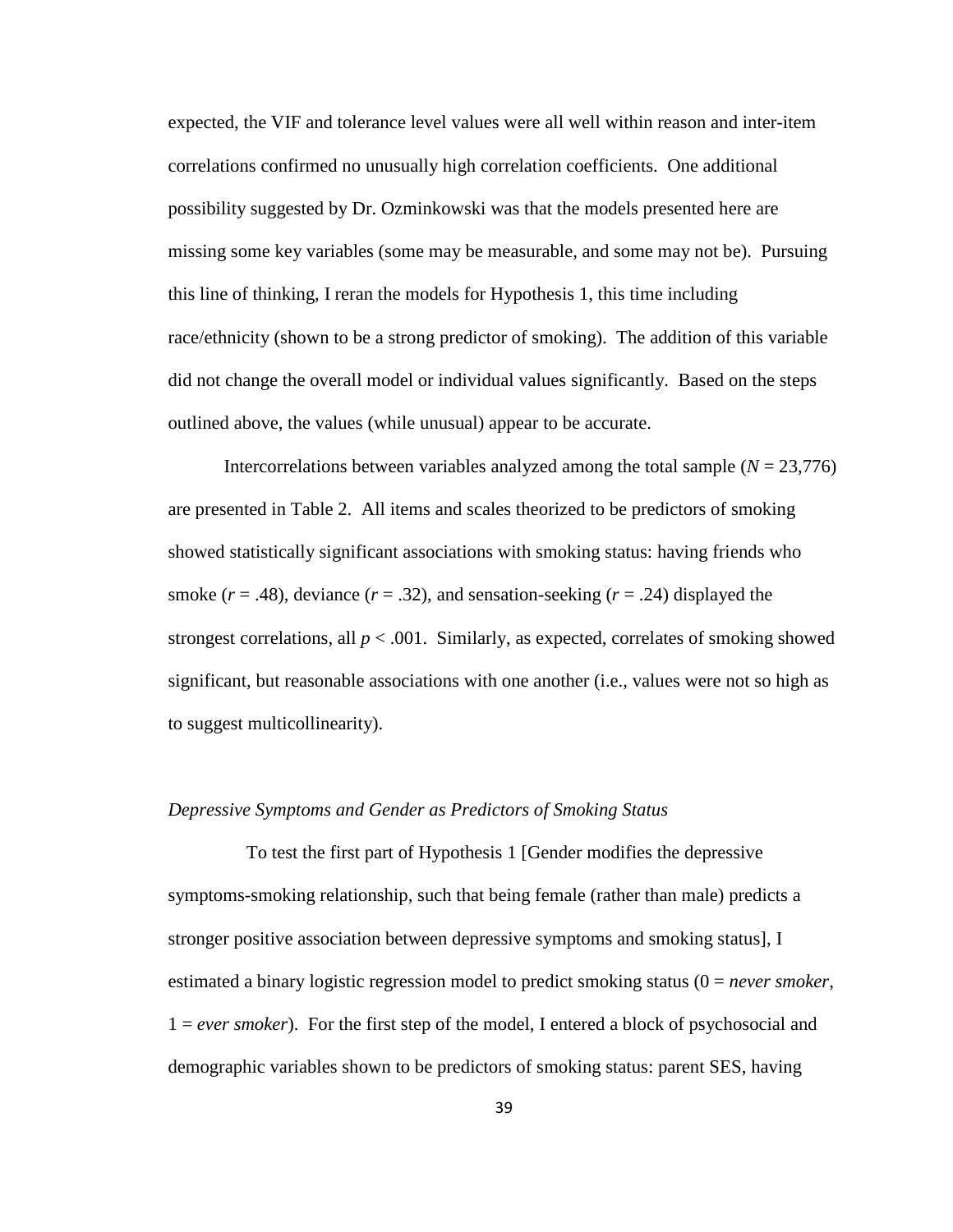expected, the VIF and tolerance level values were all well within reason and inter-item correlations confirmed no unusually high correlation coefficients. One additional possibility suggested by Dr. Ozminkowski was that the models presented here are missing some key variables (some may be measurable, and some may not be). Pursuing this line of thinking, I reran the models for Hypothesis 1, this time including race/ethnicity (shown to be a strong predictor of smoking). The addition of this variable did not change the overall model or individual values significantly. Based on the steps outlined above, the values (while unusual) appear to be accurate.

Intercorrelations between variables analyzed among the total sample ($N$ = 23,776) are presented in Table 2. All items and scales theorized to be predictors of smoking showed statistically significant associations with smoking status: having friends who smoke ($r$ = .48), deviance ($r$ = .32), and sensation-seeking ($r$ = .24) displayed the strongest correlations, all $p$ < .001. Similarly, as expected, correlates of smoking showed significant, but reasonable associations with one another (i.e., values were not so high as to suggest multicollinearity).

*Depressive Symptoms and Gender as Predictors of Smoking Status*

To test the first part of Hypothesis 1 [Gender modifies the depressive symptoms-smoking relationship, such that being female (rather than male) predicts a stronger positive association between depressive symptoms and smoking status], I estimated a binary logistic regression model to predict smoking status (0 = *never smoker*, 1 = *ever smoker*). For the first step of the model, I entered a block of psychosocial and demographic variables shown to be predictors of smoking status: parent SES, having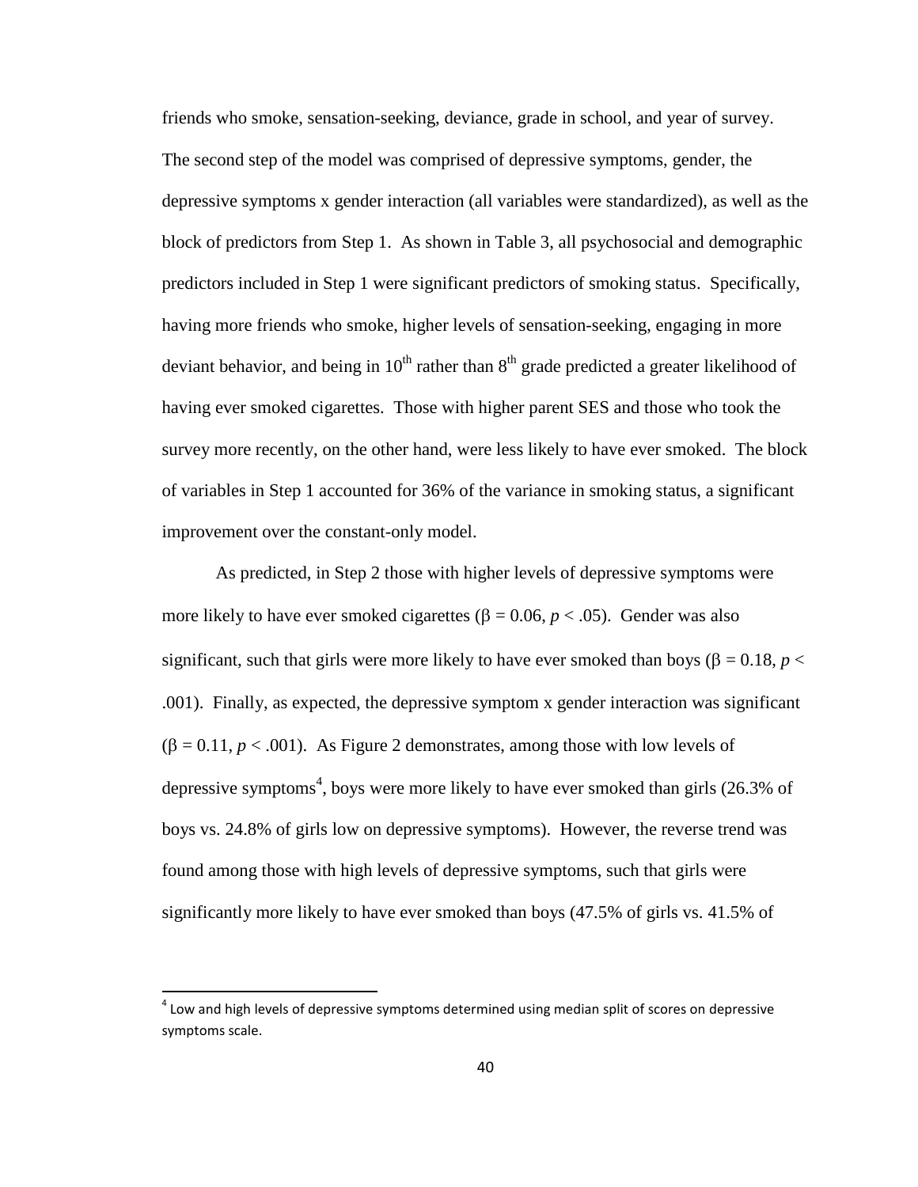friends who smoke, sensation-seeking, deviance, grade in school, and year of survey. The second step of the model was comprised of depressive symptoms, gender, the depressive symptoms x gender interaction (all variables were standardized), as well as the block of predictors from Step 1. As shown in Table 3, all psychosocial and demographic predictors included in Step 1 were significant predictors of smoking status. Specifically, having more friends who smoke, higher levels of sensation-seeking, engaging in more deviant behavior, and being in $10^{th}$ rather than $8^{th}$ grade predicted a greater likelihood of having ever smoked cigarettes. Those with higher parent SES and those who took the survey more recently, on the other hand, were less likely to have ever smoked. The block of variables in Step 1 accounted for 36% of the variance in smoking status, a significant improvement over the constant-only model.

As predicted, in Step 2 those with higher levels of depressive symptoms were more likely to have ever smoked cigarettes ($\beta = 0.06$, $p < .05$). Gender was also significant, such that girls were more likely to have ever smoked than boys ($\beta = 0.18$, $p < .001$). Finally, as expected, the depressive symptom x gender interaction was significant ($\beta = 0.11$, $p < .001$). As Figure 2 demonstrates, among those with low levels of depressive symptoms[4], boys were more likely to have ever smoked than girls (26.3% of boys vs. 24.8% of girls low on depressive symptoms). However, the reverse trend was found among those with high levels of depressive symptoms, such that girls were significantly more likely to have ever smoked than boys (47.5% of girls vs. 41.5% of

[4] Low and high levels of depressive symptoms determined using median split of scores on depressive symptoms scale.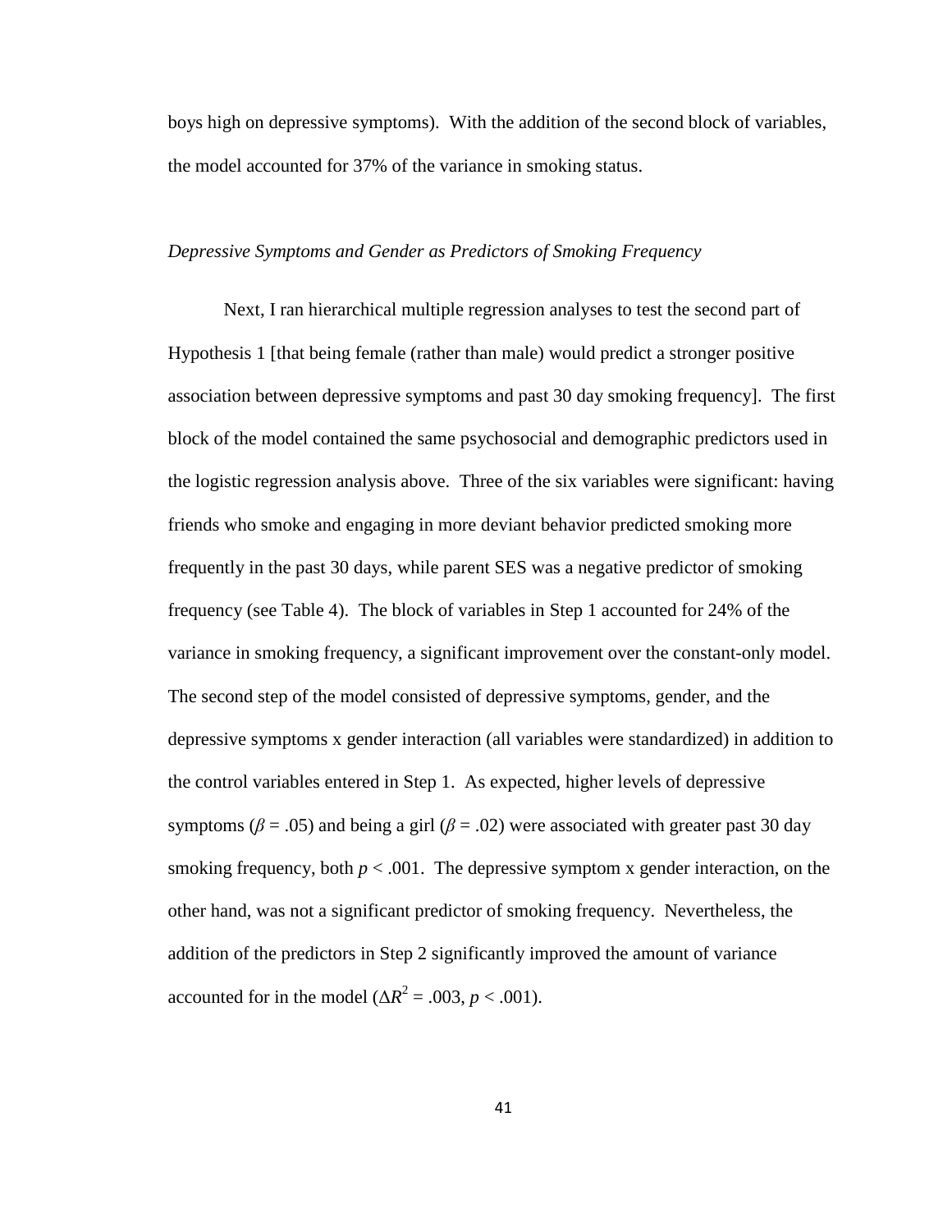boys high on depressive symptoms). With the addition of the second block of variables, the model accounted for 37% of the variance in smoking status.

*Depressive Symptoms and Gender as Predictors of Smoking Frequency*

Next, I ran hierarchical multiple regression analyses to test the second part of Hypothesis 1 [that being female (rather than male) would predict a stronger positive association between depressive symptoms and past 30 day smoking frequency]. The first block of the model contained the same psychosocial and demographic predictors used in the logistic regression analysis above. Three of the six variables were significant: having friends who smoke and engaging in more deviant behavior predicted smoking more frequently in the past 30 days, while parent SES was a negative predictor of smoking frequency (see Table 4). The block of variables in Step 1 accounted for 24% of the variance in smoking frequency, a significant improvement over the constant-only model. The second step of the model consisted of depressive symptoms, gender, and the depressive symptoms x gender interaction (all variables were standardized) in addition to the control variables entered in Step 1. As expected, higher levels of depressive symptoms ($\beta = .05$) and being a girl ($\beta = .02$) were associated with greater past 30 day smoking frequency, both $p < .001$. The depressive symptom x gender interaction, on the other hand, was not a significant predictor of smoking frequency. Nevertheless, the addition of the predictors in Step 2 significantly improved the amount of variance accounted for in the model ($\Delta R^2 = .003$, $p < .001$).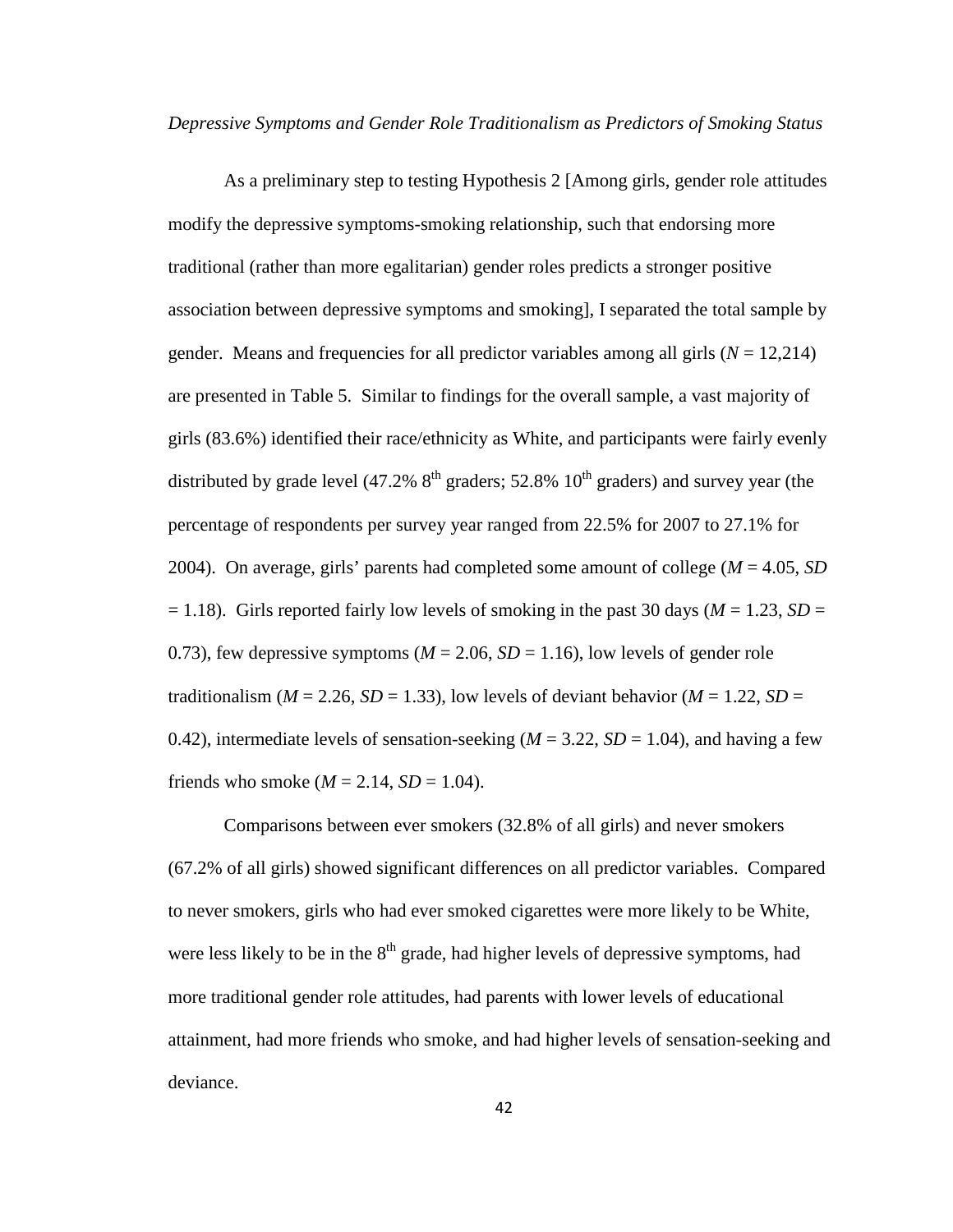*Depressive Symptoms and Gender Role Traditionalism as Predictors of Smoking Status*

As a preliminary step to testing Hypothesis 2 [Among girls, gender role attitudes modify the depressive symptoms-smoking relationship, such that endorsing more traditional (rather than more egalitarian) gender roles predicts a stronger positive association between depressive symptoms and smoking], I separated the total sample by gender. Means and frequencies for all predictor variables among all girls ($N$ = 12,214) are presented in Table 5. Similar to findings for the overall sample, a vast majority of girls (83.6%) identified their race/ethnicity as White, and participants were fairly evenly distributed by grade level (47.2% 8th graders; 52.8% 10th graders) and survey year (the percentage of respondents per survey year ranged from 22.5% for 2007 to 27.1% for 2004). On average, girls' parents had completed some amount of college ($M$ = 4.05, $SD$ = 1.18). Girls reported fairly low levels of smoking in the past 30 days ($M$ = 1.23, $SD$ = 0.73), few depressive symptoms ($M$ = 2.06, $SD$ = 1.16), low levels of gender role traditionalism ($M$ = 2.26, $SD$ = 1.33), low levels of deviant behavior ($M$ = 1.22, $SD$ = 0.42), intermediate levels of sensation-seeking ($M$ = 3.22, $SD$ = 1.04), and having a few friends who smoke ($M$ = 2.14, $SD$ = 1.04).

Comparisons between ever smokers (32.8% of all girls) and never smokers (67.2% of all girls) showed significant differences on all predictor variables. Compared to never smokers, girls who had ever smoked cigarettes were more likely to be White, were less likely to be in the 8th grade, had higher levels of depressive symptoms, had more traditional gender role attitudes, had parents with lower levels of educational attainment, had more friends who smoke, and had higher levels of sensation-seeking and deviance.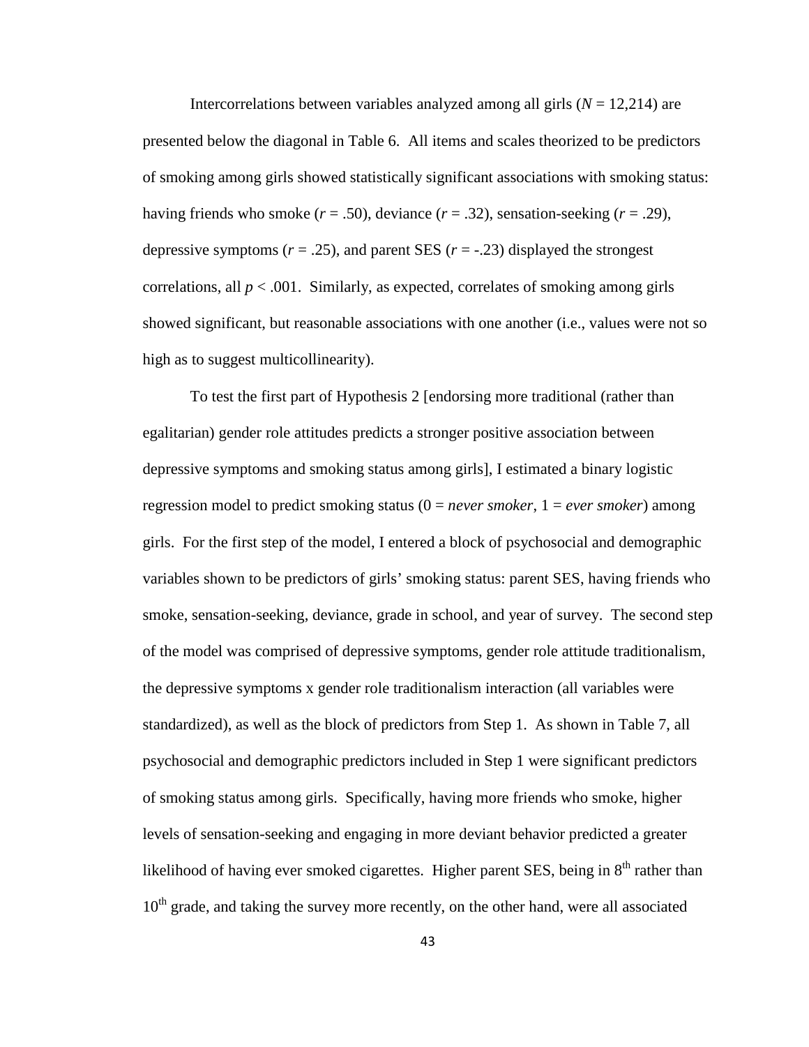Intercorrelations between variables analyzed among all girls ($N$ = 12,214) are presented below the diagonal in Table 6. All items and scales theorized to be predictors of smoking among girls showed statistically significant associations with smoking status: having friends who smoke ($r$ = .50), deviance ($r$ = .32), sensation-seeking ($r$ = .29), depressive symptoms ($r$ = .25), and parent SES ($r$ = -.23) displayed the strongest correlations, all $p$ < .001. Similarly, as expected, correlates of smoking among girls showed significant, but reasonable associations with one another (i.e., values were not so high as to suggest multicollinearity).

To test the first part of Hypothesis 2 [endorsing more traditional (rather than egalitarian) gender role attitudes predicts a stronger positive association between depressive symptoms and smoking status among girls], I estimated a binary logistic regression model to predict smoking status (0 = *never smoker*, 1 = *ever smoker*) among girls. For the first step of the model, I entered a block of psychosocial and demographic variables shown to be predictors of girls' smoking status: parent SES, having friends who smoke, sensation-seeking, deviance, grade in school, and year of survey. The second step of the model was comprised of depressive symptoms, gender role attitude traditionalism, the depressive symptoms x gender role traditionalism interaction (all variables were standardized), as well as the block of predictors from Step 1. As shown in Table 7, all psychosocial and demographic predictors included in Step 1 were significant predictors of smoking status among girls. Specifically, having more friends who smoke, higher levels of sensation-seeking and engaging in more deviant behavior predicted a greater likelihood of having ever smoked cigarettes. Higher parent SES, being in 8th rather than 10th grade, and taking the survey more recently, on the other hand, were all associated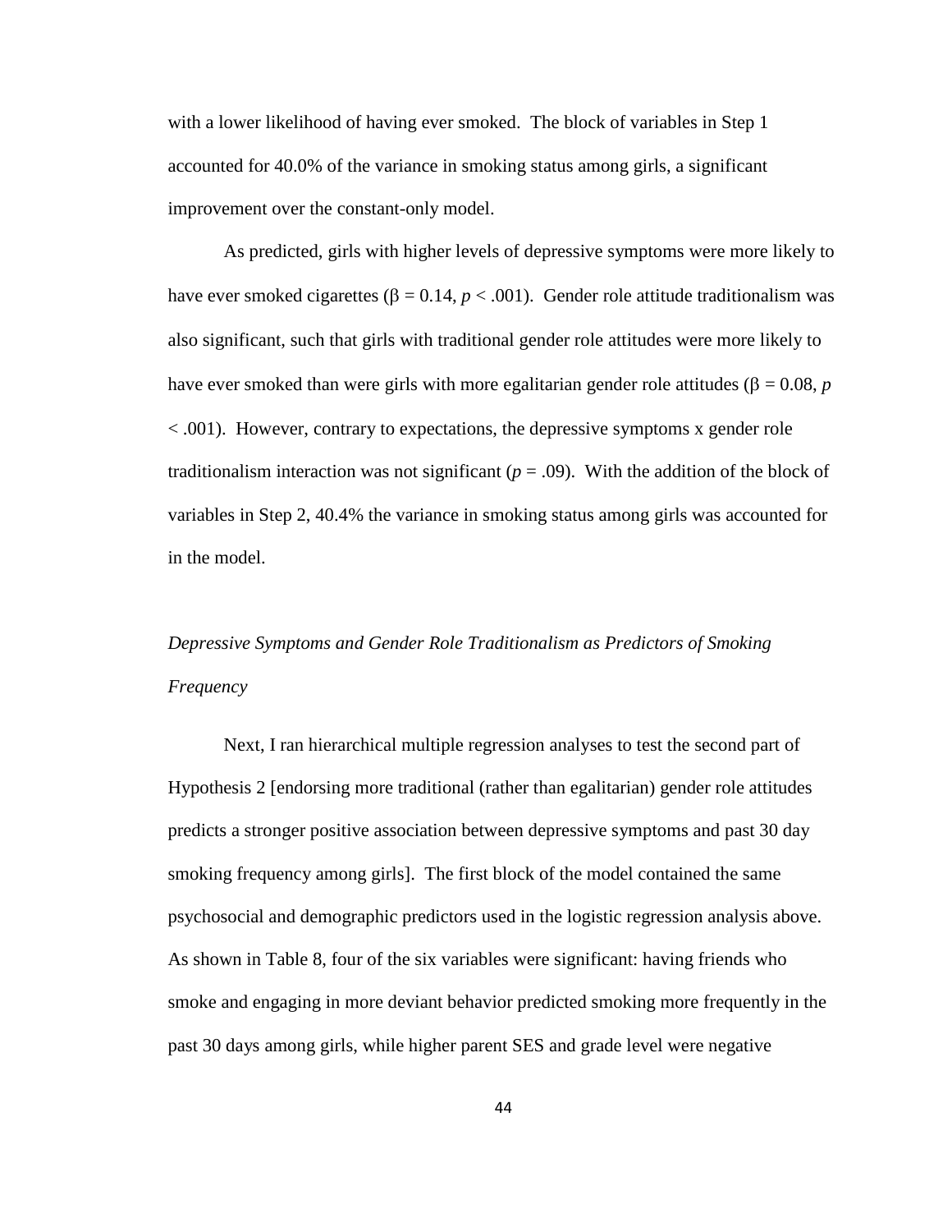with a lower likelihood of having ever smoked. The block of variables in Step 1 accounted for 40.0% of the variance in smoking status among girls, a significant improvement over the constant-only model.

As predicted, girls with higher levels of depressive symptoms were more likely to have ever smoked cigarettes ($\beta = 0.14$, $p < .001$). Gender role attitude traditionalism was also significant, such that girls with traditional gender role attitudes were more likely to have ever smoked than were girls with more egalitarian gender role attitudes ($\beta = 0.08$, $p < .001$). However, contrary to expectations, the depressive symptoms x gender role traditionalism interaction was not significant ($p = .09$). With the addition of the block of variables in Step 2, 40.4% the variance in smoking status among girls was accounted for in the model.

### *Depressive Symptoms and Gender Role Traditionalism as Predictors of Smoking Frequency*

Next, I ran hierarchical multiple regression analyses to test the second part of Hypothesis 2 [endorsing more traditional (rather than egalitarian) gender role attitudes predicts a stronger positive association between depressive symptoms and past 30 day smoking frequency among girls]. The first block of the model contained the same psychosocial and demographic predictors used in the logistic regression analysis above. As shown in Table 8, four of the six variables were significant: having friends who smoke and engaging in more deviant behavior predicted smoking more frequently in the past 30 days among girls, while higher parent SES and grade level were negative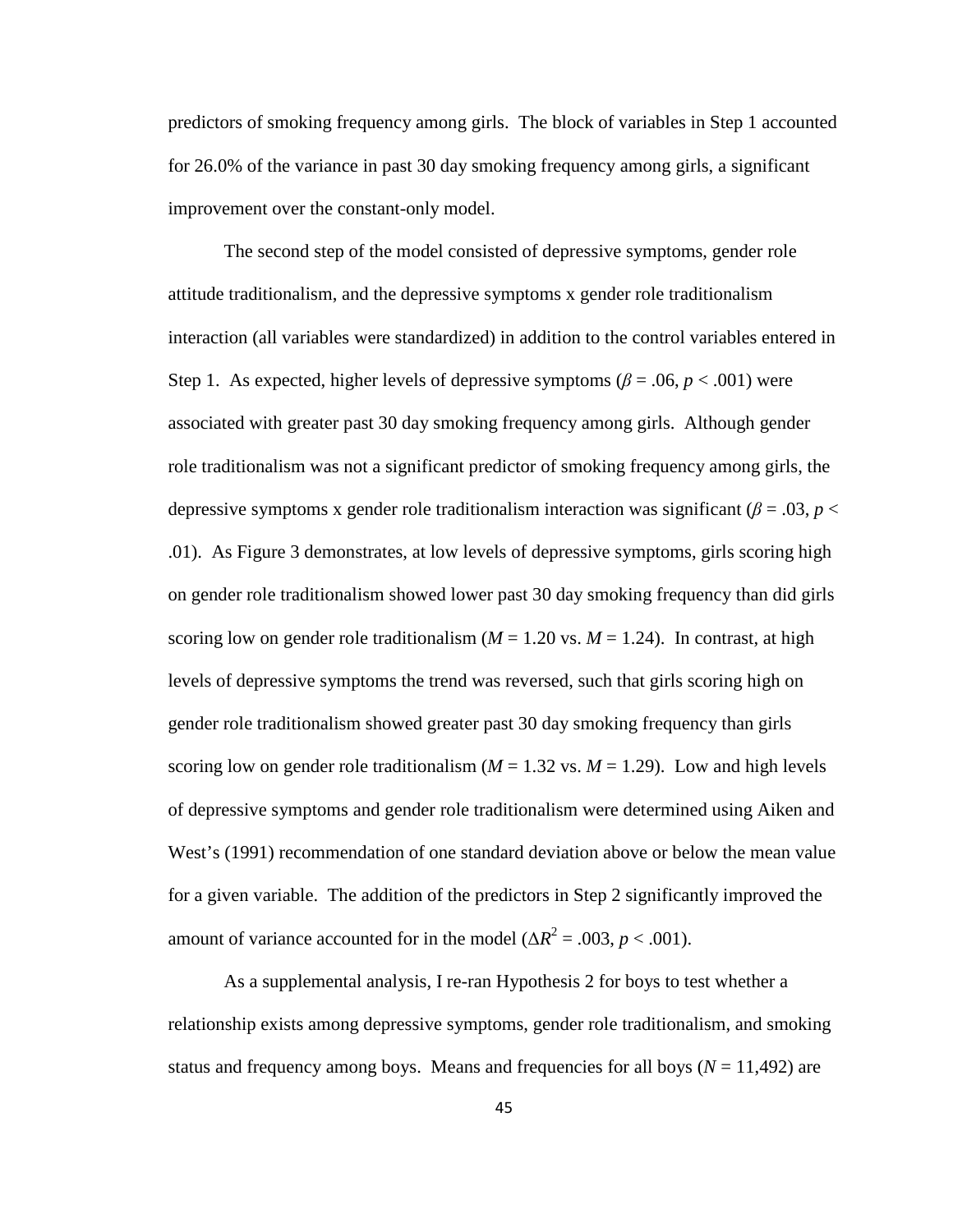predictors of smoking frequency among girls. The block of variables in Step 1 accounted for 26.0% of the variance in past 30 day smoking frequency among girls, a significant improvement over the constant-only model.

The second step of the model consisted of depressive symptoms, gender role attitude traditionalism, and the depressive symptoms x gender role traditionalism interaction (all variables were standardized) in addition to the control variables entered in Step 1. As expected, higher levels of depressive symptoms ($\beta = .06$, $p < .001$) were associated with greater past 30 day smoking frequency among girls. Although gender role traditionalism was not a significant predictor of smoking frequency among girls, the depressive symptoms x gender role traditionalism interaction was significant ($\beta = .03$, $p < .01$). As Figure 3 demonstrates, at low levels of depressive symptoms, girls scoring high on gender role traditionalism showed lower past 30 day smoking frequency than did girls scoring low on gender role traditionalism ($M = 1.20$ vs. $M = 1.24$). In contrast, at high levels of depressive symptoms the trend was reversed, such that girls scoring high on gender role traditionalism showed greater past 30 day smoking frequency than girls scoring low on gender role traditionalism ($M = 1.32$ vs. $M = 1.29$). Low and high levels of depressive symptoms and gender role traditionalism were determined using Aiken and West's (1991) recommendation of one standard deviation above or below the mean value for a given variable. The addition of the predictors in Step 2 significantly improved the amount of variance accounted for in the model ($\Delta R^2 = .003$, $p < .001$).

As a supplemental analysis, I re-ran Hypothesis 2 for boys to test whether a relationship exists among depressive symptoms, gender role traditionalism, and smoking status and frequency among boys. Means and frequencies for all boys ($N = 11{,}492$) are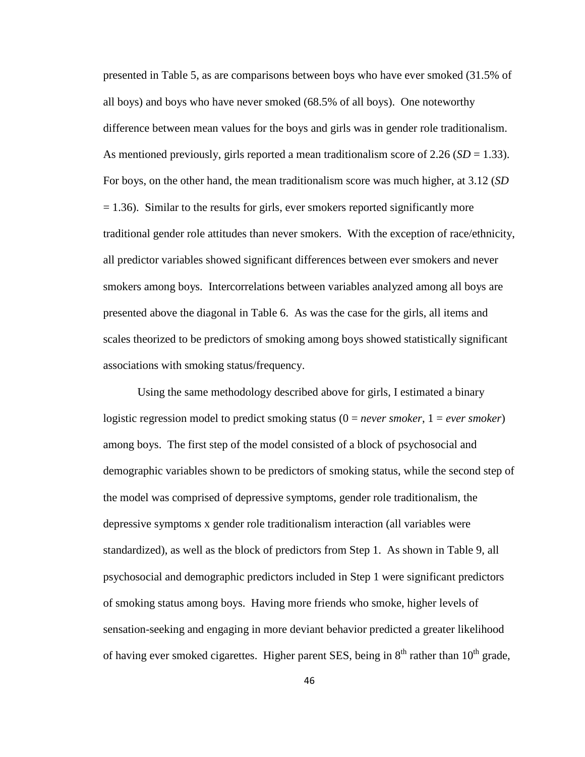presented in Table 5, as are comparisons between boys who have ever smoked (31.5% of all boys) and boys who have never smoked (68.5% of all boys). One noteworthy difference between mean values for the boys and girls was in gender role traditionalism. As mentioned previously, girls reported a mean traditionalism score of 2.26 (*SD* = 1.33). For boys, on the other hand, the mean traditionalism score was much higher, at 3.12 (*SD* = 1.36). Similar to the results for girls, ever smokers reported significantly more traditional gender role attitudes than never smokers. With the exception of race/ethnicity, all predictor variables showed significant differences between ever smokers and never smokers among boys. Intercorrelations between variables analyzed among all boys are presented above the diagonal in Table 6. As was the case for the girls, all items and scales theorized to be predictors of smoking among boys showed statistically significant associations with smoking status/frequency.

Using the same methodology described above for girls, I estimated a binary logistic regression model to predict smoking status (0 = *never smoker*, 1 = *ever smoker*) among boys. The first step of the model consisted of a block of psychosocial and demographic variables shown to be predictors of smoking status, while the second step of the model was comprised of depressive symptoms, gender role traditionalism, the depressive symptoms x gender role traditionalism interaction (all variables were standardized), as well as the block of predictors from Step 1. As shown in Table 9, all psychosocial and demographic predictors included in Step 1 were significant predictors of smoking status among boys. Having more friends who smoke, higher levels of sensation-seeking and engaging in more deviant behavior predicted a greater likelihood of having ever smoked cigarettes. Higher parent SES, being in 8$^{th}$ rather than 10$^{th}$ grade,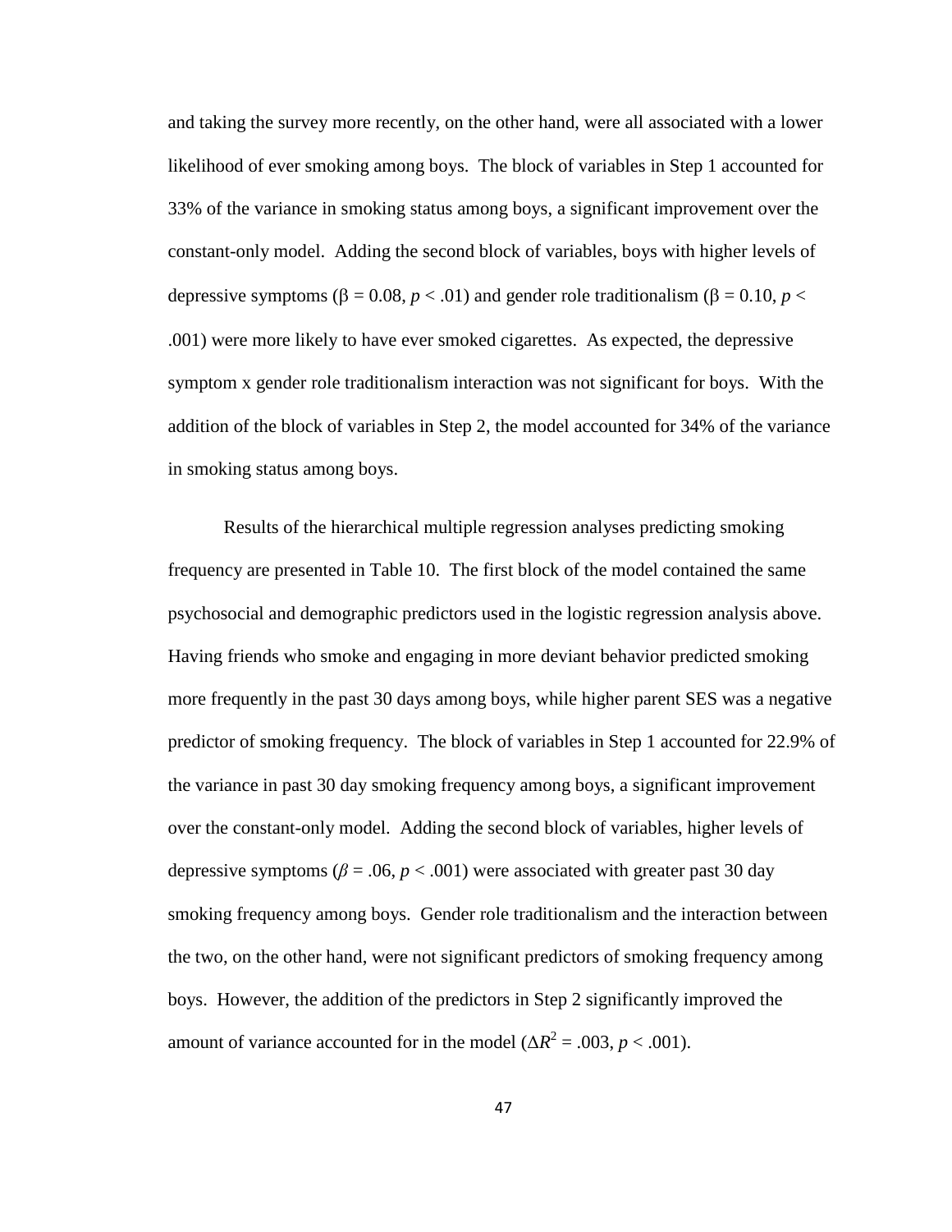and taking the survey more recently, on the other hand, were all associated with a lower likelihood of ever smoking among boys. The block of variables in Step 1 accounted for 33% of the variance in smoking status among boys, a significant improvement over the constant-only model. Adding the second block of variables, boys with higher levels of depressive symptoms ($\beta = 0.08$, $p < .01$) and gender role traditionalism ($\beta = 0.10$, $p < .001$) were more likely to have ever smoked cigarettes. As expected, the depressive symptom x gender role traditionalism interaction was not significant for boys. With the addition of the block of variables in Step 2, the model accounted for 34% of the variance in smoking status among boys.

Results of the hierarchical multiple regression analyses predicting smoking frequency are presented in Table 10. The first block of the model contained the same psychosocial and demographic predictors used in the logistic regression analysis above. Having friends who smoke and engaging in more deviant behavior predicted smoking more frequently in the past 30 days among boys, while higher parent SES was a negative predictor of smoking frequency. The block of variables in Step 1 accounted for 22.9% of the variance in past 30 day smoking frequency among boys, a significant improvement over the constant-only model. Adding the second block of variables, higher levels of depressive symptoms ($\beta = .06$, $p < .001$) were associated with greater past 30 day smoking frequency among boys. Gender role traditionalism and the interaction between the two, on the other hand, were not significant predictors of smoking frequency among boys. However, the addition of the predictors in Step 2 significantly improved the amount of variance accounted for in the model ($\Delta R^2 = .003$, $p < .001$).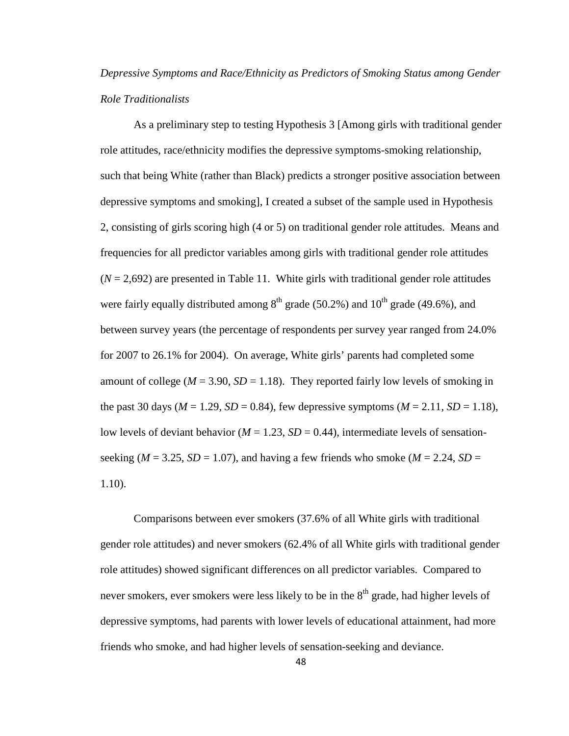*Depressive Symptoms and Race/Ethnicity as Predictors of Smoking Status among Gender Role Traditionalists*

As a preliminary step to testing Hypothesis 3 [Among girls with traditional gender role attitudes, race/ethnicity modifies the depressive symptoms-smoking relationship, such that being White (rather than Black) predicts a stronger positive association between depressive symptoms and smoking], I created a subset of the sample used in Hypothesis 2, consisting of girls scoring high (4 or 5) on traditional gender role attitudes. Means and frequencies for all predictor variables among girls with traditional gender role attitudes ($N$ = 2,692) are presented in Table 11. White girls with traditional gender role attitudes were fairly equally distributed among 8th grade (50.2%) and 10th grade (49.6%), and between survey years (the percentage of respondents per survey year ranged from 24.0% for 2007 to 26.1% for 2004). On average, White girls' parents had completed some amount of college ($M$ = 3.90, $SD$ = 1.18). They reported fairly low levels of smoking in the past 30 days ($M$ = 1.29, $SD$ = 0.84), few depressive symptoms ($M$ = 2.11, $SD$ = 1.18), low levels of deviant behavior ($M$ = 1.23, $SD$ = 0.44), intermediate levels of sensation-seeking ($M$ = 3.25, $SD$ = 1.07), and having a few friends who smoke ($M$ = 2.24, $SD$ = 1.10).

Comparisons between ever smokers (37.6% of all White girls with traditional gender role attitudes) and never smokers (62.4% of all White girls with traditional gender role attitudes) showed significant differences on all predictor variables. Compared to never smokers, ever smokers were less likely to be in the 8th grade, had higher levels of depressive symptoms, had parents with lower levels of educational attainment, had more friends who smoke, and had higher levels of sensation-seeking and deviance.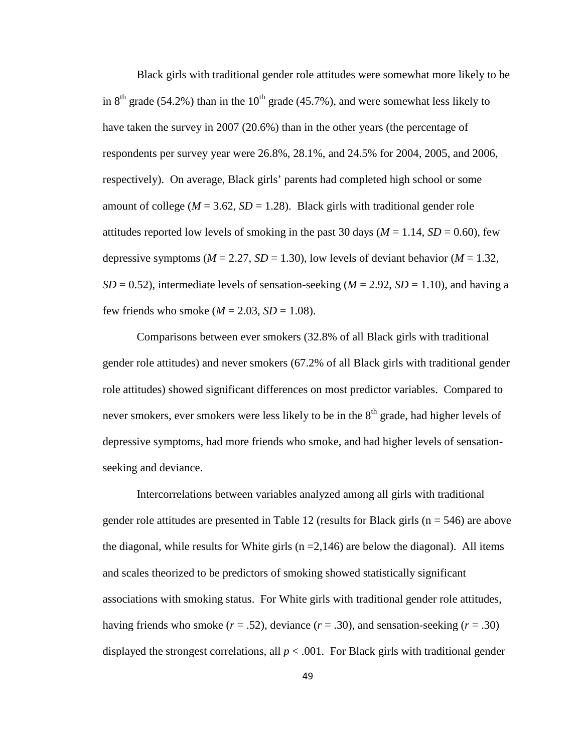Black girls with traditional gender role attitudes were somewhat more likely to be in 8th grade (54.2%) than in the 10th grade (45.7%), and were somewhat less likely to have taken the survey in 2007 (20.6%) than in the other years (the percentage of respondents per survey year were 26.8%, 28.1%, and 24.5% for 2004, 2005, and 2006, respectively). On average, Black girls' parents had completed high school or some amount of college ($M = 3.62$, $SD = 1.28$). Black girls with traditional gender role attitudes reported low levels of smoking in the past 30 days ($M = 1.14$, $SD = 0.60$), few depressive symptoms ($M = 2.27$, $SD = 1.30$), low levels of deviant behavior ($M = 1.32$, $SD = 0.52$), intermediate levels of sensation-seeking ($M = 2.92$, $SD = 1.10$), and having a few friends who smoke ($M = 2.03$, $SD = 1.08$).

Comparisons between ever smokers (32.8% of all Black girls with traditional gender role attitudes) and never smokers (67.2% of all Black girls with traditional gender role attitudes) showed significant differences on most predictor variables. Compared to never smokers, ever smokers were less likely to be in the 8th grade, had higher levels of depressive symptoms, had more friends who smoke, and had higher levels of sensation-seeking and deviance.

Intercorrelations between variables analyzed among all girls with traditional gender role attitudes are presented in Table 12 (results for Black girls ($n = 546$) are above the diagonal, while results for White girls ($n = 2{,}146$) are below the diagonal). All items and scales theorized to be predictors of smoking showed statistically significant associations with smoking status. For White girls with traditional gender role attitudes, having friends who smoke ($r = .52$), deviance ($r = .30$), and sensation-seeking ($r = .30$) displayed the strongest correlations, all $p < .001$. For Black girls with traditional gender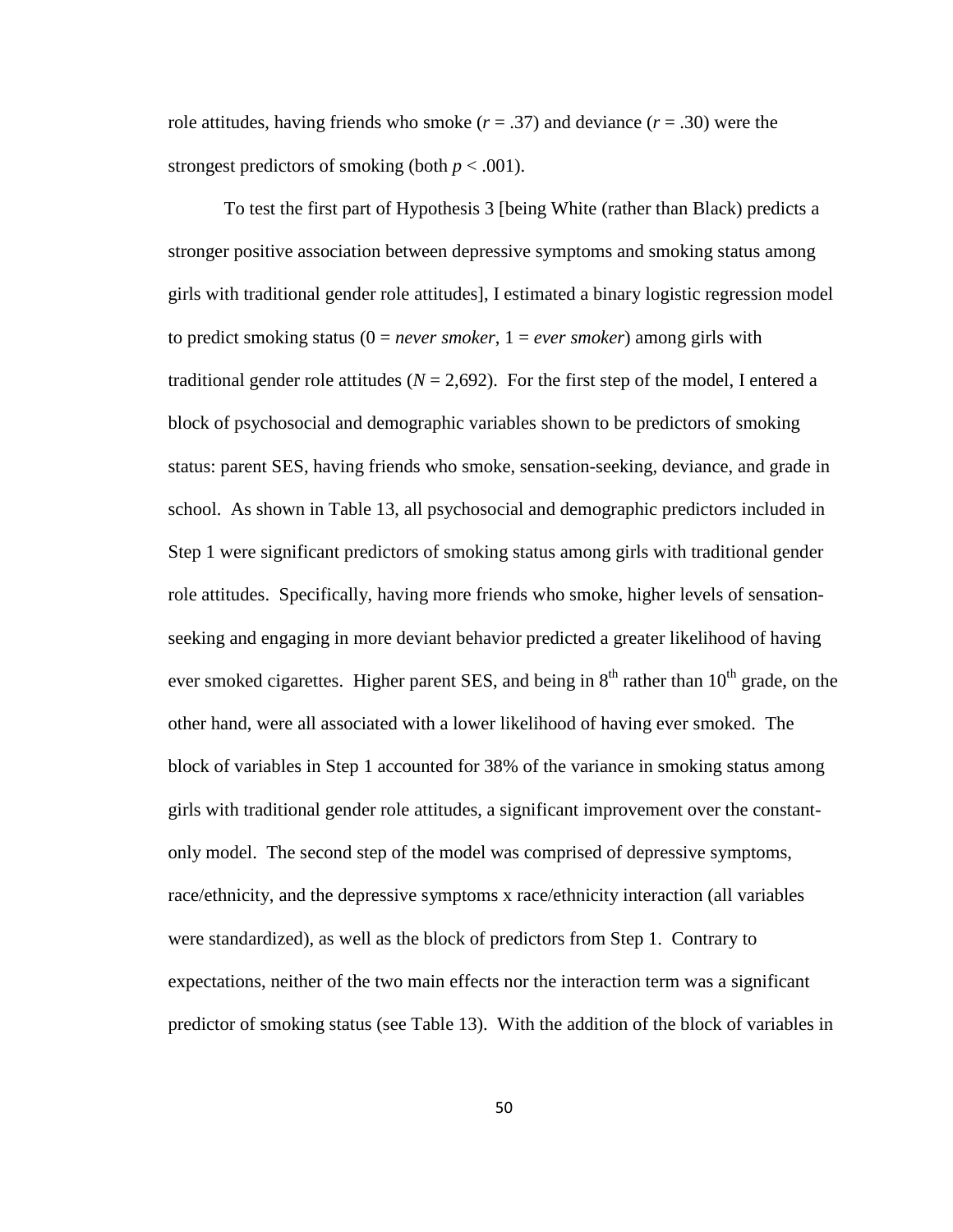role attitudes, having friends who smoke ($r = .37$) and deviance ($r = .30$) were the strongest predictors of smoking (both $p < .001$).

To test the first part of Hypothesis 3 [being White (rather than Black) predicts a stronger positive association between depressive symptoms and smoking status among girls with traditional gender role attitudes], I estimated a binary logistic regression model to predict smoking status (0 = *never smoker*, 1 = *ever smoker*) among girls with traditional gender role attitudes ($N = 2{,}692$). For the first step of the model, I entered a block of psychosocial and demographic variables shown to be predictors of smoking status: parent SES, having friends who smoke, sensation-seeking, deviance, and grade in school. As shown in Table 13, all psychosocial and demographic predictors included in Step 1 were significant predictors of smoking status among girls with traditional gender role attitudes. Specifically, having more friends who smoke, higher levels of sensation-seeking and engaging in more deviant behavior predicted a greater likelihood of having ever smoked cigarettes. Higher parent SES, and being in $8^{th}$ rather than $10^{th}$ grade, on the other hand, were all associated with a lower likelihood of having ever smoked. The block of variables in Step 1 accounted for 38% of the variance in smoking status among girls with traditional gender role attitudes, a significant improvement over the constant-only model. The second step of the model was comprised of depressive symptoms, race/ethnicity, and the depressive symptoms x race/ethnicity interaction (all variables were standardized), as well as the block of predictors from Step 1. Contrary to expectations, neither of the two main effects nor the interaction term was a significant predictor of smoking status (see Table 13). With the addition of the block of variables in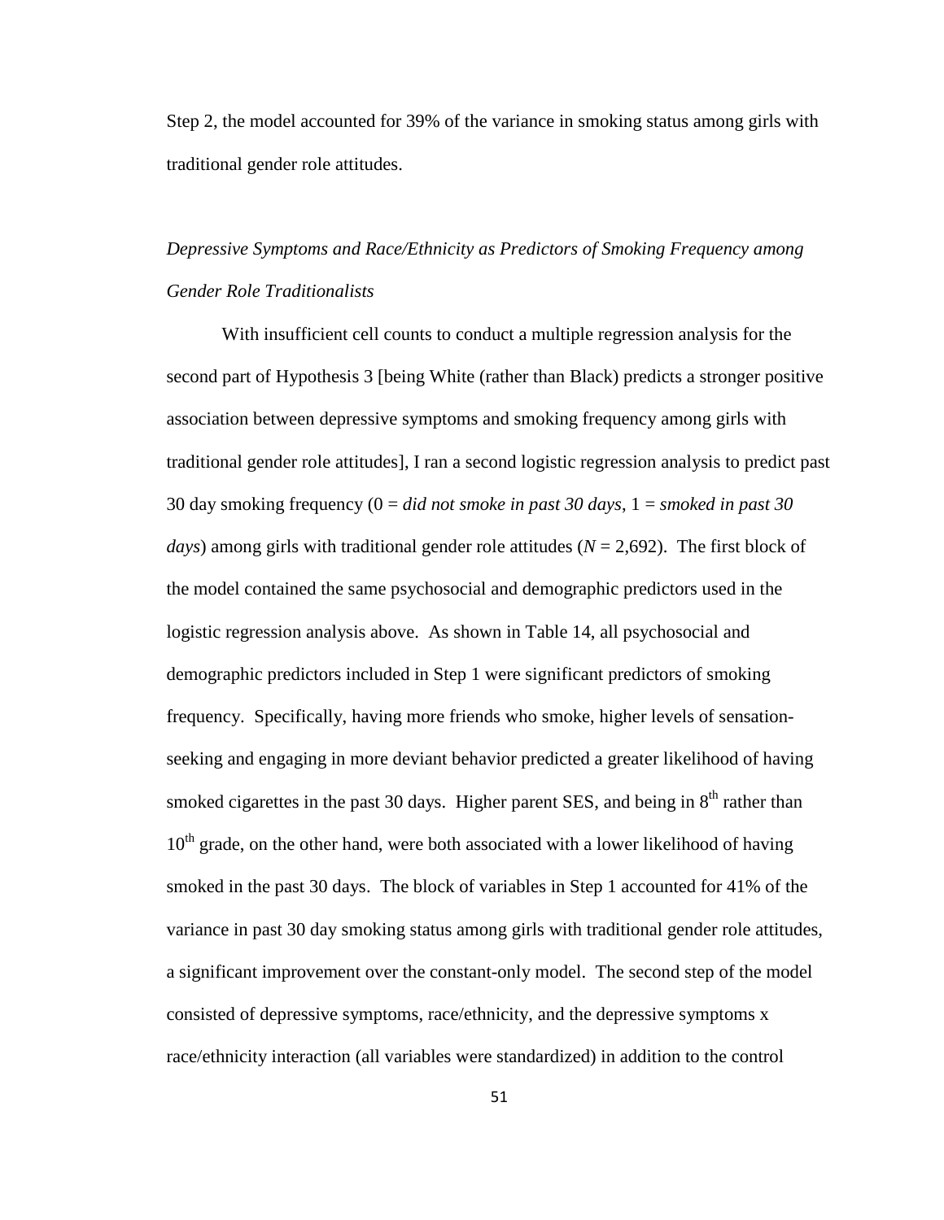Step 2, the model accounted for 39% of the variance in smoking status among girls with traditional gender role attitudes.

*Depressive Symptoms and Race/Ethnicity as Predictors of Smoking Frequency among Gender Role Traditionalists*

With insufficient cell counts to conduct a multiple regression analysis for the second part of Hypothesis 3 [being White (rather than Black) predicts a stronger positive association between depressive symptoms and smoking frequency among girls with traditional gender role attitudes], I ran a second logistic regression analysis to predict past 30 day smoking frequency (0 = *did not smoke in past 30 days*, 1 = *smoked in past 30 days*) among girls with traditional gender role attitudes ($N$ = 2,692). The first block of the model contained the same psychosocial and demographic predictors used in the logistic regression analysis above. As shown in Table 14, all psychosocial and demographic predictors included in Step 1 were significant predictors of smoking frequency. Specifically, having more friends who smoke, higher levels of sensation-seeking and engaging in more deviant behavior predicted a greater likelihood of having smoked cigarettes in the past 30 days. Higher parent SES, and being in 8$^{th}$ rather than 10$^{th}$ grade, on the other hand, were both associated with a lower likelihood of having smoked in the past 30 days. The block of variables in Step 1 accounted for 41% of the variance in past 30 day smoking status among girls with traditional gender role attitudes, a significant improvement over the constant-only model. The second step of the model consisted of depressive symptoms, race/ethnicity, and the depressive symptoms x race/ethnicity interaction (all variables were standardized) in addition to the control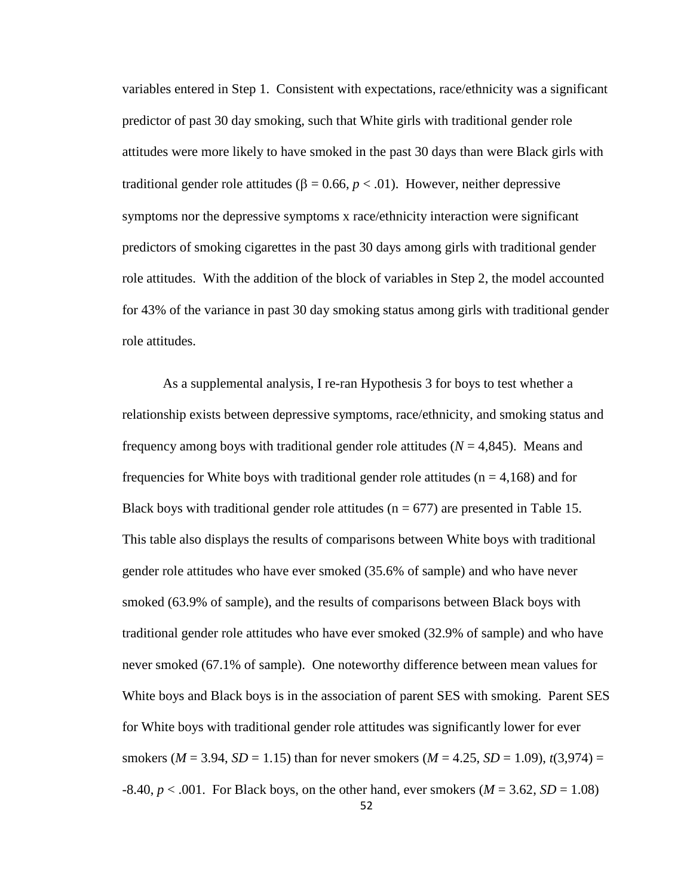variables entered in Step 1. Consistent with expectations, race/ethnicity was a significant predictor of past 30 day smoking, such that White girls with traditional gender role attitudes were more likely to have smoked in the past 30 days than were Black girls with traditional gender role attitudes ($\beta = 0.66$, $p < .01$). However, neither depressive symptoms nor the depressive symptoms x race/ethnicity interaction were significant predictors of smoking cigarettes in the past 30 days among girls with traditional gender role attitudes. With the addition of the block of variables in Step 2, the model accounted for 43% of the variance in past 30 day smoking status among girls with traditional gender role attitudes.

As a supplemental analysis, I re-ran Hypothesis 3 for boys to test whether a relationship exists between depressive symptoms, race/ethnicity, and smoking status and frequency among boys with traditional gender role attitudes ($N = 4{,}845$). Means and frequencies for White boys with traditional gender role attitudes ($n = 4{,}168$) and for Black boys with traditional gender role attitudes ($n = 677$) are presented in Table 15. This table also displays the results of comparisons between White boys with traditional gender role attitudes who have ever smoked (35.6% of sample) and who have never smoked (63.9% of sample), and the results of comparisons between Black boys with traditional gender role attitudes who have ever smoked (32.9% of sample) and who have never smoked (67.1% of sample). One noteworthy difference between mean values for White boys and Black boys is in the association of parent SES with smoking. Parent SES for White boys with traditional gender role attitudes was significantly lower for ever smokers ($M = 3.94$, $SD = 1.15$) than for never smokers ($M = 4.25$, $SD = 1.09$), $t(3{,}974) = -8.40$, $p < .001$. For Black boys, on the other hand, ever smokers ($M = 3.62$, $SD = 1.08$)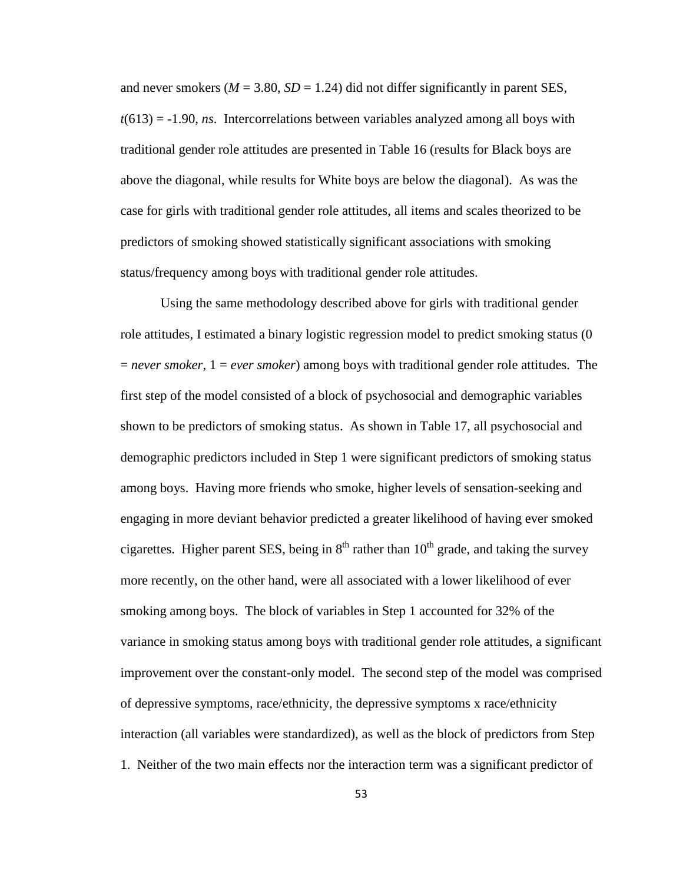and never smokers ($M = 3.80$, $SD = 1.24$) did not differ significantly in parent SES, $t(613) = -1.90$, *ns*. Intercorrelations between variables analyzed among all boys with traditional gender role attitudes are presented in Table 16 (results for Black boys are above the diagonal, while results for White boys are below the diagonal). As was the case for girls with traditional gender role attitudes, all items and scales theorized to be predictors of smoking showed statistically significant associations with smoking status/frequency among boys with traditional gender role attitudes.

Using the same methodology described above for girls with traditional gender role attitudes, I estimated a binary logistic regression model to predict smoking status (0 = *never smoker*, 1 = *ever smoker*) among boys with traditional gender role attitudes. The first step of the model consisted of a block of psychosocial and demographic variables shown to be predictors of smoking status. As shown in Table 17, all psychosocial and demographic predictors included in Step 1 were significant predictors of smoking status among boys. Having more friends who smoke, higher levels of sensation-seeking and engaging in more deviant behavior predicted a greater likelihood of having ever smoked cigarettes. Higher parent SES, being in $8^{th}$ rather than $10^{th}$ grade, and taking the survey more recently, on the other hand, were all associated with a lower likelihood of ever smoking among boys. The block of variables in Step 1 accounted for 32% of the variance in smoking status among boys with traditional gender role attitudes, a significant improvement over the constant-only model. The second step of the model was comprised of depressive symptoms, race/ethnicity, the depressive symptoms x race/ethnicity interaction (all variables were standardized), as well as the block of predictors from Step 1. Neither of the two main effects nor the interaction term was a significant predictor of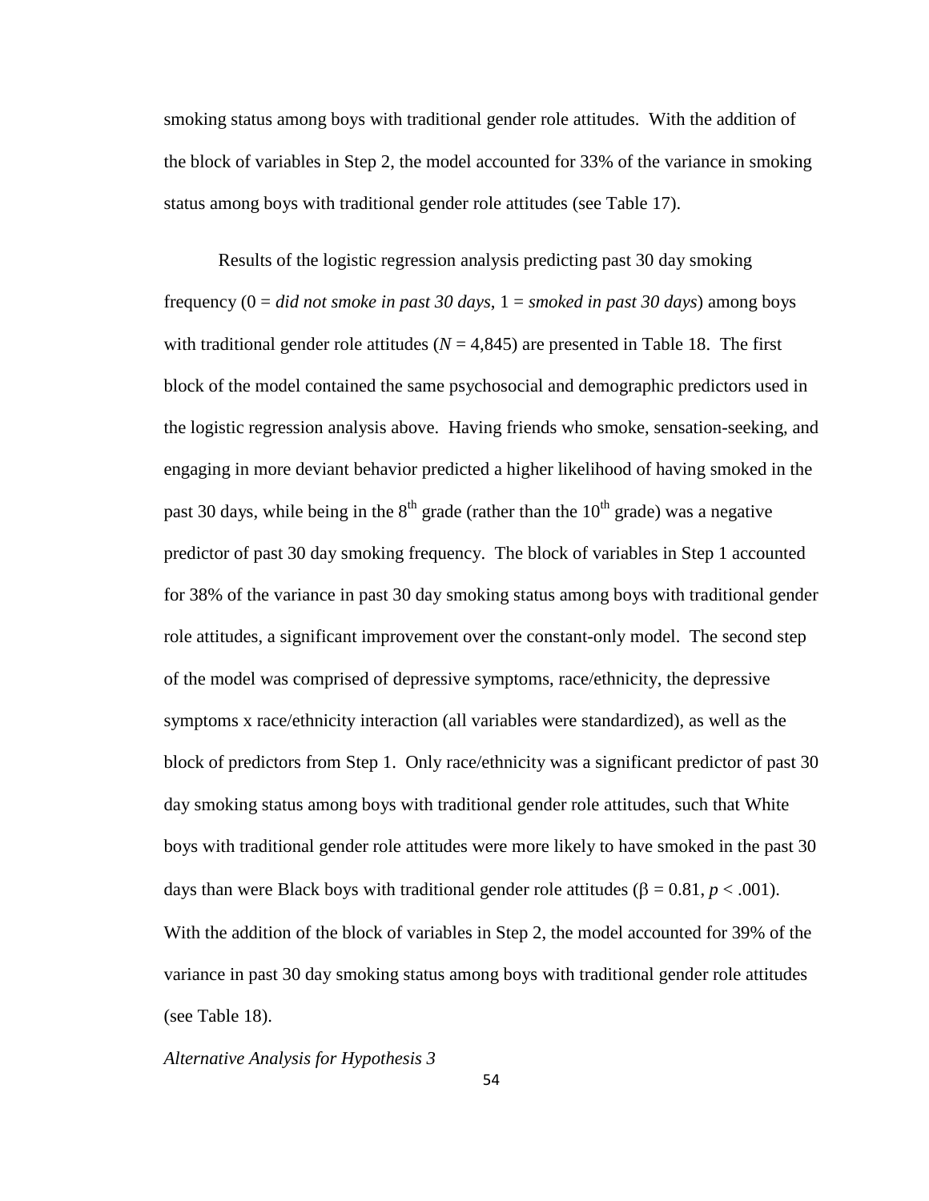smoking status among boys with traditional gender role attitudes. With the addition of the block of variables in Step 2, the model accounted for 33% of the variance in smoking status among boys with traditional gender role attitudes (see Table 17).

Results of the logistic regression analysis predicting past 30 day smoking frequency (0 = *did not smoke in past 30 days*, 1 = *smoked in past 30 days*) among boys with traditional gender role attitudes ($N$ = 4,845) are presented in Table 18. The first block of the model contained the same psychosocial and demographic predictors used in the logistic regression analysis above. Having friends who smoke, sensation-seeking, and engaging in more deviant behavior predicted a higher likelihood of having smoked in the past 30 days, while being in the $8^{th}$ grade (rather than the $10^{th}$ grade) was a negative predictor of past 30 day smoking frequency. The block of variables in Step 1 accounted for 38% of the variance in past 30 day smoking status among boys with traditional gender role attitudes, a significant improvement over the constant-only model. The second step of the model was comprised of depressive symptoms, race/ethnicity, the depressive symptoms x race/ethnicity interaction (all variables were standardized), as well as the block of predictors from Step 1. Only race/ethnicity was a significant predictor of past 30 day smoking status among boys with traditional gender role attitudes, such that White boys with traditional gender role attitudes were more likely to have smoked in the past 30 days than were Black boys with traditional gender role attitudes ($\beta = 0.81$, $p < .001$). With the addition of the block of variables in Step 2, the model accounted for 39% of the variance in past 30 day smoking status among boys with traditional gender role attitudes (see Table 18).

*Alternative Analysis for Hypothesis 3*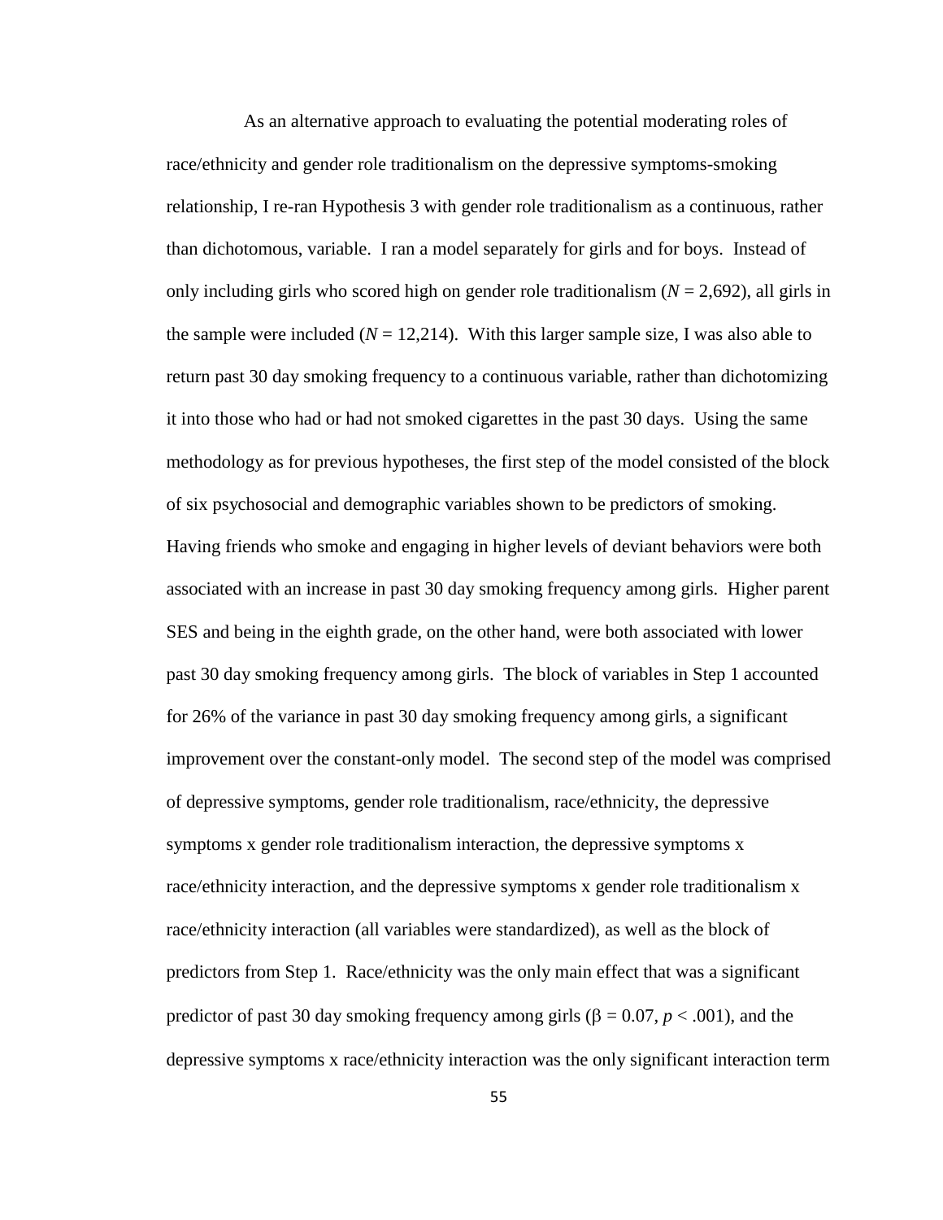As an alternative approach to evaluating the potential moderating roles of race/ethnicity and gender role traditionalism on the depressive symptoms-smoking relationship, I re-ran Hypothesis 3 with gender role traditionalism as a continuous, rather than dichotomous, variable. I ran a model separately for girls and for boys. Instead of only including girls who scored high on gender role traditionalism ($N = 2{,}692$), all girls in the sample were included ($N = 12{,}214$). With this larger sample size, I was also able to return past 30 day smoking frequency to a continuous variable, rather than dichotomizing it into those who had or had not smoked cigarettes in the past 30 days. Using the same methodology as for previous hypotheses, the first step of the model consisted of the block of six psychosocial and demographic variables shown to be predictors of smoking. Having friends who smoke and engaging in higher levels of deviant behaviors were both associated with an increase in past 30 day smoking frequency among girls. Higher parent SES and being in the eighth grade, on the other hand, were both associated with lower past 30 day smoking frequency among girls. The block of variables in Step 1 accounted for 26% of the variance in past 30 day smoking frequency among girls, a significant improvement over the constant-only model. The second step of the model was comprised of depressive symptoms, gender role traditionalism, race/ethnicity, the depressive symptoms x gender role traditionalism interaction, the depressive symptoms x race/ethnicity interaction, and the depressive symptoms x gender role traditionalism x race/ethnicity interaction (all variables were standardized), as well as the block of predictors from Step 1. Race/ethnicity was the only main effect that was a significant predictor of past 30 day smoking frequency among girls ($\beta = 0.07$, $p < .001$), and the depressive symptoms x race/ethnicity interaction was the only significant interaction term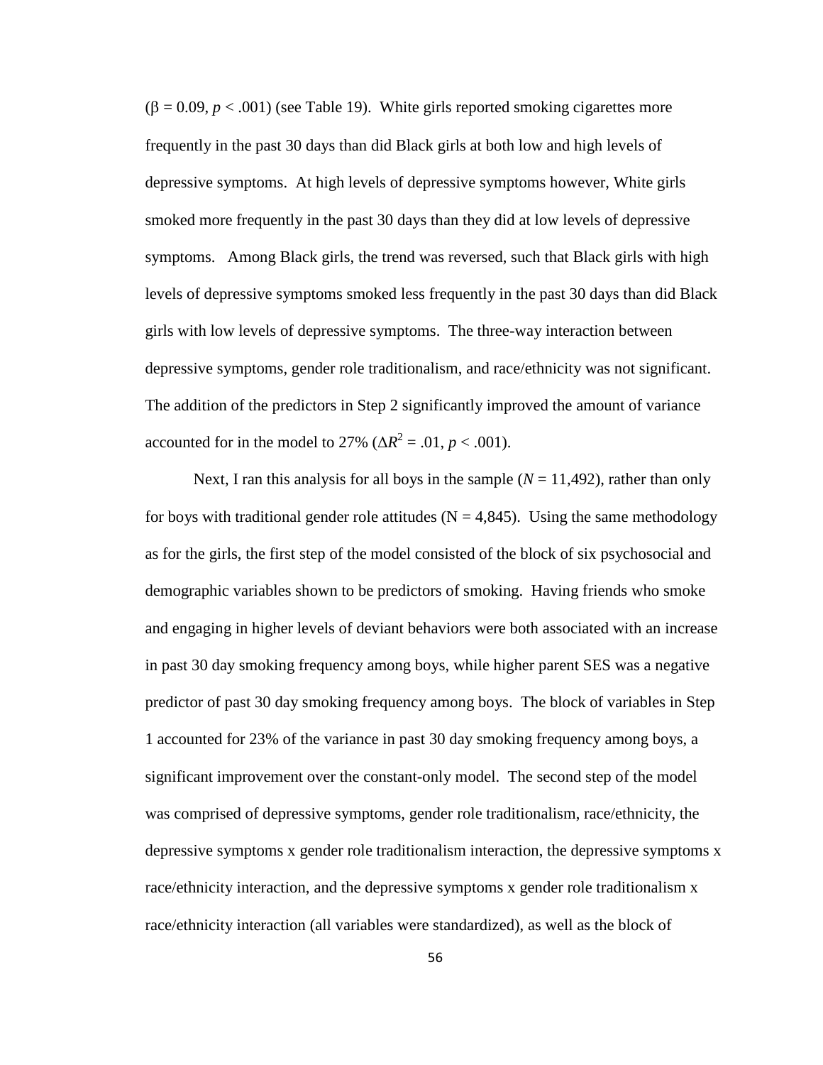($\beta = 0.09$, $p < .001$) (see Table 19). White girls reported smoking cigarettes more frequently in the past 30 days than did Black girls at both low and high levels of depressive symptoms. At high levels of depressive symptoms however, White girls smoked more frequently in the past 30 days than they did at low levels of depressive symptoms. Among Black girls, the trend was reversed, such that Black girls with high levels of depressive symptoms smoked less frequently in the past 30 days than did Black girls with low levels of depressive symptoms. The three-way interaction between depressive symptoms, gender role traditionalism, and race/ethnicity was not significant. The addition of the predictors in Step 2 significantly improved the amount of variance accounted for in the model to 27% ($\Delta R^2 = .01$, $p < .001$).

Next, I ran this analysis for all boys in the sample ($N = 11{,}492$), rather than only for boys with traditional gender role attitudes ($N = 4{,}845$). Using the same methodology as for the girls, the first step of the model consisted of the block of six psychosocial and demographic variables shown to be predictors of smoking. Having friends who smoke and engaging in higher levels of deviant behaviors were both associated with an increase in past 30 day smoking frequency among boys, while higher parent SES was a negative predictor of past 30 day smoking frequency among boys. The block of variables in Step 1 accounted for 23% of the variance in past 30 day smoking frequency among boys, a significant improvement over the constant-only model. The second step of the model was comprised of depressive symptoms, gender role traditionalism, race/ethnicity, the depressive symptoms x gender role traditionalism interaction, the depressive symptoms x race/ethnicity interaction, and the depressive symptoms x gender role traditionalism x race/ethnicity interaction (all variables were standardized), as well as the block of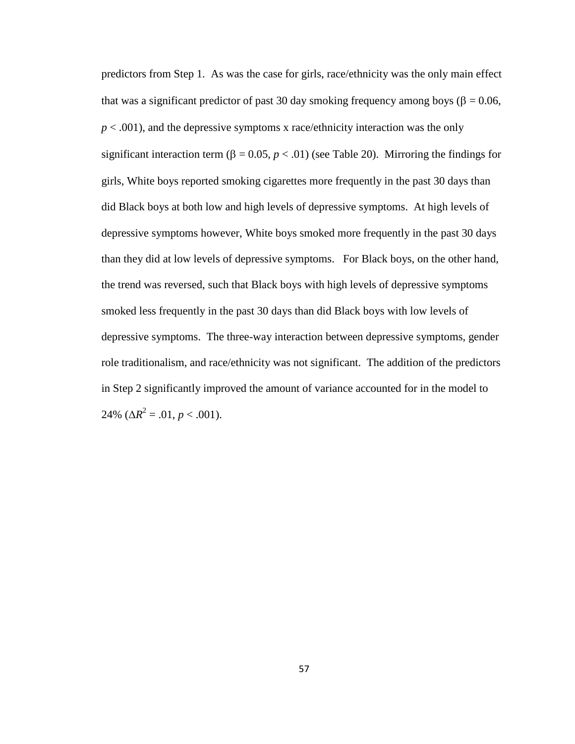predictors from Step 1. As was the case for girls, race/ethnicity was the only main effect that was a significant predictor of past 30 day smoking frequency among boys ($\beta = 0.06$, $p < .001$), and the depressive symptoms x race/ethnicity interaction was the only significant interaction term ($\beta = 0.05$, $p < .01$) (see Table 20). Mirroring the findings for girls, White boys reported smoking cigarettes more frequently in the past 30 days than did Black boys at both low and high levels of depressive symptoms. At high levels of depressive symptoms however, White boys smoked more frequently in the past 30 days than they did at low levels of depressive symptoms. For Black boys, on the other hand, the trend was reversed, such that Black boys with high levels of depressive symptoms smoked less frequently in the past 30 days than did Black boys with low levels of depressive symptoms. The three-way interaction between depressive symptoms, gender role traditionalism, and race/ethnicity was not significant. The addition of the predictors in Step 2 significantly improved the amount of variance accounted for in the model to 24% ($\Delta R^2 = .01$, $p < .001$).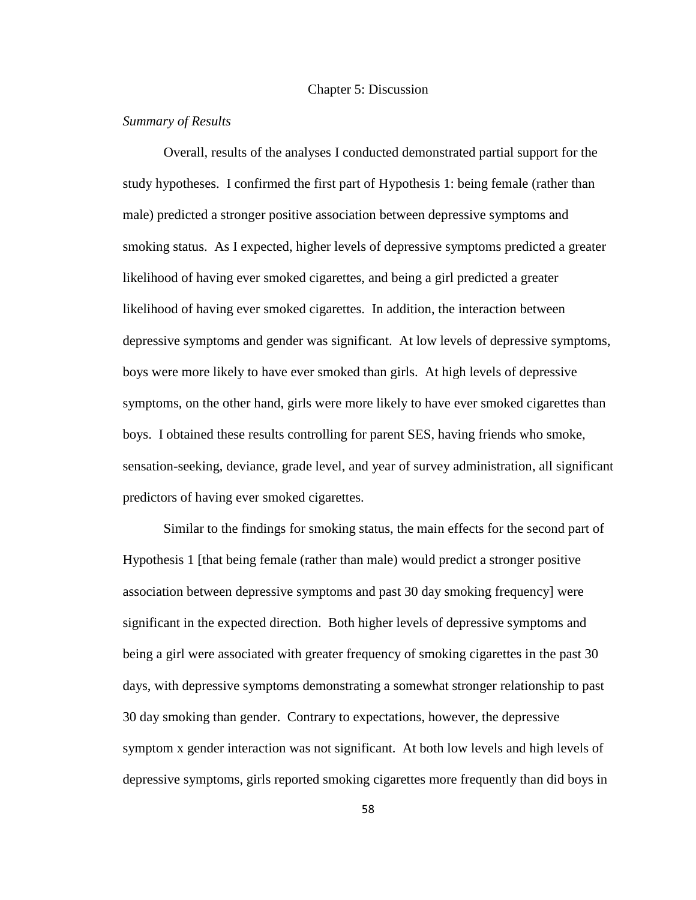# Chapter 5: Discussion

*Summary of Results*

Overall, results of the analyses I conducted demonstrated partial support for the study hypotheses. I confirmed the first part of Hypothesis 1: being female (rather than male) predicted a stronger positive association between depressive symptoms and smoking status. As I expected, higher levels of depressive symptoms predicted a greater likelihood of having ever smoked cigarettes, and being a girl predicted a greater likelihood of having ever smoked cigarettes. In addition, the interaction between depressive symptoms and gender was significant. At low levels of depressive symptoms, boys were more likely to have ever smoked than girls. At high levels of depressive symptoms, on the other hand, girls were more likely to have ever smoked cigarettes than boys. I obtained these results controlling for parent SES, having friends who smoke, sensation-seeking, deviance, grade level, and year of survey administration, all significant predictors of having ever smoked cigarettes.

Similar to the findings for smoking status, the main effects for the second part of Hypothesis 1 [that being female (rather than male) would predict a stronger positive association between depressive symptoms and past 30 day smoking frequency] were significant in the expected direction. Both higher levels of depressive symptoms and being a girl were associated with greater frequency of smoking cigarettes in the past 30 days, with depressive symptoms demonstrating a somewhat stronger relationship to past 30 day smoking than gender. Contrary to expectations, however, the depressive symptom x gender interaction was not significant. At both low levels and high levels of depressive symptoms, girls reported smoking cigarettes more frequently than did boys in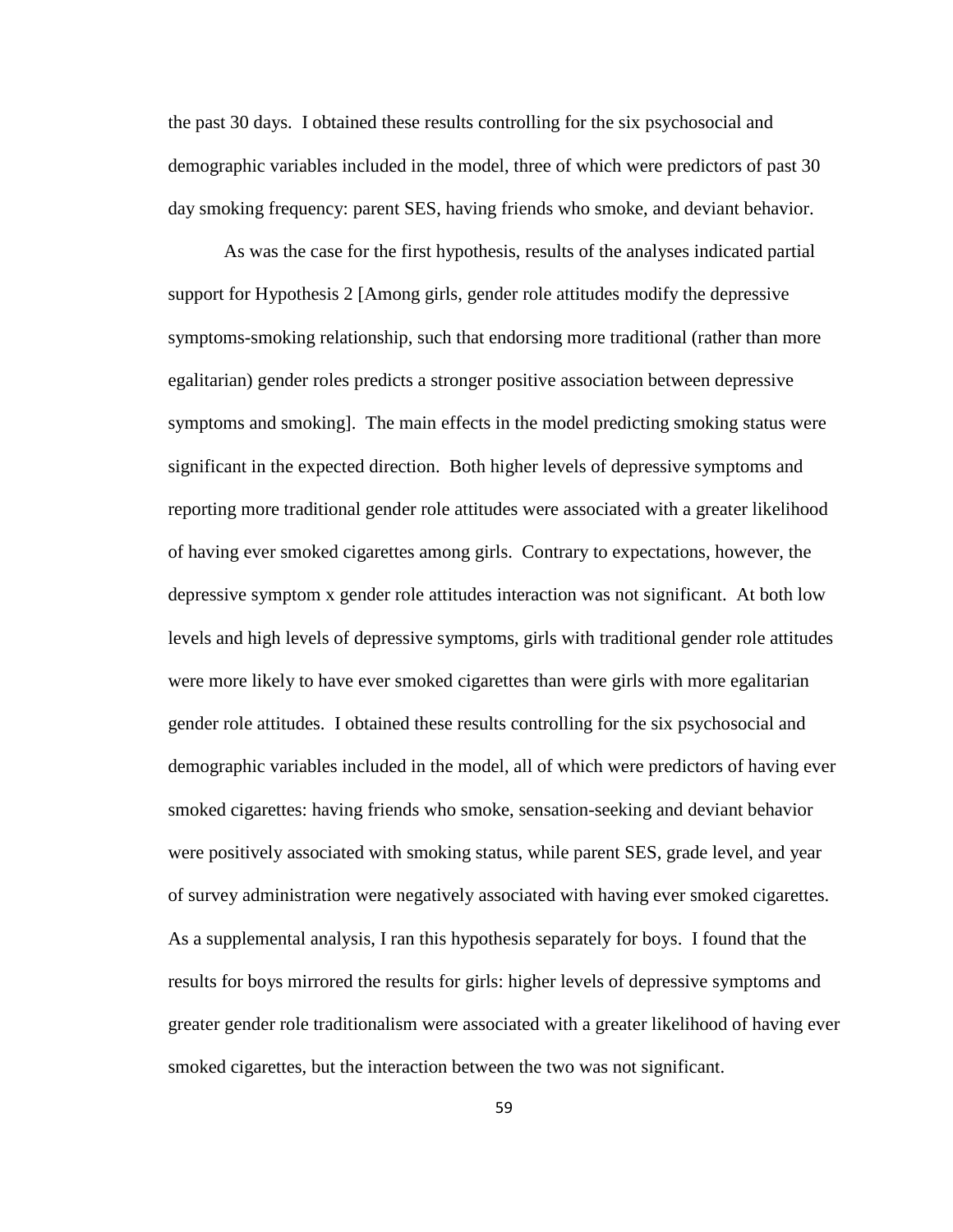the past 30 days. I obtained these results controlling for the six psychosocial and demographic variables included in the model, three of which were predictors of past 30 day smoking frequency: parent SES, having friends who smoke, and deviant behavior.

As was the case for the first hypothesis, results of the analyses indicated partial support for Hypothesis 2 [Among girls, gender role attitudes modify the depressive symptoms-smoking relationship, such that endorsing more traditional (rather than more egalitarian) gender roles predicts a stronger positive association between depressive symptoms and smoking]. The main effects in the model predicting smoking status were significant in the expected direction. Both higher levels of depressive symptoms and reporting more traditional gender role attitudes were associated with a greater likelihood of having ever smoked cigarettes among girls. Contrary to expectations, however, the depressive symptom x gender role attitudes interaction was not significant. At both low levels and high levels of depressive symptoms, girls with traditional gender role attitudes were more likely to have ever smoked cigarettes than were girls with more egalitarian gender role attitudes. I obtained these results controlling for the six psychosocial and demographic variables included in the model, all of which were predictors of having ever smoked cigarettes: having friends who smoke, sensation-seeking and deviant behavior were positively associated with smoking status, while parent SES, grade level, and year of survey administration were negatively associated with having ever smoked cigarettes. As a supplemental analysis, I ran this hypothesis separately for boys. I found that the results for boys mirrored the results for girls: higher levels of depressive symptoms and greater gender role traditionalism were associated with a greater likelihood of having ever smoked cigarettes, but the interaction between the two was not significant.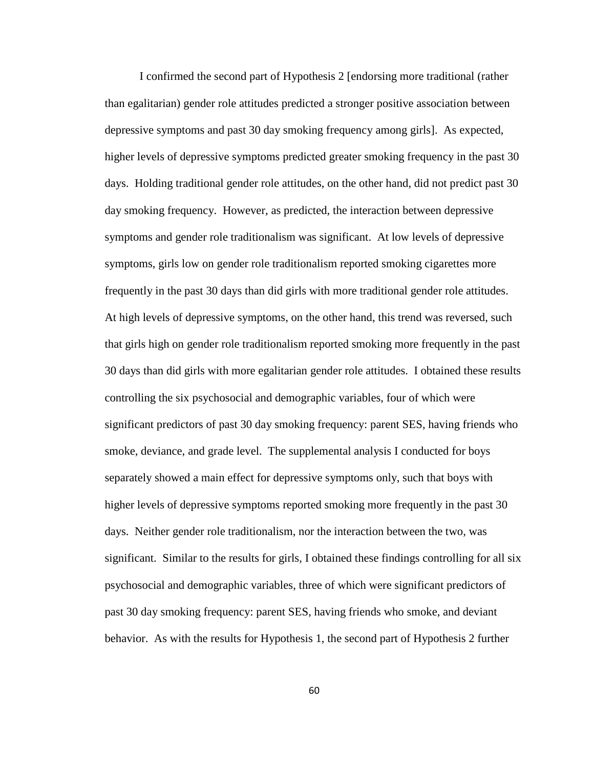I confirmed the second part of Hypothesis 2 [endorsing more traditional (rather than egalitarian) gender role attitudes predicted a stronger positive association between depressive symptoms and past 30 day smoking frequency among girls]. As expected, higher levels of depressive symptoms predicted greater smoking frequency in the past 30 days. Holding traditional gender role attitudes, on the other hand, did not predict past 30 day smoking frequency. However, as predicted, the interaction between depressive symptoms and gender role traditionalism was significant. At low levels of depressive symptoms, girls low on gender role traditionalism reported smoking cigarettes more frequently in the past 30 days than did girls with more traditional gender role attitudes. At high levels of depressive symptoms, on the other hand, this trend was reversed, such that girls high on gender role traditionalism reported smoking more frequently in the past 30 days than did girls with more egalitarian gender role attitudes. I obtained these results controlling the six psychosocial and demographic variables, four of which were significant predictors of past 30 day smoking frequency: parent SES, having friends who smoke, deviance, and grade level. The supplemental analysis I conducted for boys separately showed a main effect for depressive symptoms only, such that boys with higher levels of depressive symptoms reported smoking more frequently in the past 30 days. Neither gender role traditionalism, nor the interaction between the two, was significant. Similar to the results for girls, I obtained these findings controlling for all six psychosocial and demographic variables, three of which were significant predictors of past 30 day smoking frequency: parent SES, having friends who smoke, and deviant behavior. As with the results for Hypothesis 1, the second part of Hypothesis 2 further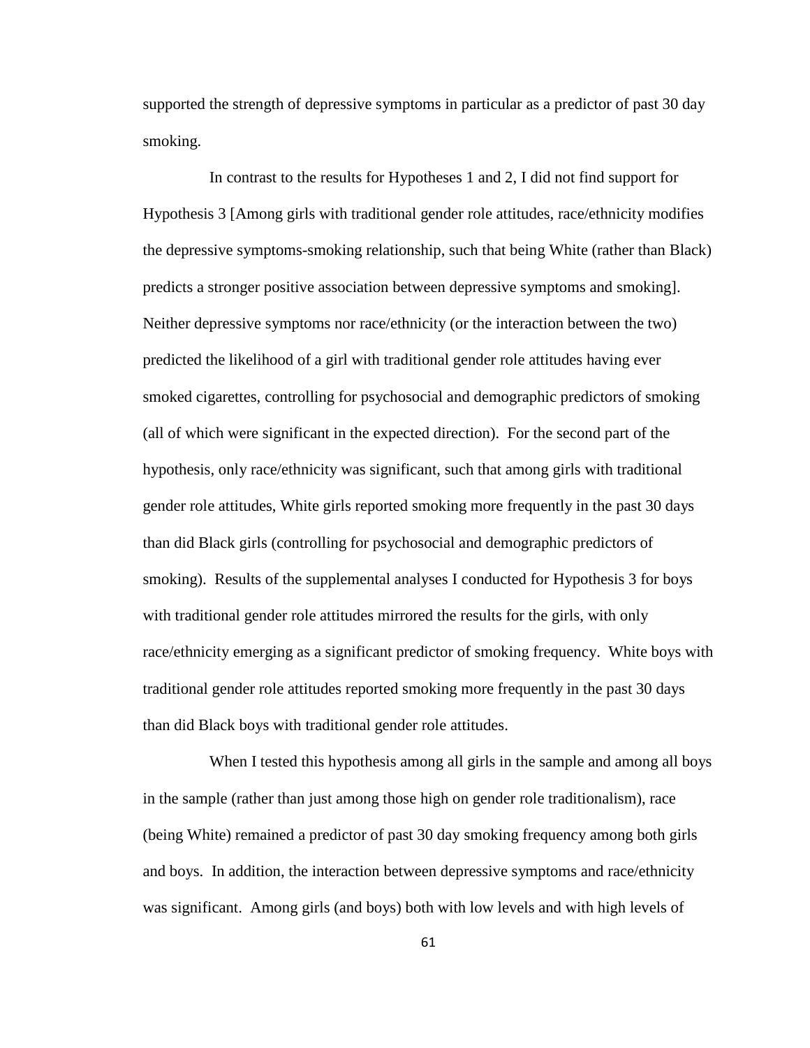supported the strength of depressive symptoms in particular as a predictor of past 30 day smoking.

In contrast to the results for Hypotheses 1 and 2, I did not find support for Hypothesis 3 [Among girls with traditional gender role attitudes, race/ethnicity modifies the depressive symptoms-smoking relationship, such that being White (rather than Black) predicts a stronger positive association between depressive symptoms and smoking]. Neither depressive symptoms nor race/ethnicity (or the interaction between the two) predicted the likelihood of a girl with traditional gender role attitudes having ever smoked cigarettes, controlling for psychosocial and demographic predictors of smoking (all of which were significant in the expected direction). For the second part of the hypothesis, only race/ethnicity was significant, such that among girls with traditional gender role attitudes, White girls reported smoking more frequently in the past 30 days than did Black girls (controlling for psychosocial and demographic predictors of smoking). Results of the supplemental analyses I conducted for Hypothesis 3 for boys with traditional gender role attitudes mirrored the results for the girls, with only race/ethnicity emerging as a significant predictor of smoking frequency. White boys with traditional gender role attitudes reported smoking more frequently in the past 30 days than did Black boys with traditional gender role attitudes.

When I tested this hypothesis among all girls in the sample and among all boys in the sample (rather than just among those high on gender role traditionalism), race (being White) remained a predictor of past 30 day smoking frequency among both girls and boys. In addition, the interaction between depressive symptoms and race/ethnicity was significant. Among girls (and boys) both with low levels and with high levels of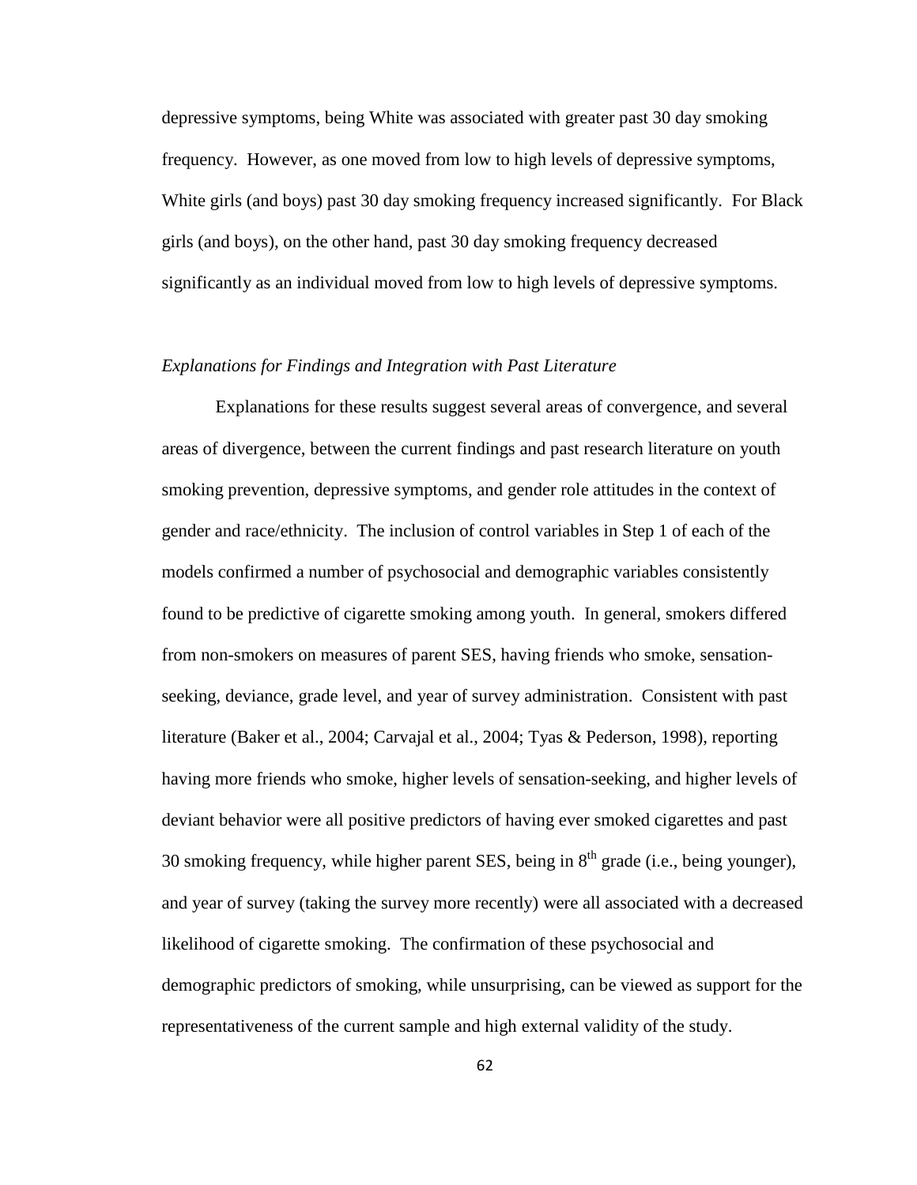depressive symptoms, being White was associated with greater past 30 day smoking frequency. However, as one moved from low to high levels of depressive symptoms, White girls (and boys) past 30 day smoking frequency increased significantly. For Black girls (and boys), on the other hand, past 30 day smoking frequency decreased significantly as an individual moved from low to high levels of depressive symptoms.

*Explanations for Findings and Integration with Past Literature*

Explanations for these results suggest several areas of convergence, and several areas of divergence, between the current findings and past research literature on youth smoking prevention, depressive symptoms, and gender role attitudes in the context of gender and race/ethnicity. The inclusion of control variables in Step 1 of each of the models confirmed a number of psychosocial and demographic variables consistently found to be predictive of cigarette smoking among youth. In general, smokers differed from non-smokers on measures of parent SES, having friends who smoke, sensation-seeking, deviance, grade level, and year of survey administration. Consistent with past literature (Baker et al., 2004; Carvajal et al., 2004; Tyas & Pederson, 1998), reporting having more friends who smoke, higher levels of sensation-seeking, and higher levels of deviant behavior were all positive predictors of having ever smoked cigarettes and past 30 smoking frequency, while higher parent SES, being in 8th grade (i.e., being younger), and year of survey (taking the survey more recently) were all associated with a decreased likelihood of cigarette smoking. The confirmation of these psychosocial and demographic predictors of smoking, while unsurprising, can be viewed as support for the representativeness of the current sample and high external validity of the study.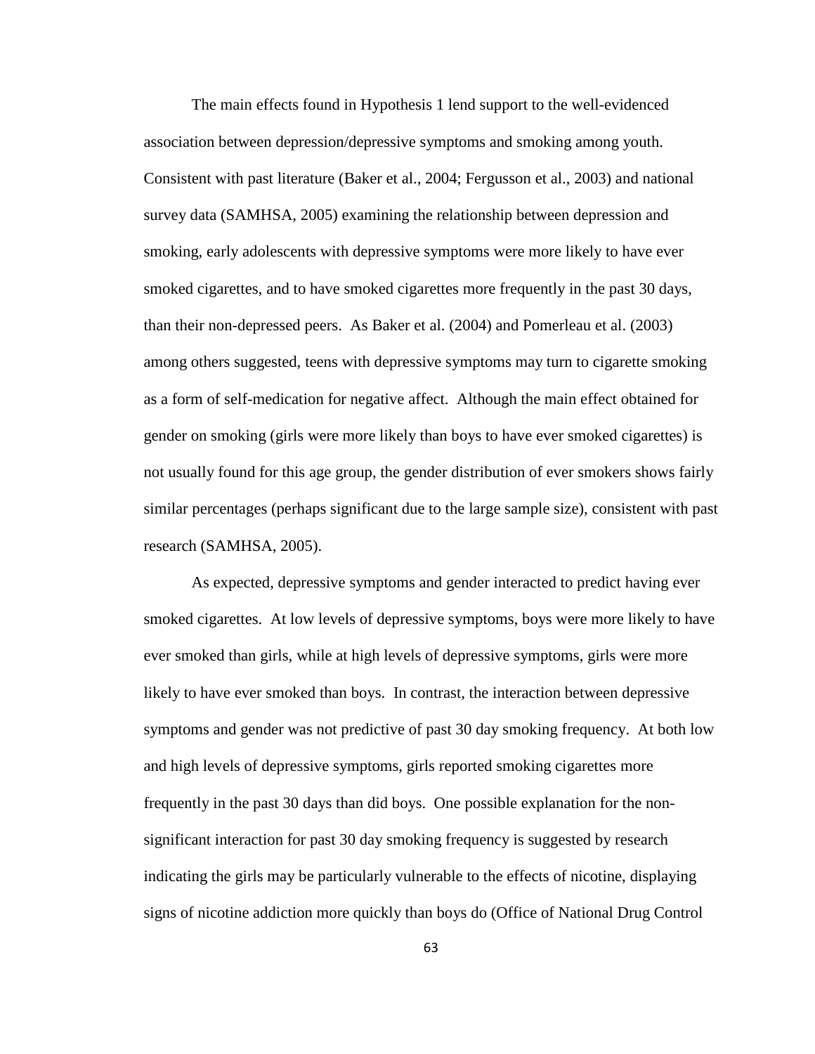The main effects found in Hypothesis 1 lend support to the well-evidenced association between depression/depressive symptoms and smoking among youth. Consistent with past literature (Baker et al., 2004; Fergusson et al., 2003) and national survey data (SAMHSA, 2005) examining the relationship between depression and smoking, early adolescents with depressive symptoms were more likely to have ever smoked cigarettes, and to have smoked cigarettes more frequently in the past 30 days, than their non-depressed peers. As Baker et al. (2004) and Pomerleau et al. (2003) among others suggested, teens with depressive symptoms may turn to cigarette smoking as a form of self-medication for negative affect. Although the main effect obtained for gender on smoking (girls were more likely than boys to have ever smoked cigarettes) is not usually found for this age group, the gender distribution of ever smokers shows fairly similar percentages (perhaps significant due to the large sample size), consistent with past research (SAMHSA, 2005).

As expected, depressive symptoms and gender interacted to predict having ever smoked cigarettes. At low levels of depressive symptoms, boys were more likely to have ever smoked than girls, while at high levels of depressive symptoms, girls were more likely to have ever smoked than boys. In contrast, the interaction between depressive symptoms and gender was not predictive of past 30 day smoking frequency. At both low and high levels of depressive symptoms, girls reported smoking cigarettes more frequently in the past 30 days than did boys. One possible explanation for the non-significant interaction for past 30 day smoking frequency is suggested by research indicating the girls may be particularly vulnerable to the effects of nicotine, displaying signs of nicotine addiction more quickly than boys do (Office of National Drug Control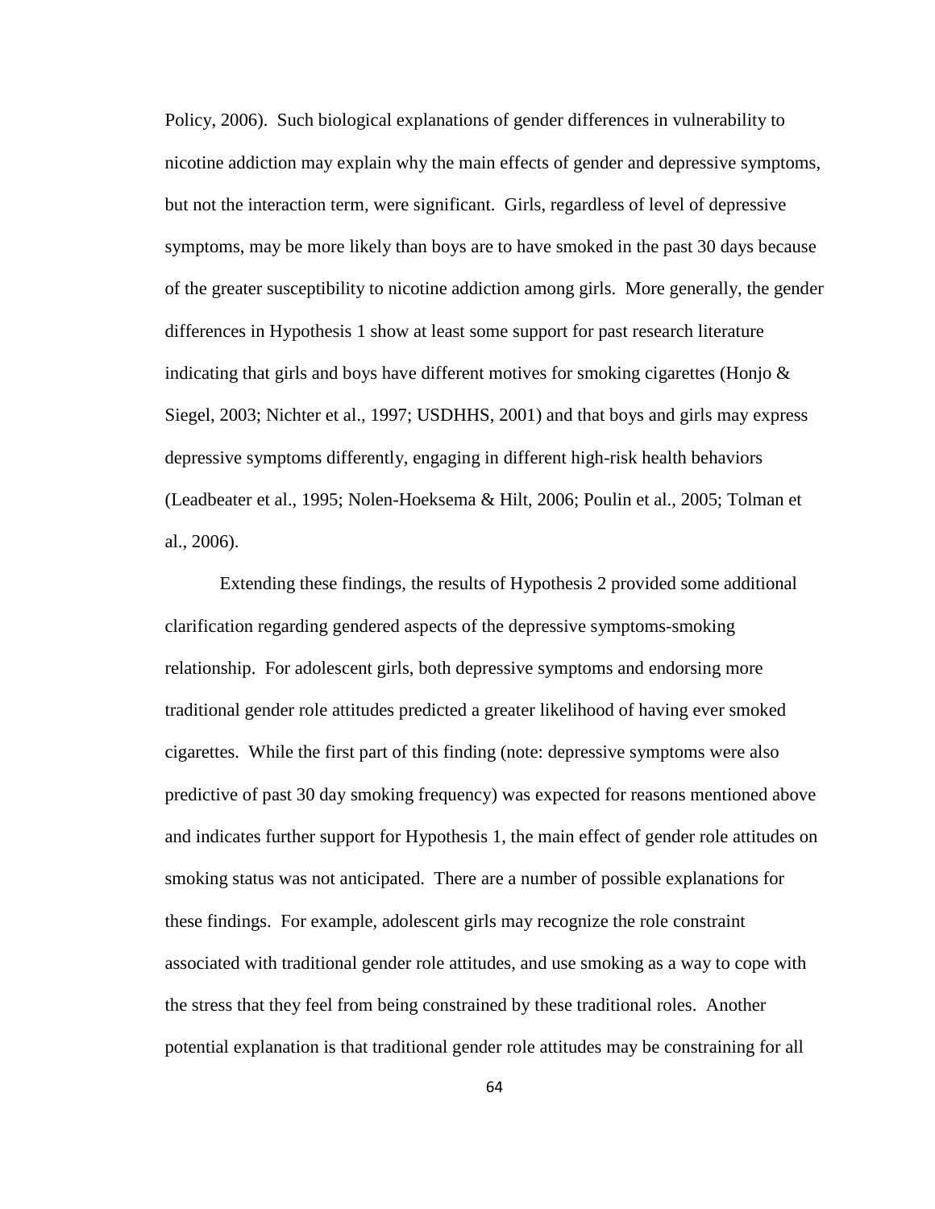Policy, 2006). Such biological explanations of gender differences in vulnerability to nicotine addiction may explain why the main effects of gender and depressive symptoms, but not the interaction term, were significant. Girls, regardless of level of depressive symptoms, may be more likely than boys are to have smoked in the past 30 days because of the greater susceptibility to nicotine addiction among girls. More generally, the gender differences in Hypothesis 1 show at least some support for past research literature indicating that girls and boys have different motives for smoking cigarettes (Honjo & Siegel, 2003; Nichter et al., 1997; USDHHS, 2001) and that boys and girls may express depressive symptoms differently, engaging in different high-risk health behaviors (Leadbeater et al., 1995; Nolen-Hoeksema & Hilt, 2006; Poulin et al., 2005; Tolman et al., 2006).

Extending these findings, the results of Hypothesis 2 provided some additional clarification regarding gendered aspects of the depressive symptoms-smoking relationship. For adolescent girls, both depressive symptoms and endorsing more traditional gender role attitudes predicted a greater likelihood of having ever smoked cigarettes. While the first part of this finding (note: depressive symptoms were also predictive of past 30 day smoking frequency) was expected for reasons mentioned above and indicates further support for Hypothesis 1, the main effect of gender role attitudes on smoking status was not anticipated. There are a number of possible explanations for these findings. For example, adolescent girls may recognize the role constraint associated with traditional gender role attitudes, and use smoking as a way to cope with the stress that they feel from being constrained by these traditional roles. Another potential explanation is that traditional gender role attitudes may be constraining for all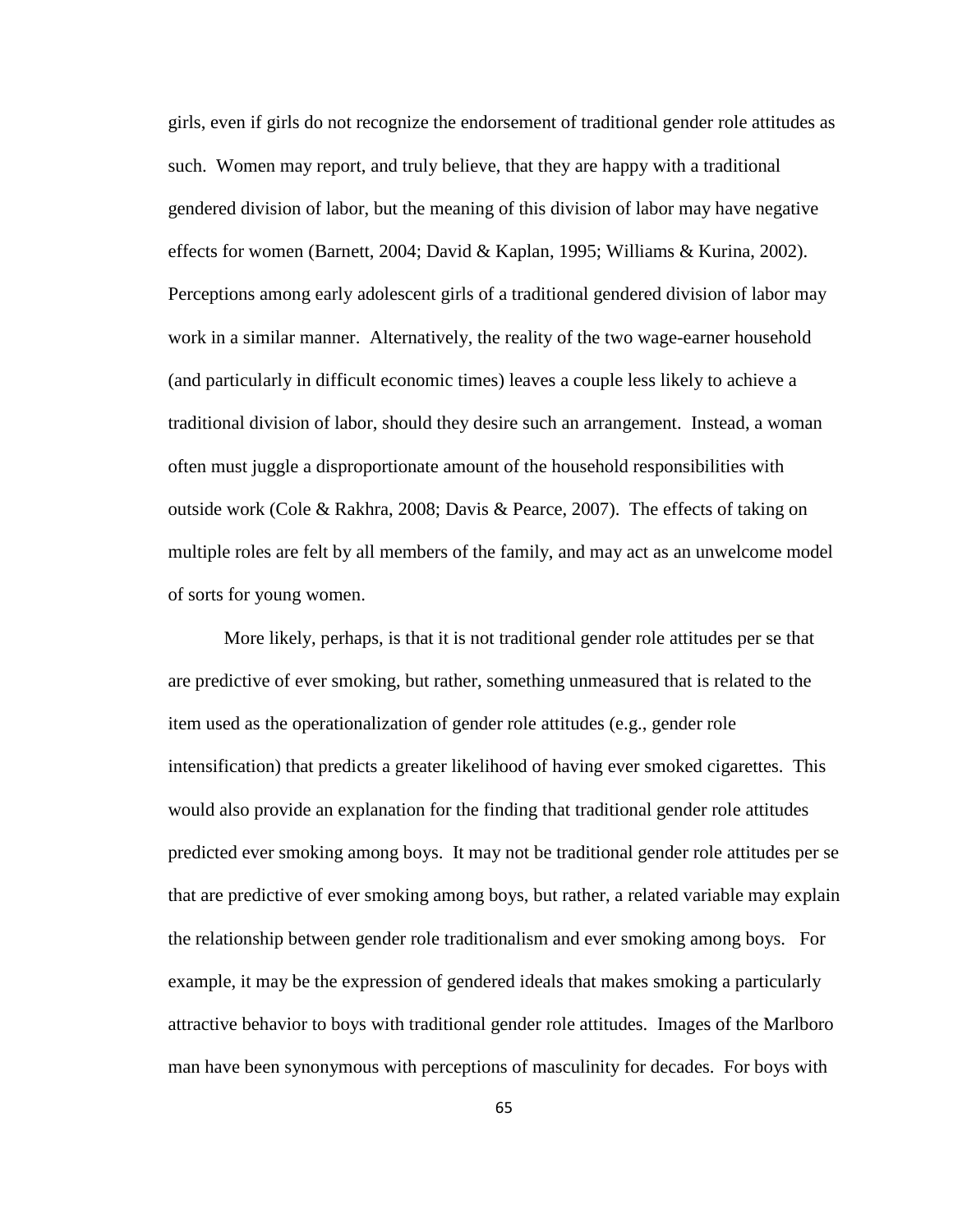girls, even if girls do not recognize the endorsement of traditional gender role attitudes as such. Women may report, and truly believe, that they are happy with a traditional gendered division of labor, but the meaning of this division of labor may have negative effects for women (Barnett, 2004; David & Kaplan, 1995; Williams & Kurina, 2002). Perceptions among early adolescent girls of a traditional gendered division of labor may work in a similar manner. Alternatively, the reality of the two wage-earner household (and particularly in difficult economic times) leaves a couple less likely to achieve a traditional division of labor, should they desire such an arrangement. Instead, a woman often must juggle a disproportionate amount of the household responsibilities with outside work (Cole & Rakhra, 2008; Davis & Pearce, 2007). The effects of taking on multiple roles are felt by all members of the family, and may act as an unwelcome model of sorts for young women.

More likely, perhaps, is that it is not traditional gender role attitudes per se that are predictive of ever smoking, but rather, something unmeasured that is related to the item used as the operationalization of gender role attitudes (e.g., gender role intensification) that predicts a greater likelihood of having ever smoked cigarettes. This would also provide an explanation for the finding that traditional gender role attitudes predicted ever smoking among boys. It may not be traditional gender role attitudes per se that are predictive of ever smoking among boys, but rather, a related variable may explain the relationship between gender role traditionalism and ever smoking among boys. For example, it may be the expression of gendered ideals that makes smoking a particularly attractive behavior to boys with traditional gender role attitudes. Images of the Marlboro man have been synonymous with perceptions of masculinity for decades. For boys with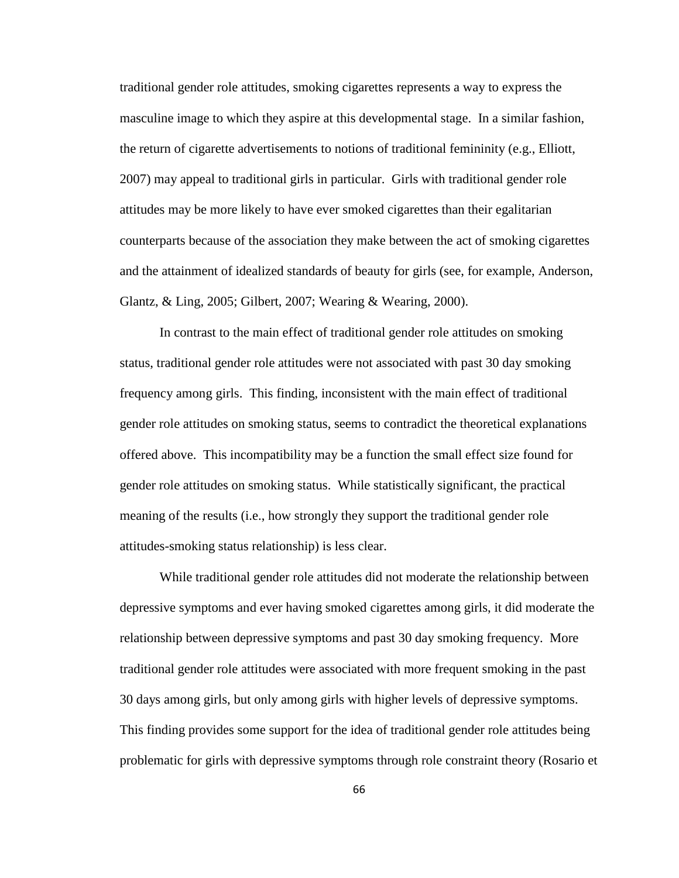traditional gender role attitudes, smoking cigarettes represents a way to express the masculine image to which they aspire at this developmental stage. In a similar fashion, the return of cigarette advertisements to notions of traditional femininity (e.g., Elliott, 2007) may appeal to traditional girls in particular. Girls with traditional gender role attitudes may be more likely to have ever smoked cigarettes than their egalitarian counterparts because of the association they make between the act of smoking cigarettes and the attainment of idealized standards of beauty for girls (see, for example, Anderson, Glantz, & Ling, 2005; Gilbert, 2007; Wearing & Wearing, 2000).

In contrast to the main effect of traditional gender role attitudes on smoking status, traditional gender role attitudes were not associated with past 30 day smoking frequency among girls. This finding, inconsistent with the main effect of traditional gender role attitudes on smoking status, seems to contradict the theoretical explanations offered above. This incompatibility may be a function the small effect size found for gender role attitudes on smoking status. While statistically significant, the practical meaning of the results (i.e., how strongly they support the traditional gender role attitudes-smoking status relationship) is less clear.

While traditional gender role attitudes did not moderate the relationship between depressive symptoms and ever having smoked cigarettes among girls, it did moderate the relationship between depressive symptoms and past 30 day smoking frequency. More traditional gender role attitudes were associated with more frequent smoking in the past 30 days among girls, but only among girls with higher levels of depressive symptoms. This finding provides some support for the idea of traditional gender role attitudes being problematic for girls with depressive symptoms through role constraint theory (Rosario et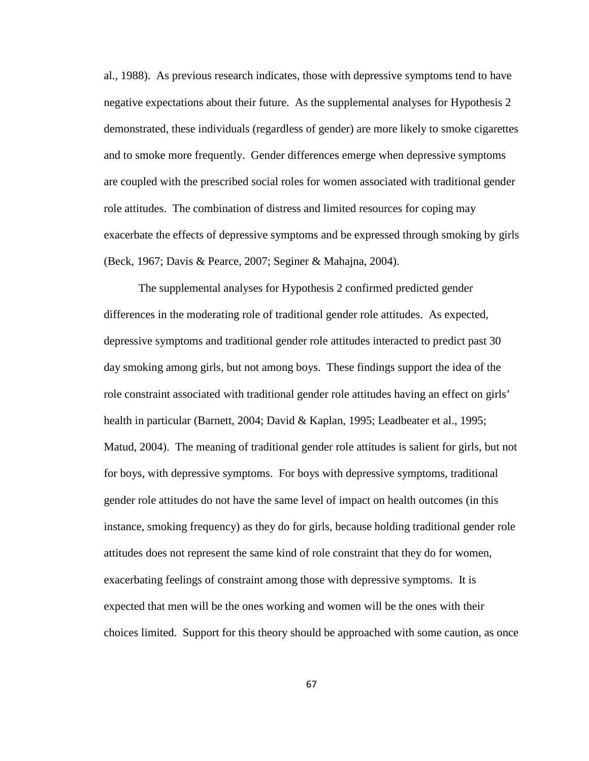al., 1988). As previous research indicates, those with depressive symptoms tend to have negative expectations about their future. As the supplemental analyses for Hypothesis 2 demonstrated, these individuals (regardless of gender) are more likely to smoke cigarettes and to smoke more frequently. Gender differences emerge when depressive symptoms are coupled with the prescribed social roles for women associated with traditional gender role attitudes. The combination of distress and limited resources for coping may exacerbate the effects of depressive symptoms and be expressed through smoking by girls (Beck, 1967; Davis & Pearce, 2007; Seginer & Mahajna, 2004).

The supplemental analyses for Hypothesis 2 confirmed predicted gender differences in the moderating role of traditional gender role attitudes. As expected, depressive symptoms and traditional gender role attitudes interacted to predict past 30 day smoking among girls, but not among boys. These findings support the idea of the role constraint associated with traditional gender role attitudes having an effect on girls' health in particular (Barnett, 2004; David & Kaplan, 1995; Leadbeater et al., 1995; Matud, 2004). The meaning of traditional gender role attitudes is salient for girls, but not for boys, with depressive symptoms. For boys with depressive symptoms, traditional gender role attitudes do not have the same level of impact on health outcomes (in this instance, smoking frequency) as they do for girls, because holding traditional gender role attitudes does not represent the same kind of role constraint that they do for women, exacerbating feelings of constraint among those with depressive symptoms. It is expected that men will be the ones working and women will be the ones with their choices limited. Support for this theory should be approached with some caution, as once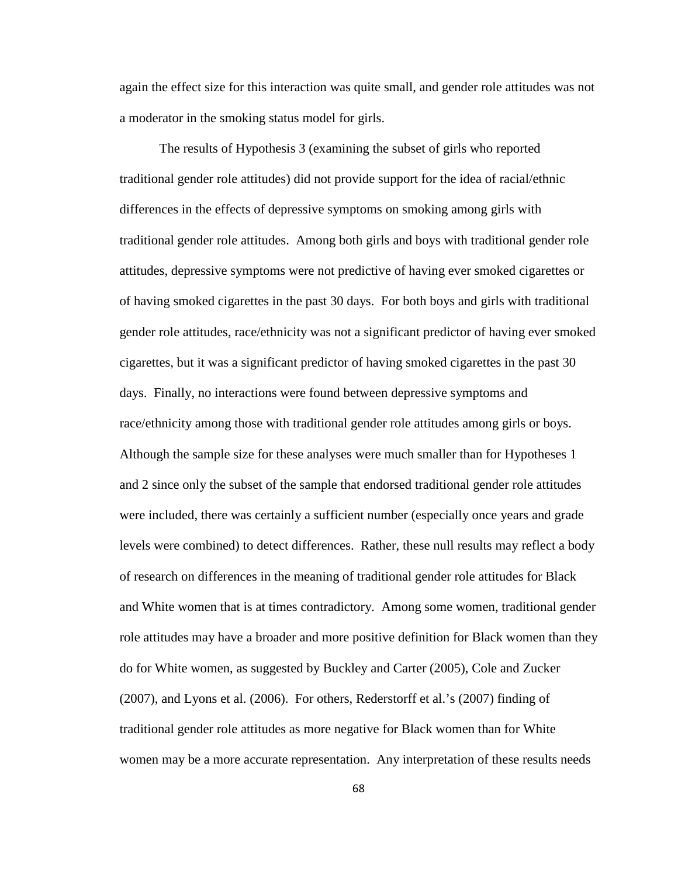again the effect size for this interaction was quite small, and gender role attitudes was not a moderator in the smoking status model for girls.

The results of Hypothesis 3 (examining the subset of girls who reported traditional gender role attitudes) did not provide support for the idea of racial/ethnic differences in the effects of depressive symptoms on smoking among girls with traditional gender role attitudes. Among both girls and boys with traditional gender role attitudes, depressive symptoms were not predictive of having ever smoked cigarettes or of having smoked cigarettes in the past 30 days. For both boys and girls with traditional gender role attitudes, race/ethnicity was not a significant predictor of having ever smoked cigarettes, but it was a significant predictor of having smoked cigarettes in the past 30 days. Finally, no interactions were found between depressive symptoms and race/ethnicity among those with traditional gender role attitudes among girls or boys. Although the sample size for these analyses were much smaller than for Hypotheses 1 and 2 since only the subset of the sample that endorsed traditional gender role attitudes were included, there was certainly a sufficient number (especially once years and grade levels were combined) to detect differences. Rather, these null results may reflect a body of research on differences in the meaning of traditional gender role attitudes for Black and White women that is at times contradictory. Among some women, traditional gender role attitudes may have a broader and more positive definition for Black women than they do for White women, as suggested by Buckley and Carter (2005), Cole and Zucker (2007), and Lyons et al. (2006). For others, Rederstorff et al.'s (2007) finding of traditional gender role attitudes as more negative for Black women than for White women may be a more accurate representation. Any interpretation of these results needs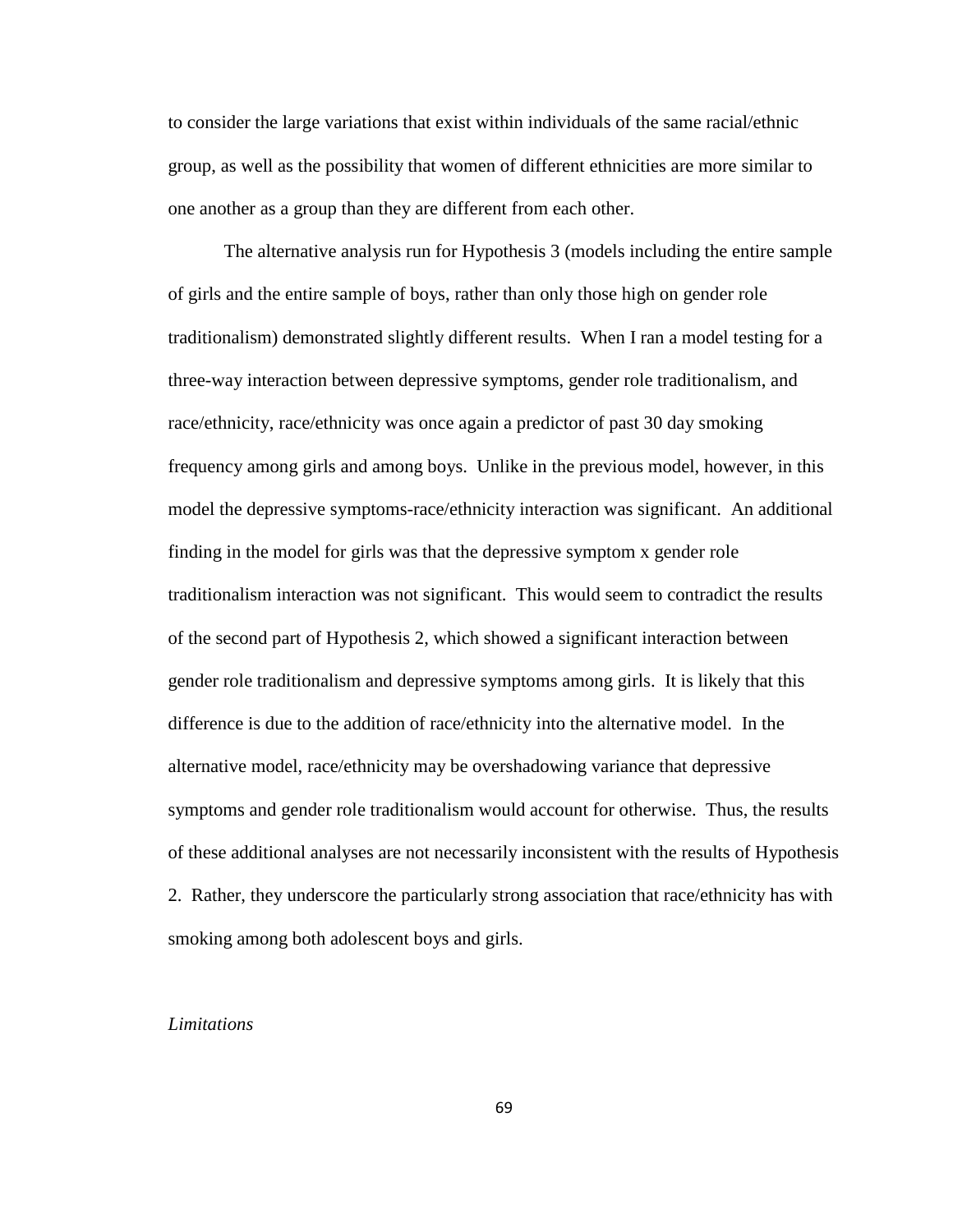to consider the large variations that exist within individuals of the same racial/ethnic group, as well as the possibility that women of different ethnicities are more similar to one another as a group than they are different from each other.

The alternative analysis run for Hypothesis 3 (models including the entire sample of girls and the entire sample of boys, rather than only those high on gender role traditionalism) demonstrated slightly different results. When I ran a model testing for a three-way interaction between depressive symptoms, gender role traditionalism, and race/ethnicity, race/ethnicity was once again a predictor of past 30 day smoking frequency among girls and among boys. Unlike in the previous model, however, in this model the depressive symptoms-race/ethnicity interaction was significant. An additional finding in the model for girls was that the depressive symptom x gender role traditionalism interaction was not significant. This would seem to contradict the results of the second part of Hypothesis 2, which showed a significant interaction between gender role traditionalism and depressive symptoms among girls. It is likely that this difference is due to the addition of race/ethnicity into the alternative model. In the alternative model, race/ethnicity may be overshadowing variance that depressive symptoms and gender role traditionalism would account for otherwise. Thus, the results of these additional analyses are not necessarily inconsistent with the results of Hypothesis 2. Rather, they underscore the particularly strong association that race/ethnicity has with smoking among both adolescent boys and girls.

*Limitations*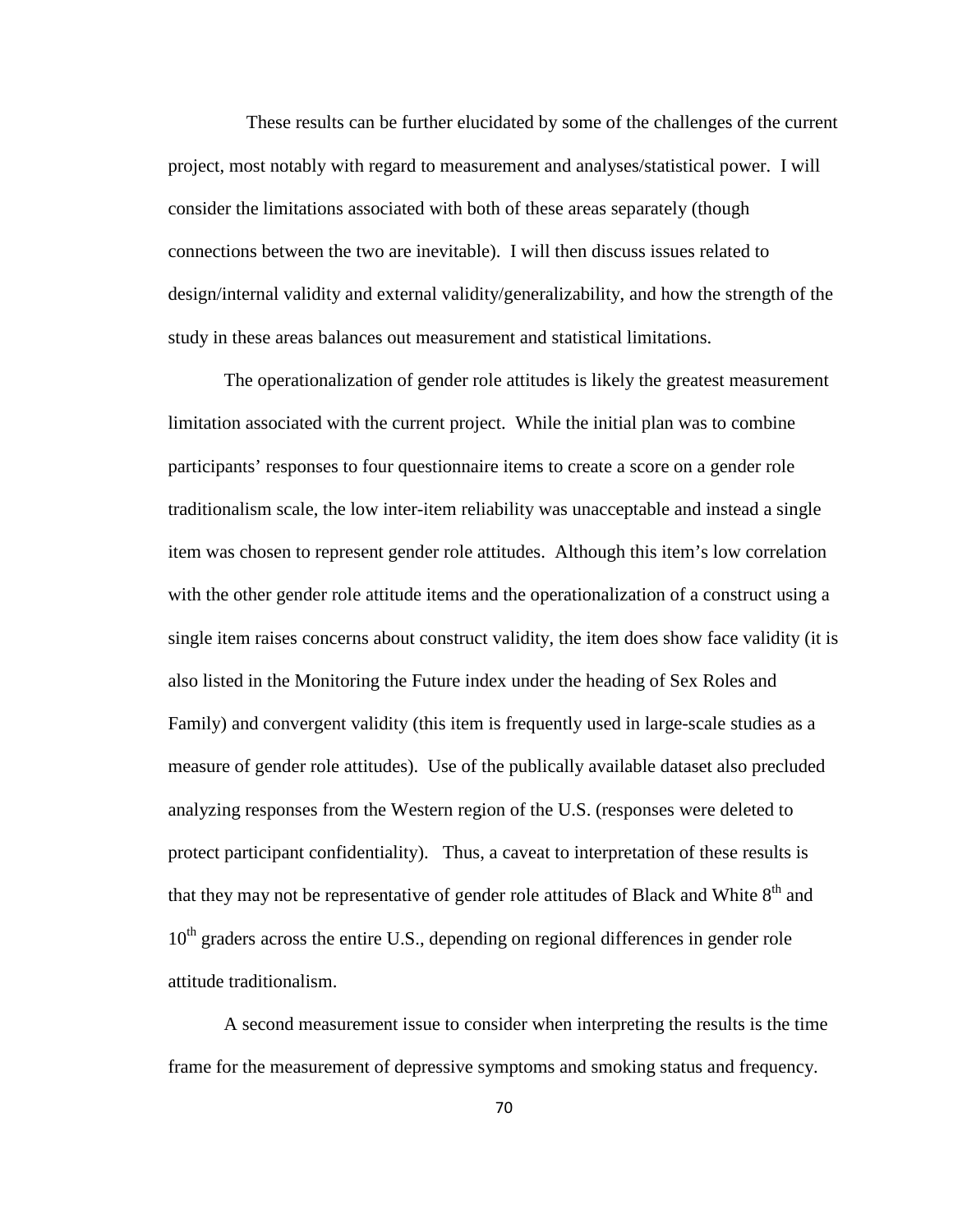These results can be further elucidated by some of the challenges of the current project, most notably with regard to measurement and analyses/statistical power. I will consider the limitations associated with both of these areas separately (though connections between the two are inevitable). I will then discuss issues related to design/internal validity and external validity/generalizability, and how the strength of the study in these areas balances out measurement and statistical limitations.

The operationalization of gender role attitudes is likely the greatest measurement limitation associated with the current project. While the initial plan was to combine participants' responses to four questionnaire items to create a score on a gender role traditionalism scale, the low inter-item reliability was unacceptable and instead a single item was chosen to represent gender role attitudes. Although this item's low correlation with the other gender role attitude items and the operationalization of a construct using a single item raises concerns about construct validity, the item does show face validity (it is also listed in the Monitoring the Future index under the heading of Sex Roles and Family) and convergent validity (this item is frequently used in large-scale studies as a measure of gender role attitudes). Use of the publically available dataset also precluded analyzing responses from the Western region of the U.S. (responses were deleted to protect participant confidentiality). Thus, a caveat to interpretation of these results is that they may not be representative of gender role attitudes of Black and White 8th and 10th graders across the entire U.S., depending on regional differences in gender role attitude traditionalism.

A second measurement issue to consider when interpreting the results is the time frame for the measurement of depressive symptoms and smoking status and frequency.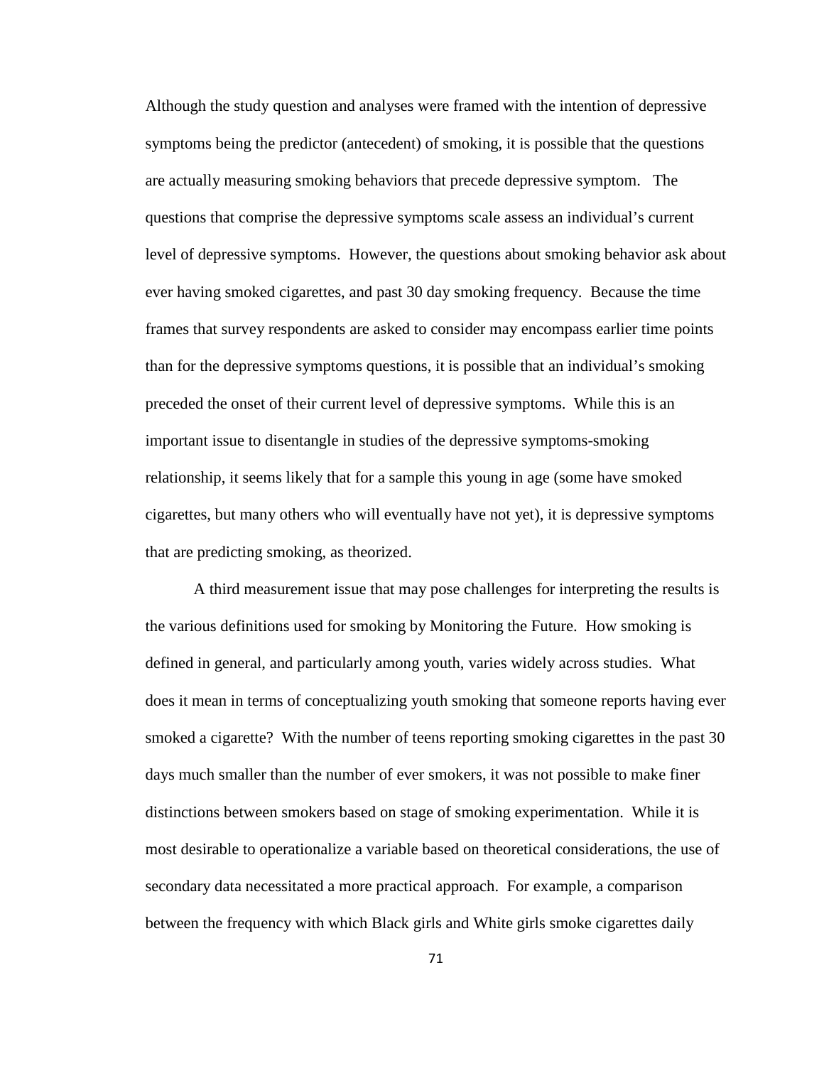Although the study question and analyses were framed with the intention of depressive symptoms being the predictor (antecedent) of smoking, it is possible that the questions are actually measuring smoking behaviors that precede depressive symptom. The questions that comprise the depressive symptoms scale assess an individual's current level of depressive symptoms. However, the questions about smoking behavior ask about ever having smoked cigarettes, and past 30 day smoking frequency. Because the time frames that survey respondents are asked to consider may encompass earlier time points than for the depressive symptoms questions, it is possible that an individual's smoking preceded the onset of their current level of depressive symptoms. While this is an important issue to disentangle in studies of the depressive symptoms-smoking relationship, it seems likely that for a sample this young in age (some have smoked cigarettes, but many others who will eventually have not yet), it is depressive symptoms that are predicting smoking, as theorized.

A third measurement issue that may pose challenges for interpreting the results is the various definitions used for smoking by Monitoring the Future. How smoking is defined in general, and particularly among youth, varies widely across studies. What does it mean in terms of conceptualizing youth smoking that someone reports having ever smoked a cigarette? With the number of teens reporting smoking cigarettes in the past 30 days much smaller than the number of ever smokers, it was not possible to make finer distinctions between smokers based on stage of smoking experimentation. While it is most desirable to operationalize a variable based on theoretical considerations, the use of secondary data necessitated a more practical approach. For example, a comparison between the frequency with which Black girls and White girls smoke cigarettes daily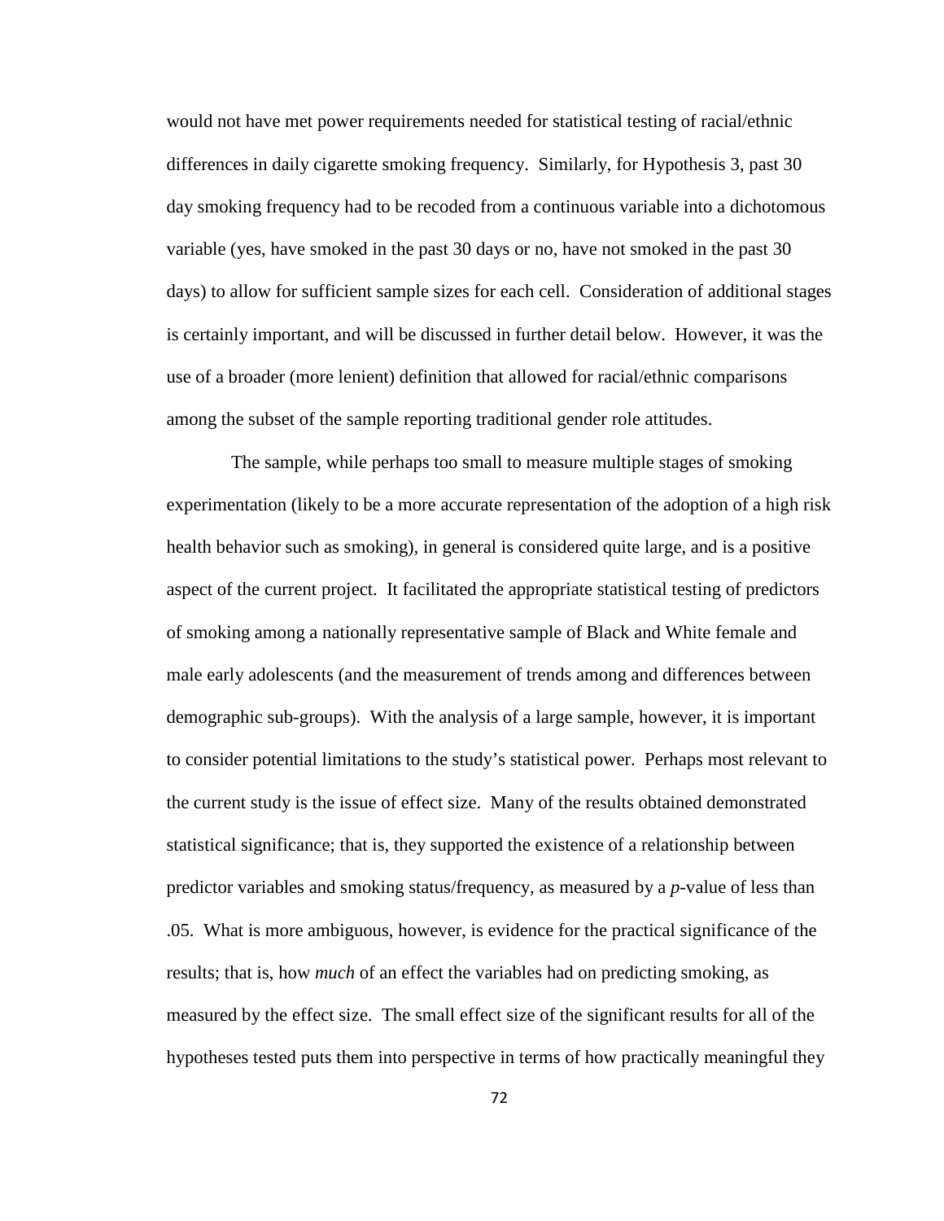would not have met power requirements needed for statistical testing of racial/ethnic differences in daily cigarette smoking frequency. Similarly, for Hypothesis 3, past 30 day smoking frequency had to be recoded from a continuous variable into a dichotomous variable (yes, have smoked in the past 30 days or no, have not smoked in the past 30 days) to allow for sufficient sample sizes for each cell. Consideration of additional stages is certainly important, and will be discussed in further detail below. However, it was the use of a broader (more lenient) definition that allowed for racial/ethnic comparisons among the subset of the sample reporting traditional gender role attitudes.

The sample, while perhaps too small to measure multiple stages of smoking experimentation (likely to be a more accurate representation of the adoption of a high risk health behavior such as smoking), in general is considered quite large, and is a positive aspect of the current project. It facilitated the appropriate statistical testing of predictors of smoking among a nationally representative sample of Black and White female and male early adolescents (and the measurement of trends among and differences between demographic sub-groups). With the analysis of a large sample, however, it is important to consider potential limitations to the study's statistical power. Perhaps most relevant to the current study is the issue of effect size. Many of the results obtained demonstrated statistical significance; that is, they supported the existence of a relationship between predictor variables and smoking status/frequency, as measured by a *p*-value of less than .05. What is more ambiguous, however, is evidence for the practical significance of the results; that is, how *much* of an effect the variables had on predicting smoking, as measured by the effect size. The small effect size of the significant results for all of the hypotheses tested puts them into perspective in terms of how practically meaningful they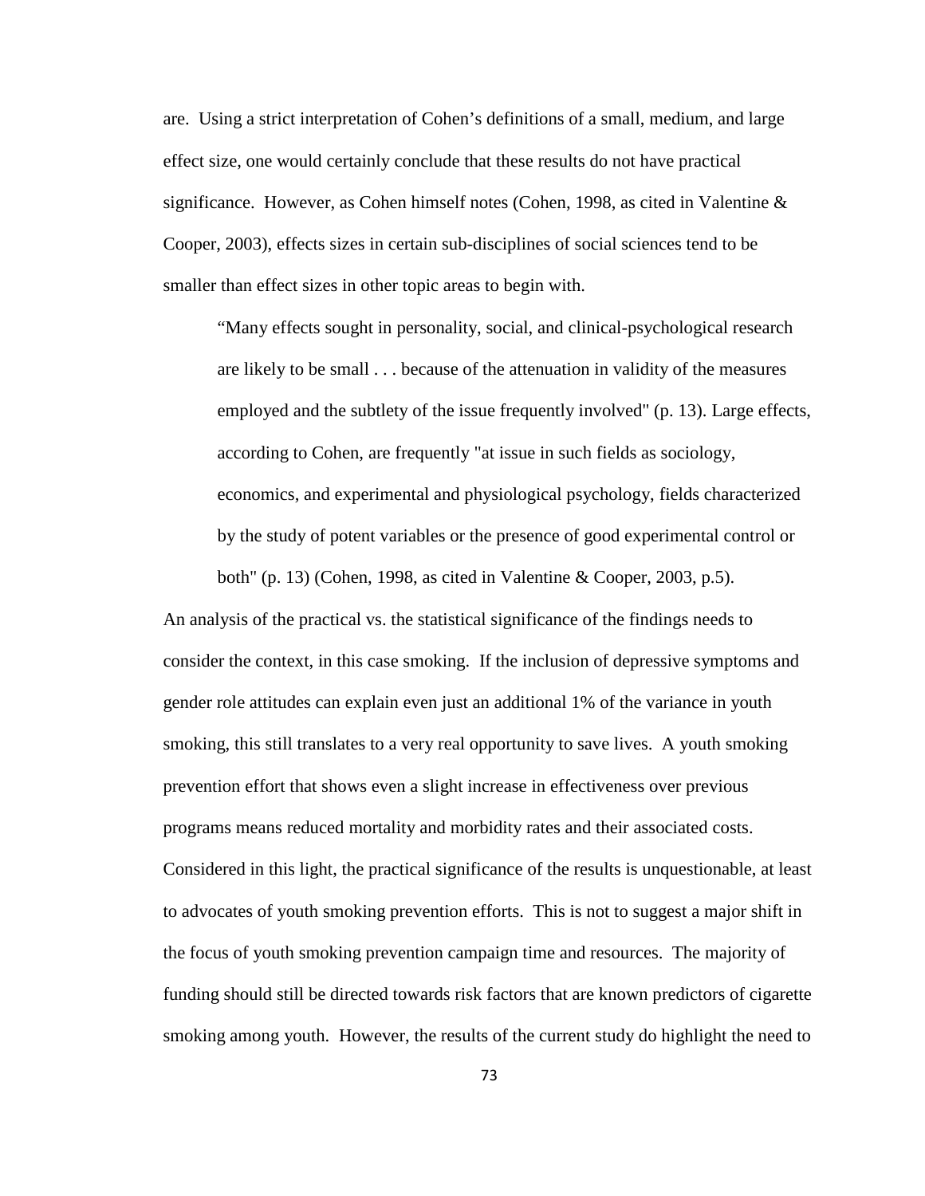are. Using a strict interpretation of Cohen's definitions of a small, medium, and large effect size, one would certainly conclude that these results do not have practical significance. However, as Cohen himself notes (Cohen, 1998, as cited in Valentine & Cooper, 2003), effects sizes in certain sub-disciplines of social sciences tend to be smaller than effect sizes in other topic areas to begin with.

> "Many effects sought in personality, social, and clinical-psychological research are likely to be small . . . because of the attenuation in validity of the measures employed and the subtlety of the issue frequently involved" (p. 13). Large effects, according to Cohen, are frequently "at issue in such fields as sociology, economics, and experimental and physiological psychology, fields characterized by the study of potent variables or the presence of good experimental control or both" (p. 13) (Cohen, 1998, as cited in Valentine & Cooper, 2003, p.5).

An analysis of the practical vs. the statistical significance of the findings needs to consider the context, in this case smoking. If the inclusion of depressive symptoms and gender role attitudes can explain even just an additional 1% of the variance in youth smoking, this still translates to a very real opportunity to save lives. A youth smoking prevention effort that shows even a slight increase in effectiveness over previous programs means reduced mortality and morbidity rates and their associated costs. Considered in this light, the practical significance of the results is unquestionable, at least to advocates of youth smoking prevention efforts. This is not to suggest a major shift in the focus of youth smoking prevention campaign time and resources. The majority of funding should still be directed towards risk factors that are known predictors of cigarette smoking among youth. However, the results of the current study do highlight the need to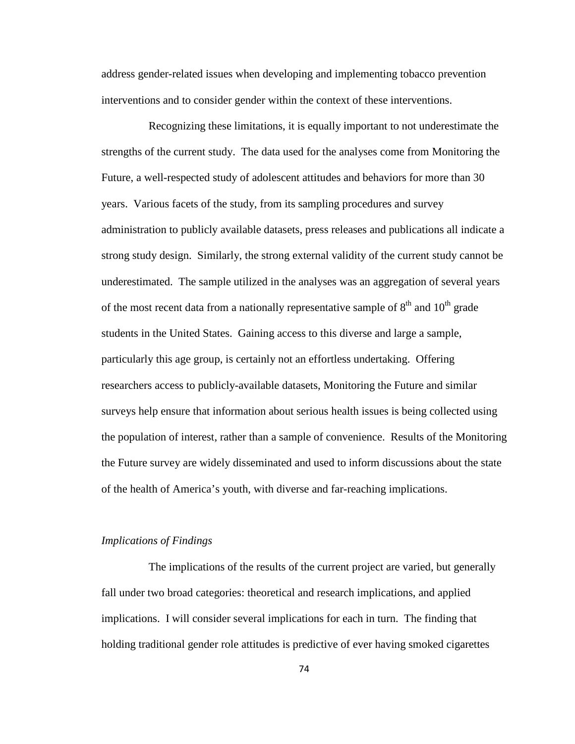address gender-related issues when developing and implementing tobacco prevention interventions and to consider gender within the context of these interventions.

Recognizing these limitations, it is equally important to not underestimate the strengths of the current study. The data used for the analyses come from Monitoring the Future, a well-respected study of adolescent attitudes and behaviors for more than 30 years. Various facets of the study, from its sampling procedures and survey administration to publicly available datasets, press releases and publications all indicate a strong study design. Similarly, the strong external validity of the current study cannot be underestimated. The sample utilized in the analyses was an aggregation of several years of the most recent data from a nationally representative sample of 8th and 10th grade students in the United States. Gaining access to this diverse and large a sample, particularly this age group, is certainly not an effortless undertaking. Offering researchers access to publicly-available datasets, Monitoring the Future and similar surveys help ensure that information about serious health issues is being collected using the population of interest, rather than a sample of convenience. Results of the Monitoring the Future survey are widely disseminated and used to inform discussions about the state of the health of America's youth, with diverse and far-reaching implications.

### *Implications of Findings*

The implications of the results of the current project are varied, but generally fall under two broad categories: theoretical and research implications, and applied implications. I will consider several implications for each in turn. The finding that holding traditional gender role attitudes is predictive of ever having smoked cigarettes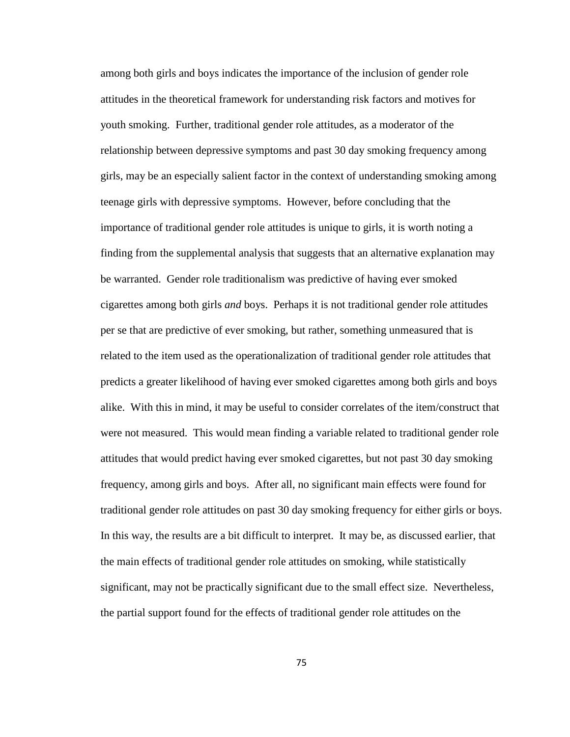among both girls and boys indicates the importance of the inclusion of gender role attitudes in the theoretical framework for understanding risk factors and motives for youth smoking. Further, traditional gender role attitudes, as a moderator of the relationship between depressive symptoms and past 30 day smoking frequency among girls, may be an especially salient factor in the context of understanding smoking among teenage girls with depressive symptoms. However, before concluding that the importance of traditional gender role attitudes is unique to girls, it is worth noting a finding from the supplemental analysis that suggests that an alternative explanation may be warranted. Gender role traditionalism was predictive of having ever smoked cigarettes among both girls *and* boys. Perhaps it is not traditional gender role attitudes per se that are predictive of ever smoking, but rather, something unmeasured that is related to the item used as the operationalization of traditional gender role attitudes that predicts a greater likelihood of having ever smoked cigarettes among both girls and boys alike. With this in mind, it may be useful to consider correlates of the item/construct that were not measured. This would mean finding a variable related to traditional gender role attitudes that would predict having ever smoked cigarettes, but not past 30 day smoking frequency, among girls and boys. After all, no significant main effects were found for traditional gender role attitudes on past 30 day smoking frequency for either girls or boys. In this way, the results are a bit difficult to interpret. It may be, as discussed earlier, that the main effects of traditional gender role attitudes on smoking, while statistically significant, may not be practically significant due to the small effect size. Nevertheless, the partial support found for the effects of traditional gender role attitudes on the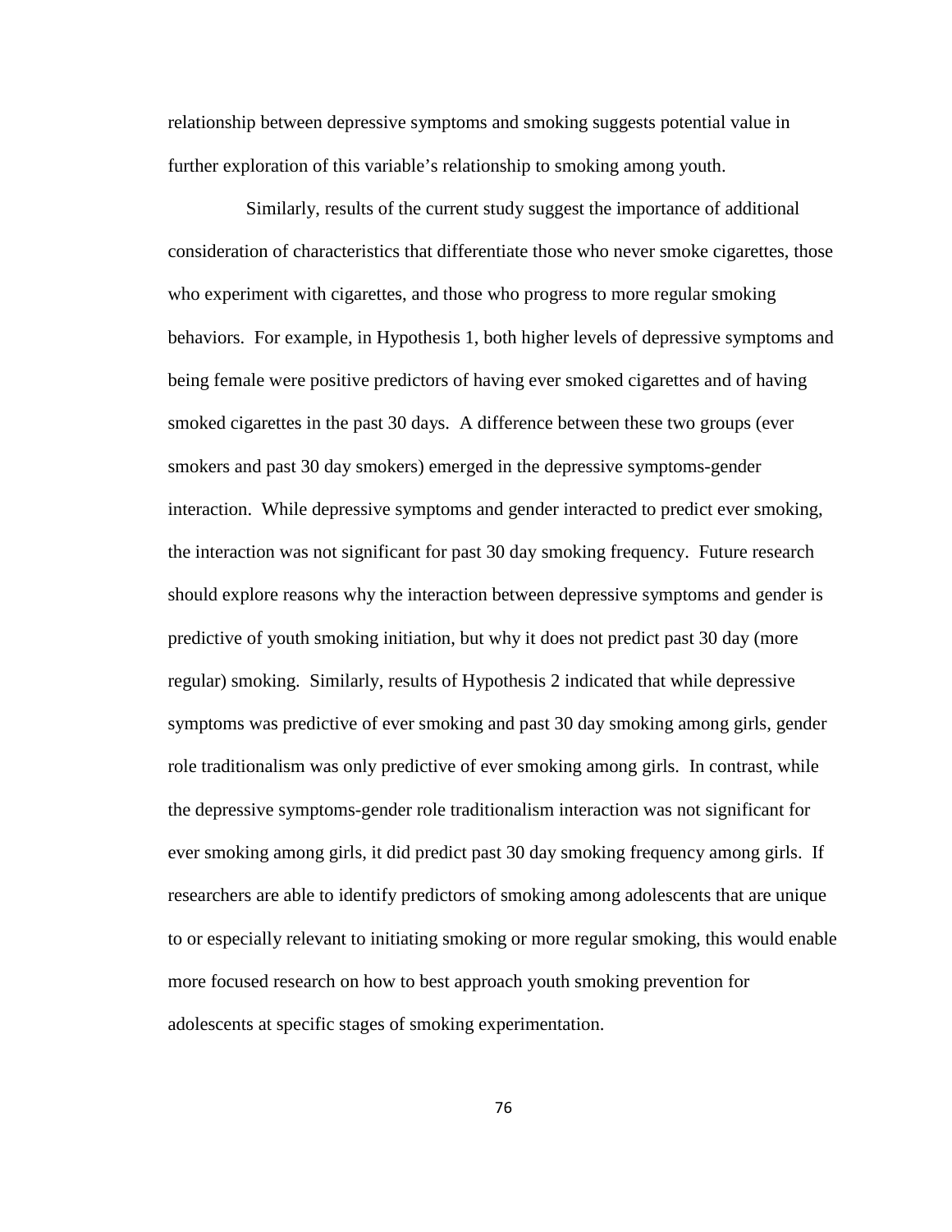relationship between depressive symptoms and smoking suggests potential value in further exploration of this variable's relationship to smoking among youth.

Similarly, results of the current study suggest the importance of additional consideration of characteristics that differentiate those who never smoke cigarettes, those who experiment with cigarettes, and those who progress to more regular smoking behaviors. For example, in Hypothesis 1, both higher levels of depressive symptoms and being female were positive predictors of having ever smoked cigarettes and of having smoked cigarettes in the past 30 days. A difference between these two groups (ever smokers and past 30 day smokers) emerged in the depressive symptoms-gender interaction. While depressive symptoms and gender interacted to predict ever smoking, the interaction was not significant for past 30 day smoking frequency. Future research should explore reasons why the interaction between depressive symptoms and gender is predictive of youth smoking initiation, but why it does not predict past 30 day (more regular) smoking. Similarly, results of Hypothesis 2 indicated that while depressive symptoms was predictive of ever smoking and past 30 day smoking among girls, gender role traditionalism was only predictive of ever smoking among girls. In contrast, while the depressive symptoms-gender role traditionalism interaction was not significant for ever smoking among girls, it did predict past 30 day smoking frequency among girls. If researchers are able to identify predictors of smoking among adolescents that are unique to or especially relevant to initiating smoking or more regular smoking, this would enable more focused research on how to best approach youth smoking prevention for adolescents at specific stages of smoking experimentation.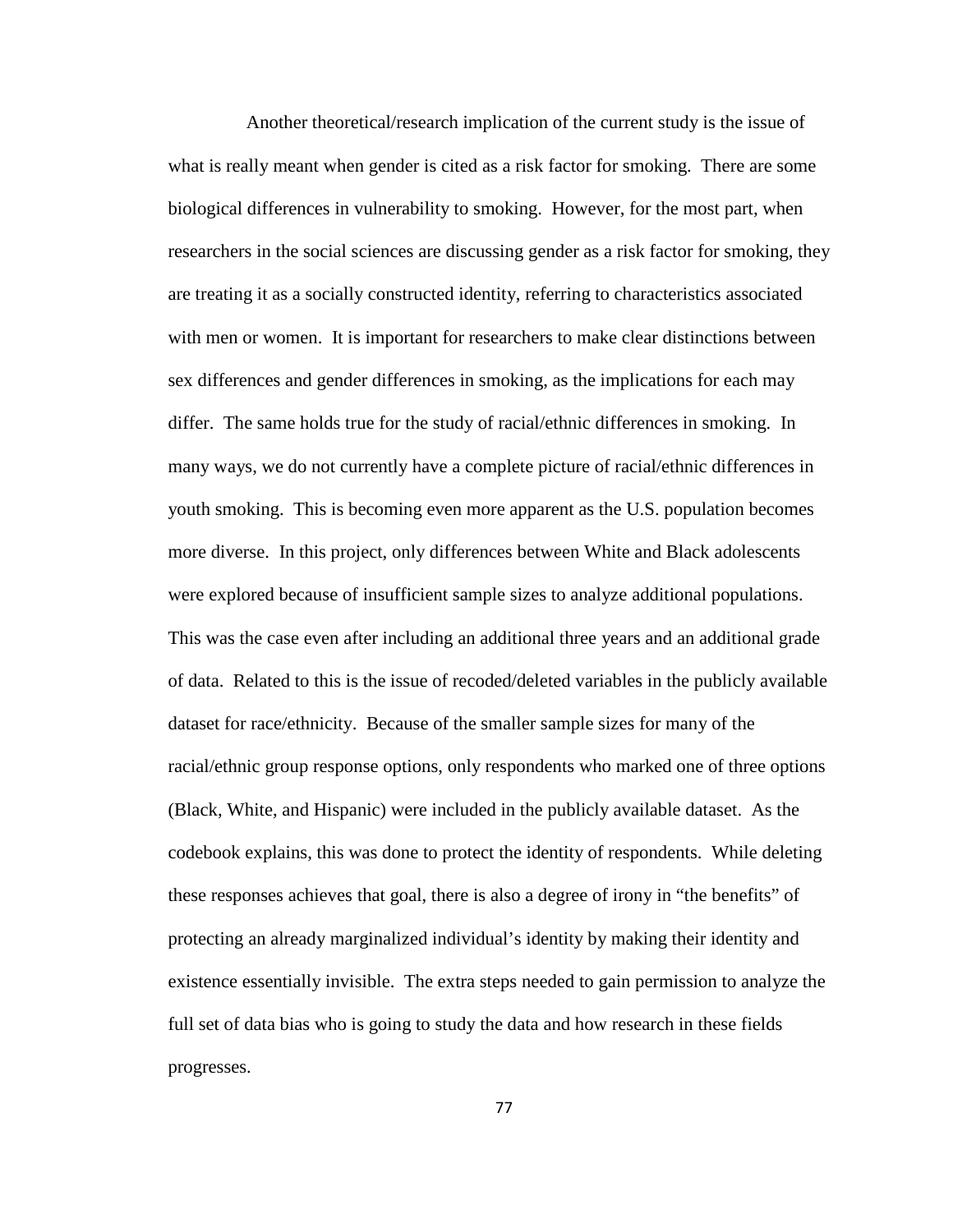Another theoretical/research implication of the current study is the issue of what is really meant when gender is cited as a risk factor for smoking. There are some biological differences in vulnerability to smoking. However, for the most part, when researchers in the social sciences are discussing gender as a risk factor for smoking, they are treating it as a socially constructed identity, referring to characteristics associated with men or women. It is important for researchers to make clear distinctions between sex differences and gender differences in smoking, as the implications for each may differ. The same holds true for the study of racial/ethnic differences in smoking. In many ways, we do not currently have a complete picture of racial/ethnic differences in youth smoking. This is becoming even more apparent as the U.S. population becomes more diverse. In this project, only differences between White and Black adolescents were explored because of insufficient sample sizes to analyze additional populations. This was the case even after including an additional three years and an additional grade of data. Related to this is the issue of recoded/deleted variables in the publicly available dataset for race/ethnicity. Because of the smaller sample sizes for many of the racial/ethnic group response options, only respondents who marked one of three options (Black, White, and Hispanic) were included in the publicly available dataset. As the codebook explains, this was done to protect the identity of respondents. While deleting these responses achieves that goal, there is also a degree of irony in "the benefits" of protecting an already marginalized individual's identity by making their identity and existence essentially invisible. The extra steps needed to gain permission to analyze the full set of data bias who is going to study the data and how research in these fields progresses.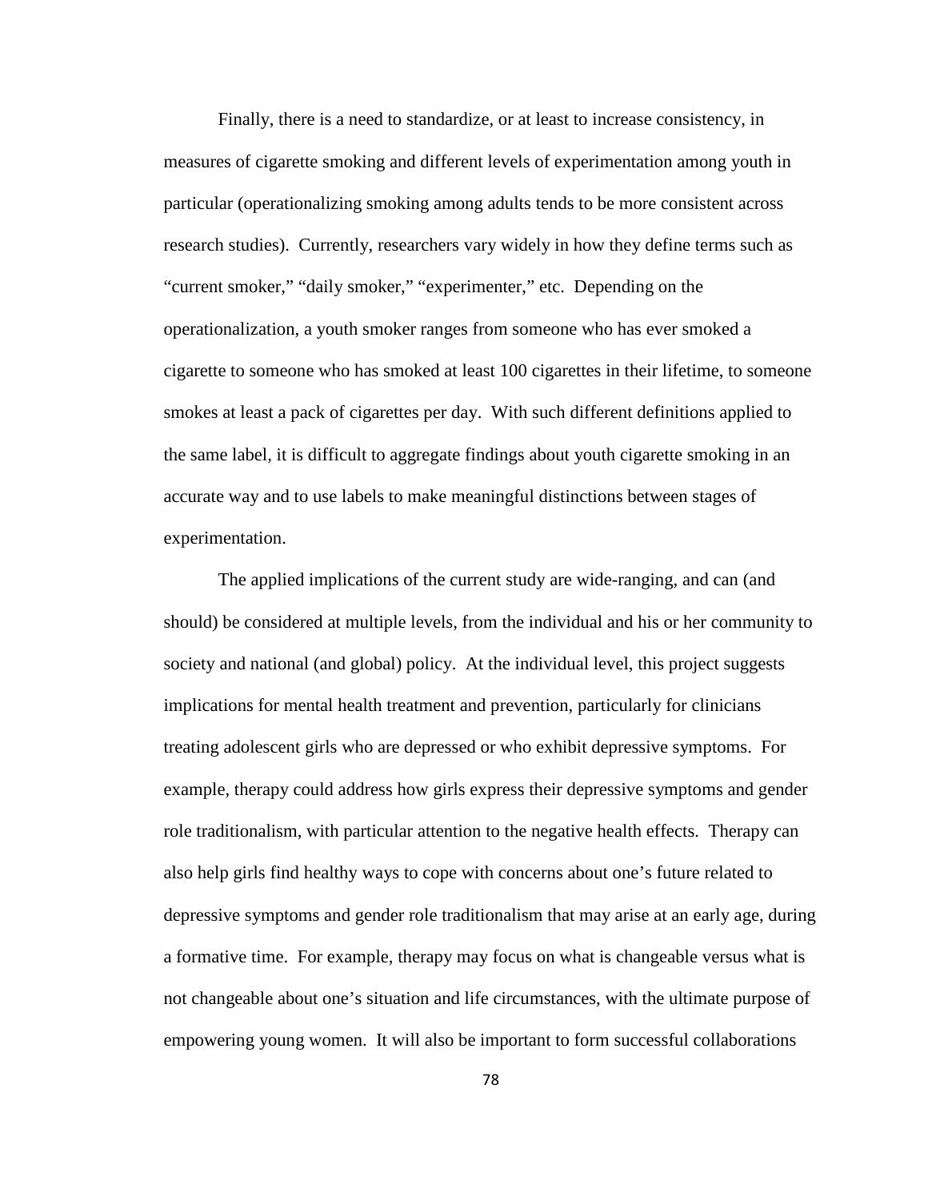Finally, there is a need to standardize, or at least to increase consistency, in measures of cigarette smoking and different levels of experimentation among youth in particular (operationalizing smoking among adults tends to be more consistent across research studies). Currently, researchers vary widely in how they define terms such as "current smoker," "daily smoker," "experimenter," etc. Depending on the operationalization, a youth smoker ranges from someone who has ever smoked a cigarette to someone who has smoked at least 100 cigarettes in their lifetime, to someone smokes at least a pack of cigarettes per day. With such different definitions applied to the same label, it is difficult to aggregate findings about youth cigarette smoking in an accurate way and to use labels to make meaningful distinctions between stages of experimentation.

The applied implications of the current study are wide-ranging, and can (and should) be considered at multiple levels, from the individual and his or her community to society and national (and global) policy. At the individual level, this project suggests implications for mental health treatment and prevention, particularly for clinicians treating adolescent girls who are depressed or who exhibit depressive symptoms. For example, therapy could address how girls express their depressive symptoms and gender role traditionalism, with particular attention to the negative health effects. Therapy can also help girls find healthy ways to cope with concerns about one's future related to depressive symptoms and gender role traditionalism that may arise at an early age, during a formative time. For example, therapy may focus on what is changeable versus what is not changeable about one's situation and life circumstances, with the ultimate purpose of empowering young women. It will also be important to form successful collaborations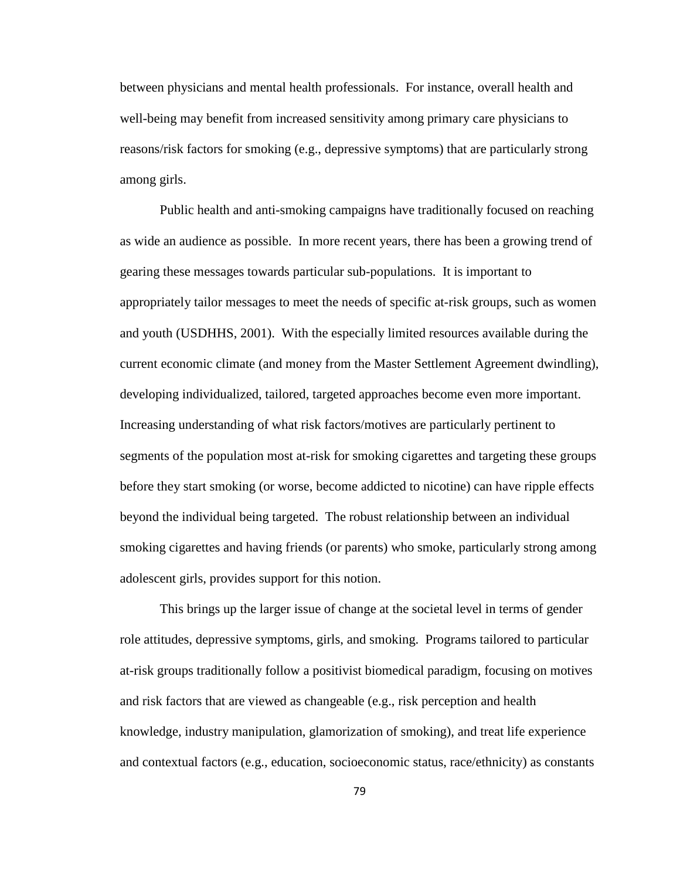between physicians and mental health professionals. For instance, overall health and well-being may benefit from increased sensitivity among primary care physicians to reasons/risk factors for smoking (e.g., depressive symptoms) that are particularly strong among girls.

Public health and anti-smoking campaigns have traditionally focused on reaching as wide an audience as possible. In more recent years, there has been a growing trend of gearing these messages towards particular sub-populations. It is important to appropriately tailor messages to meet the needs of specific at-risk groups, such as women and youth (USDHHS, 2001). With the especially limited resources available during the current economic climate (and money from the Master Settlement Agreement dwindling), developing individualized, tailored, targeted approaches become even more important. Increasing understanding of what risk factors/motives are particularly pertinent to segments of the population most at-risk for smoking cigarettes and targeting these groups before they start smoking (or worse, become addicted to nicotine) can have ripple effects beyond the individual being targeted. The robust relationship between an individual smoking cigarettes and having friends (or parents) who smoke, particularly strong among adolescent girls, provides support for this notion.

This brings up the larger issue of change at the societal level in terms of gender role attitudes, depressive symptoms, girls, and smoking. Programs tailored to particular at-risk groups traditionally follow a positivist biomedical paradigm, focusing on motives and risk factors that are viewed as changeable (e.g., risk perception and health knowledge, industry manipulation, glamorization of smoking), and treat life experience and contextual factors (e.g., education, socioeconomic status, race/ethnicity) as constants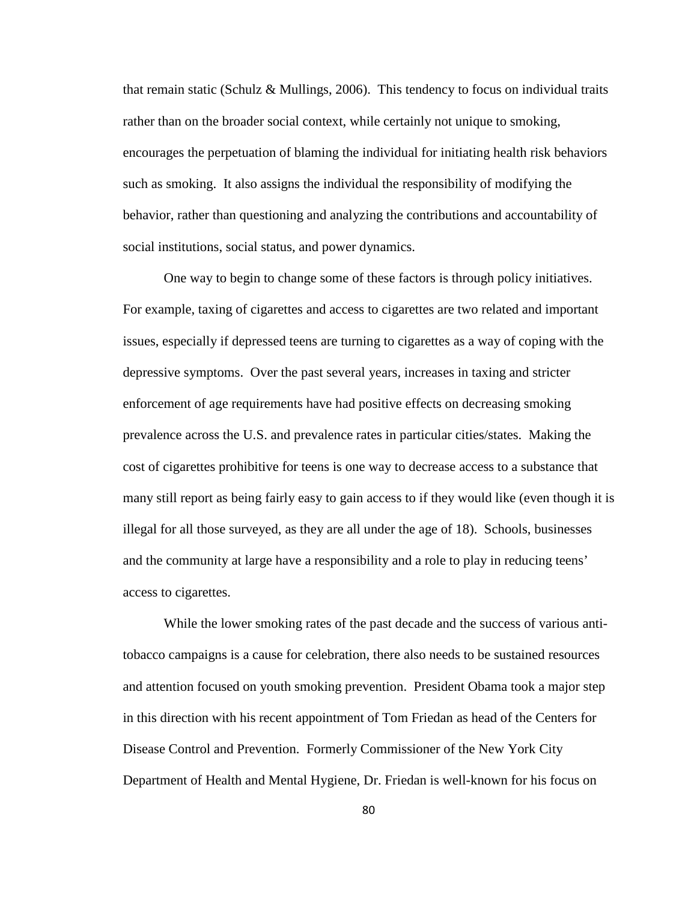that remain static (Schulz & Mullings, 2006). This tendency to focus on individual traits rather than on the broader social context, while certainly not unique to smoking, encourages the perpetuation of blaming the individual for initiating health risk behaviors such as smoking. It also assigns the individual the responsibility of modifying the behavior, rather than questioning and analyzing the contributions and accountability of social institutions, social status, and power dynamics.

One way to begin to change some of these factors is through policy initiatives. For example, taxing of cigarettes and access to cigarettes are two related and important issues, especially if depressed teens are turning to cigarettes as a way of coping with the depressive symptoms. Over the past several years, increases in taxing and stricter enforcement of age requirements have had positive effects on decreasing smoking prevalence across the U.S. and prevalence rates in particular cities/states. Making the cost of cigarettes prohibitive for teens is one way to decrease access to a substance that many still report as being fairly easy to gain access to if they would like (even though it is illegal for all those surveyed, as they are all under the age of 18). Schools, businesses and the community at large have a responsibility and a role to play in reducing teens' access to cigarettes.

While the lower smoking rates of the past decade and the success of various anti-tobacco campaigns is a cause for celebration, there also needs to be sustained resources and attention focused on youth smoking prevention. President Obama took a major step in this direction with his recent appointment of Tom Friedan as head of the Centers for Disease Control and Prevention. Formerly Commissioner of the New York City Department of Health and Mental Hygiene, Dr. Friedan is well-known for his focus on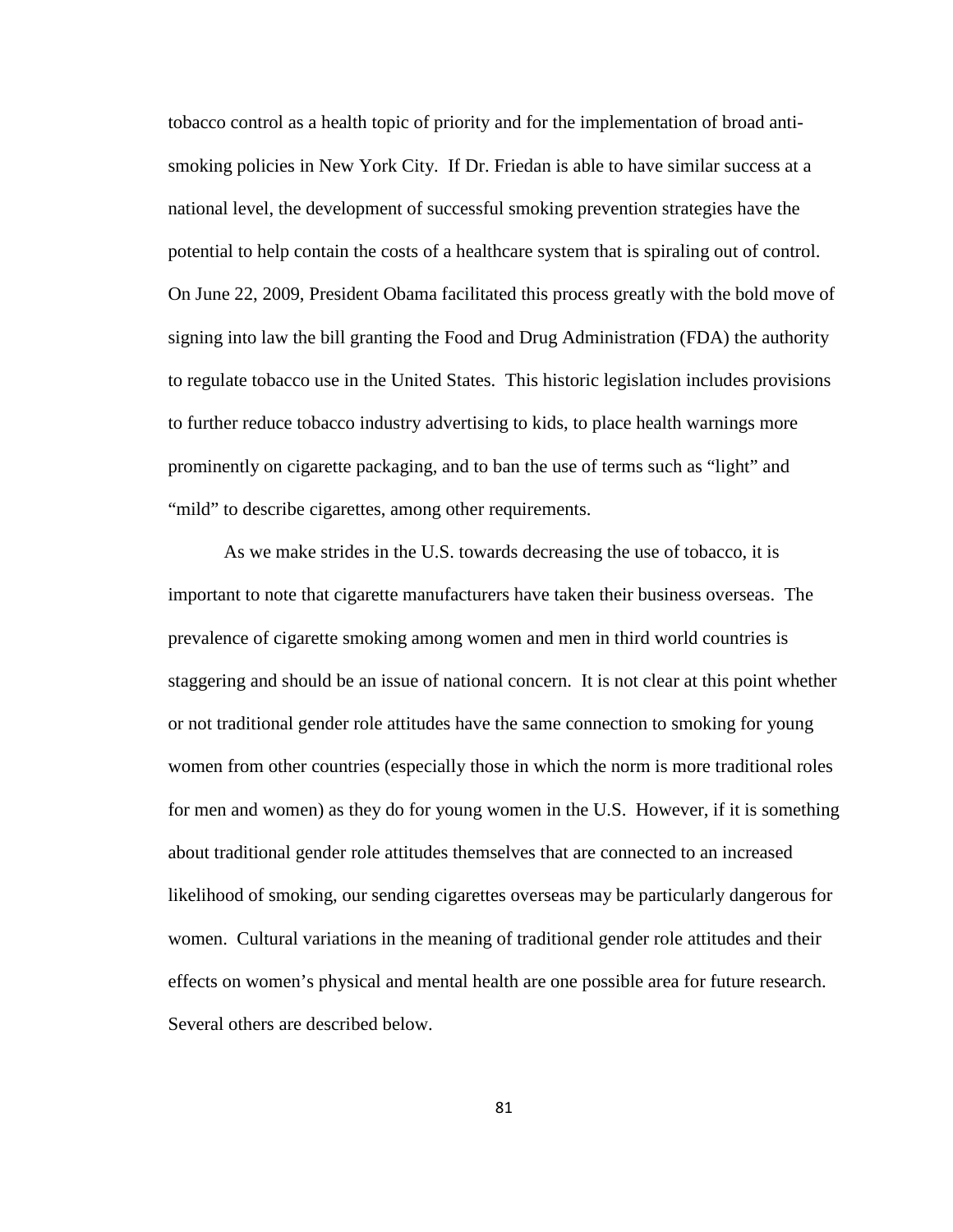tobacco control as a health topic of priority and for the implementation of broad anti-smoking policies in New York City. If Dr. Friedan is able to have similar success at a national level, the development of successful smoking prevention strategies have the potential to help contain the costs of a healthcare system that is spiraling out of control. On June 22, 2009, President Obama facilitated this process greatly with the bold move of signing into law the bill granting the Food and Drug Administration (FDA) the authority to regulate tobacco use in the United States. This historic legislation includes provisions to further reduce tobacco industry advertising to kids, to place health warnings more prominently on cigarette packaging, and to ban the use of terms such as "light" and "mild" to describe cigarettes, among other requirements.

As we make strides in the U.S. towards decreasing the use of tobacco, it is important to note that cigarette manufacturers have taken their business overseas. The prevalence of cigarette smoking among women and men in third world countries is staggering and should be an issue of national concern. It is not clear at this point whether or not traditional gender role attitudes have the same connection to smoking for young women from other countries (especially those in which the norm is more traditional roles for men and women) as they do for young women in the U.S. However, if it is something about traditional gender role attitudes themselves that are connected to an increased likelihood of smoking, our sending cigarettes overseas may be particularly dangerous for women. Cultural variations in the meaning of traditional gender role attitudes and their effects on women's physical and mental health are one possible area for future research. Several others are described below.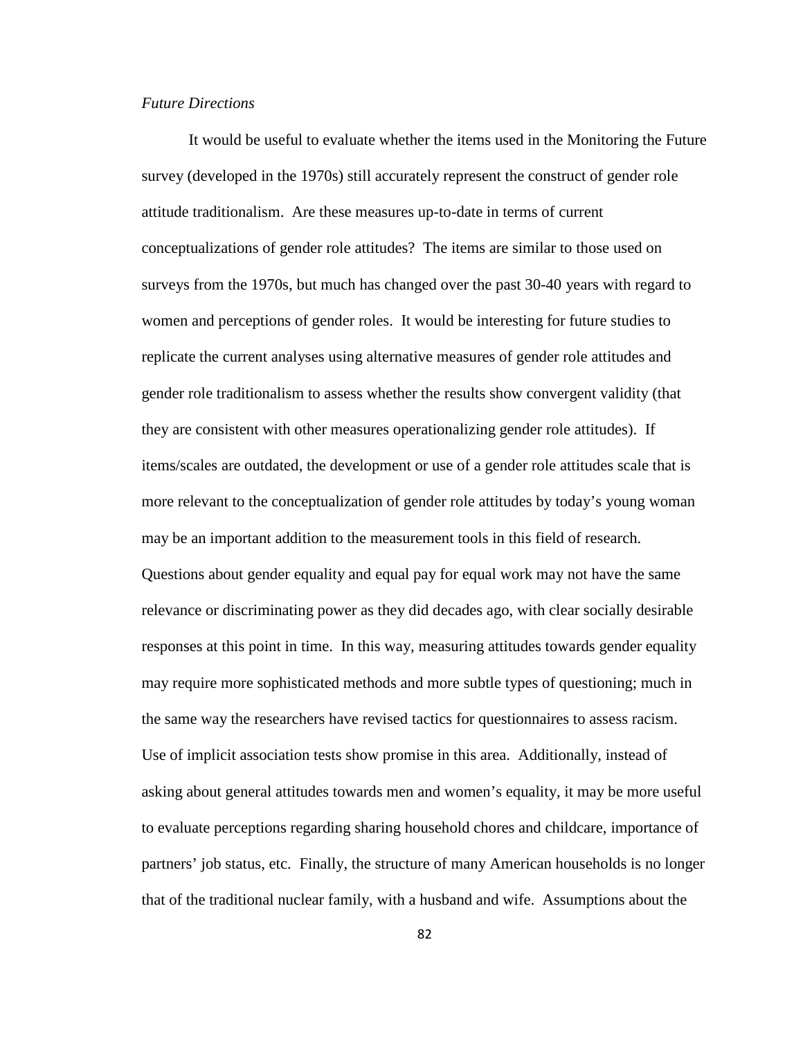*Future Directions*

It would be useful to evaluate whether the items used in the Monitoring the Future survey (developed in the 1970s) still accurately represent the construct of gender role attitude traditionalism. Are these measures up-to-date in terms of current conceptualizations of gender role attitudes? The items are similar to those used on surveys from the 1970s, but much has changed over the past 30-40 years with regard to women and perceptions of gender roles. It would be interesting for future studies to replicate the current analyses using alternative measures of gender role attitudes and gender role traditionalism to assess whether the results show convergent validity (that they are consistent with other measures operationalizing gender role attitudes). If items/scales are outdated, the development or use of a gender role attitudes scale that is more relevant to the conceptualization of gender role attitudes by today's young woman may be an important addition to the measurement tools in this field of research. Questions about gender equality and equal pay for equal work may not have the same relevance or discriminating power as they did decades ago, with clear socially desirable responses at this point in time. In this way, measuring attitudes towards gender equality may require more sophisticated methods and more subtle types of questioning; much in the same way the researchers have revised tactics for questionnaires to assess racism. Use of implicit association tests show promise in this area. Additionally, instead of asking about general attitudes towards men and women's equality, it may be more useful to evaluate perceptions regarding sharing household chores and childcare, importance of partners' job status, etc. Finally, the structure of many American households is no longer that of the traditional nuclear family, with a husband and wife. Assumptions about the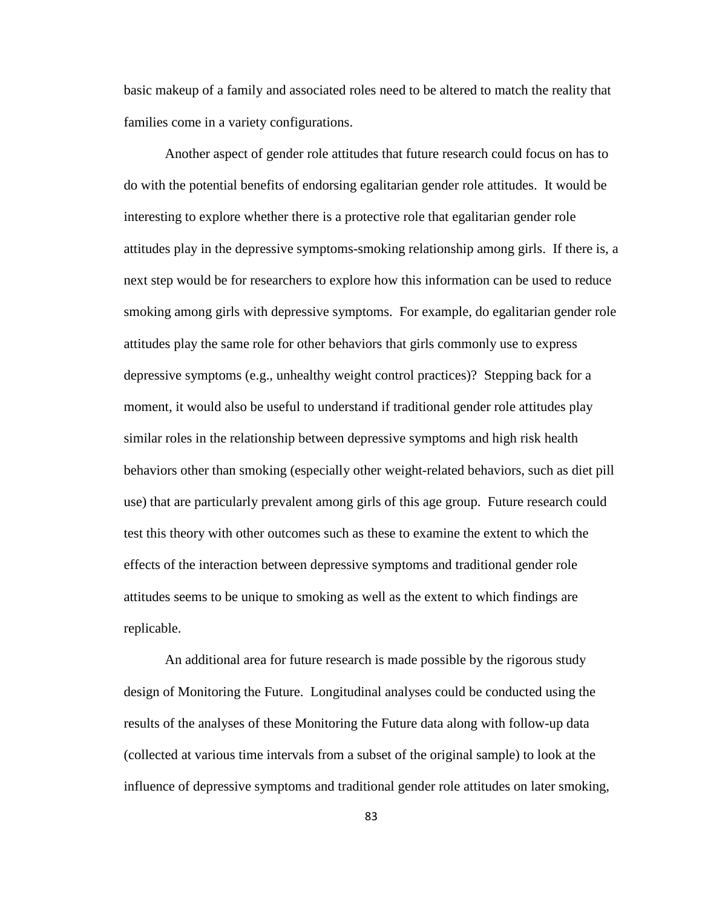basic makeup of a family and associated roles need to be altered to match the reality that families come in a variety configurations.

Another aspect of gender role attitudes that future research could focus on has to do with the potential benefits of endorsing egalitarian gender role attitudes. It would be interesting to explore whether there is a protective role that egalitarian gender role attitudes play in the depressive symptoms-smoking relationship among girls. If there is, a next step would be for researchers to explore how this information can be used to reduce smoking among girls with depressive symptoms. For example, do egalitarian gender role attitudes play the same role for other behaviors that girls commonly use to express depressive symptoms (e.g., unhealthy weight control practices)? Stepping back for a moment, it would also be useful to understand if traditional gender role attitudes play similar roles in the relationship between depressive symptoms and high risk health behaviors other than smoking (especially other weight-related behaviors, such as diet pill use) that are particularly prevalent among girls of this age group. Future research could test this theory with other outcomes such as these to examine the extent to which the effects of the interaction between depressive symptoms and traditional gender role attitudes seems to be unique to smoking as well as the extent to which findings are replicable.

An additional area for future research is made possible by the rigorous study design of Monitoring the Future. Longitudinal analyses could be conducted using the results of the analyses of these Monitoring the Future data along with follow-up data (collected at various time intervals from a subset of the original sample) to look at the influence of depressive symptoms and traditional gender role attitudes on later smoking,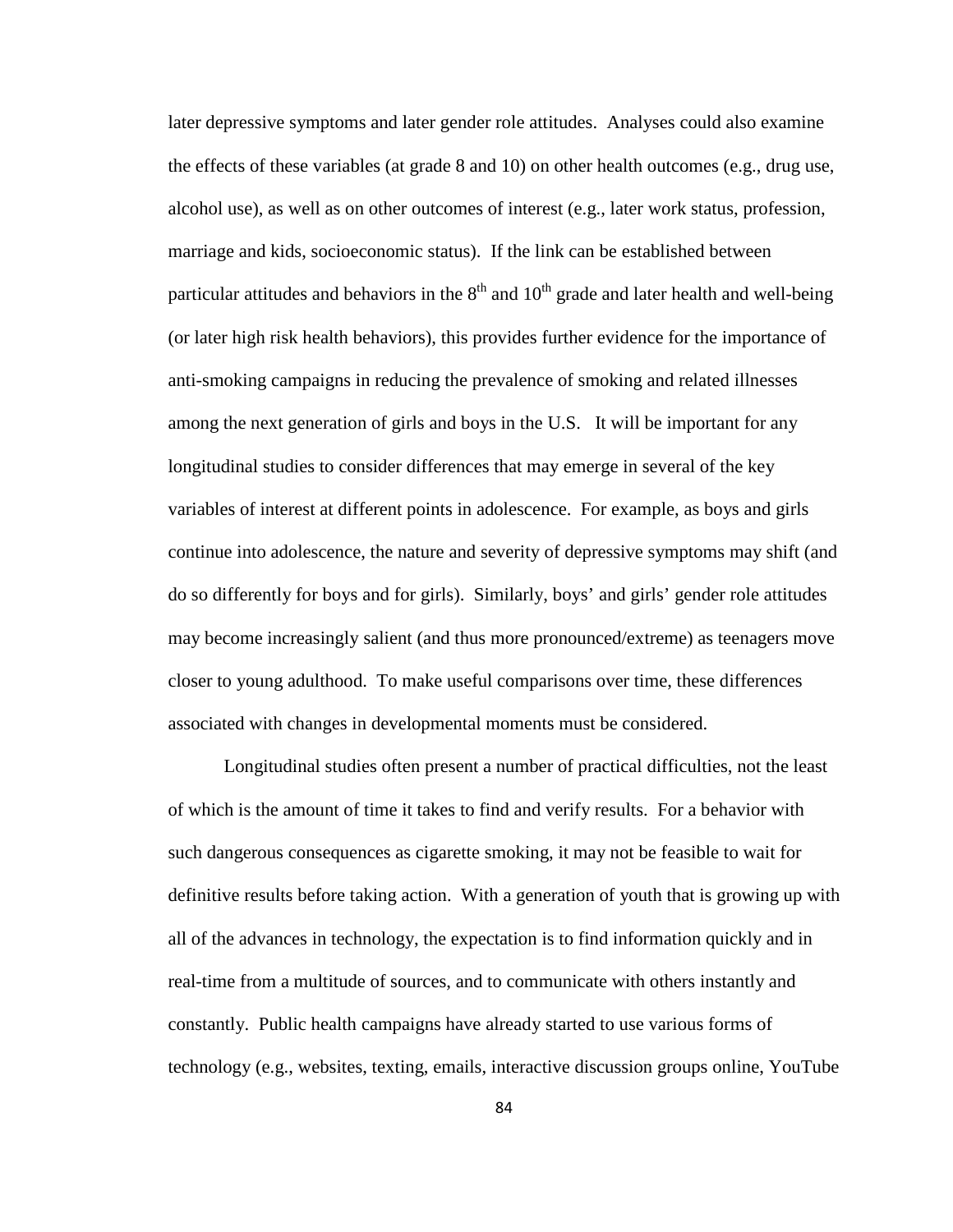later depressive symptoms and later gender role attitudes. Analyses could also examine the effects of these variables (at grade 8 and 10) on other health outcomes (e.g., drug use, alcohol use), as well as on other outcomes of interest (e.g., later work status, profession, marriage and kids, socioeconomic status). If the link can be established between particular attitudes and behaviors in the $8^{th}$ and $10^{th}$ grade and later health and well-being (or later high risk health behaviors), this provides further evidence for the importance of anti-smoking campaigns in reducing the prevalence of smoking and related illnesses among the next generation of girls and boys in the U.S. It will be important for any longitudinal studies to consider differences that may emerge in several of the key variables of interest at different points in adolescence. For example, as boys and girls continue into adolescence, the nature and severity of depressive symptoms may shift (and do so differently for boys and for girls). Similarly, boys' and girls' gender role attitudes may become increasingly salient (and thus more pronounced/extreme) as teenagers move closer to young adulthood. To make useful comparisons over time, these differences associated with changes in developmental moments must be considered.

Longitudinal studies often present a number of practical difficulties, not the least of which is the amount of time it takes to find and verify results. For a behavior with such dangerous consequences as cigarette smoking, it may not be feasible to wait for definitive results before taking action. With a generation of youth that is growing up with all of the advances in technology, the expectation is to find information quickly and in real-time from a multitude of sources, and to communicate with others instantly and constantly. Public health campaigns have already started to use various forms of technology (e.g., websites, texting, emails, interactive discussion groups online, YouTube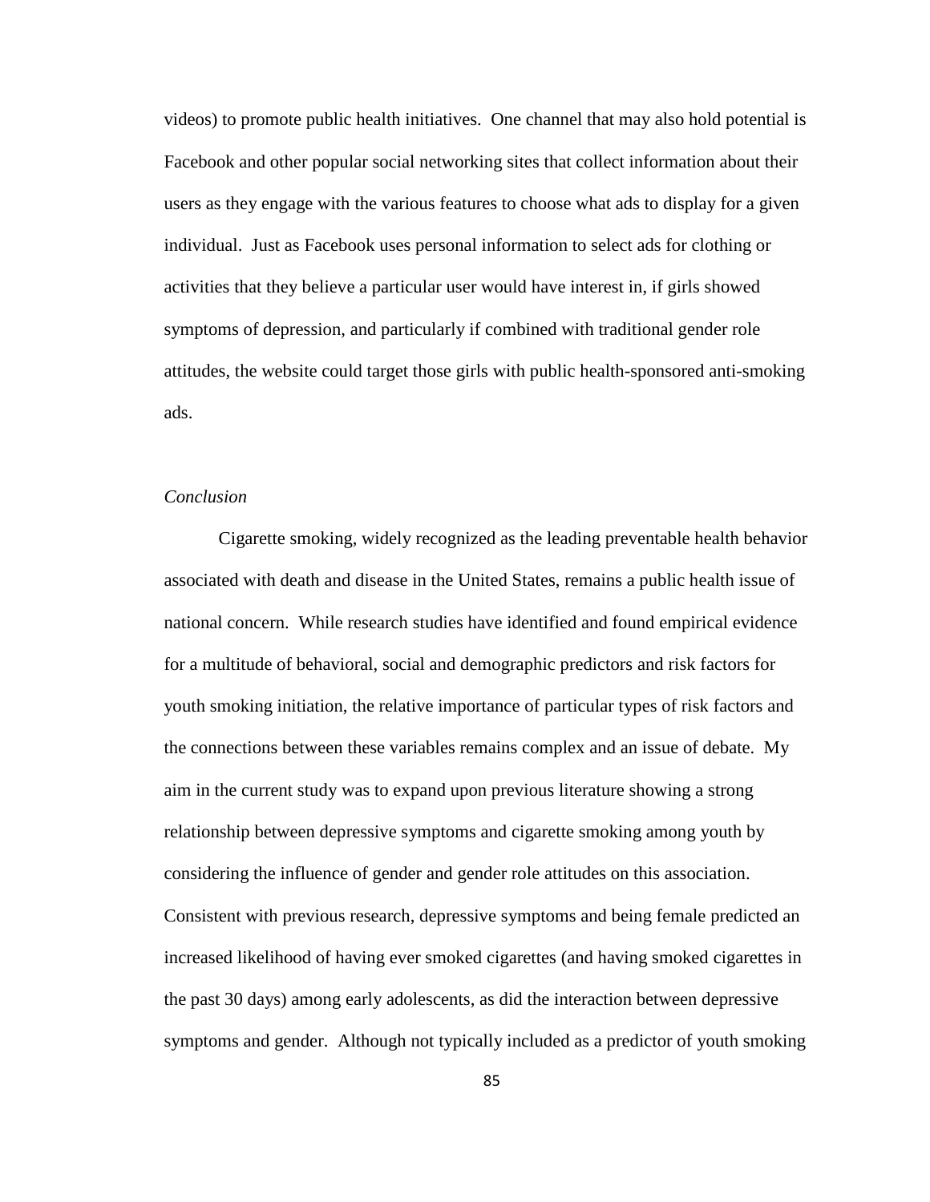videos) to promote public health initiatives. One channel that may also hold potential is Facebook and other popular social networking sites that collect information about their users as they engage with the various features to choose what ads to display for a given individual. Just as Facebook uses personal information to select ads for clothing or activities that they believe a particular user would have interest in, if girls showed symptoms of depression, and particularly if combined with traditional gender role attitudes, the website could target those girls with public health-sponsored anti-smoking ads.

### *Conclusion*

Cigarette smoking, widely recognized as the leading preventable health behavior associated with death and disease in the United States, remains a public health issue of national concern. While research studies have identified and found empirical evidence for a multitude of behavioral, social and demographic predictors and risk factors for youth smoking initiation, the relative importance of particular types of risk factors and the connections between these variables remains complex and an issue of debate. My aim in the current study was to expand upon previous literature showing a strong relationship between depressive symptoms and cigarette smoking among youth by considering the influence of gender and gender role attitudes on this association. Consistent with previous research, depressive symptoms and being female predicted an increased likelihood of having ever smoked cigarettes (and having smoked cigarettes in the past 30 days) among early adolescents, as did the interaction between depressive symptoms and gender. Although not typically included as a predictor of youth smoking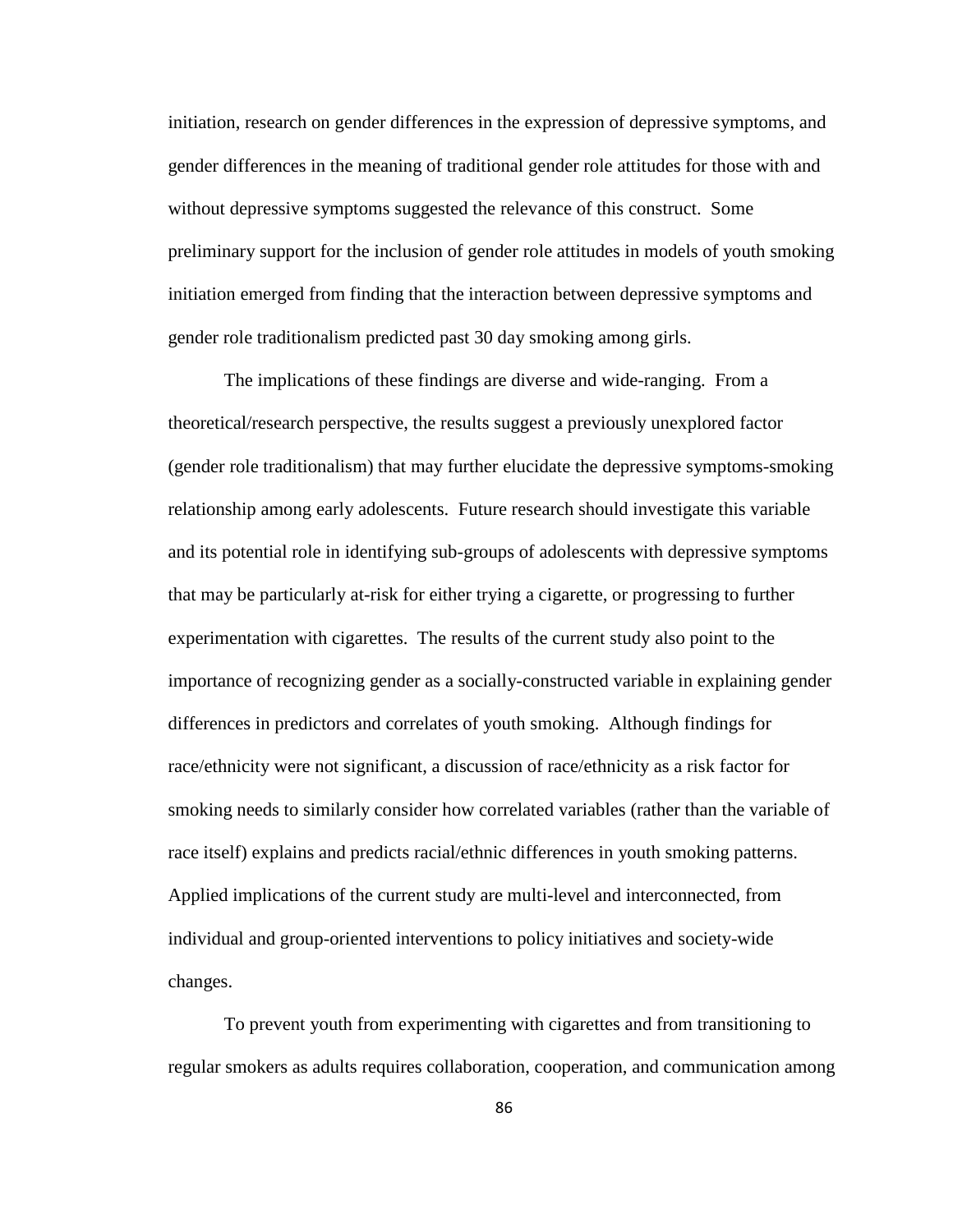initiation, research on gender differences in the expression of depressive symptoms, and gender differences in the meaning of traditional gender role attitudes for those with and without depressive symptoms suggested the relevance of this construct. Some preliminary support for the inclusion of gender role attitudes in models of youth smoking initiation emerged from finding that the interaction between depressive symptoms and gender role traditionalism predicted past 30 day smoking among girls.

The implications of these findings are diverse and wide-ranging. From a theoretical/research perspective, the results suggest a previously unexplored factor (gender role traditionalism) that may further elucidate the depressive symptoms-smoking relationship among early adolescents. Future research should investigate this variable and its potential role in identifying sub-groups of adolescents with depressive symptoms that may be particularly at-risk for either trying a cigarette, or progressing to further experimentation with cigarettes. The results of the current study also point to the importance of recognizing gender as a socially-constructed variable in explaining gender differences in predictors and correlates of youth smoking. Although findings for race/ethnicity were not significant, a discussion of race/ethnicity as a risk factor for smoking needs to similarly consider how correlated variables (rather than the variable of race itself) explains and predicts racial/ethnic differences in youth smoking patterns. Applied implications of the current study are multi-level and interconnected, from individual and group-oriented interventions to policy initiatives and society-wide changes.

To prevent youth from experimenting with cigarettes and from transitioning to regular smokers as adults requires collaboration, cooperation, and communication among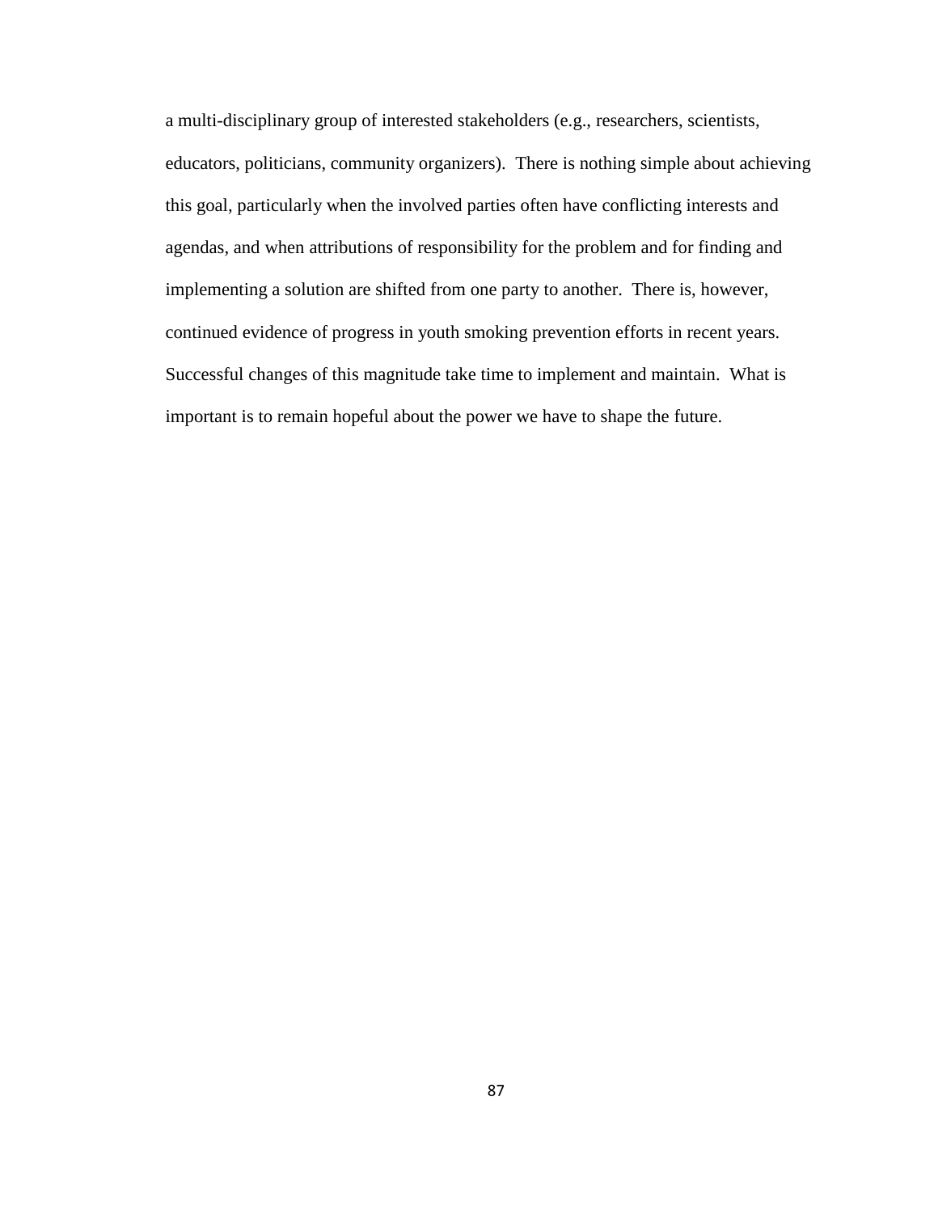a multi-disciplinary group of interested stakeholders (e.g., researchers, scientists, educators, politicians, community organizers). There is nothing simple about achieving this goal, particularly when the involved parties often have conflicting interests and agendas, and when attributions of responsibility for the problem and for finding and implementing a solution are shifted from one party to another. There is, however, continued evidence of progress in youth smoking prevention efforts in recent years. Successful changes of this magnitude take time to implement and maintain. What is important is to remain hopeful about the power we have to shape the future.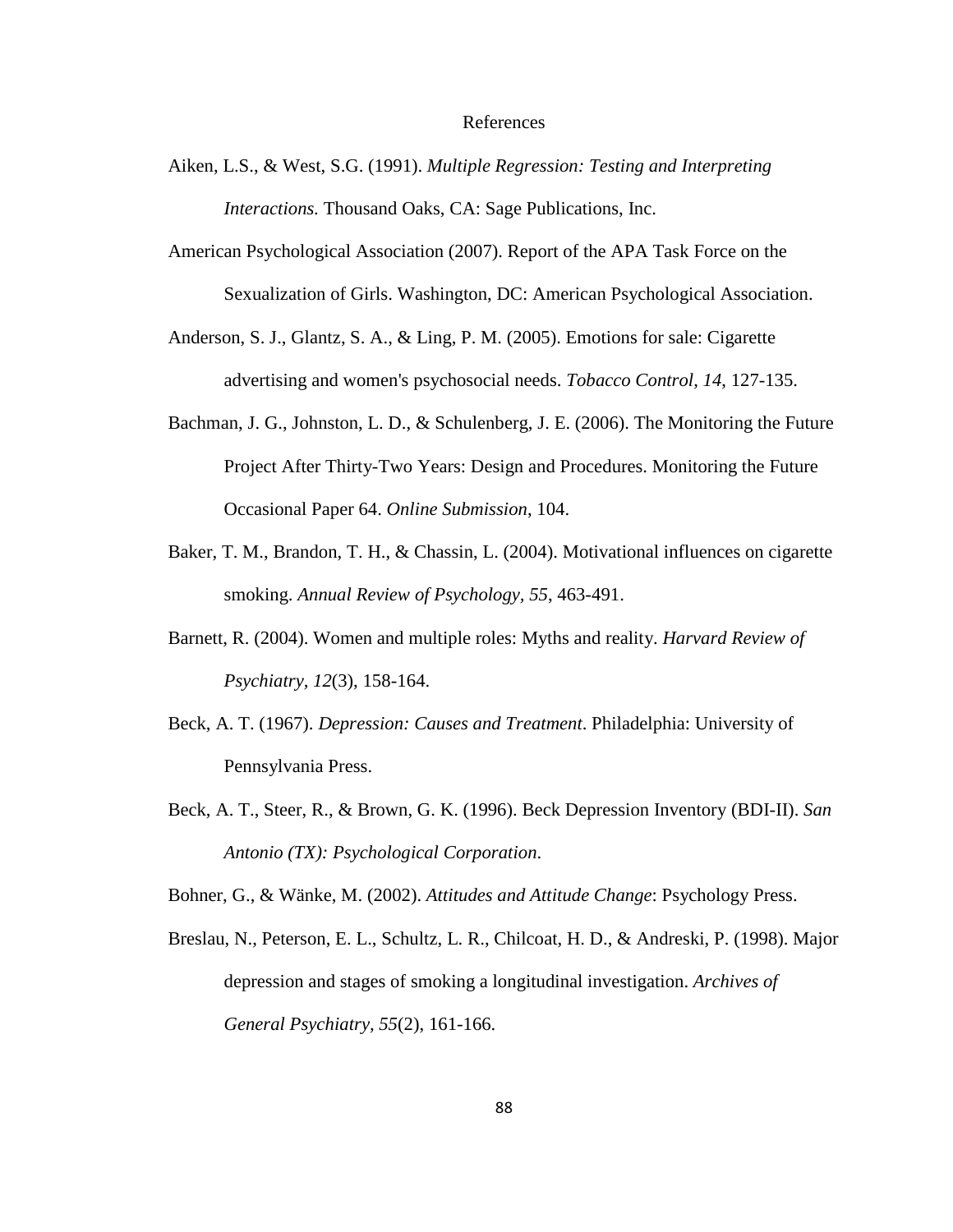# References

Aiken, L.S., & West, S.G. (1991). *Multiple Regression: Testing and Interpreting Interactions.* Thousand Oaks, CA: Sage Publications, Inc.

American Psychological Association (2007). Report of the APA Task Force on the Sexualization of Girls. Washington, DC: American Psychological Association.

Anderson, S. J., Glantz, S. A., & Ling, P. M. (2005). Emotions for sale: Cigarette advertising and women's psychosocial needs. *Tobacco Control, 14*, 127-135.

Bachman, J. G., Johnston, L. D., & Schulenberg, J. E. (2006). The Monitoring the Future Project After Thirty-Two Years: Design and Procedures. Monitoring the Future Occasional Paper 64. *Online Submission*, 104.

Baker, T. M., Brandon, T. H., & Chassin, L. (2004). Motivational influences on cigarette smoking. *Annual Review of Psychology, 55*, 463-491.

Barnett, R. (2004). Women and multiple roles: Myths and reality. *Harvard Review of Psychiatry, 12*(3), 158-164.

Beck, A. T. (1967). *Depression: Causes and Treatment*. Philadelphia: University of Pennsylvania Press.

Beck, A. T., Steer, R., & Brown, G. K. (1996). Beck Depression Inventory (BDI-II). *San Antonio (TX): Psychological Corporation*.

Bohner, G., & Wänke, M. (2002). *Attitudes and Attitude Change*: Psychology Press.

Breslau, N., Peterson, E. L., Schultz, L. R., Chilcoat, H. D., & Andreski, P. (1998). Major depression and stages of smoking a longitudinal investigation. *Archives of General Psychiatry, 55*(2), 161-166.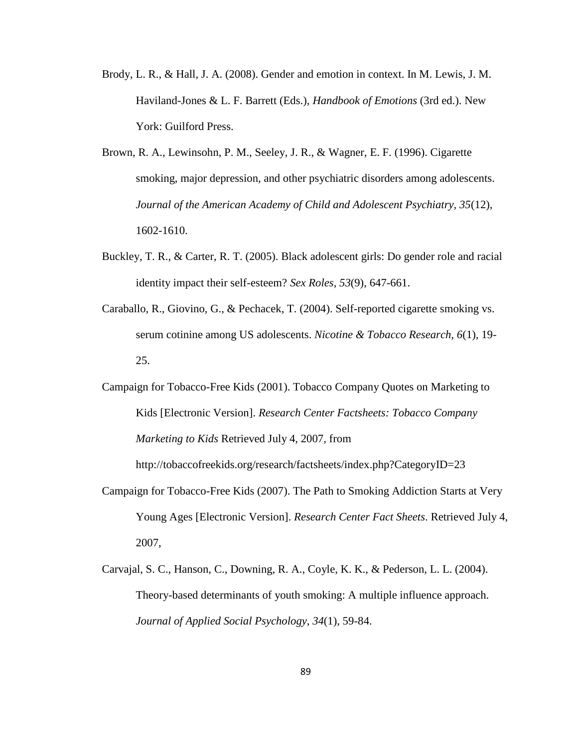Brody, L. R., & Hall, J. A. (2008). Gender and emotion in context. In M. Lewis, J. M. Haviland-Jones & L. F. Barrett (Eds.), *Handbook of Emotions* (3rd ed.). New York: Guilford Press.

Brown, R. A., Lewinsohn, P. M., Seeley, J. R., & Wagner, E. F. (1996). Cigarette smoking, major depression, and other psychiatric disorders among adolescents. *Journal of the American Academy of Child and Adolescent Psychiatry, 35*(12), 1602-1610.

Buckley, T. R., & Carter, R. T. (2005). Black adolescent girls: Do gender role and racial identity impact their self-esteem? *Sex Roles, 53*(9), 647-661.

Caraballo, R., Giovino, G., & Pechacek, T. (2004). Self-reported cigarette smoking vs. serum cotinine among US adolescents. *Nicotine & Tobacco Research, 6*(1), 19-25.

Campaign for Tobacco-Free Kids (2001). Tobacco Company Quotes on Marketing to Kids [Electronic Version]. *Research Center Factsheets: Tobacco Company Marketing to Kids* Retrieved July 4, 2007, from http://tobaccofreekids.org/research/factsheets/index.php?CategoryID=23

Campaign for Tobacco-Free Kids (2007). The Path to Smoking Addiction Starts at Very Young Ages [Electronic Version]. *Research Center Fact Sheets*. Retrieved July 4, 2007,

Carvajal, S. C., Hanson, C., Downing, R. A., Coyle, K. K., & Pederson, L. L. (2004). Theory-based determinants of youth smoking: A multiple influence approach. *Journal of Applied Social Psychology, 34*(1), 59-84.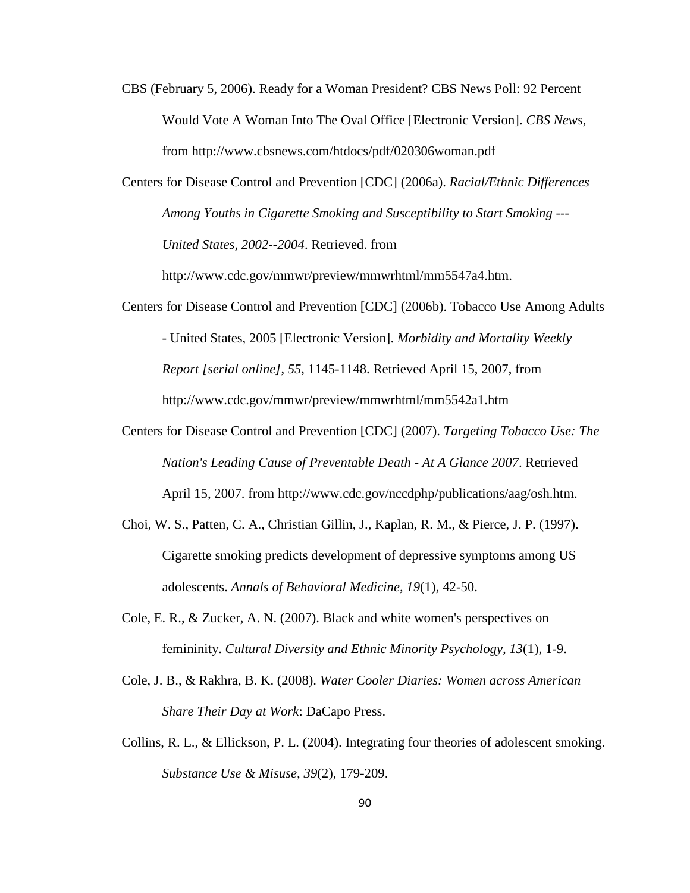CBS (February 5, 2006). Ready for a Woman President? CBS News Poll: 92 Percent Would Vote A Woman Into The Oval Office [Electronic Version]. *CBS News*, from http://www.cbsnews.com/htdocs/pdf/020306woman.pdf

Centers for Disease Control and Prevention [CDC] (2006a). *Racial/Ethnic Differences Among Youths in Cigarette Smoking and Susceptibility to Start Smoking --- United States, 2002--2004*. Retrieved. from http://www.cdc.gov/mmwr/preview/mmwrhtml/mm5547a4.htm.

Centers for Disease Control and Prevention [CDC] (2006b). Tobacco Use Among Adults - United States, 2005 [Electronic Version]. *Morbidity and Mortality Weekly Report [serial online]*, *55*, 1145-1148. Retrieved April 15, 2007, from http://www.cdc.gov/mmwr/preview/mmwrhtml/mm5542a1.htm

Centers for Disease Control and Prevention [CDC] (2007). *Targeting Tobacco Use: The Nation's Leading Cause of Preventable Death - At A Glance 2007*. Retrieved April 15, 2007. from http://www.cdc.gov/nccdphp/publications/aag/osh.htm.

Choi, W. S., Patten, C. A., Christian Gillin, J., Kaplan, R. M., & Pierce, J. P. (1997). Cigarette smoking predicts development of depressive symptoms among US adolescents. *Annals of Behavioral Medicine, 19*(1), 42-50.

Cole, E. R., & Zucker, A. N. (2007). Black and white women's perspectives on femininity. *Cultural Diversity and Ethnic Minority Psychology, 13*(1), 1-9.

Cole, J. B., & Rakhra, B. K. (2008). *Water Cooler Diaries: Women across American Share Their Day at Work*: DaCapo Press.

Collins, R. L., & Ellickson, P. L. (2004). Integrating four theories of adolescent smoking. *Substance Use & Misuse, 39*(2), 179-209.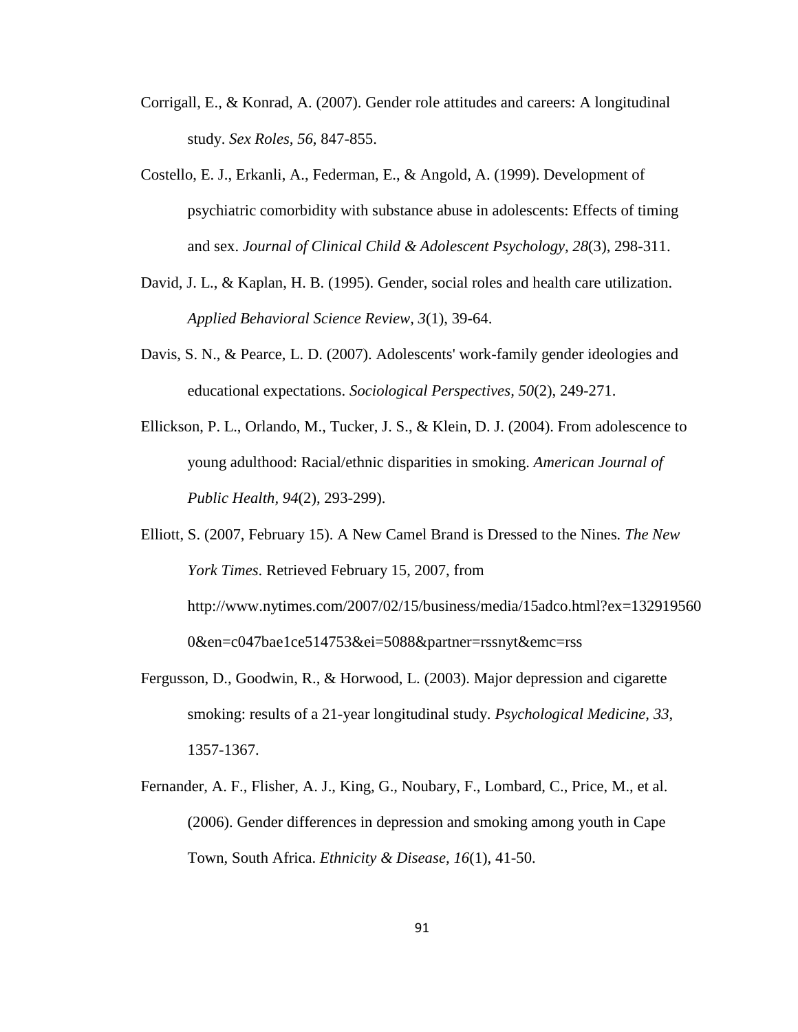Corrigall, E., & Konrad, A. (2007). Gender role attitudes and careers: A longitudinal study. *Sex Roles, 56*, 847-855.

Costello, E. J., Erkanli, A., Federman, E., & Angold, A. (1999). Development of psychiatric comorbidity with substance abuse in adolescents: Effects of timing and sex. *Journal of Clinical Child & Adolescent Psychology, 28*(3), 298-311.

David, J. L., & Kaplan, H. B. (1995). Gender, social roles and health care utilization. *Applied Behavioral Science Review, 3*(1), 39-64.

Davis, S. N., & Pearce, L. D. (2007). Adolescents' work-family gender ideologies and educational expectations. *Sociological Perspectives, 50*(2), 249-271.

Ellickson, P. L., Orlando, M., Tucker, J. S., & Klein, D. J. (2004). From adolescence to young adulthood: Racial/ethnic disparities in smoking. *American Journal of Public Health, 94*(2), 293-299).

Elliott, S. (2007, February 15). A New Camel Brand is Dressed to the Nines. *The New York Times*. Retrieved February 15, 2007, from http://www.nytimes.com/2007/02/15/business/media/15adco.html?ex=1329195600&en=c047bae1ce514753&ei=5088&partner=rssnyt&emc=rss

Fergusson, D., Goodwin, R., & Horwood, L. (2003). Major depression and cigarette smoking: results of a 21-year longitudinal study. *Psychological Medicine, 33*, 1357-1367.

Fernander, A. F., Flisher, A. J., King, G., Noubary, F., Lombard, C., Price, M., et al. (2006). Gender differences in depression and smoking among youth in Cape Town, South Africa. *Ethnicity & Disease, 16*(1), 41-50.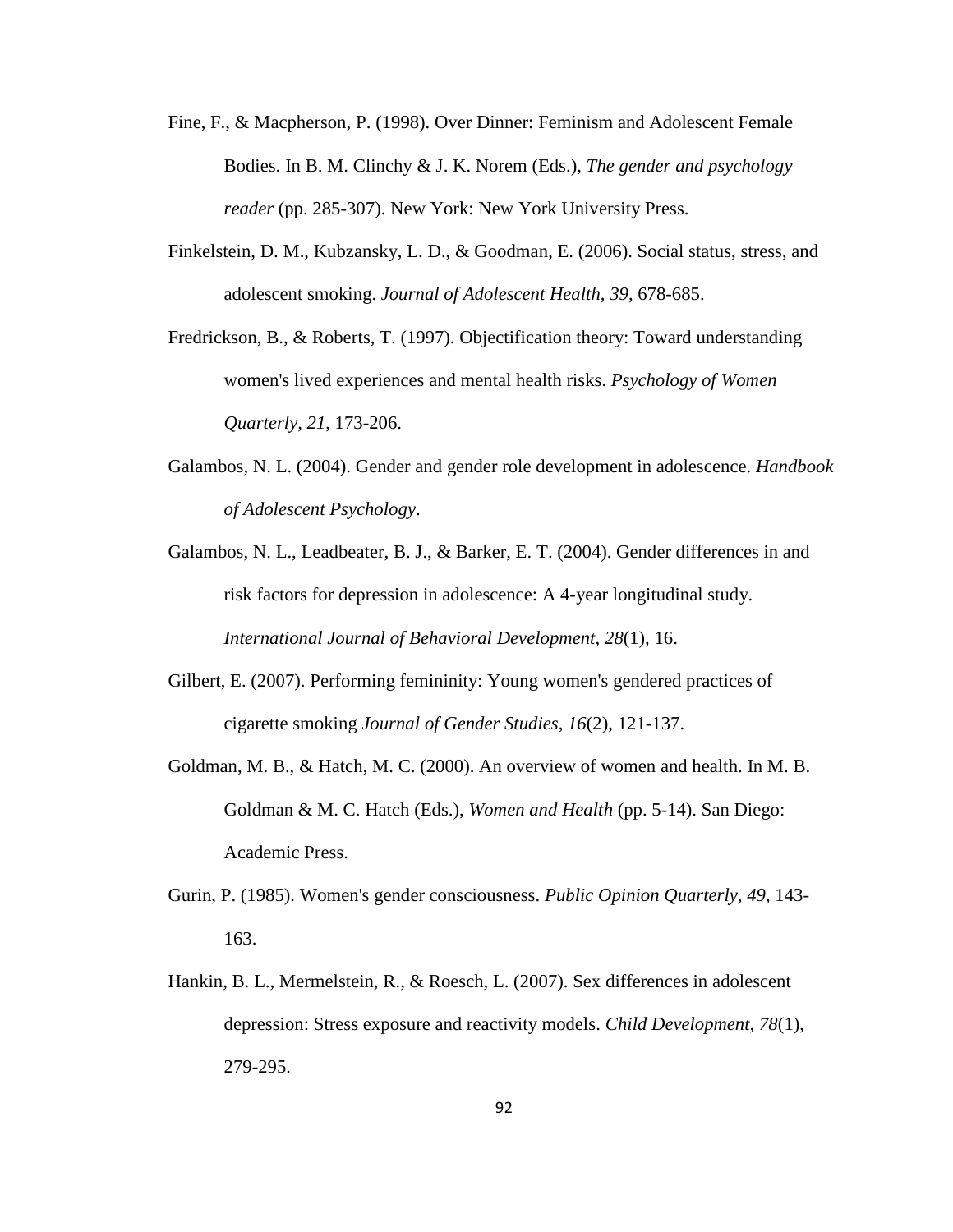Fine, F., & Macpherson, P. (1998). Over Dinner: Feminism and Adolescent Female Bodies. In B. M. Clinchy & J. K. Norem (Eds.), *The gender and psychology reader* (pp. 285-307). New York: New York University Press.

Finkelstein, D. M., Kubzansky, L. D., & Goodman, E. (2006). Social status, stress, and adolescent smoking. *Journal of Adolescent Health, 39*, 678-685.

Fredrickson, B., & Roberts, T. (1997). Objectification theory: Toward understanding women's lived experiences and mental health risks. *Psychology of Women Quarterly, 21*, 173-206.

Galambos, N. L. (2004). Gender and gender role development in adolescence. *Handbook of Adolescent Psychology*.

Galambos, N. L., Leadbeater, B. J., & Barker, E. T. (2004). Gender differences in and risk factors for depression in adolescence: A 4-year longitudinal study. *International Journal of Behavioral Development, 28*(1), 16.

Gilbert, E. (2007). Performing femininity: Young women's gendered practices of cigarette smoking *Journal of Gender Studies, 16*(2), 121-137.

Goldman, M. B., & Hatch, M. C. (2000). An overview of women and health. In M. B. Goldman & M. C. Hatch (Eds.), *Women and Health* (pp. 5-14). San Diego: Academic Press.

Gurin, P. (1985). Women's gender consciousness. *Public Opinion Quarterly, 49*, 143-163.

Hankin, B. L., Mermelstein, R., & Roesch, L. (2007). Sex differences in adolescent depression: Stress exposure and reactivity models. *Child Development, 78*(1), 279-295.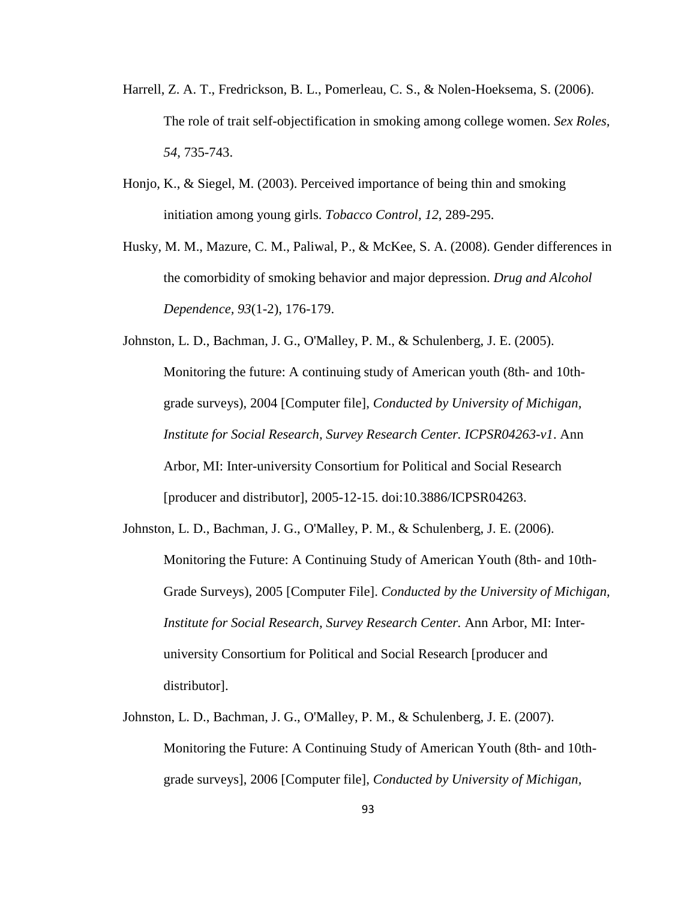Harrell, Z. A. T., Fredrickson, B. L., Pomerleau, C. S., & Nolen-Hoeksema, S. (2006). The role of trait self-objectification in smoking among college women. *Sex Roles, 54*, 735-743.

Honjo, K., & Siegel, M. (2003). Perceived importance of being thin and smoking initiation among young girls. *Tobacco Control, 12*, 289-295.

Husky, M. M., Mazure, C. M., Paliwal, P., & McKee, S. A. (2008). Gender differences in the comorbidity of smoking behavior and major depression. *Drug and Alcohol Dependence, 93*(1-2), 176-179.

Johnston, L. D., Bachman, J. G., O'Malley, P. M., & Schulenberg, J. E. (2005). Monitoring the future: A continuing study of American youth (8th- and 10th-grade surveys), 2004 [Computer file], *Conducted by University of Michigan, Institute for Social Research, Survey Research Center. ICPSR04263-v1*. Ann Arbor, MI: Inter-university Consortium for Political and Social Research [producer and distributor], 2005-12-15. doi:10.3886/ICPSR04263.

Johnston, L. D., Bachman, J. G., O'Malley, P. M., & Schulenberg, J. E. (2006). Monitoring the Future: A Continuing Study of American Youth (8th- and 10th-Grade Surveys), 2005 [Computer File]. *Conducted by the University of Michigan, Institute for Social Research, Survey Research Center.* Ann Arbor, MI: Inter-university Consortium for Political and Social Research [producer and distributor].

Johnston, L. D., Bachman, J. G., O'Malley, P. M., & Schulenberg, J. E. (2007). Monitoring the Future: A Continuing Study of American Youth (8th- and 10th-grade surveys], 2006 [Computer file], *Conducted by University of Michigan,*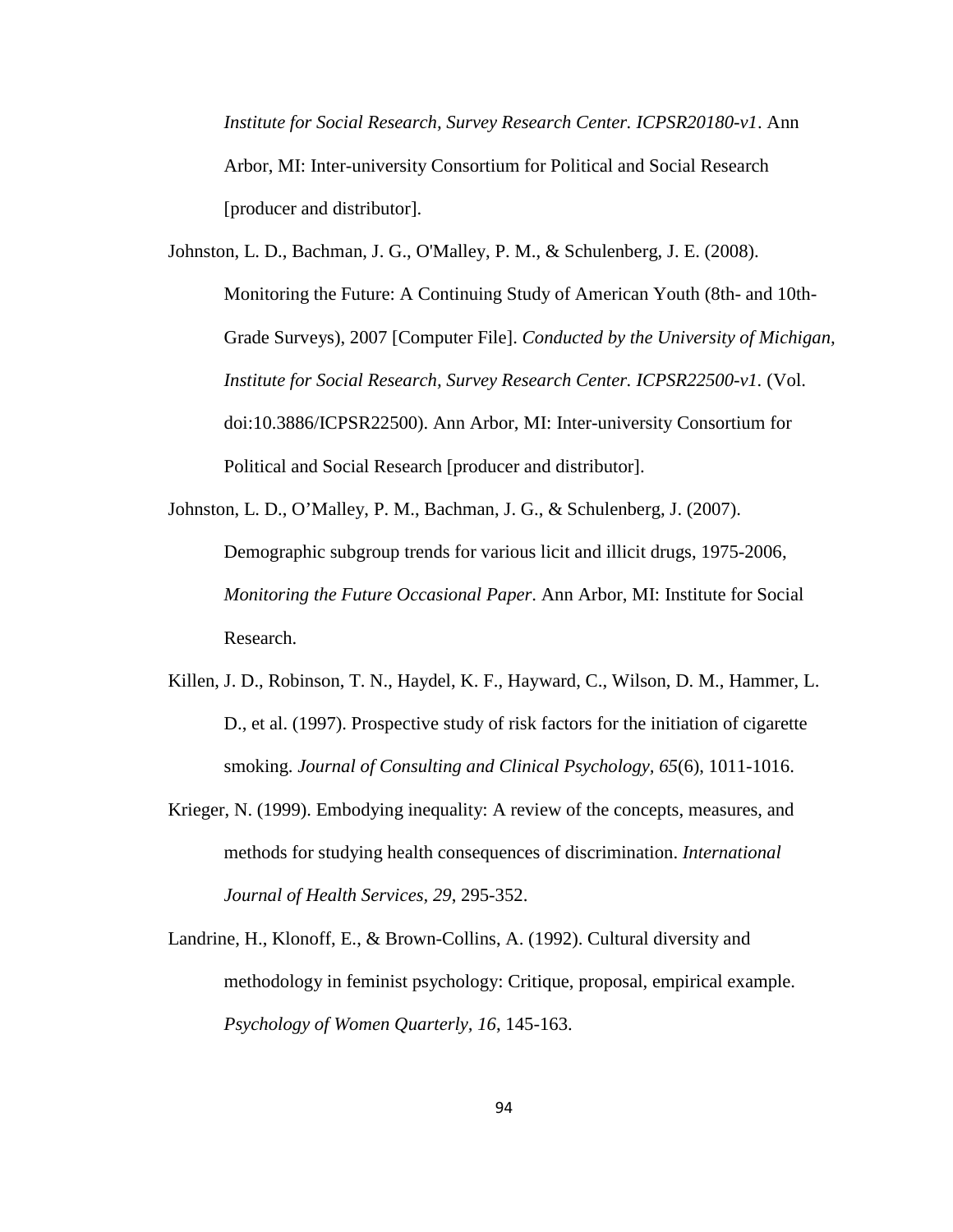*Institute for Social Research, Survey Research Center. ICPSR20180-v1*. Ann Arbor, MI: Inter-university Consortium for Political and Social Research [producer and distributor].

Johnston, L. D., Bachman, J. G., O'Malley, P. M., & Schulenberg, J. E. (2008). Monitoring the Future: A Continuing Study of American Youth (8th- and 10th-Grade Surveys), 2007 [Computer File]. *Conducted by the University of Michigan, Institute for Social Research, Survey Research Center. ICPSR22500-v1*. (Vol. doi:10.3886/ICPSR22500). Ann Arbor, MI: Inter-university Consortium for Political and Social Research [producer and distributor].

Johnston, L. D., O'Malley, P. M., Bachman, J. G., & Schulenberg, J. (2007). Demographic subgroup trends for various licit and illicit drugs, 1975-2006, *Monitoring the Future Occasional Paper*. Ann Arbor, MI: Institute for Social Research.

Killen, J. D., Robinson, T. N., Haydel, K. F., Hayward, C., Wilson, D. M., Hammer, L. D., et al. (1997). Prospective study of risk factors for the initiation of cigarette smoking. *Journal of Consulting and Clinical Psychology, 65*(6), 1011-1016.

Krieger, N. (1999). Embodying inequality: A review of the concepts, measures, and methods for studying health consequences of discrimination. *International Journal of Health Services, 29*, 295-352.

Landrine, H., Klonoff, E., & Brown-Collins, A. (1992). Cultural diversity and methodology in feminist psychology: Critique, proposal, empirical example. *Psychology of Women Quarterly, 16*, 145-163.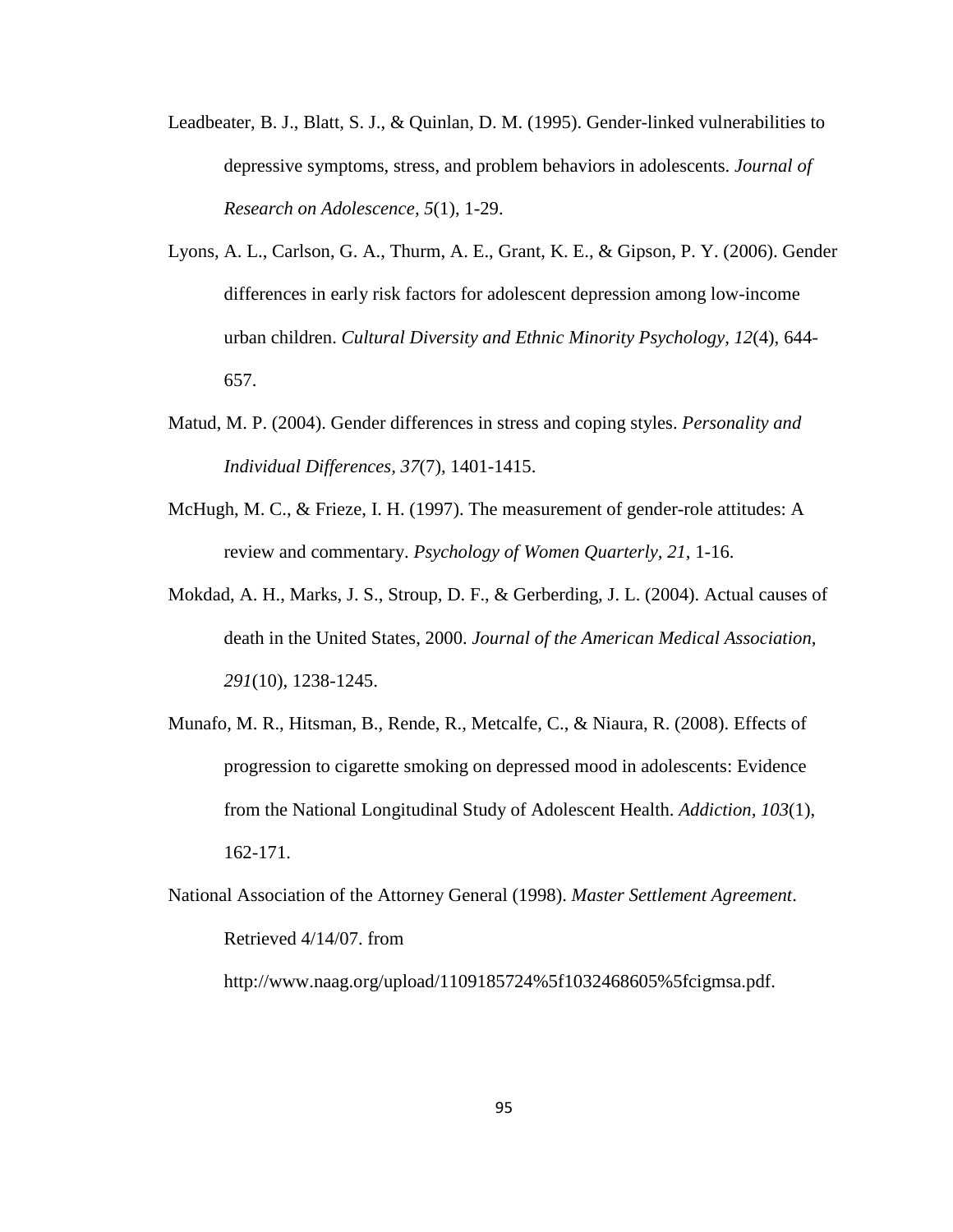Leadbeater, B. J., Blatt, S. J., & Quinlan, D. M. (1995). Gender-linked vulnerabilities to depressive symptoms, stress, and problem behaviors in adolescents. *Journal of Research on Adolescence, 5*(1), 1-29.

Lyons, A. L., Carlson, G. A., Thurm, A. E., Grant, K. E., & Gipson, P. Y. (2006). Gender differences in early risk factors for adolescent depression among low-income urban children. *Cultural Diversity and Ethnic Minority Psychology*, *12*(4), 644-657.

Matud, M. P. (2004). Gender differences in stress and coping styles. *Personality and Individual Differences, 37*(7), 1401-1415.

McHugh, M. C., & Frieze, I. H. (1997). The measurement of gender-role attitudes: A review and commentary. *Psychology of Women Quarterly, 21*, 1-16.

Mokdad, A. H., Marks, J. S., Stroup, D. F., & Gerberding, J. L. (2004). Actual causes of death in the United States, 2000. *Journal of the American Medical Association, 291*(10), 1238-1245.

Munafo, M. R., Hitsman, B., Rende, R., Metcalfe, C., & Niaura, R. (2008). Effects of progression to cigarette smoking on depressed mood in adolescents: Evidence from the National Longitudinal Study of Adolescent Health. *Addiction, 103*(1), 162-171.

National Association of the Attorney General (1998). *Master Settlement Agreement*. Retrieved 4/14/07. from http://www.naag.org/upload/1109185724%5f1032468605%5fcigmsa.pdf.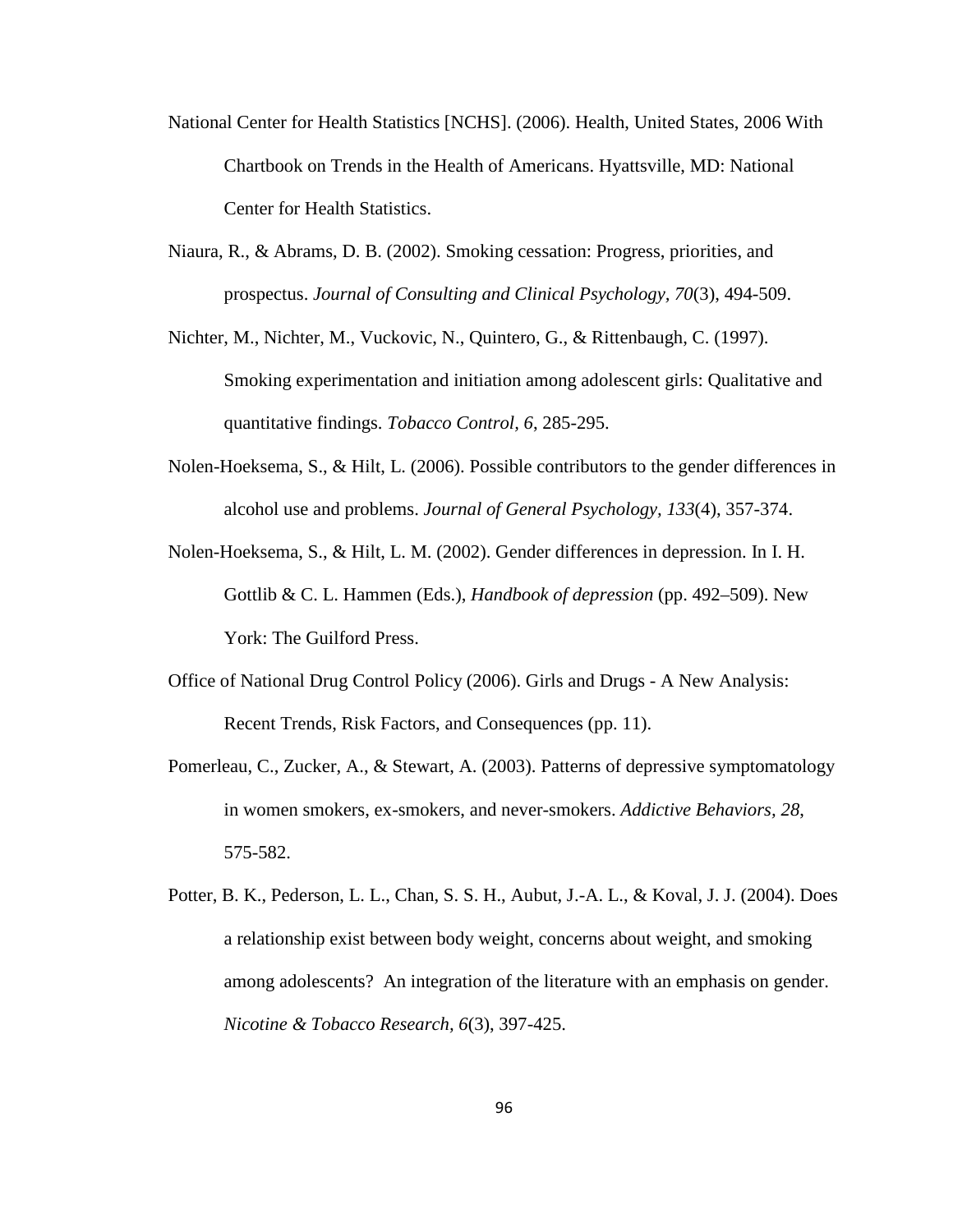National Center for Health Statistics [NCHS]. (2006). Health, United States, 2006 With Chartbook on Trends in the Health of Americans. Hyattsville, MD: National Center for Health Statistics.

Niaura, R., & Abrams, D. B. (2002). Smoking cessation: Progress, priorities, and prospectus. *Journal of Consulting and Clinical Psychology, 70*(3), 494-509.

Nichter, M., Nichter, M., Vuckovic, N., Quintero, G., & Rittenbaugh, C. (1997). Smoking experimentation and initiation among adolescent girls: Qualitative and quantitative findings. *Tobacco Control, 6*, 285-295.

Nolen-Hoeksema, S., & Hilt, L. (2006). Possible contributors to the gender differences in alcohol use and problems. *Journal of General Psychology, 133*(4), 357-374.

Nolen-Hoeksema, S., & Hilt, L. M. (2002). Gender differences in depression. In I. H. Gottlib & C. L. Hammen (Eds.), *Handbook of depression* (pp. 492–509). New York: The Guilford Press.

Office of National Drug Control Policy (2006). Girls and Drugs - A New Analysis: Recent Trends, Risk Factors, and Consequences (pp. 11).

Pomerleau, C., Zucker, A., & Stewart, A. (2003). Patterns of depressive symptomatology in women smokers, ex-smokers, and never-smokers. *Addictive Behaviors, 28*, 575-582.

Potter, B. K., Pederson, L. L., Chan, S. S. H., Aubut, J.-A. L., & Koval, J. J. (2004). Does a relationship exist between body weight, concerns about weight, and smoking among adolescents? An integration of the literature with an emphasis on gender. *Nicotine & Tobacco Research, 6*(3), 397-425.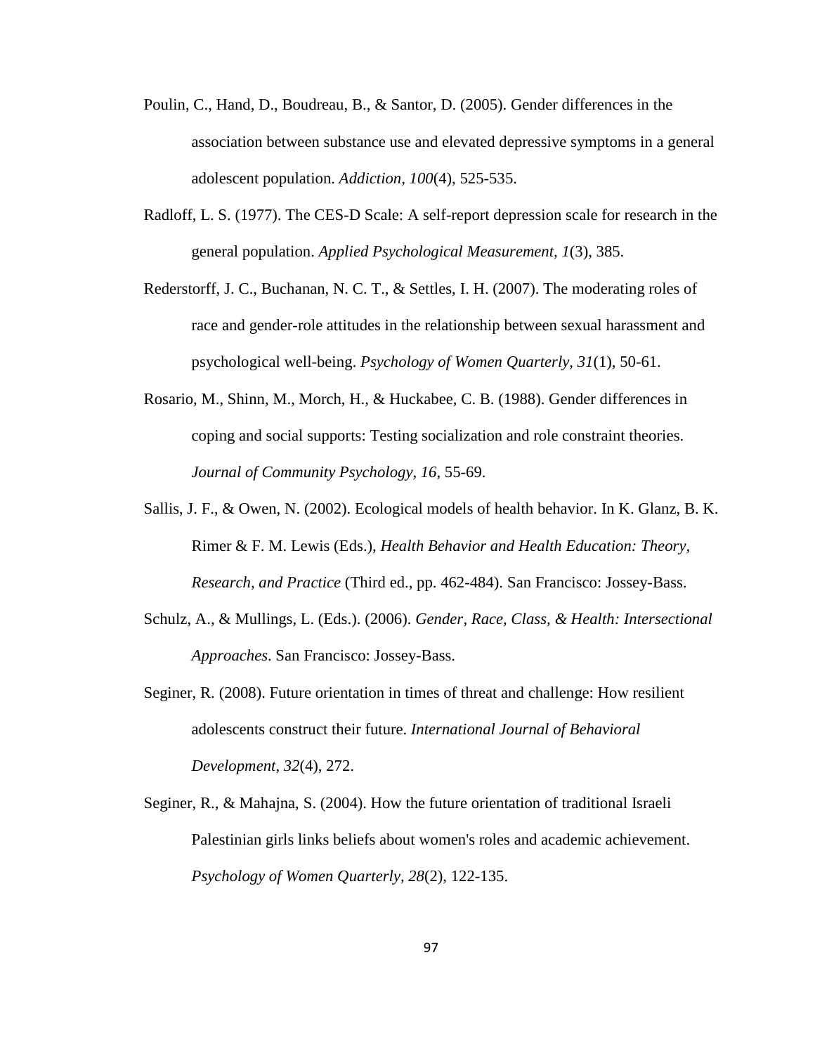Poulin, C., Hand, D., Boudreau, B., & Santor, D. (2005). Gender differences in the association between substance use and elevated depressive symptoms in a general adolescent population. *Addiction, 100*(4), 525-535.

Radloff, L. S. (1977). The CES-D Scale: A self-report depression scale for research in the general population. *Applied Psychological Measurement, 1*(3), 385.

Rederstorff, J. C., Buchanan, N. C. T., & Settles, I. H. (2007). The moderating roles of race and gender-role attitudes in the relationship between sexual harassment and psychological well-being. *Psychology of Women Quarterly, 31*(1), 50-61.

Rosario, M., Shinn, M., Morch, H., & Huckabee, C. B. (1988). Gender differences in coping and social supports: Testing socialization and role constraint theories. *Journal of Community Psychology, 16*, 55-69.

Sallis, J. F., & Owen, N. (2002). Ecological models of health behavior. In K. Glanz, B. K. Rimer & F. M. Lewis (Eds.), *Health Behavior and Health Education: Theory, Research, and Practice* (Third ed., pp. 462-484). San Francisco: Jossey-Bass.

Schulz, A., & Mullings, L. (Eds.). (2006). *Gender, Race, Class, & Health: Intersectional Approaches*. San Francisco: Jossey-Bass.

Seginer, R. (2008). Future orientation in times of threat and challenge: How resilient adolescents construct their future. *International Journal of Behavioral Development, 32*(4), 272.

Seginer, R., & Mahajna, S. (2004). How the future orientation of traditional Israeli Palestinian girls links beliefs about women's roles and academic achievement. *Psychology of Women Quarterly, 28*(2), 122-135.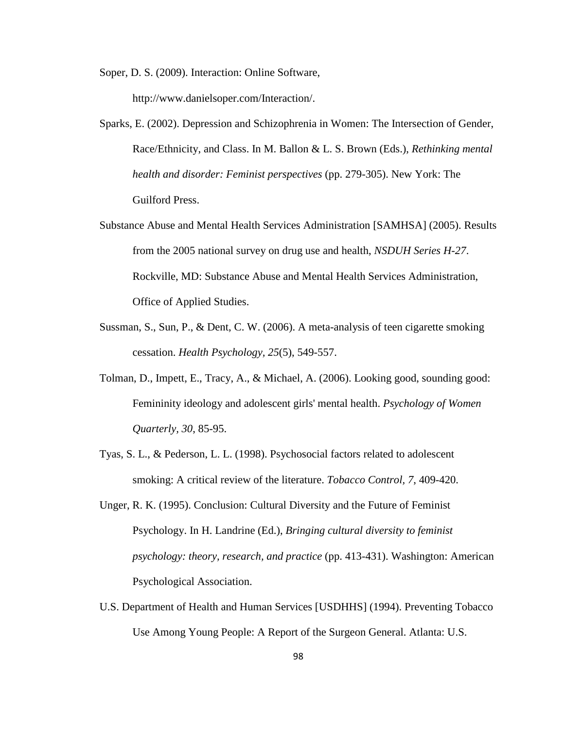Soper, D. S. (2009). Interaction: Online Software, http://www.danielsoper.com/Interaction/.

Sparks, E. (2002). Depression and Schizophrenia in Women: The Intersection of Gender, Race/Ethnicity, and Class. In M. Ballon & L. S. Brown (Eds.), *Rethinking mental health and disorder: Feminist perspectives* (pp. 279-305). New York: The Guilford Press.

Substance Abuse and Mental Health Services Administration [SAMHSA] (2005). Results from the 2005 national survey on drug use and health, *NSDUH Series H-27*. Rockville, MD: Substance Abuse and Mental Health Services Administration, Office of Applied Studies.

Sussman, S., Sun, P., & Dent, C. W. (2006). A meta-analysis of teen cigarette smoking cessation. *Health Psychology, 25*(5), 549-557.

Tolman, D., Impett, E., Tracy, A., & Michael, A. (2006). Looking good, sounding good: Femininity ideology and adolescent girls' mental health. *Psychology of Women Quarterly, 30*, 85-95.

Tyas, S. L., & Pederson, L. L. (1998). Psychosocial factors related to adolescent smoking: A critical review of the literature. *Tobacco Control, 7*, 409-420.

Unger, R. K. (1995). Conclusion: Cultural Diversity and the Future of Feminist Psychology. In H. Landrine (Ed.), *Bringing cultural diversity to feminist psychology: theory, research, and practice* (pp. 413-431). Washington: American Psychological Association.

U.S. Department of Health and Human Services [USDHHS] (1994). Preventing Tobacco Use Among Young People: A Report of the Surgeon General. Atlanta: U.S.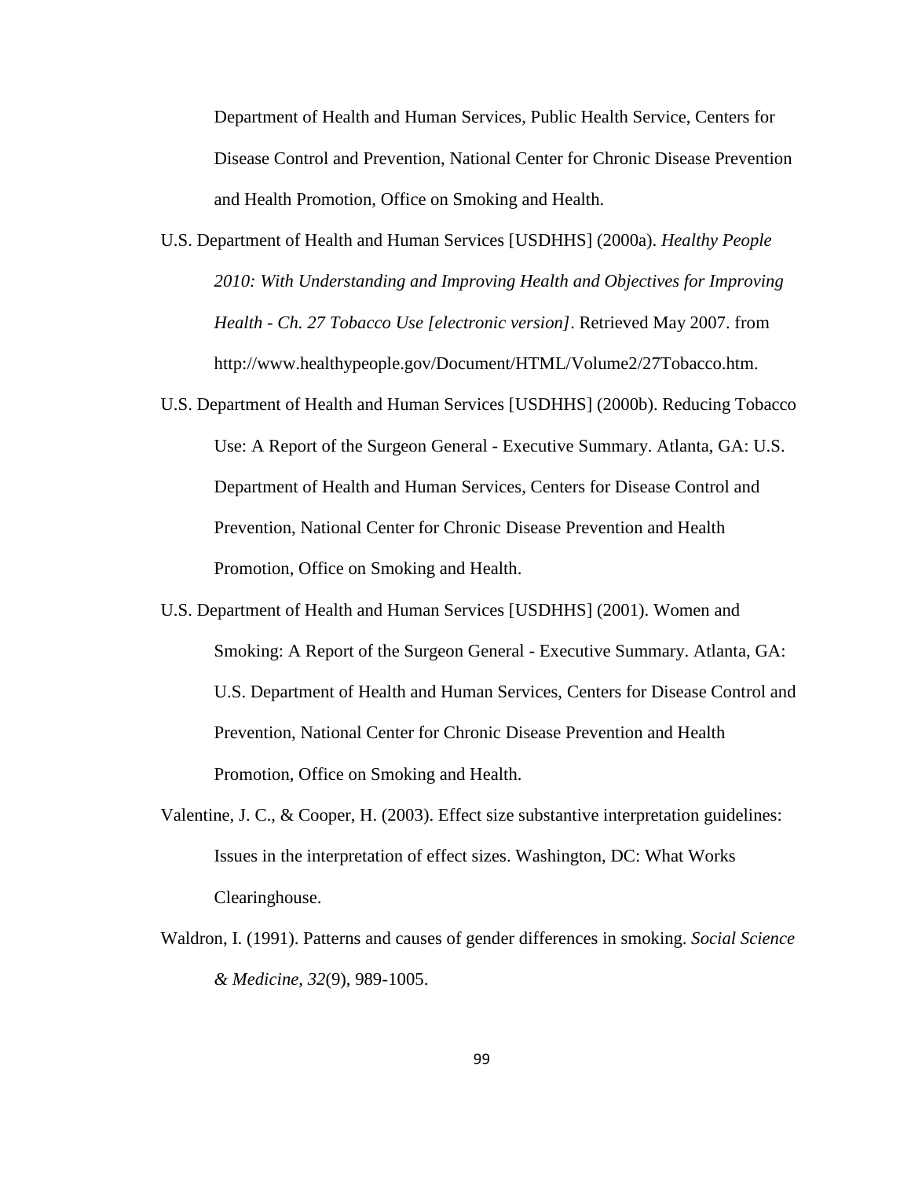Department of Health and Human Services, Public Health Service, Centers for Disease Control and Prevention, National Center for Chronic Disease Prevention and Health Promotion, Office on Smoking and Health.

U.S. Department of Health and Human Services [USDHHS] (2000a). *Healthy People 2010: With Understanding and Improving Health and Objectives for Improving Health - Ch. 27 Tobacco Use [electronic version]*. Retrieved May 2007. from http://www.healthypeople.gov/Document/HTML/Volume2/27Tobacco.htm.

U.S. Department of Health and Human Services [USDHHS] (2000b). Reducing Tobacco Use: A Report of the Surgeon General - Executive Summary. Atlanta, GA: U.S. Department of Health and Human Services, Centers for Disease Control and Prevention, National Center for Chronic Disease Prevention and Health Promotion, Office on Smoking and Health.

U.S. Department of Health and Human Services [USDHHS] (2001). Women and Smoking: A Report of the Surgeon General - Executive Summary. Atlanta, GA: U.S. Department of Health and Human Services, Centers for Disease Control and Prevention, National Center for Chronic Disease Prevention and Health Promotion, Office on Smoking and Health.

Valentine, J. C., & Cooper, H. (2003). Effect size substantive interpretation guidelines: Issues in the interpretation of effect sizes. Washington, DC: What Works Clearinghouse.

Waldron, I. (1991). Patterns and causes of gender differences in smoking. *Social Science & Medicine, 32*(9), 989-1005.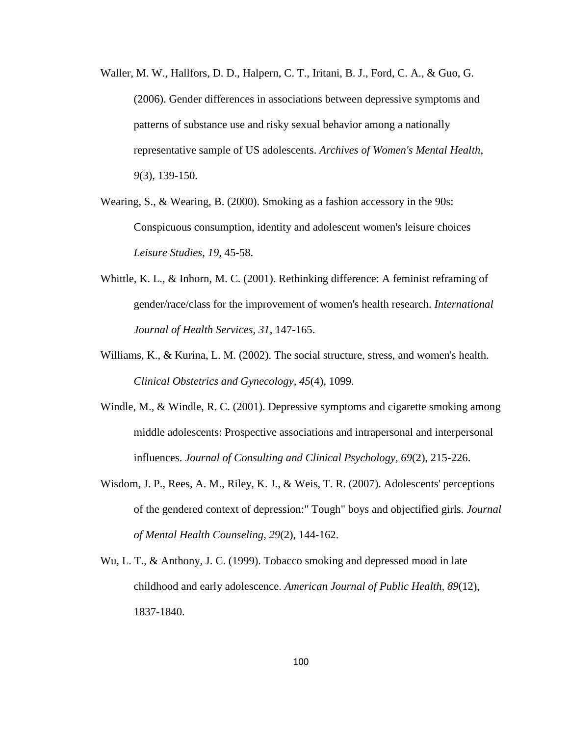Waller, M. W., Hallfors, D. D., Halpern, C. T., Iritani, B. J., Ford, C. A., & Guo, G. (2006). Gender differences in associations between depressive symptoms and patterns of substance use and risky sexual behavior among a nationally representative sample of US adolescents. *Archives of Women's Mental Health, 9*(3), 139-150.

Wearing, S., & Wearing, B. (2000). Smoking as a fashion accessory in the 90s: Conspicuous consumption, identity and adolescent women's leisure choices *Leisure Studies, 19*, 45-58.

Whittle, K. L., & Inhorn, M. C. (2001). Rethinking difference: A feminist reframing of gender/race/class for the improvement of women's health research. *International Journal of Health Services, 31*, 147-165.

Williams, K., & Kurina, L. M. (2002). The social structure, stress, and women's health. *Clinical Obstetrics and Gynecology, 45*(4), 1099.

Windle, M., & Windle, R. C. (2001). Depressive symptoms and cigarette smoking among middle adolescents: Prospective associations and intrapersonal and interpersonal influences. *Journal of Consulting and Clinical Psychology, 69*(2), 215-226.

Wisdom, J. P., Rees, A. M., Riley, K. J., & Weis, T. R. (2007). Adolescents' perceptions of the gendered context of depression:" Tough" boys and objectified girls. *Journal of Mental Health Counseling, 29*(2), 144-162.

Wu, L. T., & Anthony, J. C. (1999). Tobacco smoking and depressed mood in late childhood and early adolescence. *American Journal of Public Health, 89*(12), 1837-1840.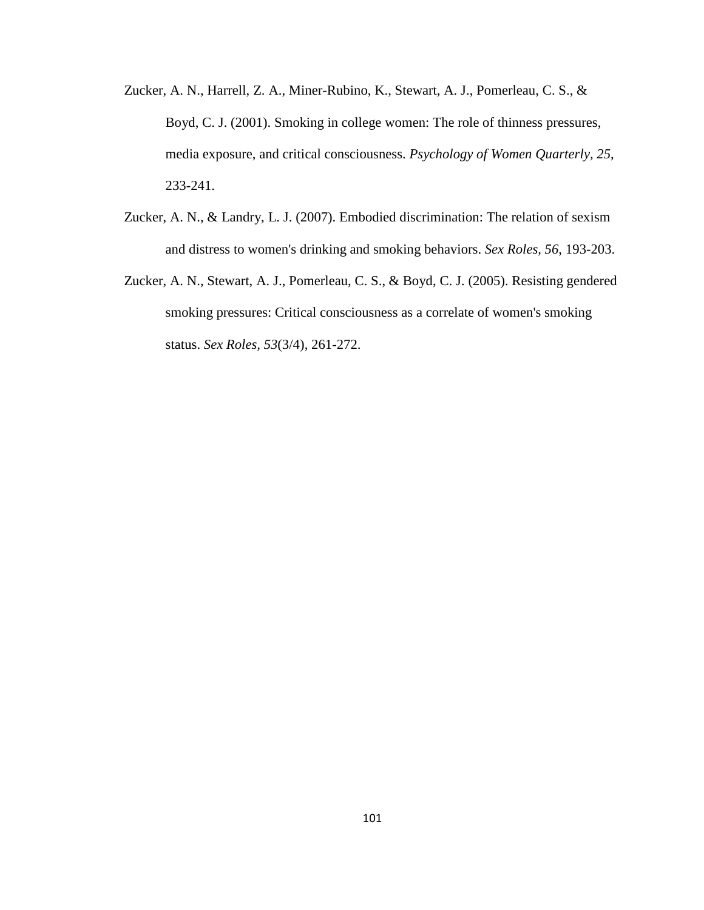Zucker, A. N., Harrell, Z. A., Miner-Rubino, K., Stewart, A. J., Pomerleau, C. S., & Boyd, C. J. (2001). Smoking in college women: The role of thinness pressures, media exposure, and critical consciousness. *Psychology of Women Quarterly, 25*, 233-241.

Zucker, A. N., & Landry, L. J. (2007). Embodied discrimination: The relation of sexism and distress to women's drinking and smoking behaviors. *Sex Roles, 56*, 193-203.

Zucker, A. N., Stewart, A. J., Pomerleau, C. S., & Boyd, C. J. (2005). Resisting gendered smoking pressures: Critical consciousness as a correlate of women's smoking status. *Sex Roles, 53*(3/4), 261-272.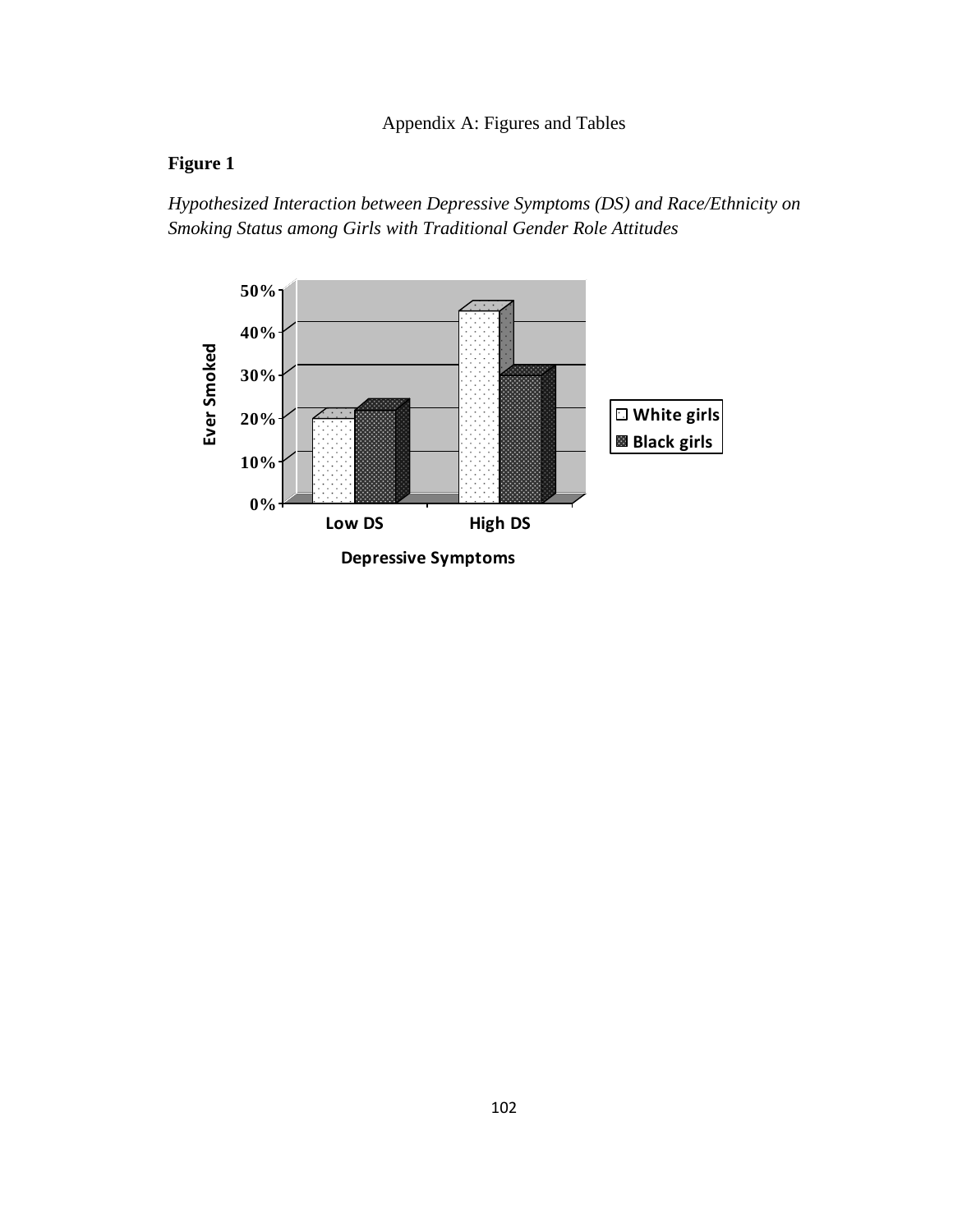Appendix A: Figures and Tables

**Figure 1**

*Hypothesized Interaction between Depressive Symptoms (DS) and Race/Ethnicity on Smoking Status among Girls with Traditional Gender Role Attitudes*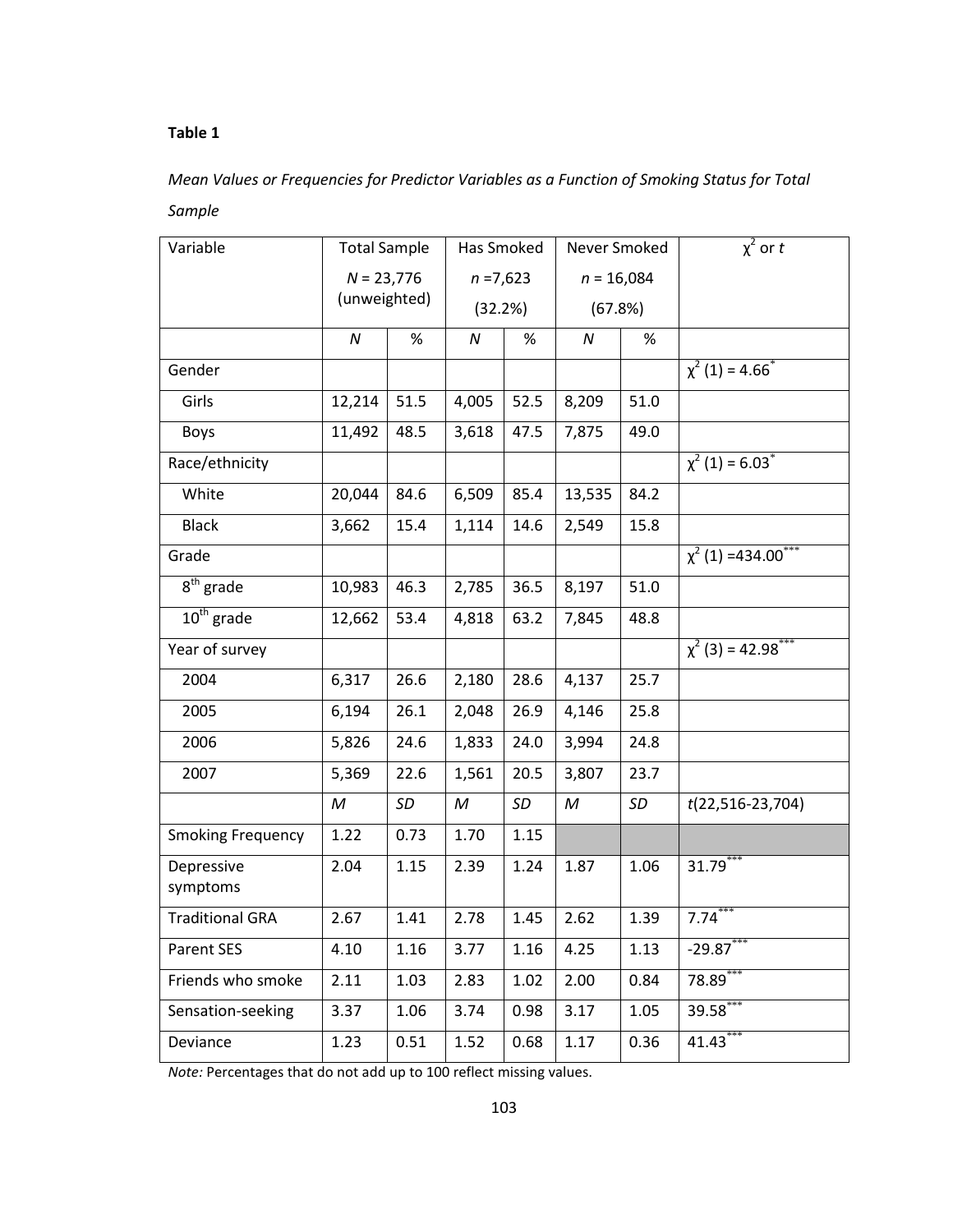**Table 1**

*Mean Values or Frequencies for Predictor Variables as a Function of Smoking Status for Total Sample*

| Variable | Total Sample $N$ = 23,776 (unweighted) | | Has Smoked $n$ =7,623 (32.2%) | | Never Smoked $n$ = 16,084 (67.8%) | | $\chi^2$ or $t$ |
|---|---|---|---|---|---|---|---|
| | *N* | % | *N* | % | *N* | % | |
| Gender | | | | | | | $\chi^2$ (1) = 4.66$^{*}$ |
| Girls | 12,214 | 51.5 | 4,005 | 52.5 | 8,209 | 51.0 | |
| Boys | 11,492 | 48.5 | 3,618 | 47.5 | 7,875 | 49.0 | |
| Race/ethnicity | | | | | | | $\chi^2$ (1) = 6.03$^{*}$ |
| White | 20,044 | 84.6 | 6,509 | 85.4 | 13,535 | 84.2 | |
| Black | 3,662 | 15.4 | 1,114 | 14.6 | 2,549 | 15.8 | |
| Grade | | | | | | | $\chi^2$ (1) =434.00$^{***}$ |
| 8th grade | 10,983 | 46.3 | 2,785 | 36.5 | 8,197 | 51.0 | |
| 10th grade | 12,662 | 53.4 | 4,818 | 63.2 | 7,845 | 48.8 | |
| Year of survey | | | | | | | $\chi^2$ (3) = 42.98$^{***}$ |
| 2004 | 6,317 | 26.6 | 2,180 | 28.6 | 4,137 | 25.7 | |
| 2005 | 6,194 | 26.1 | 2,048 | 26.9 | 4,146 | 25.8 | |
| 2006 | 5,826 | 24.6 | 1,833 | 24.0 | 3,994 | 24.8 | |
| 2007 | 5,369 | 22.6 | 1,561 | 20.5 | 3,807 | 23.7 | |
| | *M* | *SD* | *M* | *SD* | *M* | *SD* | $t$(22,516-23,704) |
| Smoking Frequency | 1.22 | 0.73 | 1.70 | 1.15 | | | |
| Depressive symptoms | 2.04 | 1.15 | 2.39 | 1.24 | 1.87 | 1.06 | 31.79$^{***}$ |
| Traditional GRA | 2.67 | 1.41 | 2.78 | 1.45 | 2.62 | 1.39 | 7.74$^{***}$ |
| Parent SES | 4.10 | 1.16 | 3.77 | 1.16 | 4.25 | 1.13 | -29.87$^{***}$ |
| Friends who smoke | 2.11 | 1.03 | 2.83 | 1.02 | 2.00 | 0.84 | 78.89$^{***}$ |
| Sensation-seeking | 3.37 | 1.06 | 3.74 | 0.98 | 3.17 | 1.05 | 39.58$^{***}$ |
| Deviance | 1.23 | 0.51 | 1.52 | 0.68 | 1.17 | 0.36 | 41.43$^{***}$ |

*Note:* Percentages that do not add up to 100 reflect missing values.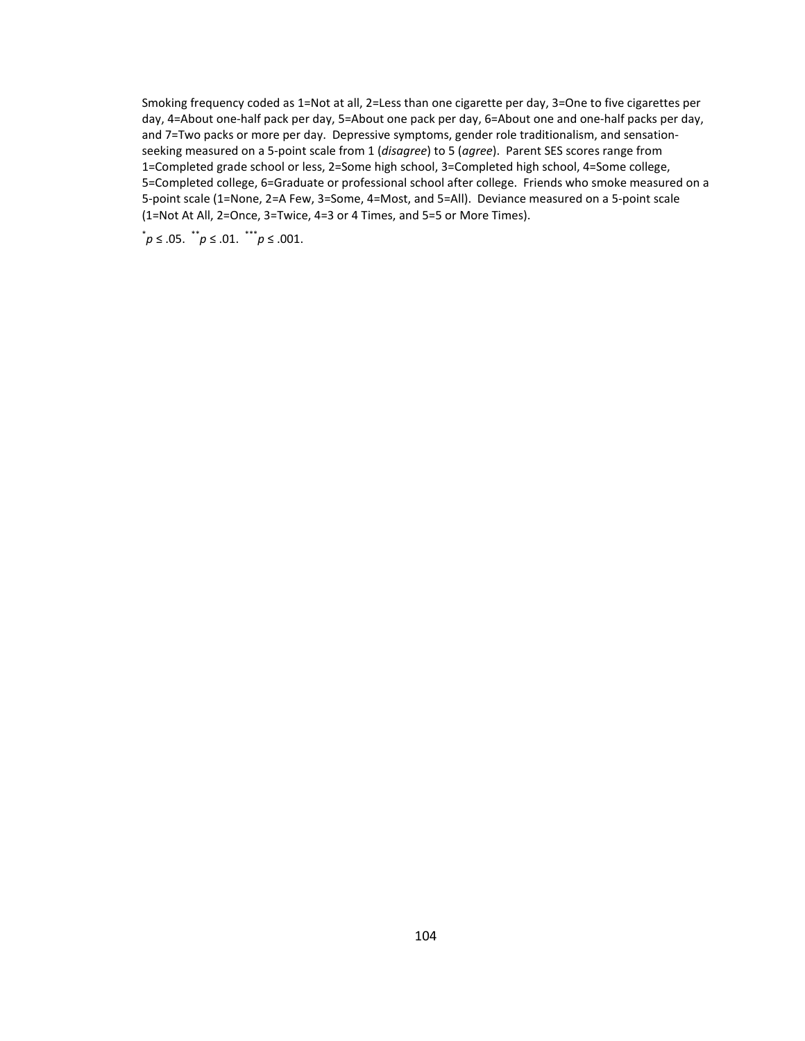Smoking frequency coded as 1=Not at all, 2=Less than one cigarette per day, 3=One to five cigarettes per day, 4=About one-half pack per day, 5=About one pack per day, 6=About one and one-half packs per day, and 7=Two packs or more per day. Depressive symptoms, gender role traditionalism, and sensation-seeking measured on a 5-point scale from 1 (*disagree*) to 5 (*agree*). Parent SES scores range from 1=Completed grade school or less, 2=Some high school, 3=Completed high school, 4=Some college, 5=Completed college, 6=Graduate or professional school after college. Friends who smoke measured on a 5-point scale (1=None, 2=A Few, 3=Some, 4=Most, and 5=All). Deviance measured on a 5-point scale (1=Not At All, 2=Once, 3=Twice, 4=3 or 4 Times, and 5=5 or More Times).

$^{*}p \leq .05$. $^{**}p \leq .01$. $^{***}p \leq .001$.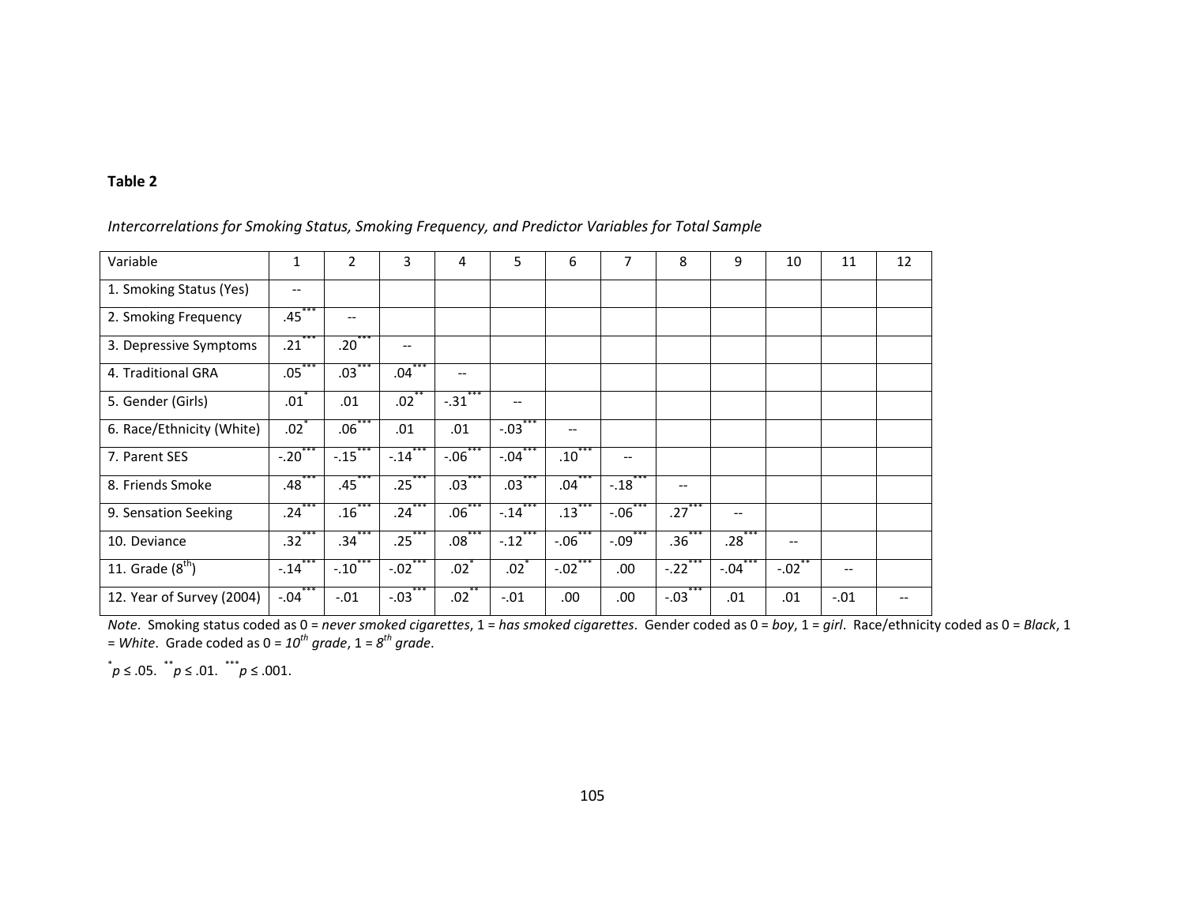**Table 2**

*Intercorrelations for Smoking Status, Smoking Frequency, and Predictor Variables for Total Sample*

| Variable | 1 | 2 | 3 | 4 | 5 | 6 | 7 | 8 | 9 | 10 | 11 | 12 |
|---|---|---|---|---|---|---|---|---|---|---|---|---|
| 1. Smoking Status (Yes) | -- | | | | | | | | | | | |
| 2. Smoking Frequency | .45*** | -- | | | | | | | | | | |
| 3. Depressive Symptoms | .21*** | .20*** | -- | | | | | | | | | |
| 4. Traditional GRA | .05*** | .03*** | .04*** | -- | | | | | | | | |
| 5. Gender (Girls) | .01* | .01 | .02** | -.31*** | -- | | | | | | | |
| 6. Race/Ethnicity (White) | .02* | .06*** | .01 | .01 | -.03*** | -- | | | | | | |
| 7. Parent SES | -.20*** | -.15*** | -.14*** | -.06*** | -.04*** | .10*** | -- | | | | | |
| 8. Friends Smoke | .48*** | .45*** | .25*** | .03*** | .03*** | .04*** | -.18*** | -- | | | | |
| 9. Sensation Seeking | .24*** | .16*** | .24*** | .06*** | -.14*** | .13*** | -.06*** | .27*** | -- | | | |
| 10. Deviance | .32*** | .34*** | .25*** | .08*** | -.12*** | -.06*** | -.09*** | .36*** | .28*** | -- | | |
| 11. Grade ($8^{th}$) | -.14*** | -.10*** | -.02*** | .02* | .02* | -.02*** | .00 | -.22*** | -.04*** | -.02** | -- | |
| 12. Year of Survey (2004) | -.04*** | -.01 | -.03*** | .02** | -.01 | .00 | .00 | -.03*** | .01 | .01 | -.01 | -- |

*Note*. Smoking status coded as 0 = *never smoked cigarettes*, 1 = *has smoked cigarettes*. Gender coded as 0 = *boy*, 1 = *girl*. Race/ethnicity coded as 0 = *Black*, 1 = *White*. Grade coded as 0 = *$10^{th}$ grade*, 1 = *$8^{th}$ grade*.

*$p \leq .05$. **$p \leq .01$. ***$p \leq .001$.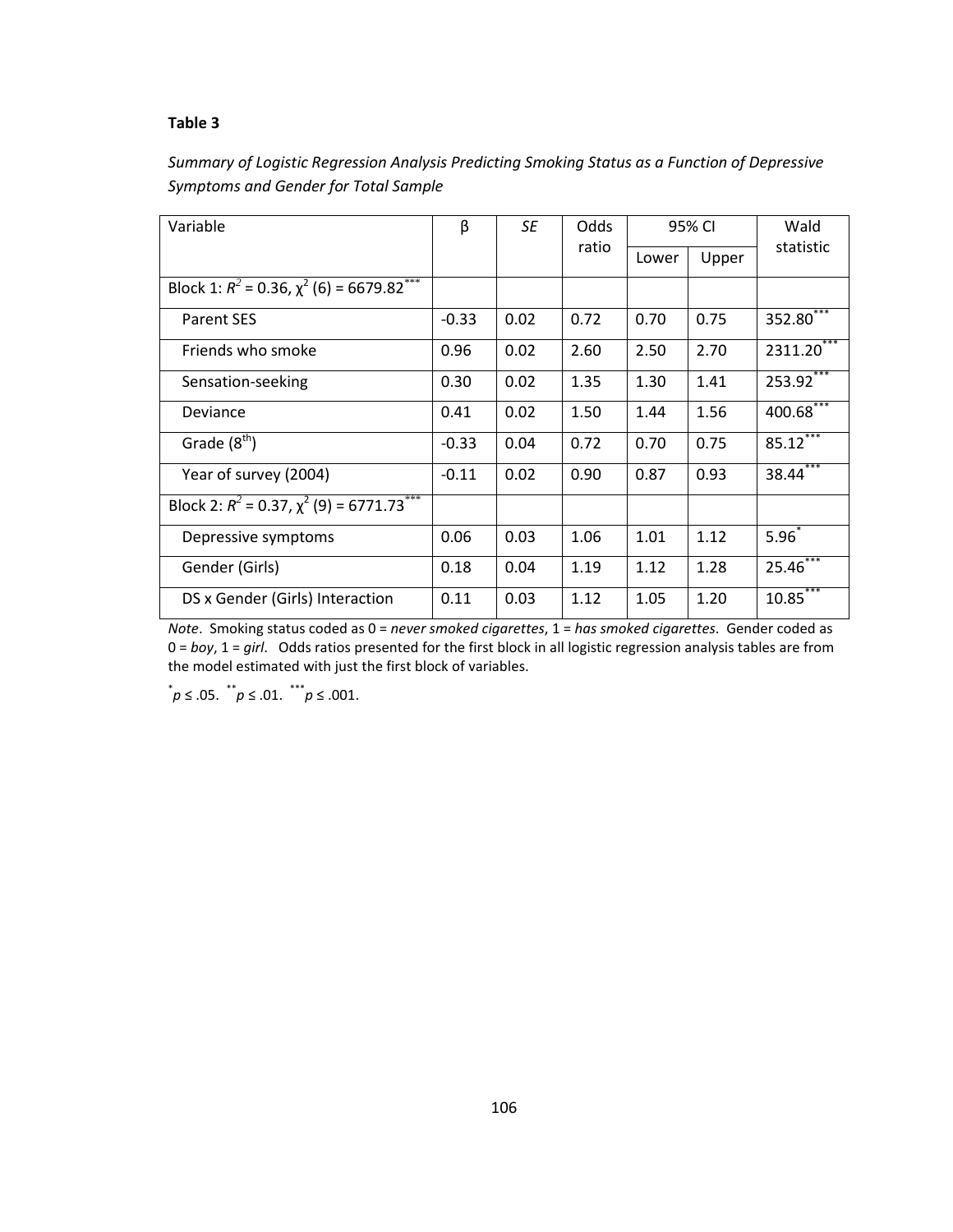**Table 3**

*Summary of Logistic Regression Analysis Predicting Smoking Status as a Function of Depressive Symptoms and Gender for Total Sample*

| Variable | β | *SE* | Odds ratio | 95% CI | | Wald statistic |
|---|---|---|---|---|---|---|
| | | | | Lower | Upper | |
| Block 1: $R^2 = 0.36$, $\chi^2$ (6) = 6679.82*** | | | | | | |
| Parent SES | -0.33 | 0.02 | 0.72 | 0.70 | 0.75 | 352.80*** |
| Friends who smoke | 0.96 | 0.02 | 2.60 | 2.50 | 2.70 | 2311.20*** |
| Sensation-seeking | 0.30 | 0.02 | 1.35 | 1.30 | 1.41 | 253.92*** |
| Deviance | 0.41 | 0.02 | 1.50 | 1.44 | 1.56 | 400.68*** |
| Grade ($8^{th}$) | -0.33 | 0.04 | 0.72 | 0.70 | 0.75 | 85.12*** |
| Year of survey (2004) | -0.11 | 0.02 | 0.90 | 0.87 | 0.93 | 38.44*** |
| Block 2: $R^2 = 0.37$, $\chi^2$ (9) = 6771.73*** | | | | | | |
| Depressive symptoms | 0.06 | 0.03 | 1.06 | 1.01 | 1.12 | 5.96* |
| Gender (Girls) | 0.18 | 0.04 | 1.19 | 1.12 | 1.28 | 25.46*** |
| DS x Gender (Girls) Interaction | 0.11 | 0.03 | 1.12 | 1.05 | 1.20 | 10.85*** |

*Note*. Smoking status coded as 0 = *never smoked cigarettes*, 1 = *has smoked cigarettes*. Gender coded as 0 = *boy*, 1 = *girl*. Odds ratios presented for the first block in all logistic regression analysis tables are from the model estimated with just the first block of variables.

*$p \leq .05$. **$p \leq .01$. ***$p \leq .001$.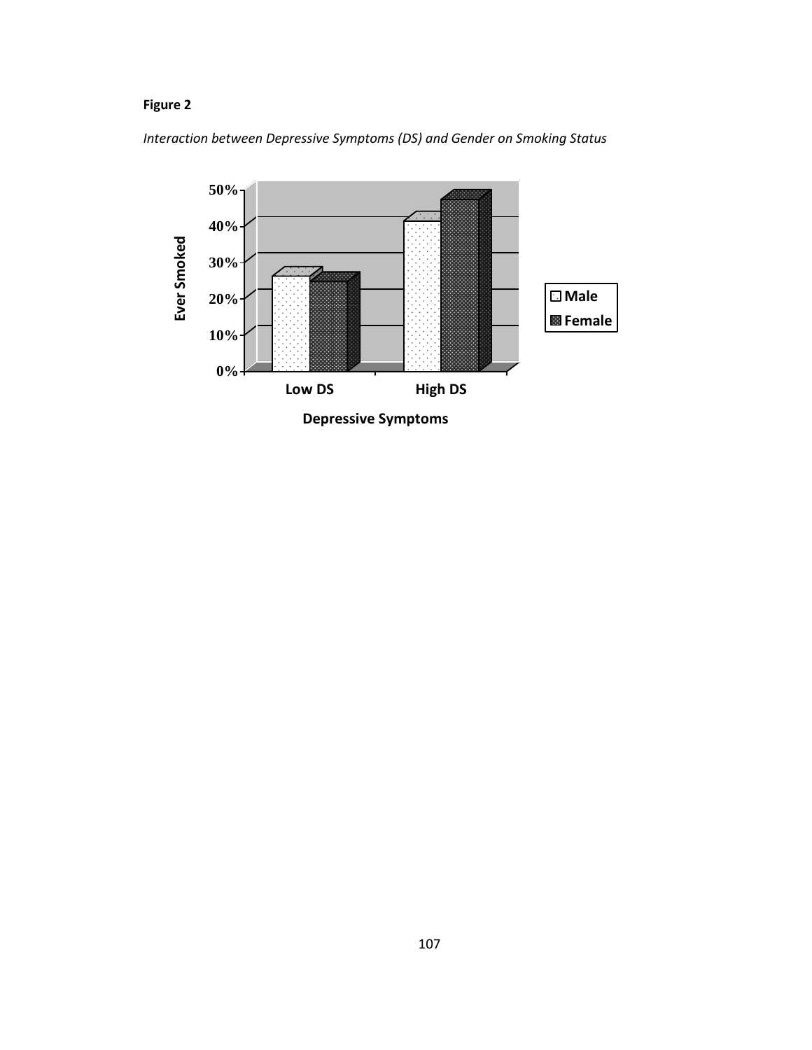**Figure 2**

*Interaction between Depressive Symptoms (DS) and Gender on Smoking Status*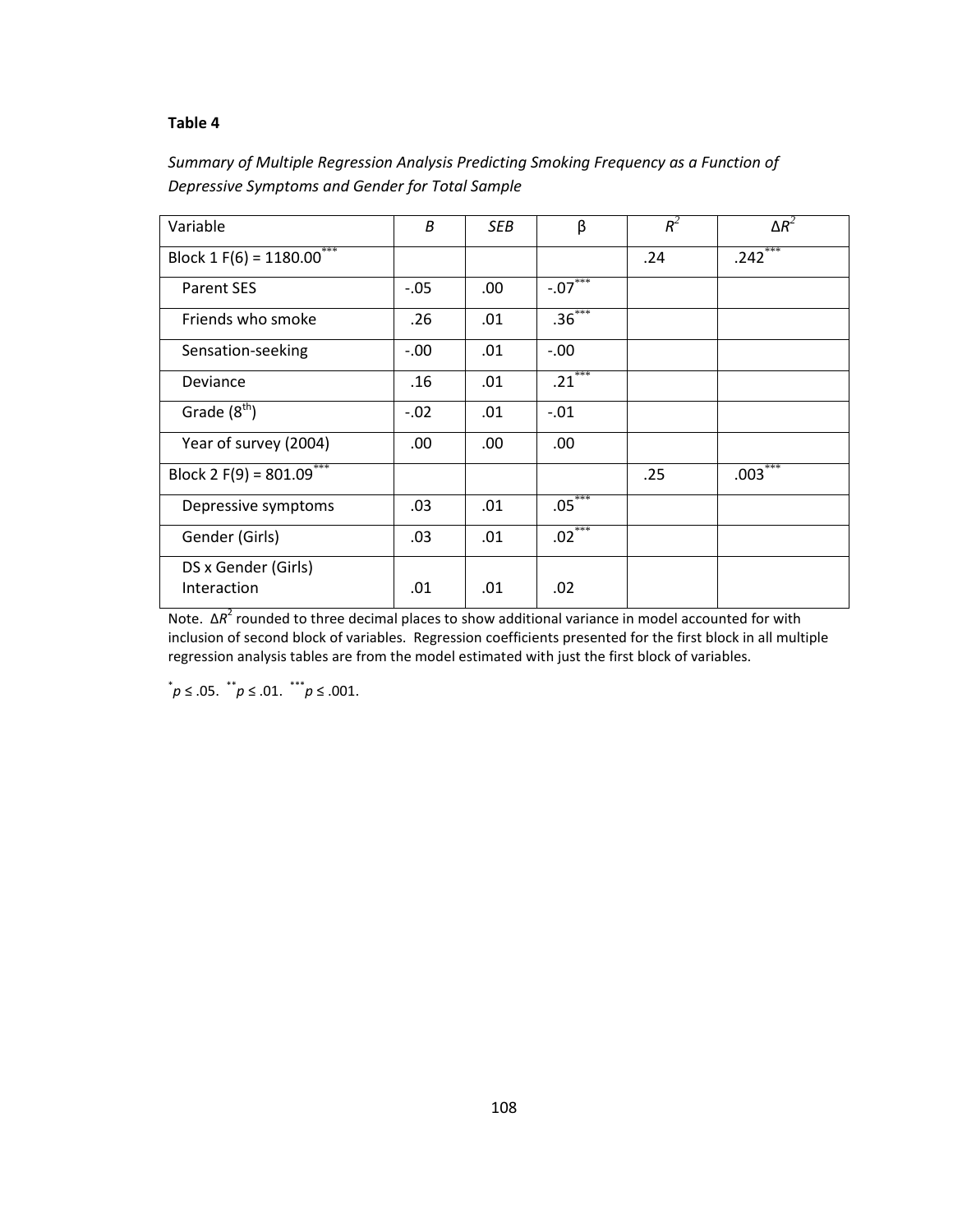**Table 4**

*Summary of Multiple Regression Analysis Predicting Smoking Frequency as a Function of Depressive Symptoms and Gender for Total Sample*

| Variable | *B* | *SEB* | β | $R^2$ | $\Delta R^2$ |
|---|---|---|---|---|---|
| Block 1 F(6) = 1180.00*** | | | | .24 | .242*** |
| Parent SES | -.05 | .00 | -.07*** | | |
| Friends who smoke | .26 | .01 | .36*** | | |
| Sensation-seeking | -.00 | .01 | -.00 | | |
| Deviance | .16 | .01 | .21*** | | |
| Grade (8th) | -.02 | .01 | -.01 | | |
| Year of survey (2004) | .00 | .00 | .00 | | |
| Block 2 F(9) = 801.09*** | | | | .25 | .003*** |
| Depressive symptoms | .03 | .01 | .05*** | | |
| Gender (Girls) | .03 | .01 | .02*** | | |
| DS x Gender (Girls) Interaction | .01 | .01 | .02 | | |

Note. $\Delta R^2$ rounded to three decimal places to show additional variance in model accounted for with inclusion of second block of variables. Regression coefficients presented for the first block in all multiple regression analysis tables are from the model estimated with just the first block of variables.

*$p \leq .05$. **$p \leq .01$. ***$p \leq .001$.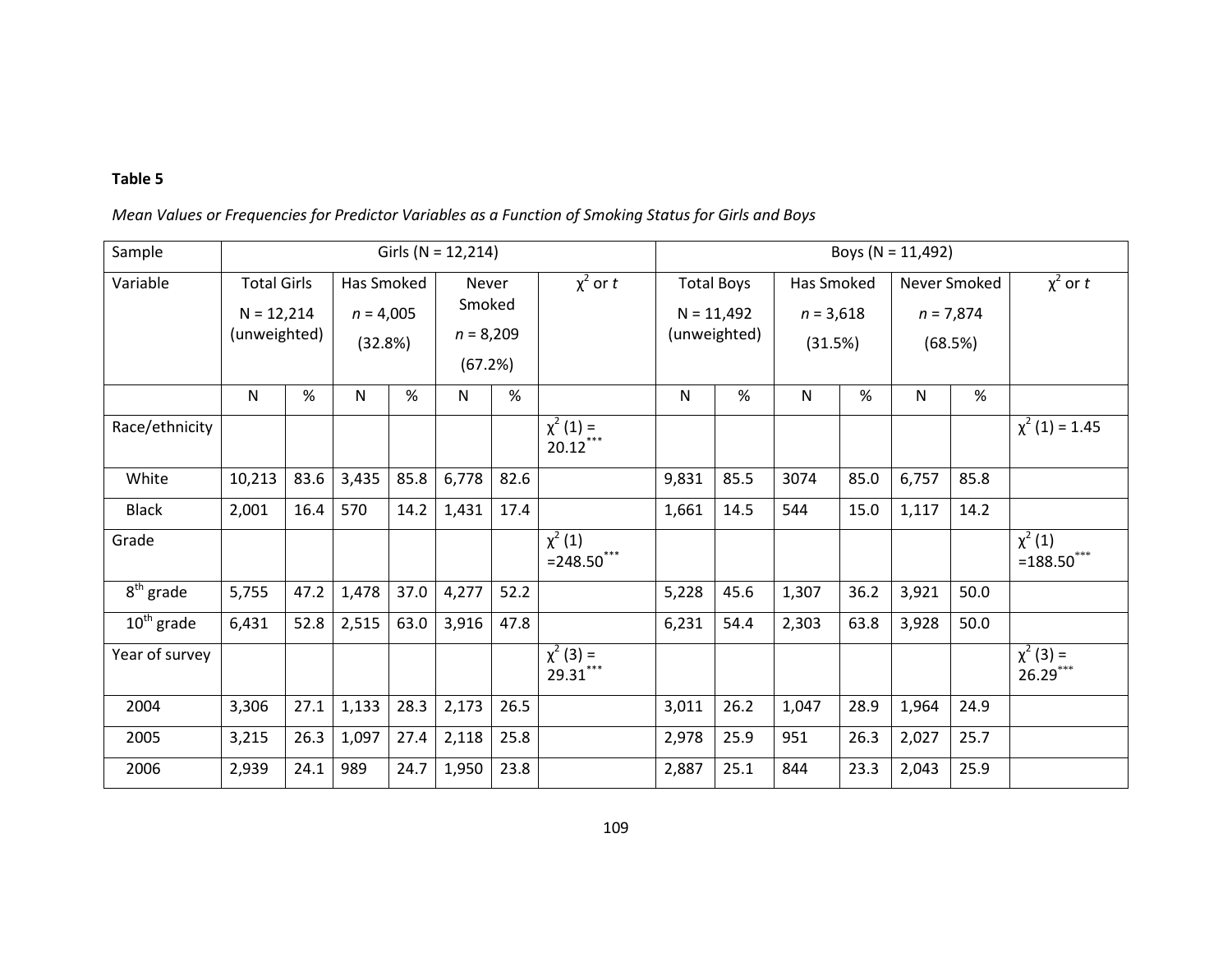**Table 5**

*Mean Values or Frequencies for Predictor Variables as a Function of Smoking Status for Girls and Boys*

| Sample | Girls (N = 12,214) | | | | | | | Boys (N = 11,492) | | | | | | |
|---|---|---|---|---|---|---|---|---|---|---|---|---|---|---|
| Variable | Total Girls N = 12,214 (unweighted) | | Has Smoked *n* = 4,005 (32.8%) | | Never Smoked *n* = 8,209 (67.2%) | | $\chi^2$ or *t* | Total Boys N = 11,492 (unweighted) | | Has Smoked *n* = 3,618 (31.5%) | | Never Smoked *n* = 7,874 (68.5%) | | $\chi^2$ or *t* |
| | N | % | N | % | N | % | | N | % | N | % | N | % | |
| Race/ethnicity | | | | | | | $\chi^2$ (1) = 20.12$^{***}$ | | | | | | | $\chi^2$ (1) = 1.45 |
| White | 10,213 | 83.6 | 3,435 | 85.8 | 6,778 | 82.6 | | 9,831 | 85.5 | 3074 | 85.0 | 6,757 | 85.8 | |
| Black | 2,001 | 16.4 | 570 | 14.2 | 1,431 | 17.4 | | 1,661 | 14.5 | 544 | 15.0 | 1,117 | 14.2 | |
| Grade | | | | | | | $\chi^2$ (1) =248.50$^{***}$ | | | | | | | $\chi^2$ (1) =188.50$^{***}$ |
| 8$^{th}$ grade | 5,755 | 47.2 | 1,478 | 37.0 | 4,277 | 52.2 | | 5,228 | 45.6 | 1,307 | 36.2 | 3,921 | 50.0 | |
| 10$^{th}$ grade | 6,431 | 52.8 | 2,515 | 63.0 | 3,916 | 47.8 | | 6,231 | 54.4 | 2,303 | 63.8 | 3,928 | 50.0 | |
| Year of survey | | | | | | | $\chi^2$ (3) = 29.31$^{***}$ | | | | | | | $\chi^2$ (3) = 26.29$^{***}$ |
| 2004 | 3,306 | 27.1 | 1,133 | 28.3 | 2,173 | 26.5 | | 3,011 | 26.2 | 1,047 | 28.9 | 1,964 | 24.9 | |
| 2005 | 3,215 | 26.3 | 1,097 | 27.4 | 2,118 | 25.8 | | 2,978 | 25.9 | 951 | 26.3 | 2,027 | 25.7 | |
| 2006 | 2,939 | 24.1 | 989 | 24.7 | 1,950 | 23.8 | | 2,887 | 25.1 | 844 | 23.3 | 2,043 | 25.9 | |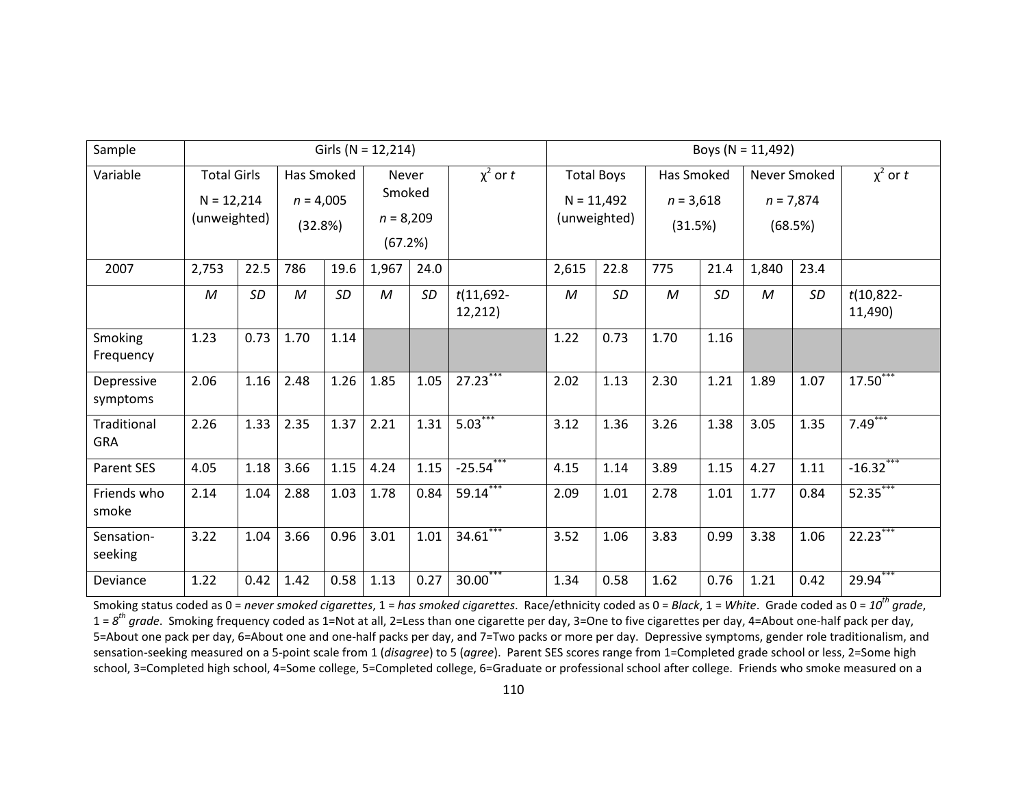| Sample | Girls (N = 12,214) | | | | | | | Boys (N = 11,492) | | | | | | |
|---|---|---|---|---|---|---|---|---|---|---|---|---|---|---|
| Variable | Total Girls N = 12,214 (unweighted) | | Has Smoked *n* = 4,005 (32.8%) | | Never Smoked *n* = 8,209 (67.2%) | | $\chi^2$ or *t* | Total Boys N = 11,492 (unweighted) | | Has Smoked *n* = 3,618 (31.5%) | | Never Smoked *n* = 7,874 (68.5%) | | $\chi^2$ or *t* |
| 2007 | 2,753 | 22.5 | 786 | 19.6 | 1,967 | 24.0 | | 2,615 | 22.8 | 775 | 21.4 | 1,840 | 23.4 | |
| | *M* | *SD* | *M* | *SD* | *M* | *SD* | *t*(11,692-12,212) | *M* | *SD* | *M* | *SD* | *M* | *SD* | *t*(10,822-11,490) |
| Smoking Frequency | 1.23 | 0.73 | 1.70 | 1.14 | | | | 1.22 | 0.73 | 1.70 | 1.16 | | | |
| Depressive symptoms | 2.06 | 1.16 | 2.48 | 1.26 | 1.85 | 1.05 | 27.23*** | 2.02 | 1.13 | 2.30 | 1.21 | 1.89 | 1.07 | 17.50*** |
| Traditional GRA | 2.26 | 1.33 | 2.35 | 1.37 | 2.21 | 1.31 | 5.03*** | 3.12 | 1.36 | 3.26 | 1.38 | 3.05 | 1.35 | 7.49*** |
| Parent SES | 4.05 | 1.18 | 3.66 | 1.15 | 4.24 | 1.15 | -25.54*** | 4.15 | 1.14 | 3.89 | 1.15 | 4.27 | 1.11 | -16.32*** |
| Friends who smoke | 2.14 | 1.04 | 2.88 | 1.03 | 1.78 | 0.84 | 59.14*** | 2.09 | 1.01 | 2.78 | 1.01 | 1.77 | 0.84 | 52.35*** |
| Sensation-seeking | 3.22 | 1.04 | 3.66 | 0.96 | 3.01 | 1.01 | 34.61*** | 3.52 | 1.06 | 3.83 | 0.99 | 3.38 | 1.06 | 22.23*** |
| Deviance | 1.22 | 0.42 | 1.42 | 0.58 | 1.13 | 0.27 | 30.00*** | 1.34 | 0.58 | 1.62 | 0.76 | 1.21 | 0.42 | 29.94*** |

Smoking status coded as 0 = *never smoked cigarettes*, 1 = *has smoked cigarettes*. Race/ethnicity coded as 0 = *Black*, 1 = *White*. Grade coded as 0 = *10th grade*, 1 = *8th grade*. Smoking frequency coded as 1=Not at all, 2=Less than one cigarette per day, 3=One to five cigarettes per day, 4=About one-half pack per day, 5=About one pack per day, 6=About one and one-half packs per day, and 7=Two packs or more per day. Depressive symptoms, gender role traditionalism, and sensation-seeking measured on a 5-point scale from 1 (*disagree*) to 5 (*agree*). Parent SES scores range from 1=Completed grade school or less, 2=Some high school, 3=Completed high school, 4=Some college, 5=Completed college, 6=Graduate or professional school after college. Friends who smoke measured on a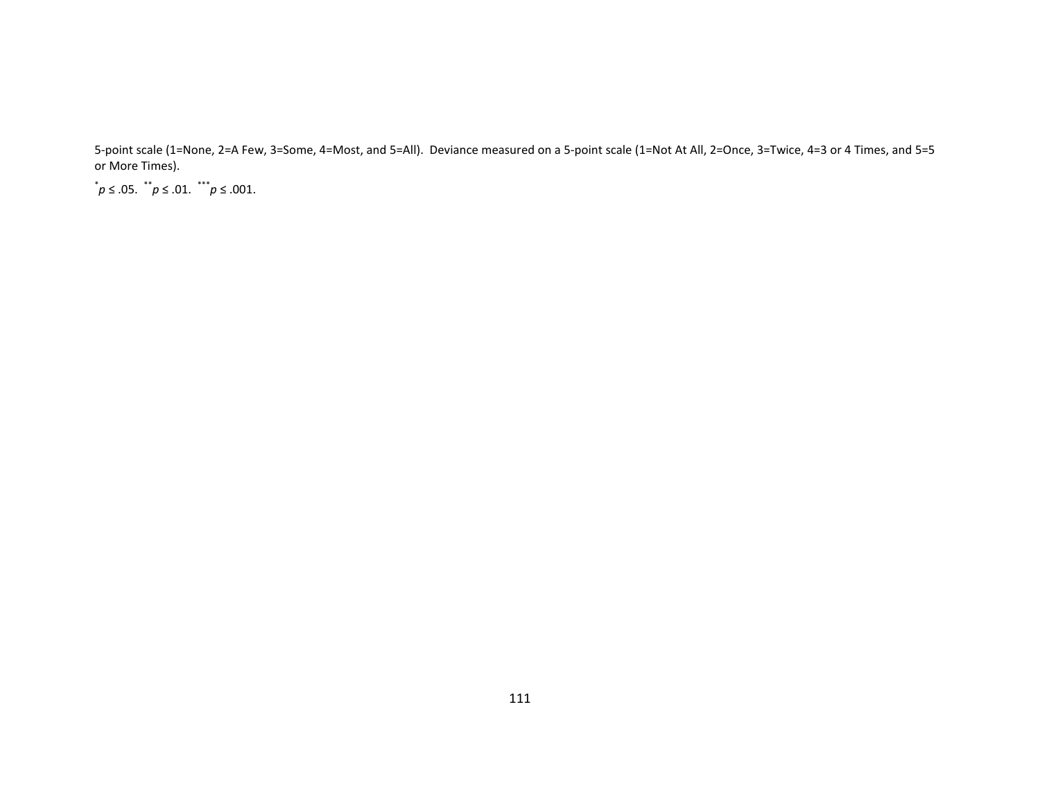5-point scale (1=None, 2=A Few, 3=Some, 4=Most, and 5=All).  Deviance measured on a 5-point scale (1=Not At All, 2=Once, 3=Twice, 4=3 or 4 Times, and 5=5 or More Times).

$^{*}p \leq .05$.  $^{**}p \leq .01$.  $^{***}p \leq .001$.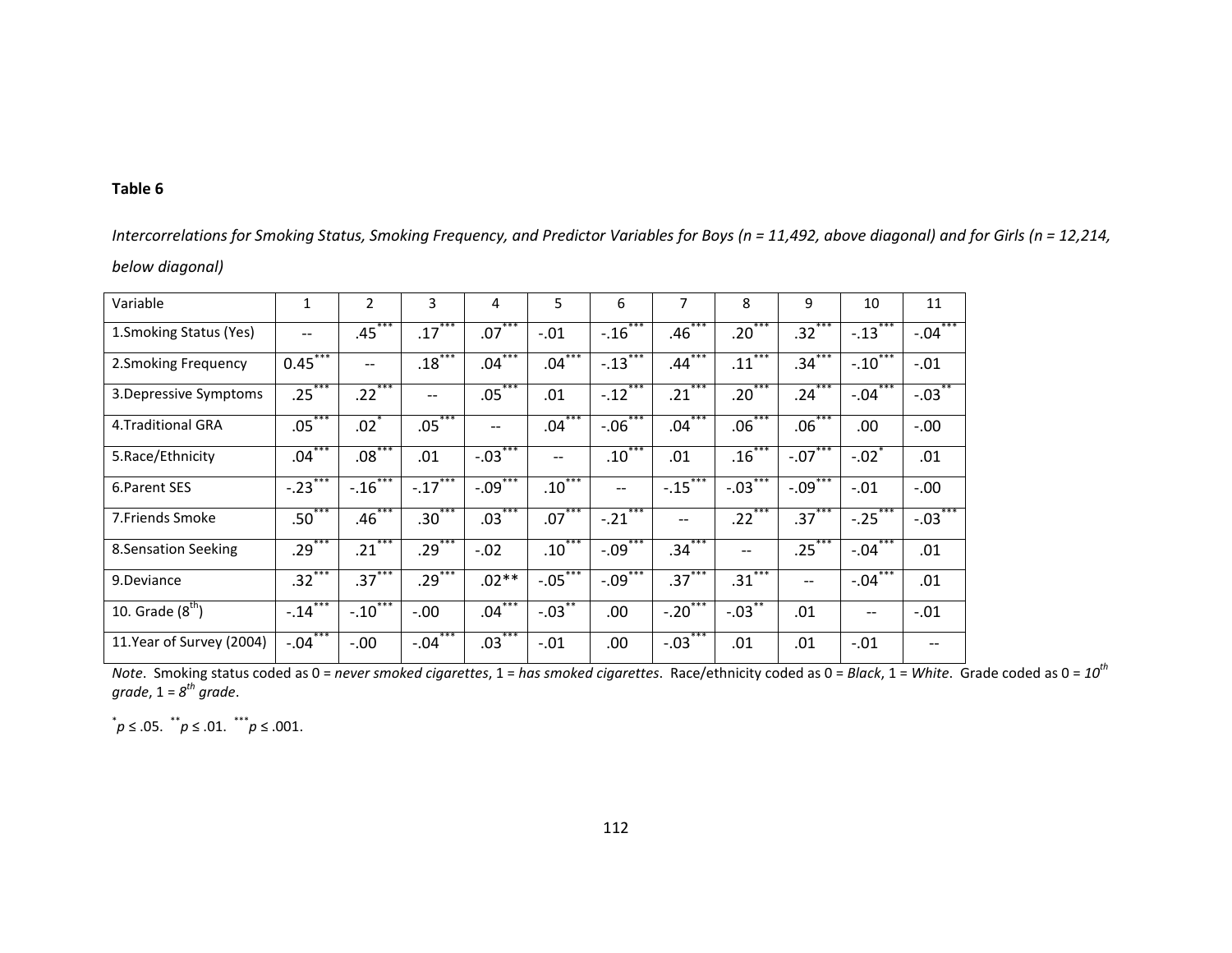**Table 6**

*Intercorrelations for Smoking Status, Smoking Frequency, and Predictor Variables for Boys (n = 11,492, above diagonal) and for Girls (n = 12,214, below diagonal)*

| Variable | 1 | 2 | 3 | 4 | 5 | 6 | 7 | 8 | 9 | 10 | 11 |
|---|---|---|---|---|---|---|---|---|---|---|---|
| 1.Smoking Status (Yes) | -- | .45*** | .17*** | .07*** | -.01 | -.16*** | .46*** | .20*** | .32*** | -.13*** | -.04*** |
| 2.Smoking Frequency | 0.45*** | -- | .18*** | .04*** | .04*** | -.13*** | .44*** | .11*** | .34*** | -.10*** | -.01 |
| 3.Depressive Symptoms | .25*** | .22*** | -- | .05*** | .01 | -.12*** | .21*** | .20*** | .24*** | -.04*** | -.03** |
| 4.Traditional GRA | .05*** | .02* | .05*** | -- | .04*** | -.06*** | .04*** | .06*** | .06*** | .00 | -.00 |
| 5.Race/Ethnicity | .04*** | .08*** | .01 | -.03*** | -- | .10*** | .01 | .16*** | -.07*** | -.02* | .01 |
| 6.Parent SES | -.23*** | -.16*** | -.17*** | -.09*** | .10*** | -- | -.15*** | -.03*** | -.09*** | -.01 | -.00 |
| 7.Friends Smoke | .50*** | .46*** | .30*** | .03*** | .07*** | -.21*** | -- | .22*** | .37*** | -.25*** | -.03*** |
| 8.Sensation Seeking | .29*** | .21*** | .29*** | -.02 | .10*** | -.09*** | .34*** | -- | .25*** | -.04*** | .01 |
| 9.Deviance | .32*** | .37*** | .29*** | .02** | -.05*** | -.09*** | .37*** | .31*** | -- | -.04*** | .01 |
| 10. Grade (8th) | -.14*** | -.10*** | -.00 | .04*** | -.03** | .00 | -.20*** | -.03** | .01 | -- | -.01 |
| 11.Year of Survey (2004) | -.04*** | -.00 | -.04*** | .03*** | -.01 | .00 | -.03*** | .01 | .01 | -.01 | -- |

*Note*. Smoking status coded as 0 = *never smoked cigarettes*, 1 = *has smoked cigarettes*. Race/ethnicity coded as 0 = *Black*, 1 = *White*. Grade coded as 0 = *10th grade*, 1 = *8th grade*.

*$p \leq .05$. **$p \leq .01$. ***$p \leq .001$.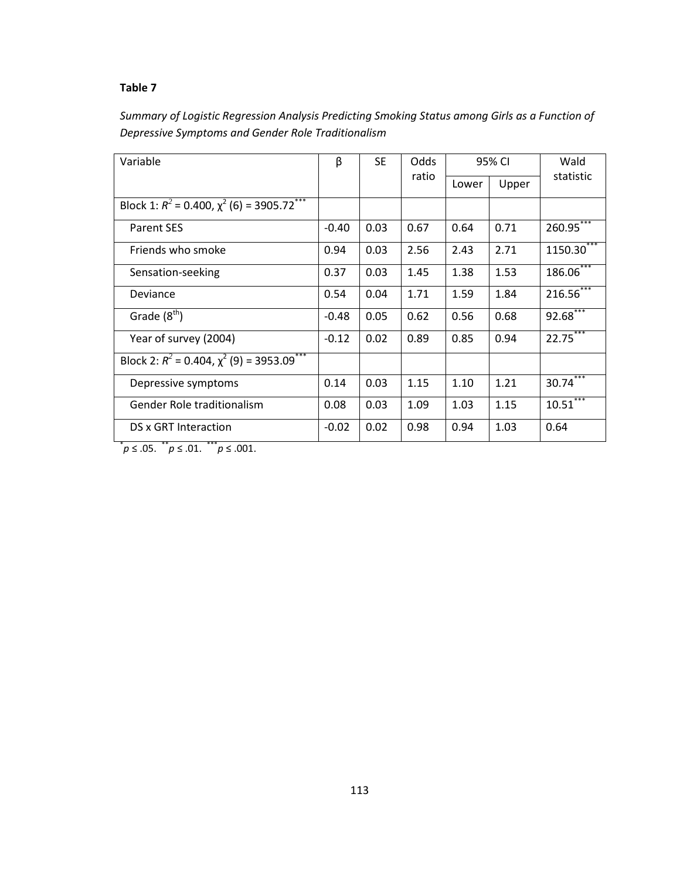**Table 7**

*Summary of Logistic Regression Analysis Predicting Smoking Status among Girls as a Function of Depressive Symptoms and Gender Role Traditionalism*

| Variable | β | SE | Odds ratio | 95% CI | | Wald statistic |
|---|---|---|---|---|---|---|
| | | | | Lower | Upper | |
| Block 1: $R^2$ = 0.400, $\chi^2$ (6) = 3905.72*** | | | | | | |
| Parent SES | -0.40 | 0.03 | 0.67 | 0.64 | 0.71 | 260.95*** |
| Friends who smoke | 0.94 | 0.03 | 2.56 | 2.43 | 2.71 | 1150.30*** |
| Sensation-seeking | 0.37 | 0.03 | 1.45 | 1.38 | 1.53 | 186.06*** |
| Deviance | 0.54 | 0.04 | 1.71 | 1.59 | 1.84 | 216.56*** |
| Grade (8th) | -0.48 | 0.05 | 0.62 | 0.56 | 0.68 | 92.68*** |
| Year of survey (2004) | -0.12 | 0.02 | 0.89 | 0.85 | 0.94 | 22.75*** |
| Block 2: $R^2$ = 0.404, $\chi^2$ (9) = 3953.09*** | | | | | | |
| Depressive symptoms | 0.14 | 0.03 | 1.15 | 1.10 | 1.21 | 30.74*** |
| Gender Role traditionalism | 0.08 | 0.03 | 1.09 | 1.03 | 1.15 | 10.51*** |
| DS x GRT Interaction | -0.02 | 0.02 | 0.98 | 0.94 | 1.03 | 0.64 |

*$p \leq .05$. **$p \leq .01$. ***$p \leq .001$.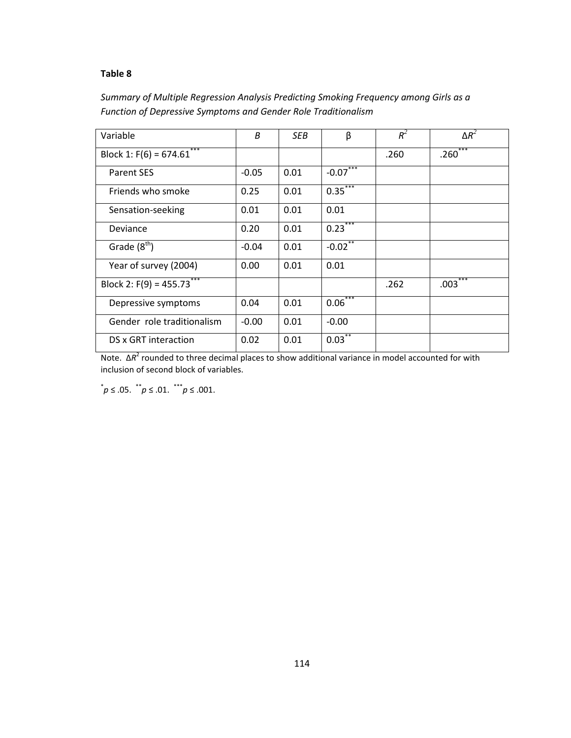**Table 8**

*Summary of Multiple Regression Analysis Predicting Smoking Frequency among Girls as a Function of Depressive Symptoms and Gender Role Traditionalism*

| Variable | *B* | *SEB* | β | $R^2$ | $\Delta R^2$ |
|---|---|---|---|---|---|
| Block 1: F(6) = 674.61*** | | | | .260 | .260*** |
| Parent SES | -0.05 | 0.01 | -0.07*** | | |
| Friends who smoke | 0.25 | 0.01 | 0.35*** | | |
| Sensation-seeking | 0.01 | 0.01 | 0.01 | | |
| Deviance | 0.20 | 0.01 | 0.23*** | | |
| Grade (8th) | -0.04 | 0.01 | -0.02** | | |
| Year of survey (2004) | 0.00 | 0.01 | 0.01 | | |
| Block 2: F(9) = 455.73*** | | | | .262 | .003*** |
| Depressive symptoms | 0.04 | 0.01 | 0.06*** | | |
| Gender role traditionalism | -0.00 | 0.01 | -0.00 | | |
| DS x GRT interaction | 0.02 | 0.01 | 0.03** | | |

Note. $\Delta R^2$ rounded to three decimal places to show additional variance in model accounted for with inclusion of second block of variables.

*$p \leq .05$. **$p \leq .01$. ***$p \leq .001$.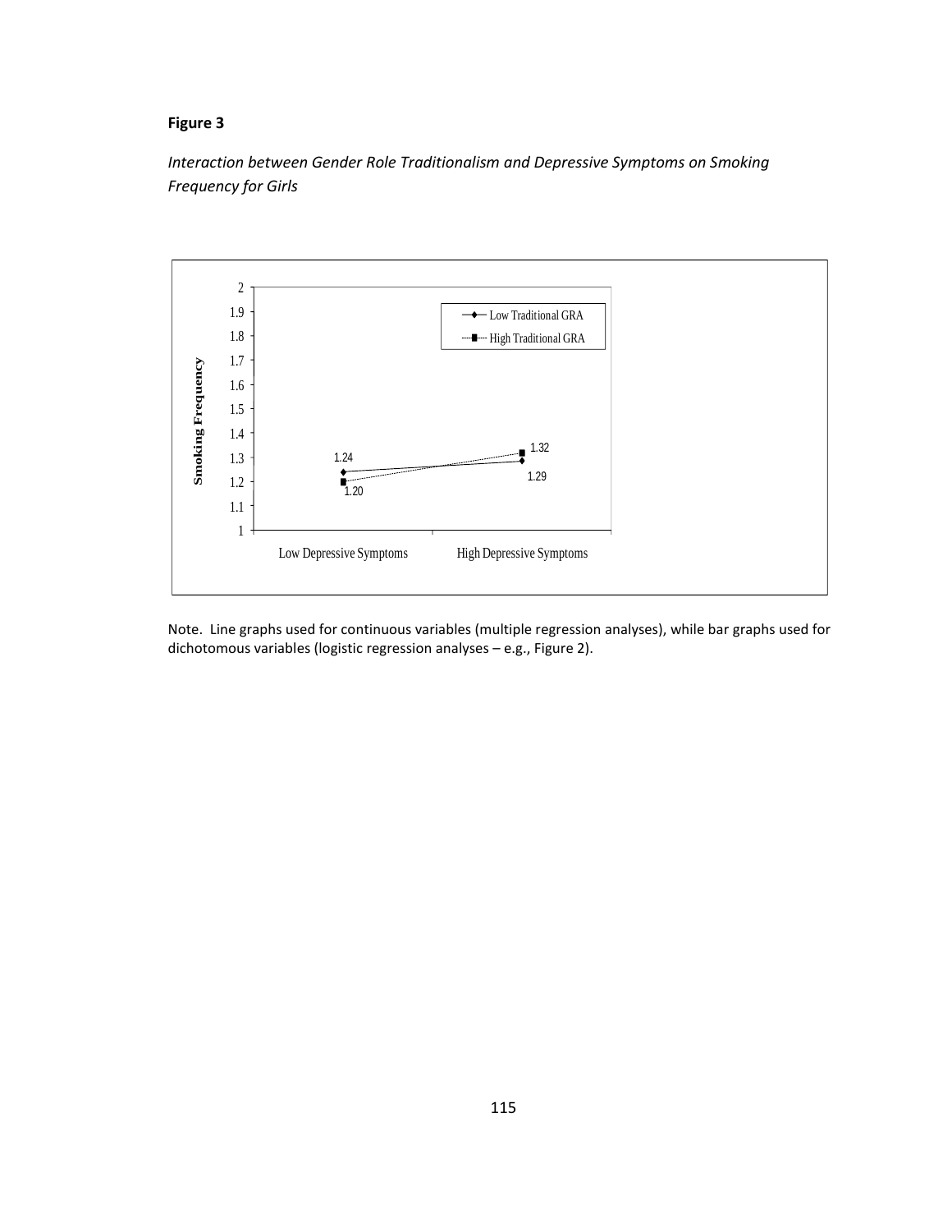**Figure 3**

*Interaction between Gender Role Traditionalism and Depressive Symptoms on Smoking Frequency for Girls*

Note. Line graphs used for continuous variables (multiple regression analyses), while bar graphs used for dichotomous variables (logistic regression analyses – e.g., Figure 2).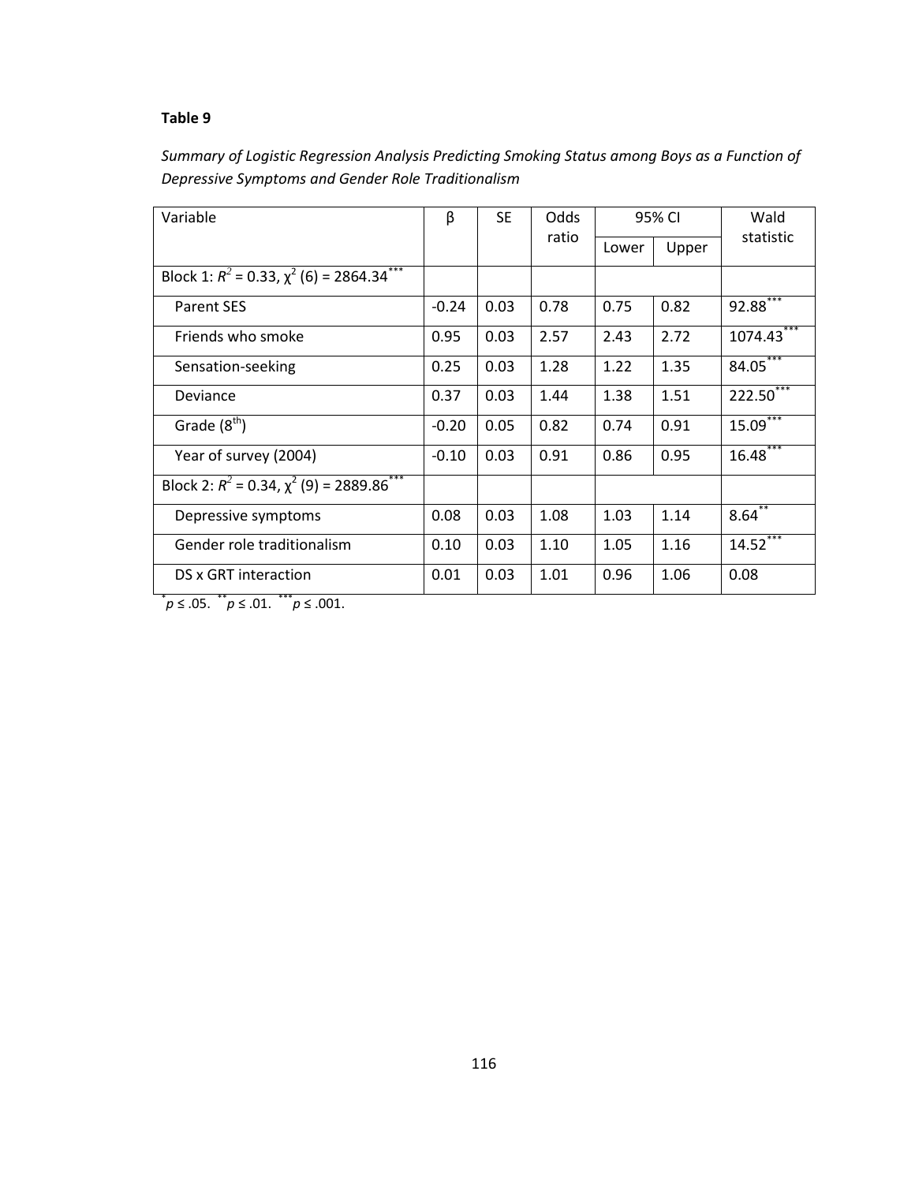**Table 9**

*Summary of Logistic Regression Analysis Predicting Smoking Status among Boys as a Function of Depressive Symptoms and Gender Role Traditionalism*

| Variable | β | SE | Odds ratio | 95% CI | | Wald statistic |
|---|---|---|---|---|---|---|
| | | | | Lower | Upper | |
| Block 1: $R^2$ = 0.33, $\chi^2$ (6) = 2864.34*** | | | | | | |
| Parent SES | -0.24 | 0.03 | 0.78 | 0.75 | 0.82 | 92.88*** |
| Friends who smoke | 0.95 | 0.03 | 2.57 | 2.43 | 2.72 | 1074.43*** |
| Sensation-seeking | 0.25 | 0.03 | 1.28 | 1.22 | 1.35 | 84.05*** |
| Deviance | 0.37 | 0.03 | 1.44 | 1.38 | 1.51 | 222.50*** |
| Grade ($8^{th}$) | -0.20 | 0.05 | 0.82 | 0.74 | 0.91 | 15.09*** |
| Year of survey (2004) | -0.10 | 0.03 | 0.91 | 0.86 | 0.95 | 16.48*** |
| Block 2: $R^2$ = 0.34, $\chi^2$ (9) = 2889.86*** | | | | | | |
| Depressive symptoms | 0.08 | 0.03 | 1.08 | 1.03 | 1.14 | 8.64** |
| Gender role traditionalism | 0.10 | 0.03 | 1.10 | 1.05 | 1.16 | 14.52*** |
| DS x GRT interaction | 0.01 | 0.03 | 1.01 | 0.96 | 1.06 | 0.08 |

*$p \le .05$. **$p \le .01$. ***$p \le .001$.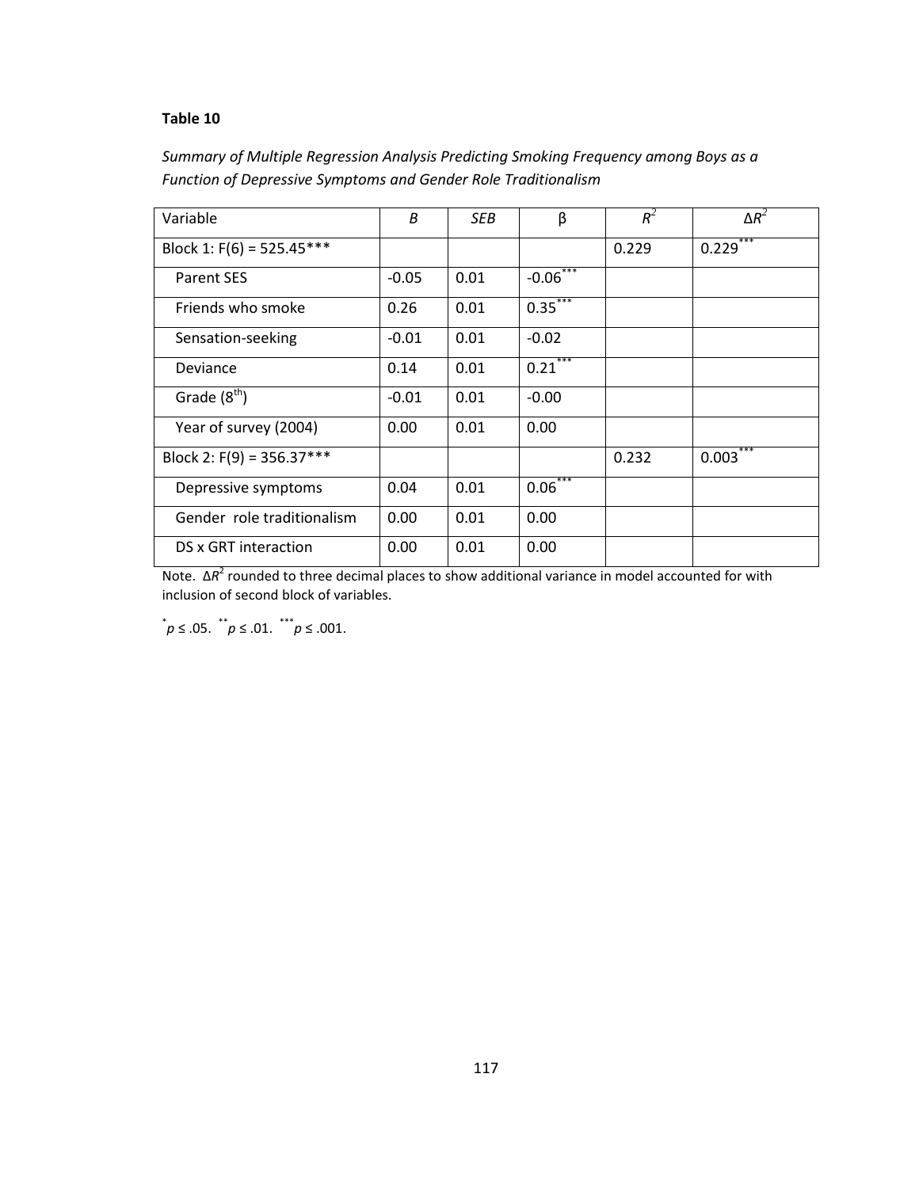**Table 10**

*Summary of Multiple Regression Analysis Predicting Smoking Frequency among Boys as a Function of Depressive Symptoms and Gender Role Traditionalism*

| Variable | *B* | *SEB* | β | $R^2$ | $\Delta R^2$ |
|---|---|---|---|---|---|
| Block 1: F(6) = 525.45*** | | | | 0.229 | 0.229*** |
| Parent SES | -0.05 | 0.01 | -0.06*** | | |
| Friends who smoke | 0.26 | 0.01 | 0.35*** | | |
| Sensation-seeking | -0.01 | 0.01 | -0.02 | | |
| Deviance | 0.14 | 0.01 | 0.21*** | | |
| Grade (8th) | -0.01 | 0.01 | -0.00 | | |
| Year of survey (2004) | 0.00 | 0.01 | 0.00 | | |
| Block 2: F(9) = 356.37*** | | | | 0.232 | 0.003*** |
| Depressive symptoms | 0.04 | 0.01 | 0.06*** | | |
| Gender role traditionalism | 0.00 | 0.01 | 0.00 | | |
| DS x GRT interaction | 0.00 | 0.01 | 0.00 | | |

Note. $\Delta R^2$ rounded to three decimal places to show additional variance in model accounted for with inclusion of second block of variables.

*$p \leq .05$. **$p \leq .01$. ***$p \leq .001$.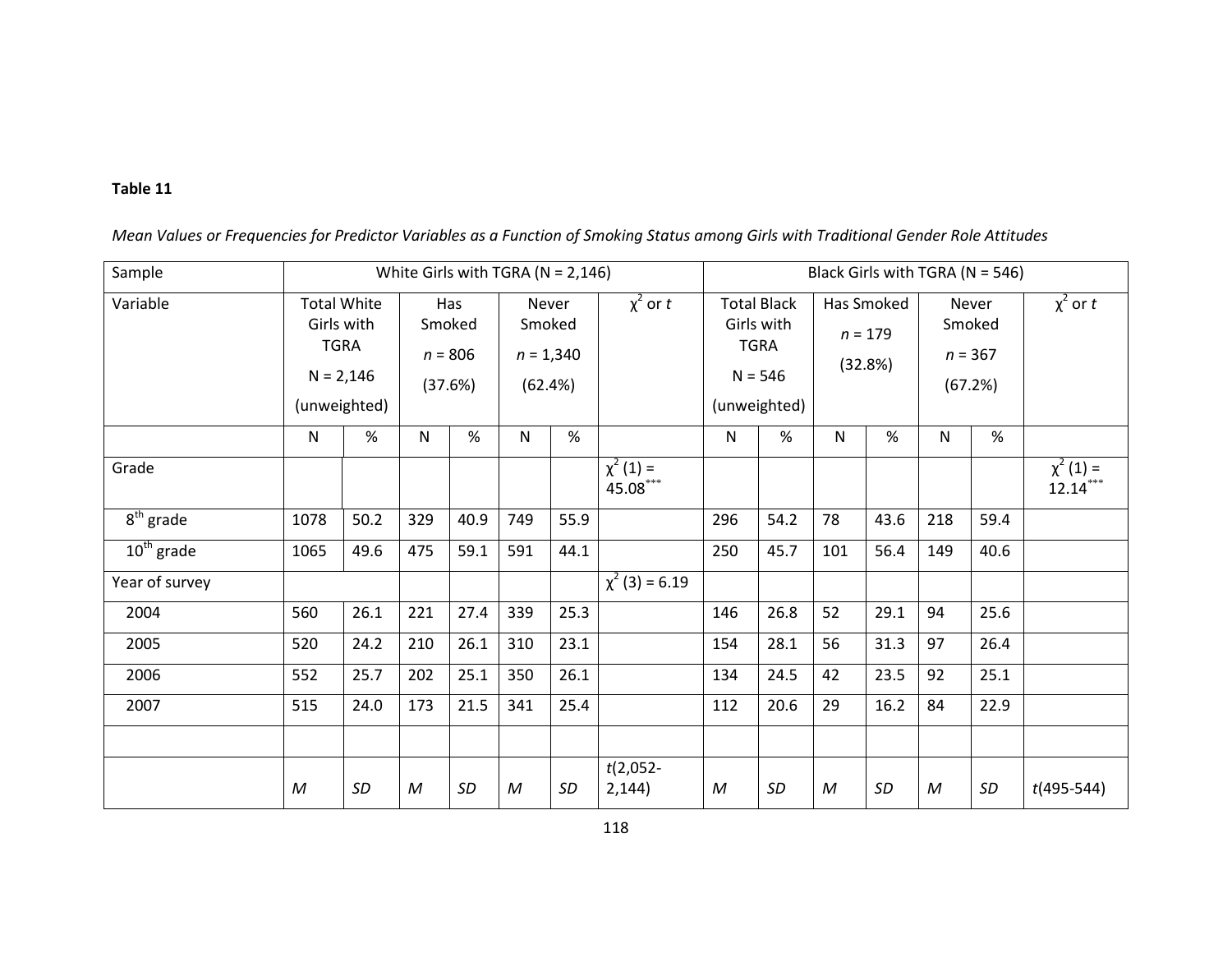**Table 11**

*Mean Values or Frequencies for Predictor Variables as a Function of Smoking Status among Girls with Traditional Gender Role Attitudes*

| Sample | White Girls with TGRA (N = 2,146) | | | | | | | Black Girls with TGRA (N = 546) | | | | | | |
|---|---|---|---|---|---|---|---|---|---|---|---|---|---|---|
| Variable | Total White Girls with TGRA N = 2,146 (unweighted) | | Has Smoked *n* = 806 (37.6%) | | Never Smoked *n* = 1,340 (62.4%) | | $\chi^2$ or *t* | Total Black Girls with TGRA N = 546 (unweighted) | | Has Smoked *n* = 179 (32.8%) | | Never Smoked *n* = 367 (67.2%) | | $\chi^2$ or *t* |
| | N | % | N | % | N | % | | N | % | N | % | N | % | |
| Grade | | | | | | | $\chi^2$ (1) = 45.08*** | | | | | | | $\chi^2$ (1) = 12.14*** |
| 8th grade | 1078 | 50.2 | 329 | 40.9 | 749 | 55.9 | | 296 | 54.2 | 78 | 43.6 | 218 | 59.4 | |
| 10th grade | 1065 | 49.6 | 475 | 59.1 | 591 | 44.1 | | 250 | 45.7 | 101 | 56.4 | 149 | 40.6 | |
| Year of survey | | | | | | | $\chi^2$ (3) = 6.19 | | | | | | | |
| 2004 | 560 | 26.1 | 221 | 27.4 | 339 | 25.3 | | 146 | 26.8 | 52 | 29.1 | 94 | 25.6 | |
| 2005 | 520 | 24.2 | 210 | 26.1 | 310 | 23.1 | | 154 | 28.1 | 56 | 31.3 | 97 | 26.4 | |
| 2006 | 552 | 25.7 | 202 | 25.1 | 350 | 26.1 | | 134 | 24.5 | 42 | 23.5 | 92 | 25.1 | |
| 2007 | 515 | 24.0 | 173 | 21.5 | 341 | 25.4 | | 112 | 20.6 | 29 | 16.2 | 84 | 22.9 | |
| | | | | | | | | | | | | | | |
| | *M* | *SD* | *M* | *SD* | *M* | *SD* | *t*(2,052-2,144) | *M* | *SD* | *M* | *SD* | *M* | *SD* | *t*(495-544) |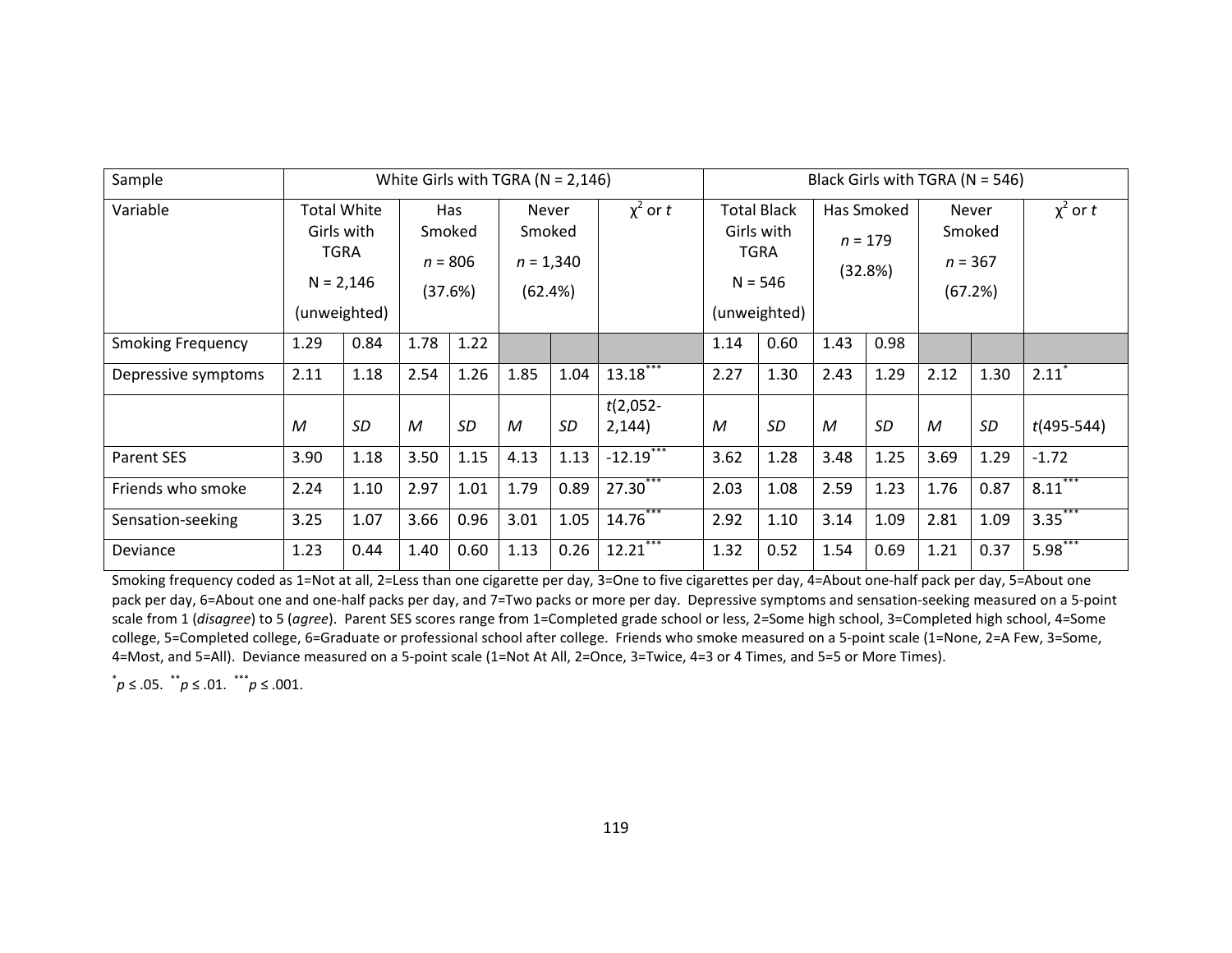| Sample | White Girls with TGRA (N = 2,146) | | | | | | | Black Girls with TGRA (N = 546) | | | | | | |
|---|---|---|---|---|---|---|---|---|---|---|---|---|---|---|
| Variable | Total White Girls with TGRA N = 2,146 (unweighted) | | Has Smoked $n$ = 806 (37.6%) | | Never Smoked $n$ = 1,340 (62.4%) | | $\chi^2$ or $t$ | Total Black Girls with TGRA N = 546 (unweighted) | | Has Smoked $n$ = 179 (32.8%) | | Never Smoked $n$ = 367 (67.2%) | | $\chi^2$ or $t$ |
| Smoking Frequency | 1.29 | 0.84 | 1.78 | 1.22 | | | | 1.14 | 0.60 | 1.43 | 0.98 | | | |
| Depressive symptoms | 2.11 | 1.18 | 2.54 | 1.26 | 1.85 | 1.04 | 13.18*** | 2.27 | 1.30 | 2.43 | 1.29 | 2.12 | 1.30 | 2.11* |
| | *M* | *SD* | *M* | *SD* | *M* | *SD* | $t$(2,052-2,144) | *M* | *SD* | *M* | *SD* | *M* | *SD* | $t$(495-544) |
| Parent SES | 3.90 | 1.18 | 3.50 | 1.15 | 4.13 | 1.13 | -12.19*** | 3.62 | 1.28 | 3.48 | 1.25 | 3.69 | 1.29 | -1.72 |
| Friends who smoke | 2.24 | 1.10 | 2.97 | 1.01 | 1.79 | 0.89 | 27.30*** | 2.03 | 1.08 | 2.59 | 1.23 | 1.76 | 0.87 | 8.11*** |
| Sensation-seeking | 3.25 | 1.07 | 3.66 | 0.96 | 3.01 | 1.05 | 14.76*** | 2.92 | 1.10 | 3.14 | 1.09 | 2.81 | 1.09 | 3.35*** |
| Deviance | 1.23 | 0.44 | 1.40 | 0.60 | 1.13 | 0.26 | 12.21*** | 1.32 | 0.52 | 1.54 | 0.69 | 1.21 | 0.37 | 5.98*** |

Smoking frequency coded as 1=Not at all, 2=Less than one cigarette per day, 3=One to five cigarettes per day, 4=About one-half pack per day, 5=About one pack per day, 6=About one and one-half packs per day, and 7=Two packs or more per day. Depressive symptoms and sensation-seeking measured on a 5-point scale from 1 (*disagree*) to 5 (*agree*). Parent SES scores range from 1=Completed grade school or less, 2=Some high school, 3=Completed high school, 4=Some college, 5=Completed college, 6=Graduate or professional school after college. Friends who smoke measured on a 5-point scale (1=None, 2=A Few, 3=Some, 4=Most, and 5=All). Deviance measured on a 5-point scale (1=Not At All, 2=Once, 3=Twice, 4=3 or 4 Times, and 5=5 or More Times).

*$p \le .05$. **$p \le .01$. ***$p \le .001$.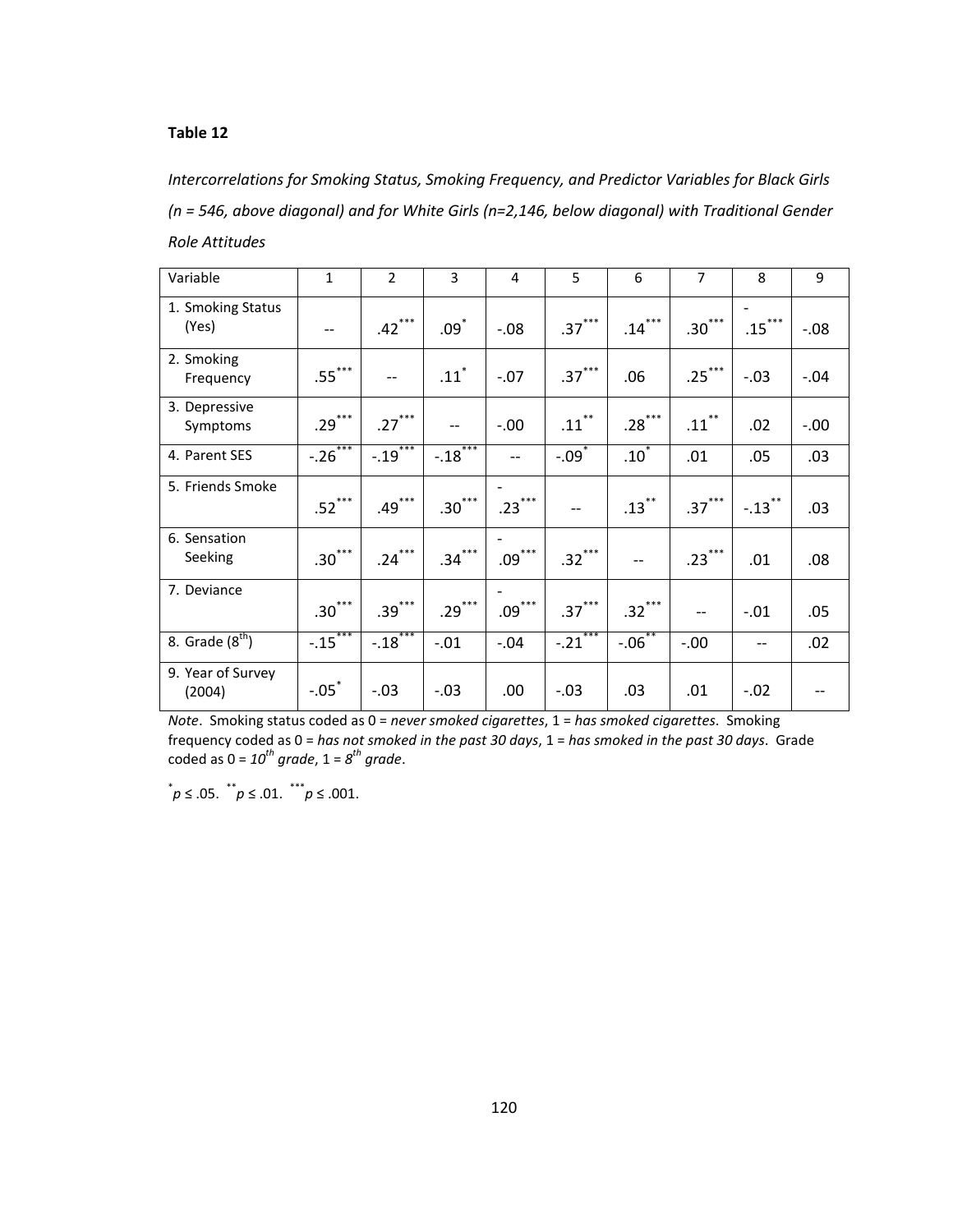**Table 12**

*Intercorrelations for Smoking Status, Smoking Frequency, and Predictor Variables for Black Girls (n = 546, above diagonal) and for White Girls (n=2,146, below diagonal) with Traditional Gender Role Attitudes*

| Variable | 1 | 2 | 3 | 4 | 5 | 6 | 7 | 8 | 9 |
|---|---|---|---|---|---|---|---|---|---|
| 1. Smoking Status (Yes) | -- | .42*** | .09* | -.08 | .37*** | .14*** | .30*** | -.15*** | -.08 |
| 2. Smoking Frequency | .55*** | -- | .11* | -.07 | .37*** | .06 | .25*** | -.03 | -.04 |
| 3. Depressive Symptoms | .29*** | .27*** | -- | -.00 | .11** | .28*** | .11** | .02 | -.00 |
| 4. Parent SES | -.26*** | -.19*** | -.18*** | -- | -.09* | .10* | .01 | .05 | .03 |
| 5. Friends Smoke | .52*** | .49*** | .30*** | -.23*** | -- | .13** | .37*** | -.13** | .03 |
| 6. Sensation Seeking | .30*** | .24*** | .34*** | -.09*** | .32*** | -- | .23*** | .01 | .08 |
| 7. Deviance | .30*** | .39*** | .29*** | -.09*** | .37*** | .32*** | -- | -.01 | .05 |
| 8. Grade (8th) | -.15*** | -.18*** | -.01 | -.04 | -.21*** | -.06** | -.00 | -- | .02 |
| 9. Year of Survey (2004) | -.05* | -.03 | -.03 | .00 | -.03 | .03 | .01 | -.02 | -- |

*Note*. Smoking status coded as 0 = *never smoked cigarettes*, 1 = *has smoked cigarettes*. Smoking frequency coded as 0 = *has not smoked in the past 30 days*, 1 = *has smoked in the past 30 days*. Grade coded as 0 = *10th grade*, 1 = *8th grade*.

*$p \leq .05$. **$p \leq .01$. ***$p \leq .001$.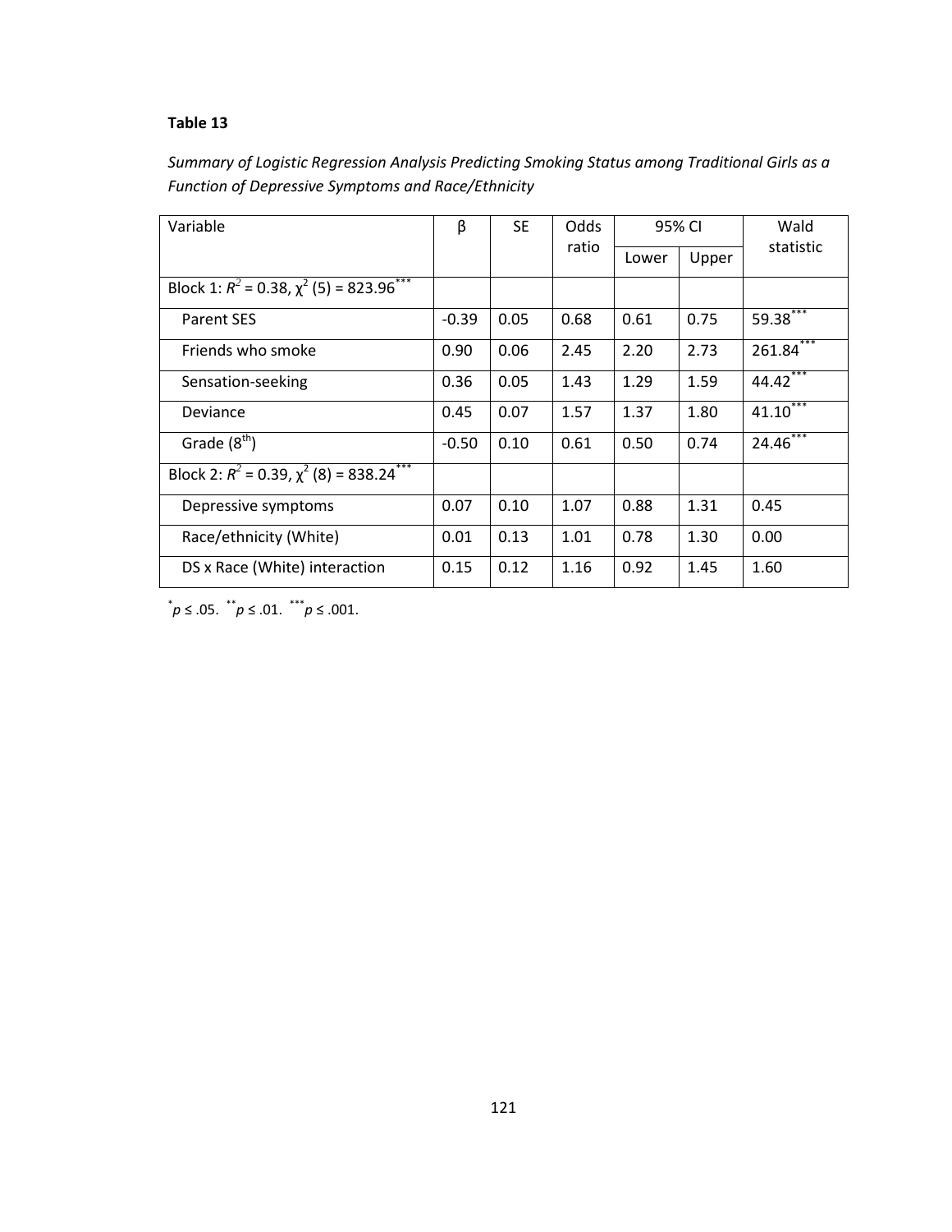**Table 13**

*Summary of Logistic Regression Analysis Predicting Smoking Status among Traditional Girls as a Function of Depressive Symptoms and Race/Ethnicity*

| Variable | β | SE | Odds ratio | 95% CI | | Wald statistic |
|---|---|---|---|---|---|---|
| | | | | Lower | Upper | |
| Block 1: $R^2$ = 0.38, $\chi^2$ (5) = 823.96*** | | | | | | |
| Parent SES | -0.39 | 0.05 | 0.68 | 0.61 | 0.75 | 59.38*** |
| Friends who smoke | 0.90 | 0.06 | 2.45 | 2.20 | 2.73 | 261.84*** |
| Sensation-seeking | 0.36 | 0.05 | 1.43 | 1.29 | 1.59 | 44.42*** |
| Deviance | 0.45 | 0.07 | 1.57 | 1.37 | 1.80 | 41.10*** |
| Grade (8th) | -0.50 | 0.10 | 0.61 | 0.50 | 0.74 | 24.46*** |
| Block 2: $R^2$ = 0.39, $\chi^2$ (8) = 838.24*** | | | | | | |
| Depressive symptoms | 0.07 | 0.10 | 1.07 | 0.88 | 1.31 | 0.45 |
| Race/ethnicity (White) | 0.01 | 0.13 | 1.01 | 0.78 | 1.30 | 0.00 |
| DS x Race (White) interaction | 0.15 | 0.12 | 1.16 | 0.92 | 1.45 | 1.60 |

*$p \le .05$. **$p \le .01$. ***$p \le .001$.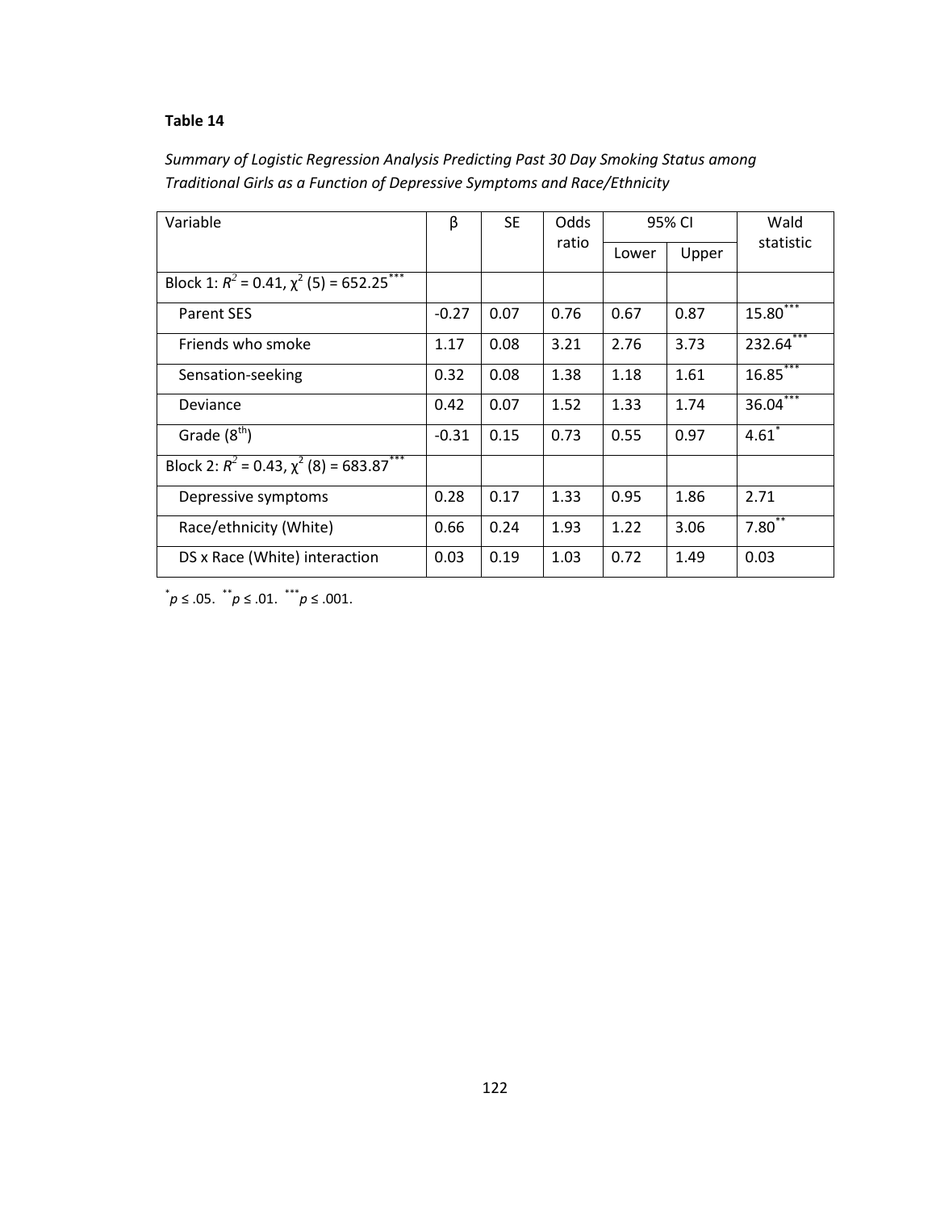**Table 14**

*Summary of Logistic Regression Analysis Predicting Past 30 Day Smoking Status among Traditional Girls as a Function of Depressive Symptoms and Race/Ethnicity*

| Variable | β | SE | Odds ratio | 95% CI | | Wald statistic |
|---|---|---|---|---|---|---|
| | | | | Lower | Upper | |
| Block 1: $R^2$ = 0.41, $\chi^2$ (5) = 652.25*** | | | | | | |
| Parent SES | -0.27 | 0.07 | 0.76 | 0.67 | 0.87 | 15.80*** |
| Friends who smoke | 1.17 | 0.08 | 3.21 | 2.76 | 3.73 | 232.64*** |
| Sensation-seeking | 0.32 | 0.08 | 1.38 | 1.18 | 1.61 | 16.85*** |
| Deviance | 0.42 | 0.07 | 1.52 | 1.33 | 1.74 | 36.04*** |
| Grade (8th) | -0.31 | 0.15 | 0.73 | 0.55 | 0.97 | 4.61* |
| Block 2: $R^2$ = 0.43, $\chi^2$ (8) = 683.87*** | | | | | | |
| Depressive symptoms | 0.28 | 0.17 | 1.33 | 0.95 | 1.86 | 2.71 |
| Race/ethnicity (White) | 0.66 | 0.24 | 1.93 | 1.22 | 3.06 | 7.80** |
| DS x Race (White) interaction | 0.03 | 0.19 | 1.03 | 0.72 | 1.49 | 0.03 |

*$p \leq .05$. **$p \leq .01$. ***$p \leq .001$.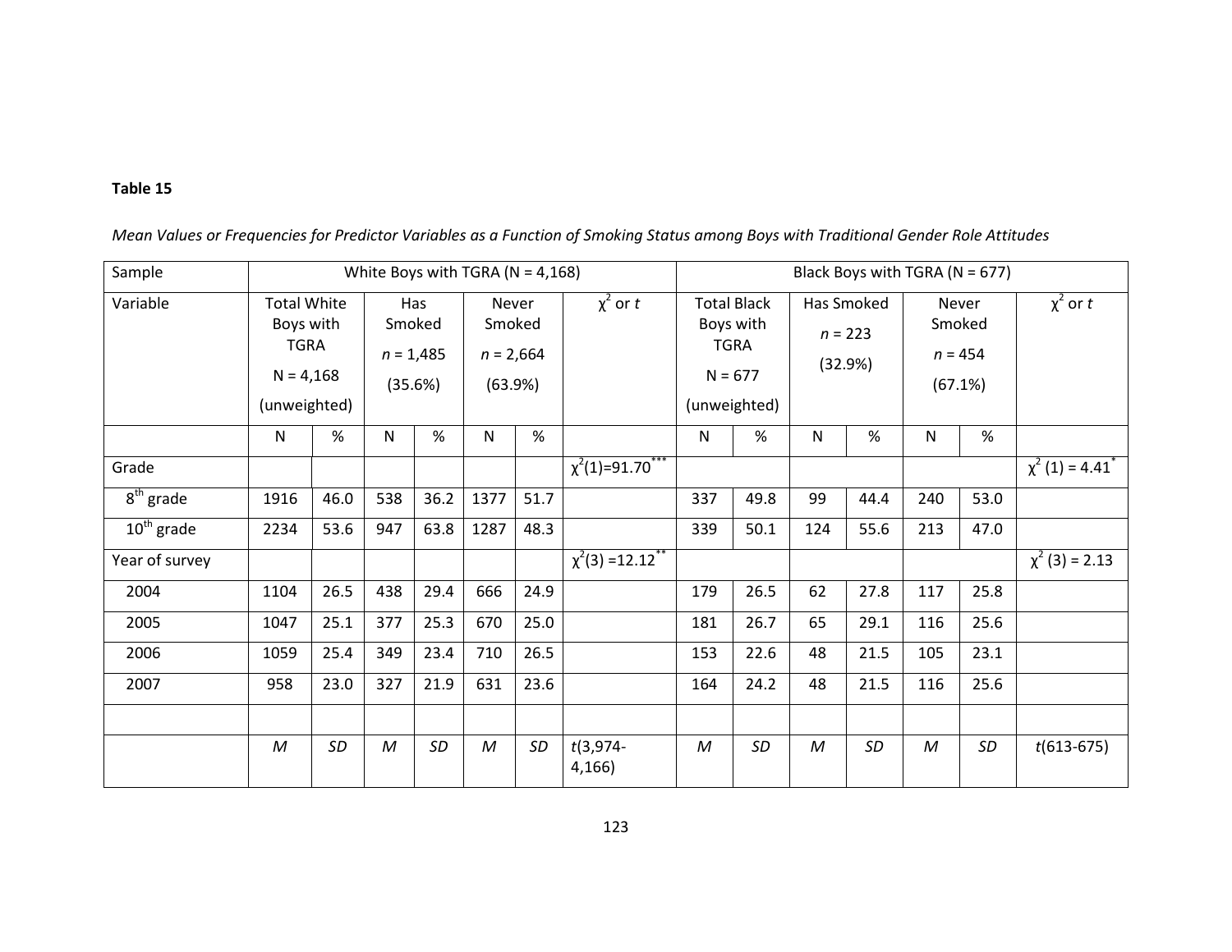**Table 15**

*Mean Values or Frequencies for Predictor Variables as a Function of Smoking Status among Boys with Traditional Gender Role Attitudes*

| Sample | White Boys with TGRA (N = 4,168) | | | | | | | Black Boys with TGRA (N = 677) | | | | | | |
|---|---|---|---|---|---|---|---|---|---|---|---|---|---|---|
| Variable | Total White Boys with TGRA N = 4,168 (unweighted) | | Has Smoked *n* = 1,485 (35.6%) | | Never Smoked *n* = 2,664 (63.9%) | | $\chi^2$ or *t* | Total Black Boys with TGRA N = 677 (unweighted) | | Has Smoked *n* = 223 (32.9%) | | Never Smoked *n* = 454 (67.1%) | | $\chi^2$ or *t* |
| | N | % | N | % | N | % | | N | % | N | % | N | % | |
| Grade | | | | | | | $\chi^2(1)=91.70^{***}$ | | | | | | | $\chi^2(1) = 4.41^{*}$ |
| 8th grade | 1916 | 46.0 | 538 | 36.2 | 1377 | 51.7 | | 337 | 49.8 | 99 | 44.4 | 240 | 53.0 | |
| 10th grade | 2234 | 53.6 | 947 | 63.8 | 1287 | 48.3 | | 339 | 50.1 | 124 | 55.6 | 213 | 47.0 | |
| Year of survey | | | | | | | $\chi^2(3) =12.12^{**}$ | | | | | | | $\chi^2(3) = 2.13$ |
| 2004 | 1104 | 26.5 | 438 | 29.4 | 666 | 24.9 | | 179 | 26.5 | 62 | 27.8 | 117 | 25.8 | |
| 2005 | 1047 | 25.1 | 377 | 25.3 | 670 | 25.0 | | 181 | 26.7 | 65 | 29.1 | 116 | 25.6 | |
| 2006 | 1059 | 25.4 | 349 | 23.4 | 710 | 26.5 | | 153 | 22.6 | 48 | 21.5 | 105 | 23.1 | |
| 2007 | 958 | 23.0 | 327 | 21.9 | 631 | 23.6 | | 164 | 24.2 | 48 | 21.5 | 116 | 25.6 | |
| | | | | | | | | | | | | | | |
| | *M* | *SD* | *M* | *SD* | *M* | *SD* | *t*(3,974-4,166) | *M* | *SD* | *M* | *SD* | *M* | *SD* | *t*(613-675) |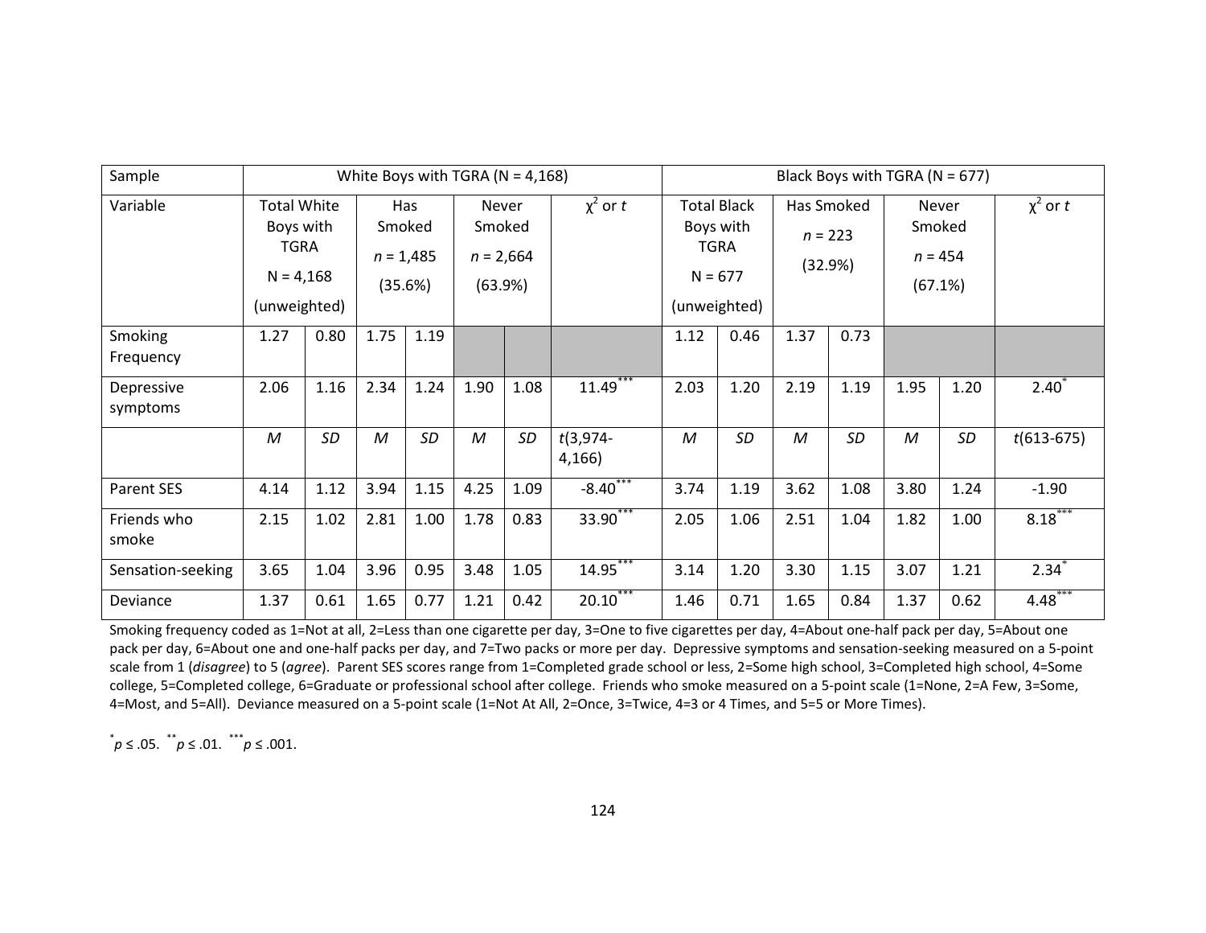| Sample | White Boys with TGRA (N = 4,168) | | | | | | | Black Boys with TGRA (N = 677) | | | | | | |
|---|---|---|---|---|---|---|---|---|---|---|---|---|---|---|
| Variable | Total White Boys with TGRA N = 4,168 (unweighted) | | Has Smoked *n* = 1,485 (35.6%) | | Never Smoked *n* = 2,664 (63.9%) | | $\chi^2$ or *t* | Total Black Boys with TGRA N = 677 (unweighted) | | Has Smoked *n* = 223 (32.9%) | | Never Smoked *n* = 454 (67.1%) | | $\chi^2$ or *t* |
| Smoking Frequency | 1.27 | 0.80 | 1.75 | 1.19 | | | | 1.12 | 0.46 | 1.37 | 0.73 | | | |
| Depressive symptoms | 2.06 | 1.16 | 2.34 | 1.24 | 1.90 | 1.08 | 11.49*** | 2.03 | 1.20 | 2.19 | 1.19 | 1.95 | 1.20 | 2.40* |
| | *M* | *SD* | *M* | *SD* | *M* | *SD* | *t*(3,974-4,166) | *M* | *SD* | *M* | *SD* | *M* | *SD* | *t*(613-675) |
| Parent SES | 4.14 | 1.12 | 3.94 | 1.15 | 4.25 | 1.09 | -8.40*** | 3.74 | 1.19 | 3.62 | 1.08 | 3.80 | 1.24 | -1.90 |
| Friends who smoke | 2.15 | 1.02 | 2.81 | 1.00 | 1.78 | 0.83 | 33.90*** | 2.05 | 1.06 | 2.51 | 1.04 | 1.82 | 1.00 | 8.18*** |
| Sensation-seeking | 3.65 | 1.04 | 3.96 | 0.95 | 3.48 | 1.05 | 14.95*** | 3.14 | 1.20 | 3.30 | 1.15 | 3.07 | 1.21 | 2.34* |
| Deviance | 1.37 | 0.61 | 1.65 | 0.77 | 1.21 | 0.42 | 20.10*** | 1.46 | 0.71 | 1.65 | 0.84 | 1.37 | 0.62 | 4.48*** |

Smoking frequency coded as 1=Not at all, 2=Less than one cigarette per day, 3=One to five cigarettes per day, 4=About one-half pack per day, 5=About one pack per day, 6=About one and one-half packs per day, and 7=Two packs or more per day. Depressive symptoms and sensation-seeking measured on a 5-point scale from 1 (*disagree*) to 5 (*agree*). Parent SES scores range from 1=Completed grade school or less, 2=Some high school, 3=Completed high school, 4=Some college, 5=Completed college, 6=Graduate or professional school after college. Friends who smoke measured on a 5-point scale (1=None, 2=A Few, 3=Some, 4=Most, and 5=All). Deviance measured on a 5-point scale (1=Not At All, 2=Once, 3=Twice, 4=3 or 4 Times, and 5=5 or More Times).

$^{*}p \leq .05$. $^{**}p \leq .01$. $^{***}p \leq .001$.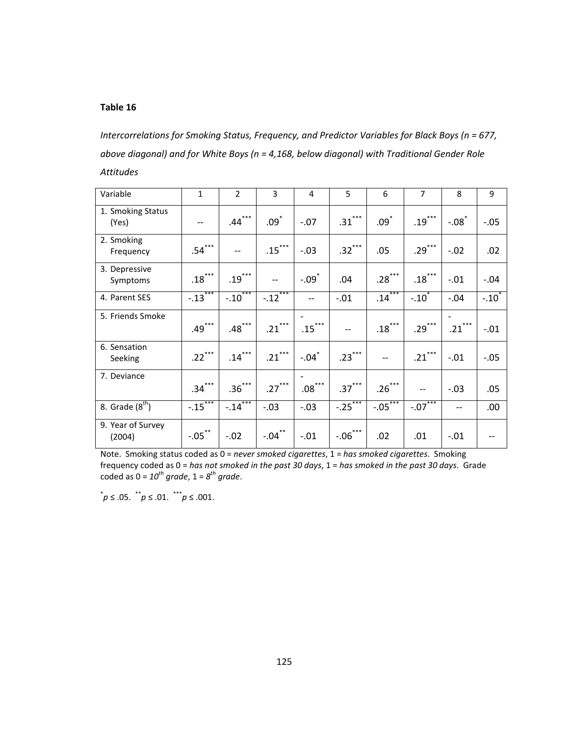**Table 16**

*Intercorrelations for Smoking Status, Frequency, and Predictor Variables for Black Boys (n = 677, above diagonal) and for White Boys (n = 4,168, below diagonal) with Traditional Gender Role Attitudes*

| Variable | 1 | 2 | 3 | 4 | 5 | 6 | 7 | 8 | 9 |
|---|---|---|---|---|---|---|---|---|---|
| 1. Smoking Status (Yes) | -- | .44*** | .09* | -.07 | .31*** | .09* | .19*** | -.08* | -.05 |
| 2. Smoking Frequency | .54*** | -- | .15*** | -.03 | .32*** | .05 | .29*** | -.02 | .02 |
| 3. Depressive Symptoms | .18*** | .19*** | -- | -.09* | .04 | .28*** | .18*** | -.01 | -.04 |
| 4. Parent SES | -.13*** | -.10*** | -.12*** | -- | -.01 | .14*** | -.10* | -.04 | -.10* |
| 5. Friends Smoke | .49*** | .48*** | .21*** | -.15*** | -- | .18*** | .29*** | -.21*** | -.01 |
| 6. Sensation Seeking | .22*** | .14*** | .21*** | -.04* | .23*** | -- | .21*** | -.01 | -.05 |
| 7. Deviance | .34*** | .36*** | .27*** | -.08*** | .37*** | .26*** | -- | -.03 | .05 |
| 8. Grade ($8^{th}$) | -.15*** | -.14*** | -.03 | -.03 | -.25*** | -.05*** | -.07*** | -- | .00 |
| 9. Year of Survey (2004) | -.05** | -.02 | -.04** | -.01 | -.06*** | .02 | .01 | -.01 | -- |

Note. Smoking status coded as 0 = *never smoked cigarettes*, 1 = *has smoked cigarettes*. Smoking frequency coded as 0 = *has not smoked in the past 30 days*, 1 = *has smoked in the past 30 days*. Grade coded as 0 = *$10^{th}$ grade*, 1 = *$8^{th}$ grade*.

*$p \leq .05$. **$p \leq .01$. ***$p \leq .001$.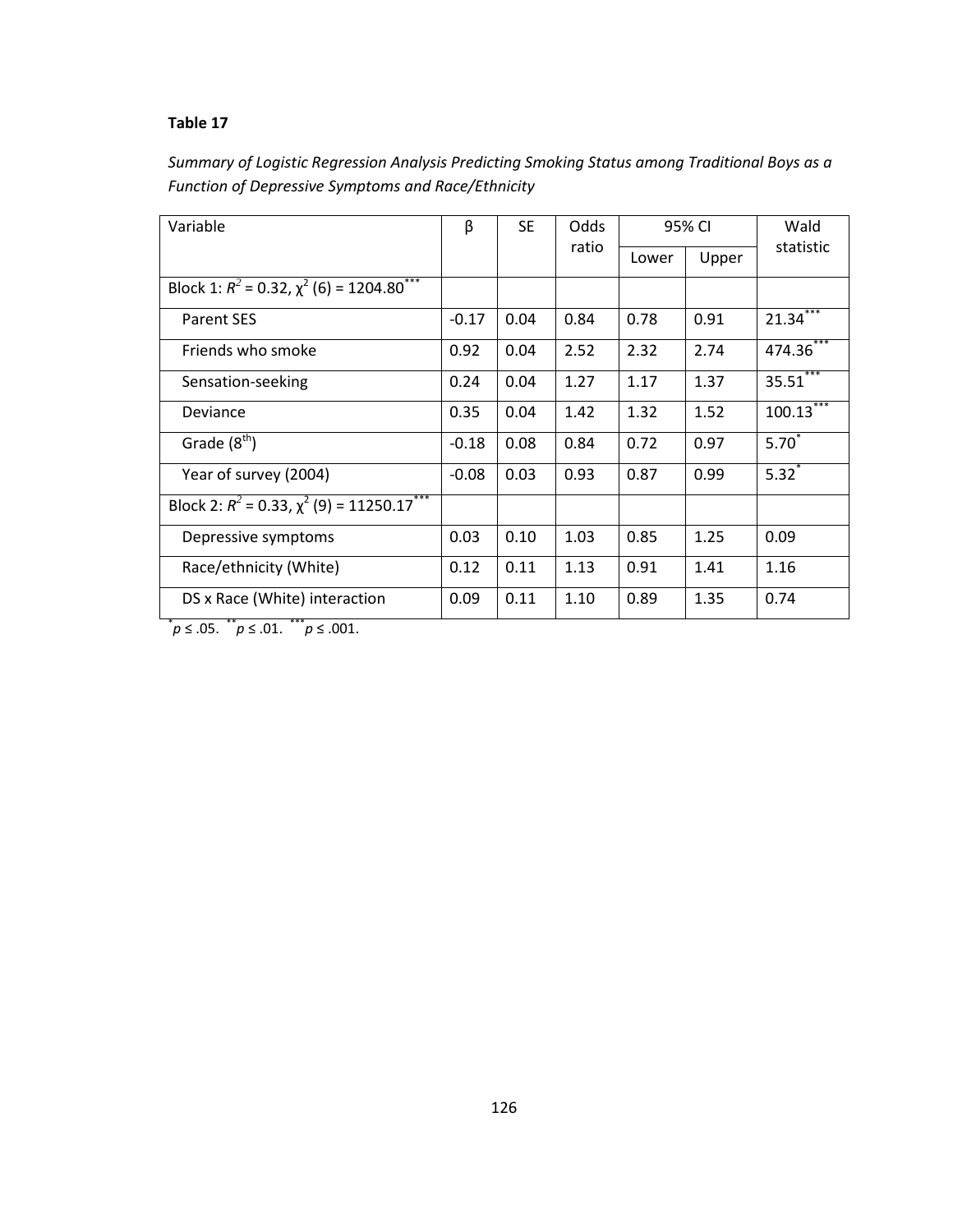**Table 17**

*Summary of Logistic Regression Analysis Predicting Smoking Status among Traditional Boys as a Function of Depressive Symptoms and Race/Ethnicity*

| Variable | β | SE | Odds ratio | 95% CI | | Wald statistic |
|---|---|---|---|---|---|---|
| | | | | Lower | Upper | |
| Block 1: $R^2$ = 0.32, $\chi^2$ (6) = 1204.80$^{***}$ | | | | | | |
| Parent SES | -0.17 | 0.04 | 0.84 | 0.78 | 0.91 | 21.34$^{***}$ |
| Friends who smoke | 0.92 | 0.04 | 2.52 | 2.32 | 2.74 | 474.36$^{***}$ |
| Sensation-seeking | 0.24 | 0.04 | 1.27 | 1.17 | 1.37 | 35.51$^{***}$ |
| Deviance | 0.35 | 0.04 | 1.42 | 1.32 | 1.52 | 100.13$^{***}$ |
| Grade (8$^{th}$) | -0.18 | 0.08 | 0.84 | 0.72 | 0.97 | 5.70$^{*}$ |
| Year of survey (2004) | -0.08 | 0.03 | 0.93 | 0.87 | 0.99 | 5.32$^{*}$ |
| Block 2: $R^2$ = 0.33, $\chi^2$ (9) = 11250.17$^{***}$ | | | | | | |
| Depressive symptoms | 0.03 | 0.10 | 1.03 | 0.85 | 1.25 | 0.09 |
| Race/ethnicity (White) | 0.12 | 0.11 | 1.13 | 0.91 | 1.41 | 1.16 |
| DS x Race (White) interaction | 0.09 | 0.11 | 1.10 | 0.89 | 1.35 | 0.74 |

$^{*}p \leq .05$. $^{**}p \leq .01$. $^{***}p \leq .001$.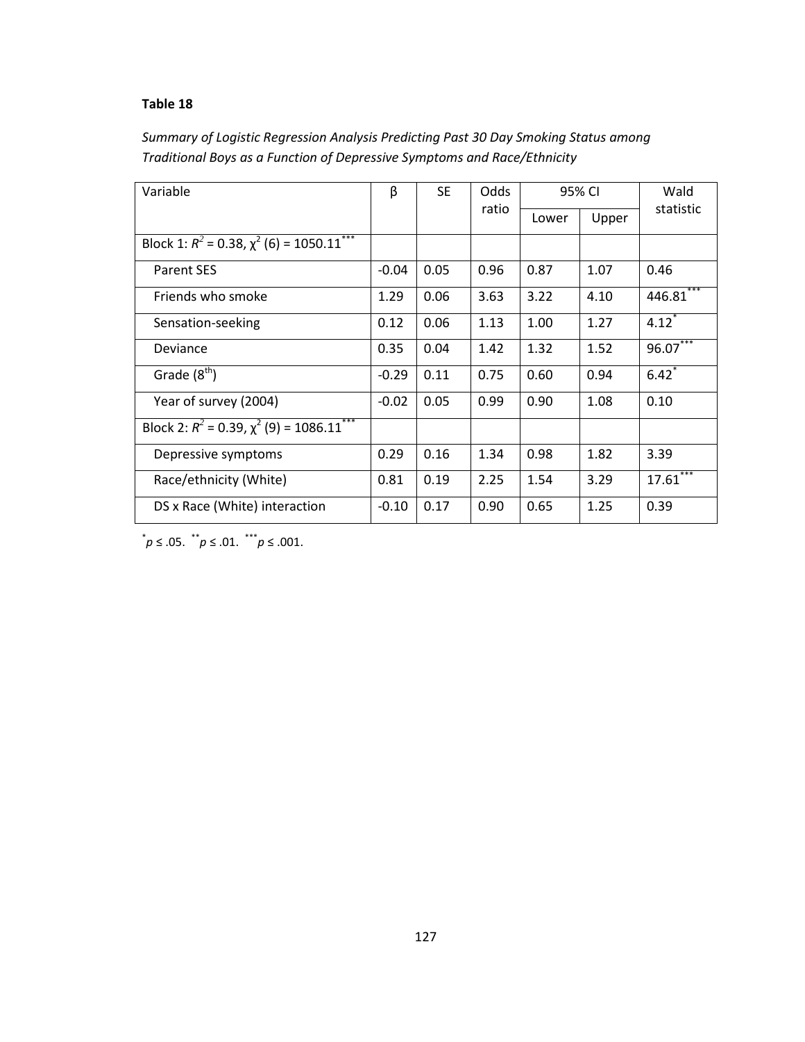**Table 18**

*Summary of Logistic Regression Analysis Predicting Past 30 Day Smoking Status among Traditional Boys as a Function of Depressive Symptoms and Race/Ethnicity*

| Variable | β | SE | Odds ratio | 95% CI | | Wald statistic |
|---|---|---|---|---|---|---|
| | | | | Lower | Upper | |
| Block 1: $R^2$ = 0.38, $\chi^2$ (6) = 1050.11$^{***}$ | | | | | | |
| Parent SES | -0.04 | 0.05 | 0.96 | 0.87 | 1.07 | 0.46 |
| Friends who smoke | 1.29 | 0.06 | 3.63 | 3.22 | 4.10 | 446.81$^{***}$ |
| Sensation-seeking | 0.12 | 0.06 | 1.13 | 1.00 | 1.27 | 4.12$^{*}$ |
| Deviance | 0.35 | 0.04 | 1.42 | 1.32 | 1.52 | 96.07$^{***}$ |
| Grade (8$^{th}$) | -0.29 | 0.11 | 0.75 | 0.60 | 0.94 | 6.42$^{*}$ |
| Year of survey (2004) | -0.02 | 0.05 | 0.99 | 0.90 | 1.08 | 0.10 |
| Block 2: $R^2$ = 0.39, $\chi^2$ (9) = 1086.11$^{***}$ | | | | | | |
| Depressive symptoms | 0.29 | 0.16 | 1.34 | 0.98 | 1.82 | 3.39 |
| Race/ethnicity (White) | 0.81 | 0.19 | 2.25 | 1.54 | 3.29 | 17.61$^{***}$ |
| DS x Race (White) interaction | -0.10 | 0.17 | 0.90 | 0.65 | 1.25 | 0.39 |

$^{*}p \leq .05$. $^{**}p \leq .01$. $^{***}p \leq .001$.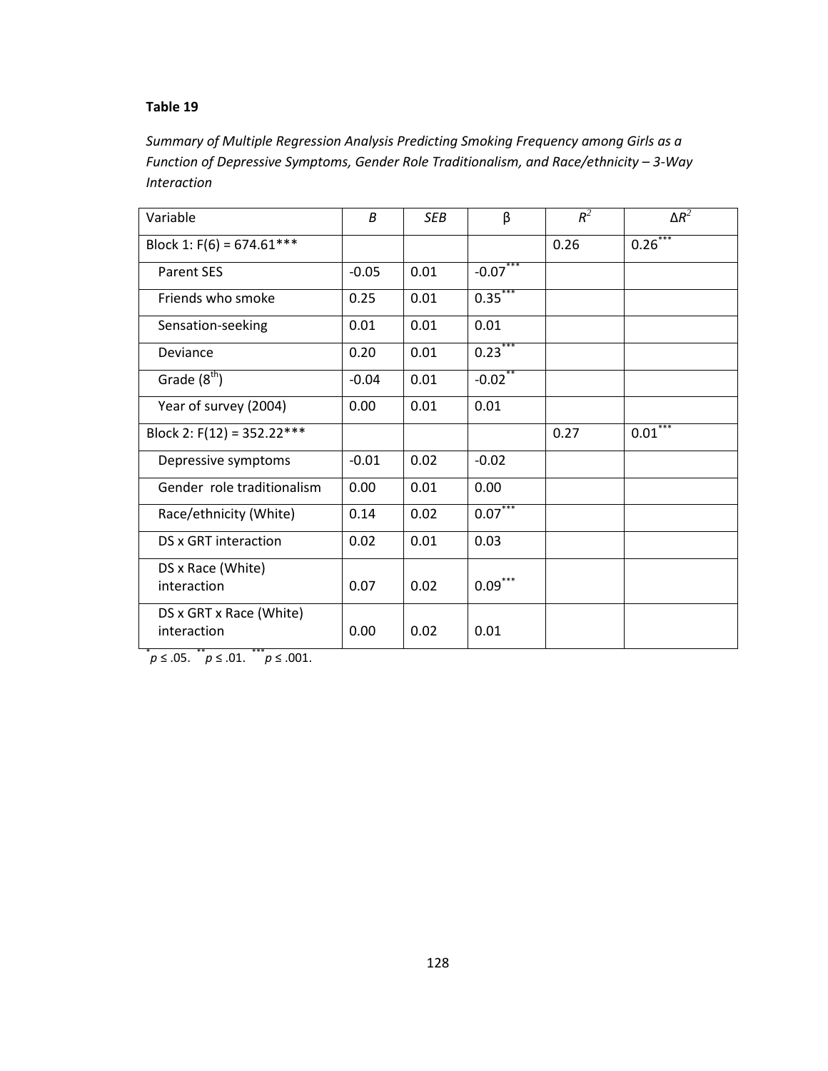**Table 19**

*Summary of Multiple Regression Analysis Predicting Smoking Frequency among Girls as a Function of Depressive Symptoms, Gender Role Traditionalism, and Race/ethnicity – 3-Way Interaction*

| Variable | *B* | *SEB* | β | $R^2$ | $\Delta R^2$ |
|---|---|---|---|---|---|
| Block 1: F(6) = 674.61*** | | | | 0.26 | 0.26*** |
| Parent SES | -0.05 | 0.01 | -0.07*** | | |
| Friends who smoke | 0.25 | 0.01 | 0.35*** | | |
| Sensation-seeking | 0.01 | 0.01 | 0.01 | | |
| Deviance | 0.20 | 0.01 | 0.23*** | | |
| Grade (8th) | -0.04 | 0.01 | -0.02** | | |
| Year of survey (2004) | 0.00 | 0.01 | 0.01 | | |
| Block 2: F(12) = 352.22*** | | | | 0.27 | 0.01*** |
| Depressive symptoms | -0.01 | 0.02 | -0.02 | | |
| Gender role traditionalism | 0.00 | 0.01 | 0.00 | | |
| Race/ethnicity (White) | 0.14 | 0.02 | 0.07*** | | |
| DS x GRT interaction | 0.02 | 0.01 | 0.03 | | |
| DS x Race (White) interaction | 0.07 | 0.02 | 0.09*** | | |
| DS x GRT x Race (White) interaction | 0.00 | 0.02 | 0.01 | | |

\* $p \leq .05$. \*\* $p \leq .01$. \*\*\* $p \leq .001$.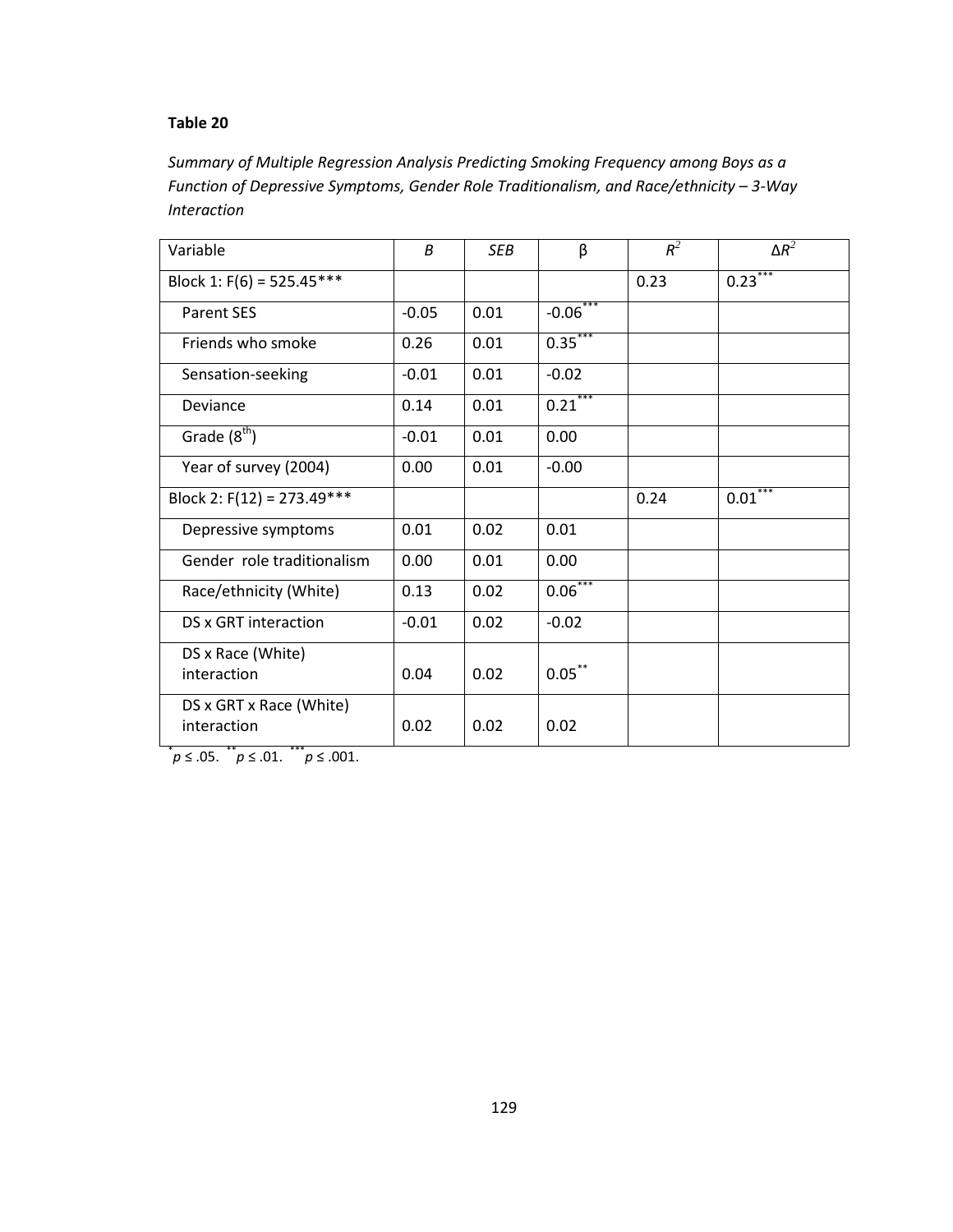**Table 20**

*Summary of Multiple Regression Analysis Predicting Smoking Frequency among Boys as a Function of Depressive Symptoms, Gender Role Traditionalism, and Race/ethnicity – 3-Way Interaction*

| Variable | *B* | *SEB* | β | $R^2$ | $\Delta R^2$ |
|---|---|---|---|---|---|
| Block 1: F(6) = 525.45*** | | | | 0.23 | 0.23*** |
| Parent SES | -0.05 | 0.01 | -0.06*** | | |
| Friends who smoke | 0.26 | 0.01 | 0.35*** | | |
| Sensation-seeking | -0.01 | 0.01 | -0.02 | | |
| Deviance | 0.14 | 0.01 | 0.21*** | | |
| Grade (8th) | -0.01 | 0.01 | 0.00 | | |
| Year of survey (2004) | 0.00 | 0.01 | -0.00 | | |
| Block 2: F(12) = 273.49*** | | | | 0.24 | 0.01*** |
| Depressive symptoms | 0.01 | 0.02 | 0.01 | | |
| Gender role traditionalism | 0.00 | 0.01 | 0.00 | | |
| Race/ethnicity (White) | 0.13 | 0.02 | 0.06*** | | |
| DS x GRT interaction | -0.01 | 0.02 | -0.02 | | |
| DS x Race (White) interaction | 0.04 | 0.02 | 0.05** | | |
| DS x GRT x Race (White) interaction | 0.02 | 0.02 | 0.02 | | |

*$p \leq .05$. **$p \leq .01$. ***$p \leq .001$.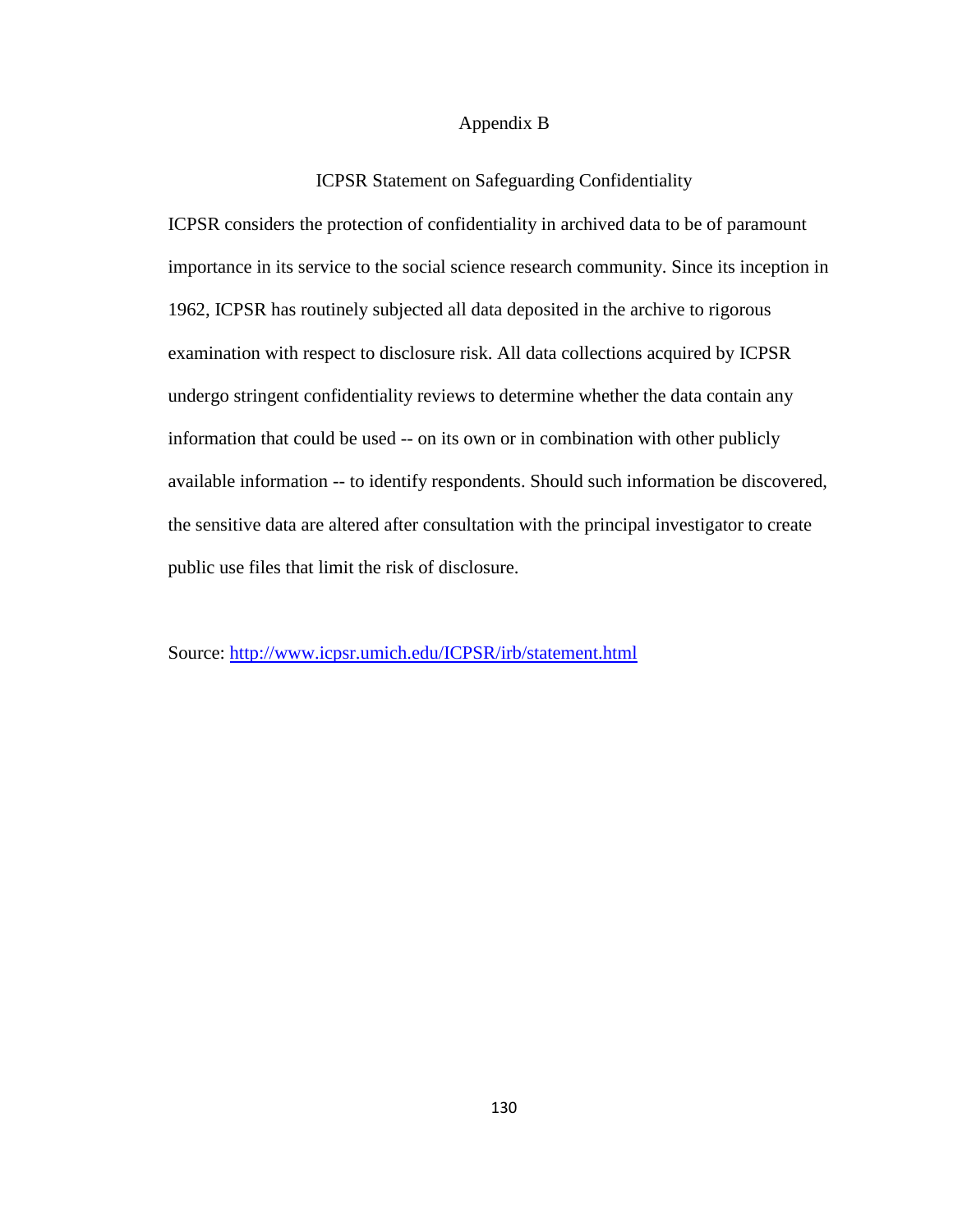# Appendix B

## ICPSR Statement on Safeguarding Confidentiality

ICPSR considers the protection of confidentiality in archived data to be of paramount importance in its service to the social science research community. Since its inception in 1962, ICPSR has routinely subjected all data deposited in the archive to rigorous examination with respect to disclosure risk. All data collections acquired by ICPSR undergo stringent confidentiality reviews to determine whether the data contain any information that could be used -- on its own or in combination with other publicly available information -- to identify respondents. Should such information be discovered, the sensitive data are altered after consultation with the principal investigator to create public use files that limit the risk of disclosure.

Source: [http://www.icpsr.umich.edu/ICPSR/irb/statement.html](http://www.icpsr.umich.edu/ICPSR/irb/statement.html)